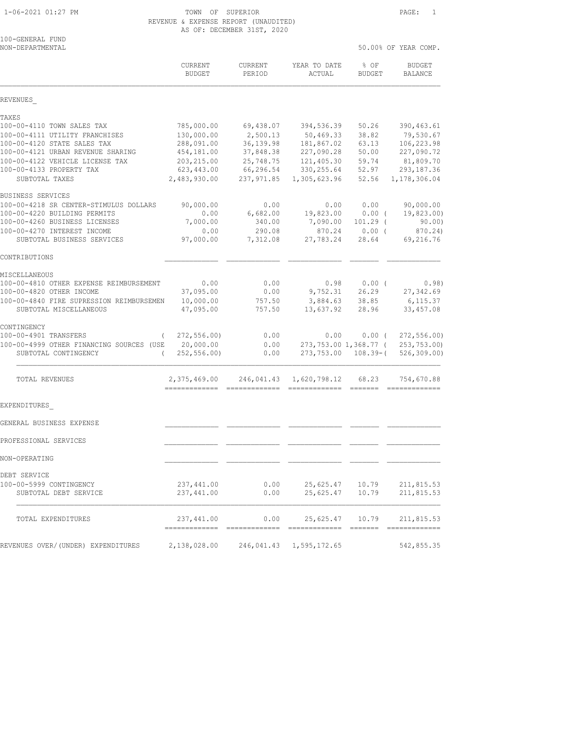TOWN OF SUPERIOR
REVENUE & EXPENSE REPORT (UNAUDITED)
AS OF: DECEMBER 31ST, 2020

1-06-2021 01:27 PM

100-GENERAL FUND
NON-DEPARTMENTAL

50.00% OF YEAR COMP.

| | CURRENT BUDGET | CURRENT PERIOD | YEAR TO DATE ACTUAL | % OF BUDGET | BUDGET BALANCE |
|---|---|---|---|---|---|
| **REVENUES** | | | | | |
| TAXES | | | | | |
| 100-00-4110 TOWN SALES TAX | 785,000.00 | 69,438.07 | 394,536.39 | 50.26 | 390,463.61 |
| 100-00-4111 UTILITY FRANCHISES | 130,000.00 | 2,500.13 | 50,469.33 | 38.82 | 79,530.67 |
| 100-00-4120 STATE SALES TAX | 288,091.00 | 36,139.98 | 181,867.02 | 63.13 | 106,223.98 |
| 100-00-4121 URBAN REVENUE SHARING | 454,181.00 | 37,848.38 | 227,090.28 | 50.00 | 227,090.72 |
| 100-00-4122 VEHICLE LICENSE TAX | 203,215.00 | 25,748.75 | 121,405.30 | 59.74 | 81,809.70 |
| 100-00-4133 PROPERTY TAX | 623,443.00 | 66,296.54 | 330,255.64 | 52.97 | 293,187.36 |
| SUBTOTAL TAXES | 2,483,930.00 | 237,971.85 | 1,305,623.96 | 52.56 | 1,178,306.04 |
| BUSINESS SERVICES | | | | | |
| 100-00-4218 SR CENTER-STIMULUS DOLLARS | 90,000.00 | 0.00 | 0.00 | 0.00 | 90,000.00 |
| 100-00-4220 BUILDING PERMITS | 0.00 | 6,682.00 | 19,823.00 | 0.00 | ( 19,823.00) |
| 100-00-4260 BUSINESS LICENSES | 7,000.00 | 340.00 | 7,090.00 | 101.29 | ( 90.00) |
| 100-00-4270 INTEREST INCOME | 0.00 | 290.08 | 870.24 | 0.00 | ( 870.24) |
| SUBTOTAL BUSINESS SERVICES | 97,000.00 | 7,312.08 | 27,783.24 | 28.64 | 69,216.76 |
| CONTRIBUTIONS | | | | | |
| MISCELLANEOUS | | | | | |
| 100-00-4810 OTHER EXPENSE REIMBURSEMENT | 0.00 | 0.00 | 0.98 | 0.00 | ( 0.98) |
| 100-00-4820 OTHER INCOME | 37,095.00 | 0.00 | 9,752.31 | 26.29 | 27,342.69 |
| 100-00-4840 FIRE SUPRESSION REIMBURSEMEN | 10,000.00 | 757.50 | 3,884.63 | 38.85 | 6,115.37 |
| SUBTOTAL MISCELLANEOUS | 47,095.00 | 757.50 | 13,637.92 | 28.96 | 33,457.08 |
| CONTINGENCY | | | | | |
| 100-00-4901 TRANSFERS | ( 272,556.00) | 0.00 | 0.00 | 0.00 | ( 272,556.00) |
| 100-00-4999 OTHER FINANCING SOURCES (USE | 20,000.00 | 0.00 | 273,753.00 | 1,368.77 | ( 253,753.00) |
| SUBTOTAL CONTINGENCY | ( 252,556.00) | 0.00 | 273,753.00 | 108.39- | ( 526,309.00) |
| TOTAL REVENUES | 2,375,469.00 | 246,041.43 | 1,620,798.12 | 68.23 | 754,670.88 |
| **EXPENDITURES** | | | | | |
| GENERAL BUSINESS EXPENSE | | | | | |
| PROFESSIONAL SERVICES | | | | | |
| NON-OPERATING | | | | | |
| DEBT SERVICE | | | | | |
| 100-00-5999 CONTINGENCY | 237,441.00 | 0.00 | 25,625.47 | 10.79 | 211,815.53 |
| SUBTOTAL DEBT SERVICE | 237,441.00 | 0.00 | 25,625.47 | 10.79 | 211,815.53 |
| TOTAL EXPENDITURES | 237,441.00 | 0.00 | 25,625.47 | 10.79 | 211,815.53 |
| REVENUES OVER/(UNDER) EXPENDITURES | 2,138,028.00 | 246,041.43 | 1,595,172.65 | | 542,855.35 |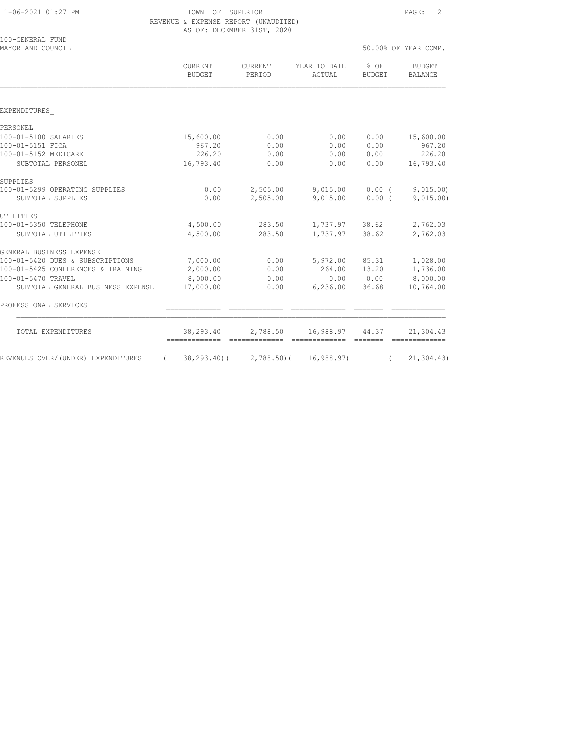TOWN OF SUPERIOR
REVENUE & EXPENSE REPORT (UNAUDITED)
AS OF: DECEMBER 31ST, 2020

100-GENERAL FUND
MAYOR AND COUNCIL

50.00% OF YEAR COMP.

| | CURRENT BUDGET | CURRENT PERIOD | YEAR TO DATE ACTUAL | % OF BUDGET | BUDGET BALANCE |
|---|---|---|---|---|---|
| EXPENDITURES_ | | | | | |
| PERSONEL | | | | | |
| 100-01-5100 SALARIES | 15,600.00 | 0.00 | 0.00 | 0.00 | 15,600.00 |
| 100-01-5151 FICA | 967.20 | 0.00 | 0.00 | 0.00 | 967.20 |
| 100-01-5152 MEDICARE | 226.20 | 0.00 | 0.00 | 0.00 | 226.20 |
| SUBTOTAL PERSONEL | 16,793.40 | 0.00 | 0.00 | 0.00 | 16,793.40 |
| SUPPLIES | | | | | |
| 100-01-5299 OPERATING SUPPLIES | 0.00 | 2,505.00 | 9,015.00 | 0.00 | ( 9,015.00) |
| SUBTOTAL SUPPLIES | 0.00 | 2,505.00 | 9,015.00 | 0.00 | ( 9,015.00) |
| UTILITIES | | | | | |
| 100-01-5350 TELEPHONE | 4,500.00 | 283.50 | 1,737.97 | 38.62 | 2,762.03 |
| SUBTOTAL UTILITIES | 4,500.00 | 283.50 | 1,737.97 | 38.62 | 2,762.03 |
| GENERAL BUSINESS EXPENSE | | | | | |
| 100-01-5420 DUES & SUBSCRIPTIONS | 7,000.00 | 0.00 | 5,972.00 | 85.31 | 1,028.00 |
| 100-01-5425 CONFERENCES & TRAINING | 2,000.00 | 0.00 | 264.00 | 13.20 | 1,736.00 |
| 100-01-5470 TRAVEL | 8,000.00 | 0.00 | 0.00 | 0.00 | 8,000.00 |
| SUBTOTAL GENERAL BUSINESS EXPENSE | 17,000.00 | 0.00 | 6,236.00 | 36.68 | 10,764.00 |
| PROFESSIONAL SERVICES | | | | | |
| TOTAL EXPENDITURES | 38,293.40 | 2,788.50 | 16,988.97 | 44.37 | 21,304.43 |
| REVENUES OVER/(UNDER) EXPENDITURES | ( 38,293.40) | ( 2,788.50) | ( 16,988.97) | | ( 21,304.43) |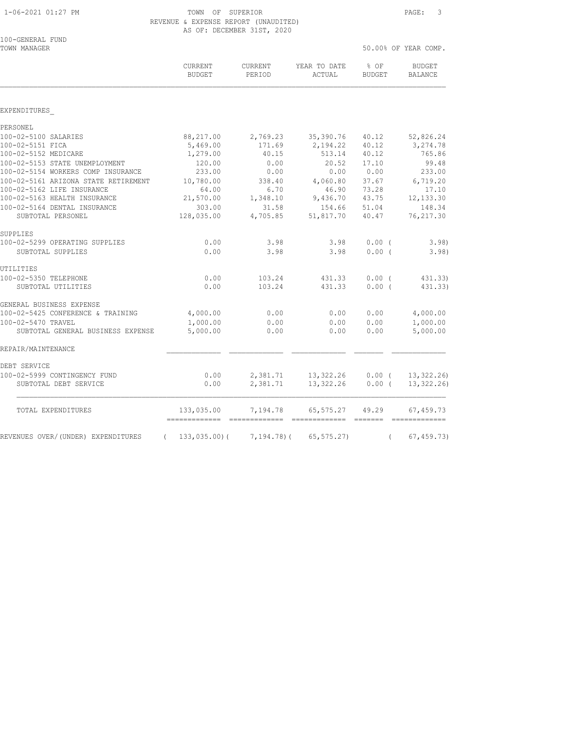TOWN OF SUPERIOR
REVENUE & EXPENSE REPORT (UNAUDITED)
AS OF: DECEMBER 31ST, 2020

100-GENERAL FUND
TOWN MANAGER

50.00% OF YEAR COMP.

| | CURRENT BUDGET | CURRENT PERIOD | YEAR TO DATE ACTUAL | % OF BUDGET | BUDGET BALANCE |
|---|---|---|---|---|---|
| **EXPENDITURES** | | | | | |
| PERSONEL | | | | | |
| 100-02-5100 SALARIES | 88,217.00 | 2,769.23 | 35,390.76 | 40.12 | 52,826.24 |
| 100-02-5151 FICA | 5,469.00 | 171.69 | 2,194.22 | 40.12 | 3,274.78 |
| 100-02-5152 MEDICARE | 1,279.00 | 40.15 | 513.14 | 40.12 | 765.86 |
| 100-02-5153 STATE UNEMPLOYMENT | 120.00 | 0.00 | 20.52 | 17.10 | 99.48 |
| 100-02-5154 WORKERS COMP INSURANCE | 233.00 | 0.00 | 0.00 | 0.00 | 233.00 |
| 100-02-5161 ARIZONA STATE RETIREMENT | 10,780.00 | 338.40 | 4,060.80 | 37.67 | 6,719.20 |
| 100-02-5162 LIFE INSURANCE | 64.00 | 6.70 | 46.90 | 73.28 | 17.10 |
| 100-02-5163 HEALTH INSURANCE | 21,570.00 | 1,348.10 | 9,436.70 | 43.75 | 12,133.30 |
| 100-02-5164 DENTAL INSURANCE | 303.00 | 31.58 | 154.66 | 51.04 | 148.34 |
| SUBTOTAL PERSONEL | 128,035.00 | 4,705.85 | 51,817.70 | 40.47 | 76,217.30 |
| SUPPLIES | | | | | |
| 100-02-5299 OPERATING SUPPLIES | 0.00 | 3.98 | 3.98 | 0.00 | ( 3.98) |
| SUBTOTAL SUPPLIES | 0.00 | 3.98 | 3.98 | 0.00 | ( 3.98) |
| UTILITIES | | | | | |
| 100-02-5350 TELEPHONE | 0.00 | 103.24 | 431.33 | 0.00 | ( 431.33) |
| SUBTOTAL UTILITIES | 0.00 | 103.24 | 431.33 | 0.00 | ( 431.33) |
| GENERAL BUSINESS EXPENSE | | | | | |
| 100-02-5425 CONFERENCE & TRAINING | 4,000.00 | 0.00 | 0.00 | 0.00 | 4,000.00 |
| 100-02-5470 TRAVEL | 1,000.00 | 0.00 | 0.00 | 0.00 | 1,000.00 |
| SUBTOTAL GENERAL BUSINESS EXPENSE | 5,000.00 | 0.00 | 0.00 | 0.00 | 5,000.00 |
| REPAIR/MAINTENANCE | | | | | |
| DEBT SERVICE | | | | | |
| 100-02-5999 CONTINGENCY FUND | 0.00 | 2,381.71 | 13,322.26 | 0.00 | ( 13,322.26) |
| SUBTOTAL DEBT SERVICE | 0.00 | 2,381.71 | 13,322.26 | 0.00 | ( 13,322.26) |
| TOTAL EXPENDITURES | 133,035.00 | 7,194.78 | 65,575.27 | 49.29 | 67,459.73 |
| REVENUES OVER/(UNDER) EXPENDITURES | ( 133,035.00) | ( 7,194.78) | ( 65,575.27) | | ( 67,459.73) |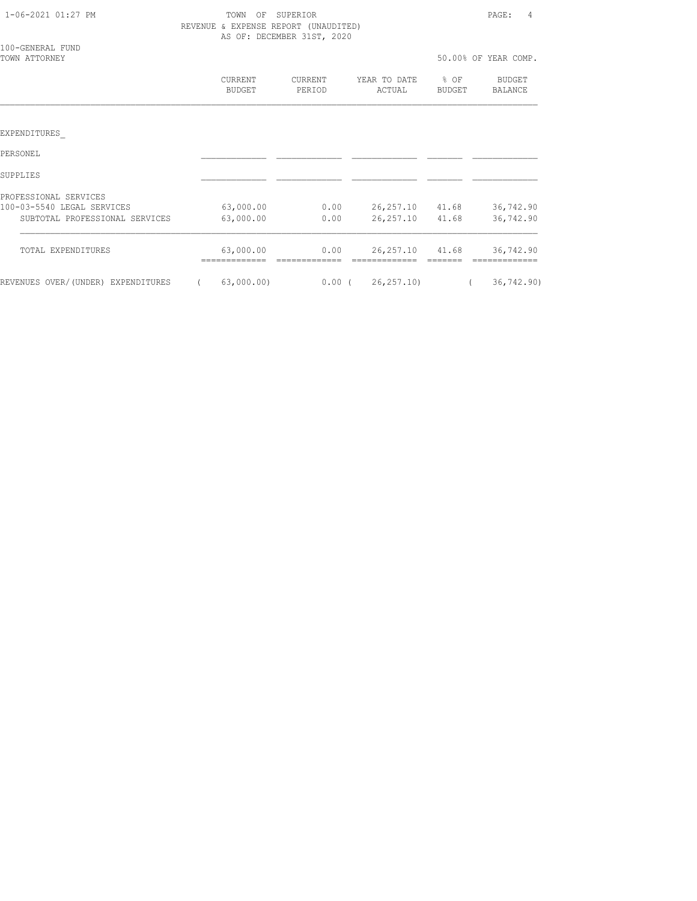TOWN OF SUPERIOR

REVENUE & EXPENSE REPORT (UNAUDITED)

AS OF: DECEMBER 31ST, 2020

100-GENERAL FUND

TOWN ATTORNEY

50.00% OF YEAR COMP.

| | CURRENT BUDGET | CURRENT PERIOD | YEAR TO DATE ACTUAL | % OF BUDGET | BUDGET BALANCE |
|---|---|---|---|---|---|
| EXPENDITURES_ | | | | | |
| PERSONEL | | | | | |
| SUPPLIES | | | | | |
| PROFESSIONAL SERVICES | | | | | |
| 100-03-5540 LEGAL SERVICES | 63,000.00 | 0.00 | 26,257.10 | 41.68 | 36,742.90 |
| SUBTOTAL PROFESSIONAL SERVICES | 63,000.00 | 0.00 | 26,257.10 | 41.68 | 36,742.90 |
| TOTAL EXPENDITURES | 63,000.00 | 0.00 | 26,257.10 | 41.68 | 36,742.90 |
| REVENUES OVER/(UNDER) EXPENDITURES | ( 63,000.00) | 0.00 | ( 26,257.10) | | ( 36,742.90) |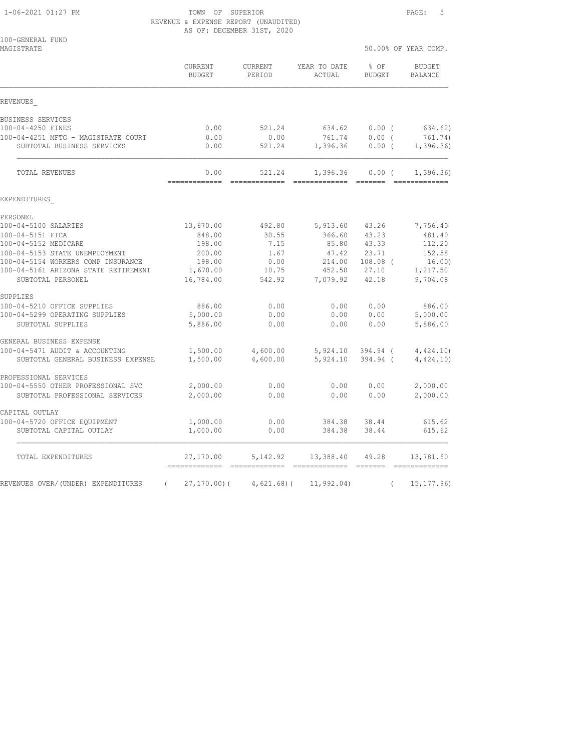TOWN OF SUPERIOR
REVENUE & EXPENSE REPORT (UNAUDITED)
AS OF: DECEMBER 31ST, 2020

100-GENERAL FUND
MAGISTRATE

50.00% OF YEAR COMP.

| | CURRENT BUDGET | CURRENT PERIOD | YEAR TO DATE ACTUAL | % OF BUDGET | BUDGET BALANCE |
|---|---|---|---|---|---|
| **REVENUES** | | | | | |
| BUSINESS SERVICES | | | | | |
| 100-04-4250 FINES | 0.00 | 521.24 | 634.62 | 0.00 | ( 634.62) |
| 100-04-4251 MFTG - MAGISTRATE COURT | 0.00 | 0.00 | 761.74 | 0.00 | ( 761.74) |
| SUBTOTAL BUSINESS SERVICES | 0.00 | 521.24 | 1,396.36 | 0.00 | ( 1,396.36) |
| TOTAL REVENUES | 0.00 | 521.24 | 1,396.36 | 0.00 | ( 1,396.36) |
| **EXPENDITURES** | | | | | |
| PERSONEL | | | | | |
| 100-04-5100 SALARIES | 13,670.00 | 492.80 | 5,913.60 | 43.26 | 7,756.40 |
| 100-04-5151 FICA | 848.00 | 30.55 | 366.60 | 43.23 | 481.40 |
| 100-04-5152 MEDICARE | 198.00 | 7.15 | 85.80 | 43.33 | 112.20 |
| 100-04-5153 STATE UNEMPLOYMENT | 200.00 | 1.67 | 47.42 | 23.71 | 152.58 |
| 100-04-5154 WORKERS COMP INSURANCE | 198.00 | 0.00 | 214.00 | 108.08 | ( 16.00) |
| 100-04-5161 ARIZONA STATE RETIREMENT | 1,670.00 | 10.75 | 452.50 | 27.10 | 1,217.50 |
| SUBTOTAL PERSONEL | 16,784.00 | 542.92 | 7,079.92 | 42.18 | 9,704.08 |
| SUPPLIES | | | | | |
| 100-04-5210 OFFICE SUPPLIES | 886.00 | 0.00 | 0.00 | 0.00 | 886.00 |
| 100-04-5299 OPERATING SUPPLIES | 5,000.00 | 0.00 | 0.00 | 0.00 | 5,000.00 |
| SUBTOTAL SUPPLIES | 5,886.00 | 0.00 | 0.00 | 0.00 | 5,886.00 |
| GENERAL BUSINESS EXPENSE | | | | | |
| 100-04-5471 AUDIT & ACCOUNTING | 1,500.00 | 4,600.00 | 5,924.10 | 394.94 | ( 4,424.10) |
| SUBTOTAL GENERAL BUSINESS EXPENSE | 1,500.00 | 4,600.00 | 5,924.10 | 394.94 | ( 4,424.10) |
| PROFESSIONAL SERVICES | | | | | |
| 100-04-5550 OTHER PROFESSIONAL SVC | 2,000.00 | 0.00 | 0.00 | 0.00 | 2,000.00 |
| SUBTOTAL PROFESSIONAL SERVICES | 2,000.00 | 0.00 | 0.00 | 0.00 | 2,000.00 |
| CAPITAL OUTLAY | | | | | |
| 100-04-5720 OFFICE EQUIPMENT | 1,000.00 | 0.00 | 384.38 | 38.44 | 615.62 |
| SUBTOTAL CAPITAL OUTLAY | 1,000.00 | 0.00 | 384.38 | 38.44 | 615.62 |
| TOTAL EXPENDITURES | 27,170.00 | 5,142.92 | 13,388.40 | 49.28 | 13,781.60 |
| REVENUES OVER/(UNDER) EXPENDITURES | ( 27,170.00) | ( 4,621.68) | ( 11,992.04) | | ( 15,177.96) |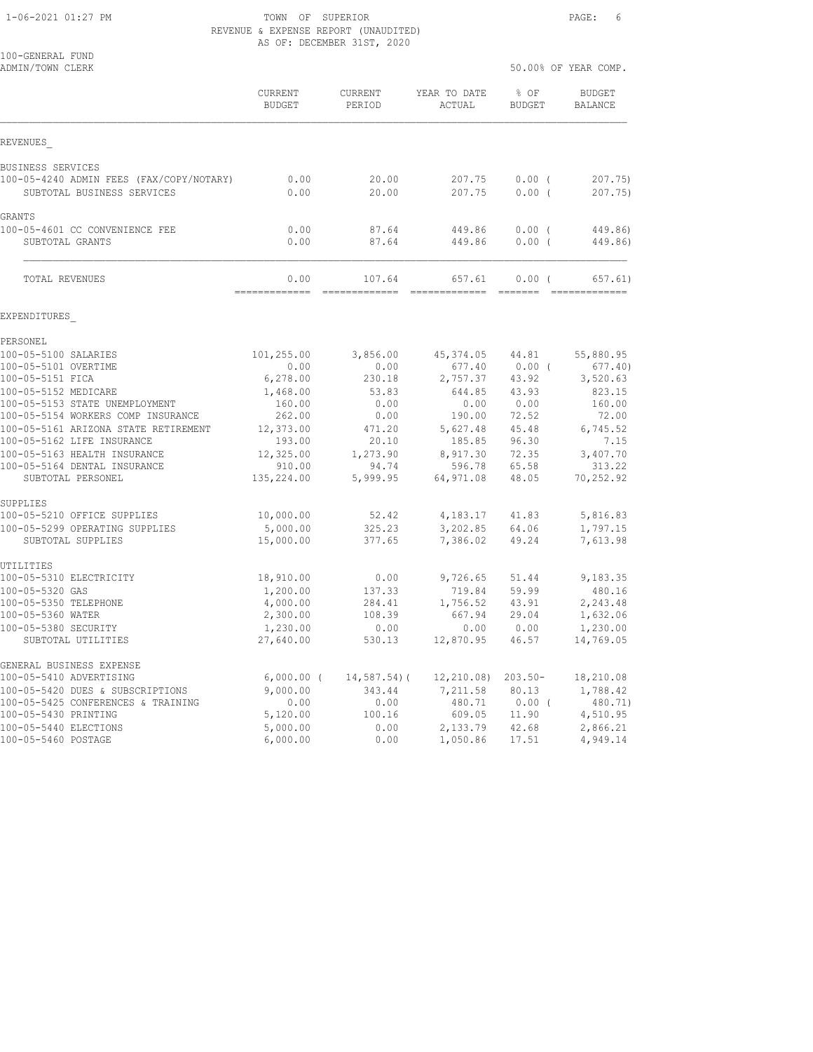TOWN OF SUPERIOR
REVENUE & EXPENSE REPORT (UNAUDITED)
AS OF: DECEMBER 31ST, 2020

100-GENERAL FUND
ADMIN/TOWN CLERK

50.00% OF YEAR COMP.

| | CURRENT BUDGET | CURRENT PERIOD | YEAR TO DATE ACTUAL | % OF BUDGET | BUDGET BALANCE |
|---|---|---|---|---|---|
| REVENUES_ | | | | | |
| BUSINESS SERVICES | | | | | |
| 100-05-4240 ADMIN FEES (FAX/COPY/NOTARY) | 0.00 | 20.00 | 207.75 | 0.00 ( | 207.75) |
| SUBTOTAL BUSINESS SERVICES | 0.00 | 20.00 | 207.75 | 0.00 ( | 207.75) |
| GRANTS | | | | | |
| 100-05-4601 CC CONVENIENCE FEE | 0.00 | 87.64 | 449.86 | 0.00 ( | 449.86) |
| SUBTOTAL GRANTS | 0.00 | 87.64 | 449.86 | 0.00 ( | 449.86) |
| TOTAL REVENUES | 0.00 | 107.64 | 657.61 | 0.00 ( | 657.61) |
| EXPENDITURES_ | | | | | |
| PERSONEL | | | | | |
| 100-05-5100 SALARIES | 101,255.00 | 3,856.00 | 45,374.05 | 44.81 | 55,880.95 |
| 100-05-5101 OVERTIME | 0.00 | 0.00 | 677.40 | 0.00 ( | 677.40) |
| 100-05-5151 FICA | 6,278.00 | 230.18 | 2,757.37 | 43.92 | 3,520.63 |
| 100-05-5152 MEDICARE | 1,468.00 | 53.83 | 644.85 | 43.93 | 823.15 |
| 100-05-5153 STATE UNEMPLOYMENT | 160.00 | 0.00 | 0.00 | 0.00 | 160.00 |
| 100-05-5154 WORKERS COMP INSURANCE | 262.00 | 0.00 | 190.00 | 72.52 | 72.00 |
| 100-05-5161 ARIZONA STATE RETIREMENT | 12,373.00 | 471.20 | 5,627.48 | 45.48 | 6,745.52 |
| 100-05-5162 LIFE INSURANCE | 193.00 | 20.10 | 185.85 | 96.30 | 7.15 |
| 100-05-5163 HEALTH INSURANCE | 12,325.00 | 1,273.90 | 8,917.30 | 72.35 | 3,407.70 |
| 100-05-5164 DENTAL INSURANCE | 910.00 | 94.74 | 596.78 | 65.58 | 313.22 |
| SUBTOTAL PERSONEL | 135,224.00 | 5,999.95 | 64,971.08 | 48.05 | 70,252.92 |
| SUPPLIES | | | | | |
| 100-05-5210 OFFICE SUPPLIES | 10,000.00 | 52.42 | 4,183.17 | 41.83 | 5,816.83 |
| 100-05-5299 OPERATING SUPPLIES | 5,000.00 | 325.23 | 3,202.85 | 64.06 | 1,797.15 |
| SUBTOTAL SUPPLIES | 15,000.00 | 377.65 | 7,386.02 | 49.24 | 7,613.98 |
| UTILITIES | | | | | |
| 100-05-5310 ELECTRICITY | 18,910.00 | 0.00 | 9,726.65 | 51.44 | 9,183.35 |
| 100-05-5320 GAS | 1,200.00 | 137.33 | 719.84 | 59.99 | 480.16 |
| 100-05-5350 TELEPHONE | 4,000.00 | 284.41 | 1,756.52 | 43.91 | 2,243.48 |
| 100-05-5360 WATER | 2,300.00 | 108.39 | 667.94 | 29.04 | 1,632.06 |
| 100-05-5380 SECURITY | 1,230.00 | 0.00 | 0.00 | 0.00 | 1,230.00 |
| SUBTOTAL UTILITIES | 27,640.00 | 530.13 | 12,870.95 | 46.57 | 14,769.05 |
| GENERAL BUSINESS EXPENSE | | | | | |
| 100-05-5410 ADVERTISING | 6,000.00 ( | 14,587.54)( | 12,210.08) | 203.50- | 18,210.08 |
| 100-05-5420 DUES & SUBSCRIPTIONS | 9,000.00 | 343.44 | 7,211.58 | 80.13 | 1,788.42 |
| 100-05-5425 CONFERENCES & TRAINING | 0.00 | 0.00 | 480.71 | 0.00 ( | 480.71) |
| 100-05-5430 PRINTING | 5,120.00 | 100.16 | 609.05 | 11.90 | 4,510.95 |
| 100-05-5440 ELECTIONS | 5,000.00 | 0.00 | 2,133.79 | 42.68 | 2,866.21 |
| 100-05-5460 POSTAGE | 6,000.00 | 0.00 | 1,050.86 | 17.51 | 4,949.14 |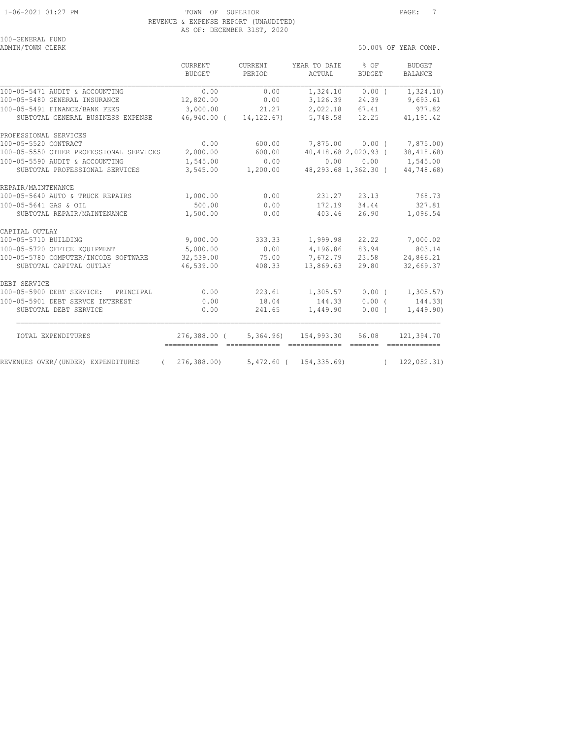1-06-2021 01:27 PM TOWN OF SUPERIOR

REVENUE & EXPENSE REPORT (UNAUDITED)

AS OF: DECEMBER 31ST, 2020

100-GENERAL FUND

ADMIN/TOWN CLERK

50.00% OF YEAR COMP.

| | CURRENT BUDGET | CURRENT PERIOD | YEAR TO DATE ACTUAL | % OF BUDGET | BUDGET BALANCE |
|---|---|---|---|---|---|
| 100-05-5471 AUDIT & ACCOUNTING | 0.00 | 0.00 | 1,324.10 | 0.00 ( | 1,324.10) |
| 100-05-5480 GENERAL INSURANCE | 12,820.00 | 0.00 | 3,126.39 | 24.39 | 9,693.61 |
| 100-05-5491 FINANCE/BANK FEES | 3,000.00 | 21.27 | 2,022.18 | 67.41 | 977.82 |
| SUBTOTAL GENERAL BUSINESS EXPENSE | 46,940.00 ( | 14,122.67) | 5,748.58 | 12.25 | 41,191.42 |
| PROFESSIONAL SERVICES | | | | | |
| 100-05-5520 CONTRACT | 0.00 | 600.00 | 7,875.00 | 0.00 ( | 7,875.00) |
| 100-05-5550 OTHER PROFESSIONAL SERVICES | 2,000.00 | 600.00 | 40,418.68 | 2,020.93 ( | 38,418.68) |
| 100-05-5590 AUDIT & ACCOUNTING | 1,545.00 | 0.00 | 0.00 | 0.00 | 1,545.00 |
| SUBTOTAL PROFESSIONAL SERVICES | 3,545.00 | 1,200.00 | 48,293.68 | 1,362.30 ( | 44,748.68) |
| REPAIR/MAINTENANCE | | | | | |
| 100-05-5640 AUTO & TRUCK REPAIRS | 1,000.00 | 0.00 | 231.27 | 23.13 | 768.73 |
| 100-05-5641 GAS & OIL | 500.00 | 0.00 | 172.19 | 34.44 | 327.81 |
| SUBTOTAL REPAIR/MAINTENANCE | 1,500.00 | 0.00 | 403.46 | 26.90 | 1,096.54 |
| CAPITAL OUTLAY | | | | | |
| 100-05-5710 BUILDING | 9,000.00 | 333.33 | 1,999.98 | 22.22 | 7,000.02 |
| 100-05-5720 OFFICE EQUIPMENT | 5,000.00 | 0.00 | 4,196.86 | 83.94 | 803.14 |
| 100-05-5780 COMPUTER/INCODE SOFTWARE | 32,539.00 | 75.00 | 7,672.79 | 23.58 | 24,866.21 |
| SUBTOTAL CAPITAL OUTLAY | 46,539.00 | 408.33 | 13,869.63 | 29.80 | 32,669.37 |
| DEBT SERVICE | | | | | |
| 100-05-5900 DEBT SERVICE: PRINCIPAL | 0.00 | 223.61 | 1,305.57 | 0.00 ( | 1,305.57) |
| 100-05-5901 DEBT SERVCE INTEREST | 0.00 | 18.04 | 144.33 | 0.00 ( | 144.33) |
| SUBTOTAL DEBT SERVICE | 0.00 | 241.65 | 1,449.90 | 0.00 ( | 1,449.90) |
| TOTAL EXPENDITURES | 276,388.00 ( | 5,364.96) | 154,993.30 | 56.08 | 121,394.70 |
| REVENUES OVER/(UNDER) EXPENDITURES | ( 276,388.00) | 5,472.60 ( | 154,335.69) | ( | 122,052.31) |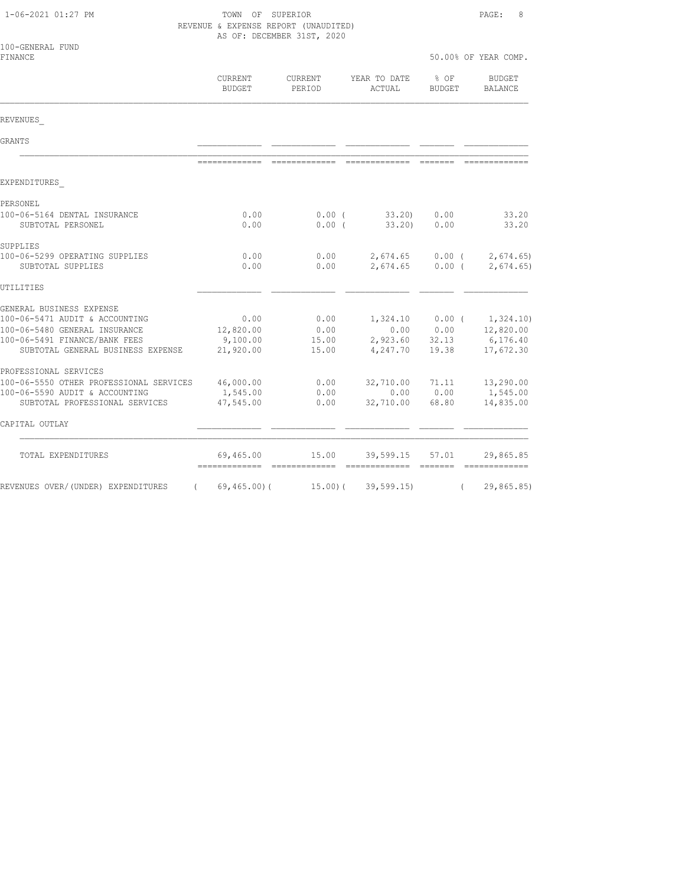TOWN OF SUPERIOR
REVENUE & EXPENSE REPORT (UNAUDITED)
AS OF: DECEMBER 31ST, 2020

100-GENERAL FUND
FINANCE

50.00% OF YEAR COMP.

| | CURRENT BUDGET | CURRENT PERIOD | YEAR TO DATE ACTUAL | % OF BUDGET | BUDGET BALANCE |
|---|---|---|---|---|---|
| **REVENUES** | | | | | |
| GRANTS | | | | | |
| **EXPENDITURES** | | | | | |
| PERSONEL | | | | | |
| 100-06-5164 DENTAL INSURANCE | 0.00 | 0.00 | ( 33.20) | 0.00 | 33.20 |
| SUBTOTAL PERSONEL | 0.00 | 0.00 | ( 33.20) | 0.00 | 33.20 |
| SUPPLIES | | | | | |
| 100-06-5299 OPERATING SUPPLIES | 0.00 | 0.00 | 2,674.65 | 0.00 | ( 2,674.65) |
| SUBTOTAL SUPPLIES | 0.00 | 0.00 | 2,674.65 | 0.00 | ( 2,674.65) |
| UTILITIES | | | | | |
| GENERAL BUSINESS EXPENSE | | | | | |
| 100-06-5471 AUDIT & ACCOUNTING | 0.00 | 0.00 | 1,324.10 | 0.00 | ( 1,324.10) |
| 100-06-5480 GENERAL INSURANCE | 12,820.00 | 0.00 | 0.00 | 0.00 | 12,820.00 |
| 100-06-5491 FINANCE/BANK FEES | 9,100.00 | 15.00 | 2,923.60 | 32.13 | 6,176.40 |
| SUBTOTAL GENERAL BUSINESS EXPENSE | 21,920.00 | 15.00 | 4,247.70 | 19.38 | 17,672.30 |
| PROFESSIONAL SERVICES | | | | | |
| 100-06-5550 OTHER PROFESSIONAL SERVICES | 46,000.00 | 0.00 | 32,710.00 | 71.11 | 13,290.00 |
| 100-06-5590 AUDIT & ACCOUNTING | 1,545.00 | 0.00 | 0.00 | 0.00 | 1,545.00 |
| SUBTOTAL PROFESSIONAL SERVICES | 47,545.00 | 0.00 | 32,710.00 | 68.80 | 14,835.00 |
| CAPITAL OUTLAY | | | | | |
| TOTAL EXPENDITURES | 69,465.00 | 15.00 | 39,599.15 | 57.01 | 29,865.85 |
| REVENUES OVER/(UNDER) EXPENDITURES | ( 69,465.00) | ( 15.00) | ( 39,599.15) | | ( 29,865.85) |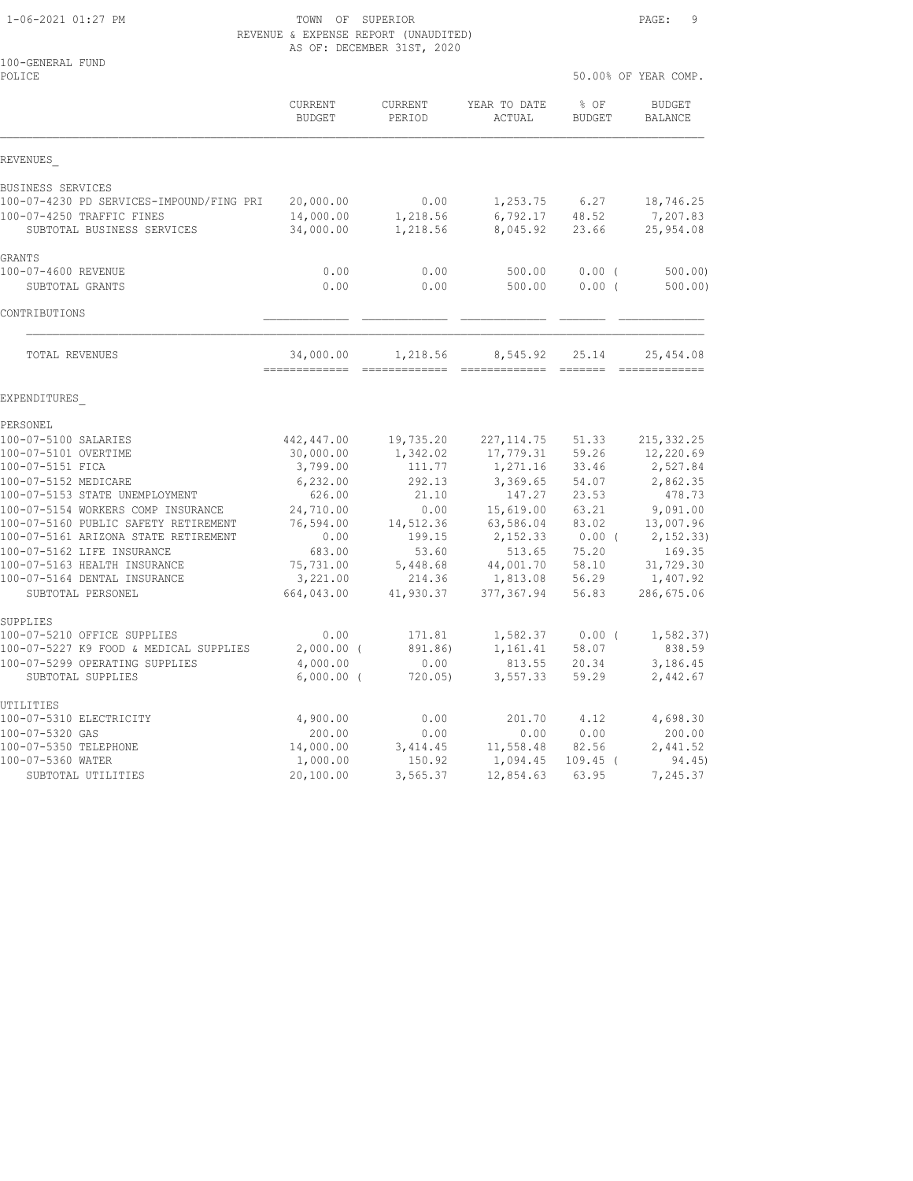TOWN OF SUPERIOR
REVENUE & EXPENSE REPORT (UNAUDITED)
AS OF: DECEMBER 31ST, 2020

100-GENERAL FUND
POLICE

50.00% OF YEAR COMP.

| | CURRENT BUDGET | CURRENT PERIOD | YEAR TO DATE ACTUAL | % OF BUDGET | BUDGET BALANCE |
|---|---|---|---|---|---|
| **REVENUES** | | | | | |
| BUSINESS SERVICES | | | | | |
| 100-07-4230 PD SERVICES-IMPOUND/FING PRI | 20,000.00 | 0.00 | 1,253.75 | 6.27 | 18,746.25 |
| 100-07-4250 TRAFFIC FINES | 14,000.00 | 1,218.56 | 6,792.17 | 48.52 | 7,207.83 |
| SUBTOTAL BUSINESS SERVICES | 34,000.00 | 1,218.56 | 8,045.92 | 23.66 | 25,954.08 |
| GRANTS | | | | | |
| 100-07-4600 REVENUE | 0.00 | 0.00 | 500.00 | 0.00 | ( 500.00) |
| SUBTOTAL GRANTS | 0.00 | 0.00 | 500.00 | 0.00 | ( 500.00) |
| CONTRIBUTIONS | | | | | |
| TOTAL REVENUES | 34,000.00 | 1,218.56 | 8,545.92 | 25.14 | 25,454.08 |
| **EXPENDITURES** | | | | | |
| PERSONEL | | | | | |
| 100-07-5100 SALARIES | 442,447.00 | 19,735.20 | 227,114.75 | 51.33 | 215,332.25 |
| 100-07-5101 OVERTIME | 30,000.00 | 1,342.02 | 17,779.31 | 59.26 | 12,220.69 |
| 100-07-5151 FICA | 3,799.00 | 111.77 | 1,271.16 | 33.46 | 2,527.84 |
| 100-07-5152 MEDICARE | 6,232.00 | 292.13 | 3,369.65 | 54.07 | 2,862.35 |
| 100-07-5153 STATE UNEMPLOYMENT | 626.00 | 21.10 | 147.27 | 23.53 | 478.73 |
| 100-07-5154 WORKERS COMP INSURANCE | 24,710.00 | 0.00 | 15,619.00 | 63.21 | 9,091.00 |
| 100-07-5160 PUBLIC SAFETY RETIREMENT | 76,594.00 | 14,512.36 | 63,586.04 | 83.02 | 13,007.96 |
| 100-07-5161 ARIZONA STATE RETIREMENT | 0.00 | 199.15 | 2,152.33 | 0.00 | ( 2,152.33) |
| 100-07-5162 LIFE INSURANCE | 683.00 | 53.60 | 513.65 | 75.20 | 169.35 |
| 100-07-5163 HEALTH INSURANCE | 75,731.00 | 5,448.68 | 44,001.70 | 58.10 | 31,729.30 |
| 100-07-5164 DENTAL INSURANCE | 3,221.00 | 214.36 | 1,813.08 | 56.29 | 1,407.92 |
| SUBTOTAL PERSONEL | 664,043.00 | 41,930.37 | 377,367.94 | 56.83 | 286,675.06 |
| SUPPLIES | | | | | |
| 100-07-5210 OFFICE SUPPLIES | 0.00 | 171.81 | 1,582.37 | 0.00 | ( 1,582.37) |
| 100-07-5227 K9 FOOD & MEDICAL SUPPLIES | 2,000.00 | ( 891.86) | 1,161.41 | 58.07 | 838.59 |
| 100-07-5299 OPERATING SUPPLIES | 4,000.00 | 0.00 | 813.55 | 20.34 | 3,186.45 |
| SUBTOTAL SUPPLIES | 6,000.00 | ( 720.05) | 3,557.33 | 59.29 | 2,442.67 |
| UTILITIES | | | | | |
| 100-07-5310 ELECTRICITY | 4,900.00 | 0.00 | 201.70 | 4.12 | 4,698.30 |
| 100-07-5320 GAS | 200.00 | 0.00 | 0.00 | 0.00 | 200.00 |
| 100-07-5350 TELEPHONE | 14,000.00 | 3,414.45 | 11,558.48 | 82.56 | 2,441.52 |
| 100-07-5360 WATER | 1,000.00 | 150.92 | 1,094.45 | 109.45 | ( 94.45) |
| SUBTOTAL UTILITIES | 20,100.00 | 3,565.37 | 12,854.63 | 63.95 | 7,245.37 |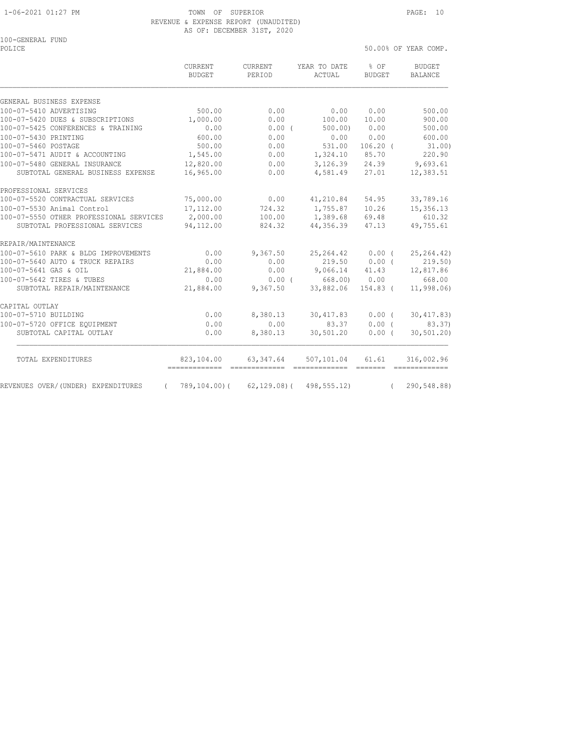TOWN OF SUPERIOR
REVENUE & EXPENSE REPORT (UNAUDITED)
AS OF: DECEMBER 31ST, 2020

100-GENERAL FUND
POLICE

50.00% OF YEAR COMP.

| | CURRENT BUDGET | CURRENT PERIOD | YEAR TO DATE ACTUAL | % OF BUDGET | BUDGET BALANCE |
|---|---|---|---|---|---|
| GENERAL BUSINESS EXPENSE | | | | | |
| 100-07-5410 ADVERTISING | 500.00 | 0.00 | 0.00 | 0.00 | 500.00 |
| 100-07-5420 DUES & SUBSCRIPTIONS | 1,000.00 | 0.00 | 100.00 | 10.00 | 900.00 |
| 100-07-5425 CONFERENCES & TRAINING | 0.00 | 0.00 | ( 500.00) | 0.00 | 500.00 |
| 100-07-5430 PRINTING | 600.00 | 0.00 | 0.00 | 0.00 | 600.00 |
| 100-07-5460 POSTAGE | 500.00 | 0.00 | 531.00 | 106.20 | ( 31.00) |
| 100-07-5471 AUDIT & ACCOUNTING | 1,545.00 | 0.00 | 1,324.10 | 85.70 | 220.90 |
| 100-07-5480 GENERAL INSURANCE | 12,820.00 | 0.00 | 3,126.39 | 24.39 | 9,693.61 |
| SUBTOTAL GENERAL BUSINESS EXPENSE | 16,965.00 | 0.00 | 4,581.49 | 27.01 | 12,383.51 |
| PROFESSIONAL SERVICES | | | | | |
| 100-07-5520 CONTRACTUAL SERVICES | 75,000.00 | 0.00 | 41,210.84 | 54.95 | 33,789.16 |
| 100-07-5530 Animal Control | 17,112.00 | 724.32 | 1,755.87 | 10.26 | 15,356.13 |
| 100-07-5550 OTHER PROFESSIONAL SERVICES | 2,000.00 | 100.00 | 1,389.68 | 69.48 | 610.32 |
| SUBTOTAL PROFESSIONAL SERVICES | 94,112.00 | 824.32 | 44,356.39 | 47.13 | 49,755.61 |
| REPAIR/MAINTENANCE | | | | | |
| 100-07-5610 PARK & BLDG IMPROVEMENTS | 0.00 | 9,367.50 | 25,264.42 | 0.00 | ( 25,264.42) |
| 100-07-5640 AUTO & TRUCK REPAIRS | 0.00 | 0.00 | 219.50 | 0.00 | ( 219.50) |
| 100-07-5641 GAS & OIL | 21,884.00 | 0.00 | 9,066.14 | 41.43 | 12,817.86 |
| 100-07-5642 TIRES & TUBES | 0.00 | 0.00 | ( 668.00) | 0.00 | 668.00 |
| SUBTOTAL REPAIR/MAINTENANCE | 21,884.00 | 9,367.50 | 33,882.06 | 154.83 | ( 11,998.06) |
| CAPITAL OUTLAY | | | | | |
| 100-07-5710 BUILDING | 0.00 | 8,380.13 | 30,417.83 | 0.00 | ( 30,417.83) |
| 100-07-5720 OFFICE EQUIPMENT | 0.00 | 0.00 | 83.37 | 0.00 | ( 83.37) |
| SUBTOTAL CAPITAL OUTLAY | 0.00 | 8,380.13 | 30,501.20 | 0.00 | ( 30,501.20) |
| TOTAL EXPENDITURES | 823,104.00 | 63,347.64 | 507,101.04 | 61.61 | 316,002.96 |
| REVENUES OVER/(UNDER) EXPENDITURES | ( 789,104.00) | ( 62,129.08) | ( 498,555.12) | | ( 290,548.88) |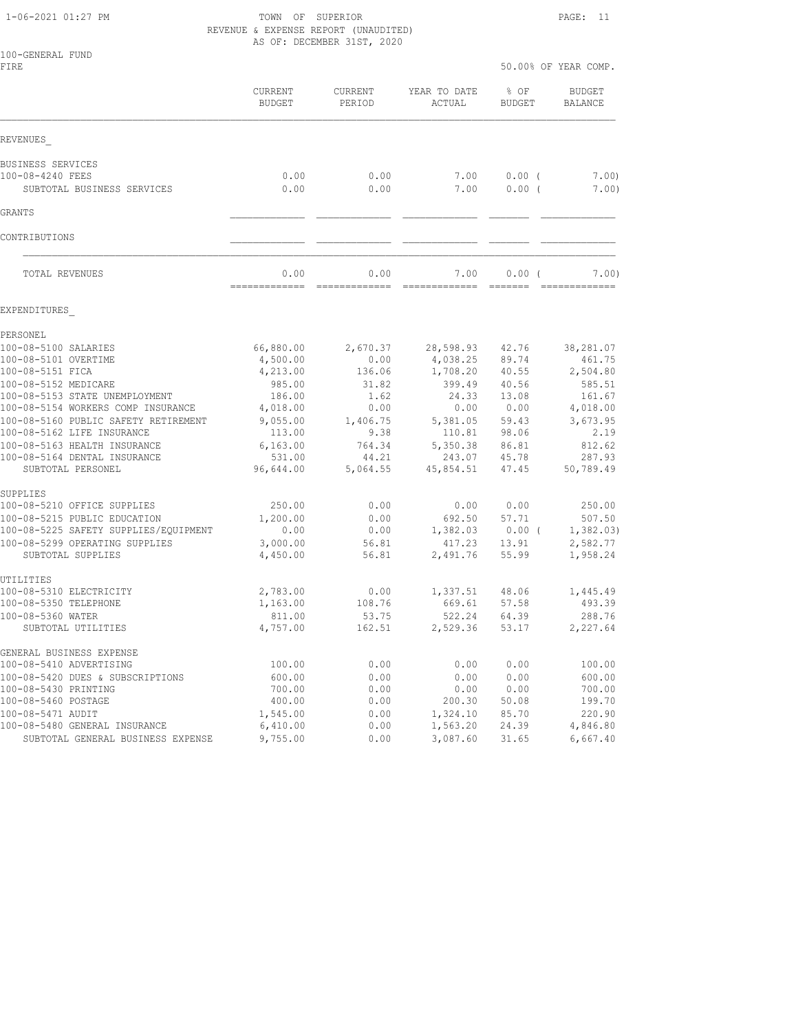TOWN OF SUPERIOR
REVENUE & EXPENSE REPORT (UNAUDITED)
AS OF: DECEMBER 31ST, 2020

100-GENERAL FUND
FIRE

50.00% OF YEAR COMP.

| | CURRENT BUDGET | CURRENT PERIOD | YEAR TO DATE ACTUAL | % OF BUDGET | BUDGET BALANCE |
|---|---|---|---|---|---|
| **REVENUES** | | | | | |
| BUSINESS SERVICES | | | | | |
| 100-08-4240 FEES | 0.00 | 0.00 | 7.00 | 0.00 | ( 7.00) |
| SUBTOTAL BUSINESS SERVICES | 0.00 | 0.00 | 7.00 | 0.00 | ( 7.00) |
| GRANTS | | | | | |
| CONTRIBUTIONS | | | | | |
| TOTAL REVENUES | 0.00 | 0.00 | 7.00 | 0.00 | ( 7.00) |
| **EXPENDITURES** | | | | | |
| PERSONEL | | | | | |
| 100-08-5100 SALARIES | 66,880.00 | 2,670.37 | 28,598.93 | 42.76 | 38,281.07 |
| 100-08-5101 OVERTIME | 4,500.00 | 0.00 | 4,038.25 | 89.74 | 461.75 |
| 100-08-5151 FICA | 4,213.00 | 136.06 | 1,708.20 | 40.55 | 2,504.80 |
| 100-08-5152 MEDICARE | 985.00 | 31.82 | 399.49 | 40.56 | 585.51 |
| 100-08-5153 STATE UNEMPLOYMENT | 186.00 | 1.62 | 24.33 | 13.08 | 161.67 |
| 100-08-5154 WORKERS COMP INSURANCE | 4,018.00 | 0.00 | 0.00 | 0.00 | 4,018.00 |
| 100-08-5160 PUBLIC SAFETY RETIREMENT | 9,055.00 | 1,406.75 | 5,381.05 | 59.43 | 3,673.95 |
| 100-08-5162 LIFE INSURANCE | 113.00 | 9.38 | 110.81 | 98.06 | 2.19 |
| 100-08-5163 HEALTH INSURANCE | 6,163.00 | 764.34 | 5,350.38 | 86.81 | 812.62 |
| 100-08-5164 DENTAL INSURANCE | 531.00 | 44.21 | 243.07 | 45.78 | 287.93 |
| SUBTOTAL PERSONEL | 96,644.00 | 5,064.55 | 45,854.51 | 47.45 | 50,789.49 |
| SUPPLIES | | | | | |
| 100-08-5210 OFFICE SUPPLIES | 250.00 | 0.00 | 0.00 | 0.00 | 250.00 |
| 100-08-5215 PUBLIC EDUCATION | 1,200.00 | 0.00 | 692.50 | 57.71 | 507.50 |
| 100-08-5225 SAFETY SUPPLIES/EQUIPMENT | 0.00 | 0.00 | 1,382.03 | 0.00 | ( 1,382.03) |
| 100-08-5299 OPERATING SUPPLIES | 3,000.00 | 56.81 | 417.23 | 13.91 | 2,582.77 |
| SUBTOTAL SUPPLIES | 4,450.00 | 56.81 | 2,491.76 | 55.99 | 1,958.24 |
| UTILITIES | | | | | |
| 100-08-5310 ELECTRICITY | 2,783.00 | 0.00 | 1,337.51 | 48.06 | 1,445.49 |
| 100-08-5350 TELEPHONE | 1,163.00 | 108.76 | 669.61 | 57.58 | 493.39 |
| 100-08-5360 WATER | 811.00 | 53.75 | 522.24 | 64.39 | 288.76 |
| SUBTOTAL UTILITIES | 4,757.00 | 162.51 | 2,529.36 | 53.17 | 2,227.64 |
| GENERAL BUSINESS EXPENSE | | | | | |
| 100-08-5410 ADVERTISING | 100.00 | 0.00 | 0.00 | 0.00 | 100.00 |
| 100-08-5420 DUES & SUBSCRIPTIONS | 600.00 | 0.00 | 0.00 | 0.00 | 600.00 |
| 100-08-5430 PRINTING | 700.00 | 0.00 | 0.00 | 0.00 | 700.00 |
| 100-08-5460 POSTAGE | 400.00 | 0.00 | 200.30 | 50.08 | 199.70 |
| 100-08-5471 AUDIT | 1,545.00 | 0.00 | 1,324.10 | 85.70 | 220.90 |
| 100-08-5480 GENERAL INSURANCE | 6,410.00 | 0.00 | 1,563.20 | 24.39 | 4,846.80 |
| SUBTOTAL GENERAL BUSINESS EXPENSE | 9,755.00 | 0.00 | 3,087.60 | 31.65 | 6,667.40 |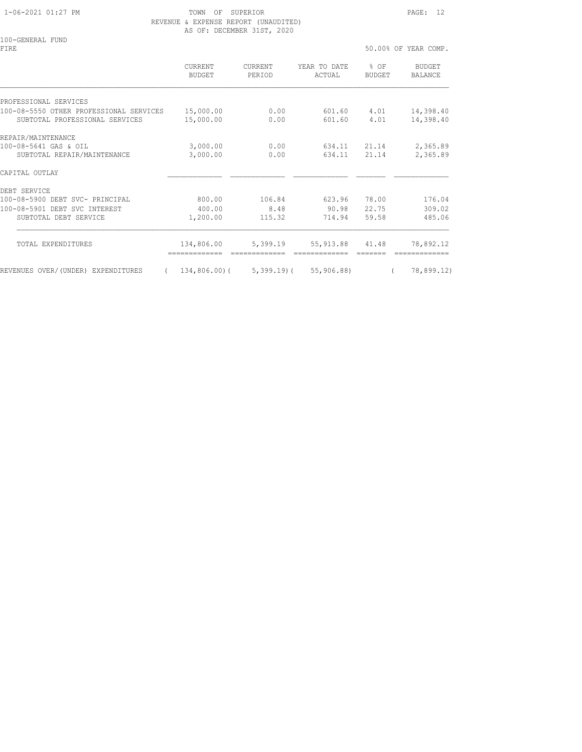TOWN OF SUPERIOR

REVENUE & EXPENSE REPORT (UNAUDITED)

AS OF: DECEMBER 31ST, 2020

100-GENERAL FUND

FIRE

50.00% OF YEAR COMP.

| | CURRENT BUDGET | CURRENT PERIOD | YEAR TO DATE ACTUAL | % OF BUDGET | BUDGET BALANCE |
|---|---|---|---|---|---|
| PROFESSIONAL SERVICES | | | | | |
| 100-08-5550 OTHER PROFESSIONAL SERVICES | 15,000.00 | 0.00 | 601.60 | 4.01 | 14,398.40 |
| SUBTOTAL PROFESSIONAL SERVICES | 15,000.00 | 0.00 | 601.60 | 4.01 | 14,398.40 |
| REPAIR/MAINTENANCE | | | | | |
| 100-08-5641 GAS & OIL | 3,000.00 | 0.00 | 634.11 | 21.14 | 2,365.89 |
| SUBTOTAL REPAIR/MAINTENANCE | 3,000.00 | 0.00 | 634.11 | 21.14 | 2,365.89 |
| CAPITAL OUTLAY | | | | | |
| DEBT SERVICE | | | | | |
| 100-08-5900 DEBT SVC- PRINCIPAL | 800.00 | 106.84 | 623.96 | 78.00 | 176.04 |
| 100-08-5901 DEBT SVC INTEREST | 400.00 | 8.48 | 90.98 | 22.75 | 309.02 |
| SUBTOTAL DEBT SERVICE | 1,200.00 | 115.32 | 714.94 | 59.58 | 485.06 |
| TOTAL EXPENDITURES | 134,806.00 | 5,399.19 | 55,913.88 | 41.48 | 78,892.12 |
| REVENUES OVER/(UNDER) EXPENDITURES | ( 134,806.00) | ( 5,399.19) | ( 55,906.88) | | ( 78,899.12) |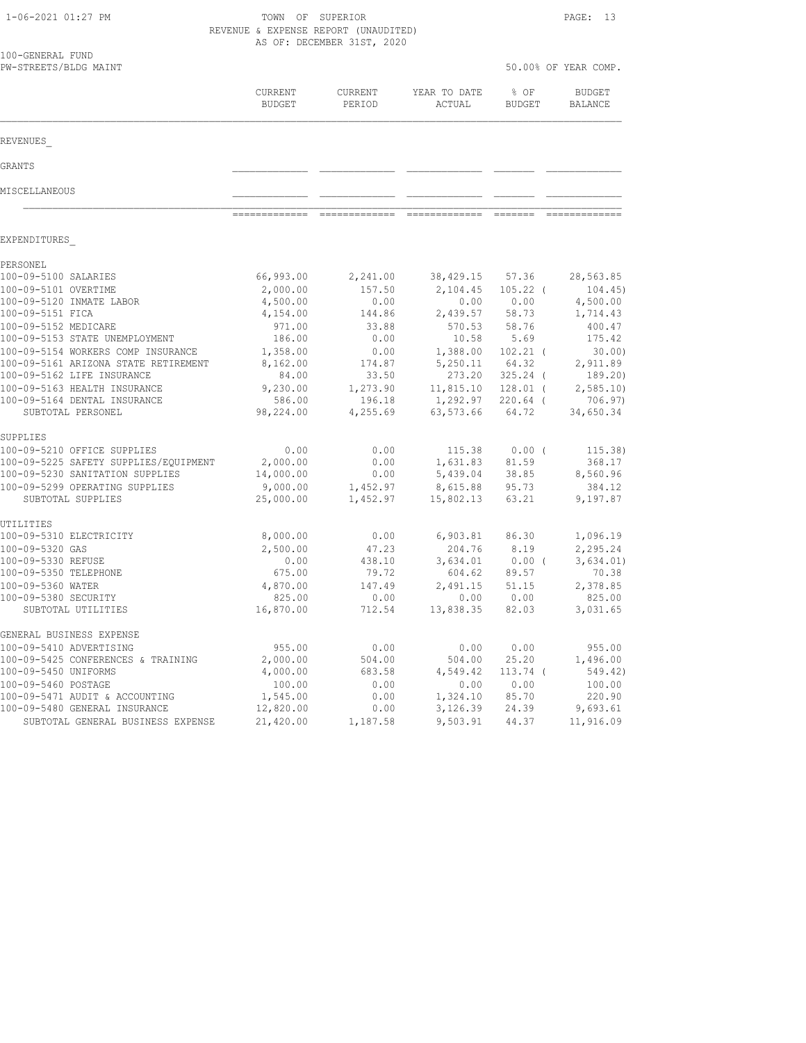TOWN OF SUPERIOR
REVENUE & EXPENSE REPORT (UNAUDITED)
AS OF: DECEMBER 31ST, 2020

100-GENERAL FUND
PW-STREETS/BLDG MAINT

50.00% OF YEAR COMP.

| | CURRENT BUDGET | CURRENT PERIOD | YEAR TO DATE ACTUAL | % OF BUDGET | BUDGET BALANCE |
|---|---|---|---|---|---|
| **REVENUES** | | | | | |
| GRANTS | | | | | |
| MISCELLANEOUS | | | | | |
| **EXPENDITURES** | | | | | |
| PERSONEL | | | | | |
| 100-09-5100 SALARIES | 66,993.00 | 2,241.00 | 38,429.15 | 57.36 | 28,563.85 |
| 100-09-5101 OVERTIME | 2,000.00 | 157.50 | 2,104.45 | 105.22 ( | 104.45) |
| 100-09-5120 INMATE LABOR | 4,500.00 | 0.00 | 0.00 | 0.00 | 4,500.00 |
| 100-09-5151 FICA | 4,154.00 | 144.86 | 2,439.57 | 58.73 | 1,714.43 |
| 100-09-5152 MEDICARE | 971.00 | 33.88 | 570.53 | 58.76 | 400.47 |
| 100-09-5153 STATE UNEMPLOYMENT | 186.00 | 0.00 | 10.58 | 5.69 | 175.42 |
| 100-09-5154 WORKERS COMP INSURANCE | 1,358.00 | 0.00 | 1,388.00 | 102.21 ( | 30.00) |
| 100-09-5161 ARIZONA STATE RETIREMENT | 8,162.00 | 174.87 | 5,250.11 | 64.32 | 2,911.89 |
| 100-09-5162 LIFE INSURANCE | 84.00 | 33.50 | 273.20 | 325.24 ( | 189.20) |
| 100-09-5163 HEALTH INSURANCE | 9,230.00 | 1,273.90 | 11,815.10 | 128.01 ( | 2,585.10) |
| 100-09-5164 DENTAL INSURANCE | 586.00 | 196.18 | 1,292.97 | 220.64 ( | 706.97) |
| SUBTOTAL PERSONEL | 98,224.00 | 4,255.69 | 63,573.66 | 64.72 | 34,650.34 |
| SUPPLIES | | | | | |
| 100-09-5210 OFFICE SUPPLIES | 0.00 | 0.00 | 115.38 | 0.00 ( | 115.38) |
| 100-09-5225 SAFETY SUPPLIES/EQUIPMENT | 2,000.00 | 0.00 | 1,631.83 | 81.59 | 368.17 |
| 100-09-5230 SANITATION SUPPLIES | 14,000.00 | 0.00 | 5,439.04 | 38.85 | 8,560.96 |
| 100-09-5299 OPERATING SUPPLIES | 9,000.00 | 1,452.97 | 8,615.88 | 95.73 | 384.12 |
| SUBTOTAL SUPPLIES | 25,000.00 | 1,452.97 | 15,802.13 | 63.21 | 9,197.87 |
| UTILITIES | | | | | |
| 100-09-5310 ELECTRICITY | 8,000.00 | 0.00 | 6,903.81 | 86.30 | 1,096.19 |
| 100-09-5320 GAS | 2,500.00 | 47.23 | 204.76 | 8.19 | 2,295.24 |
| 100-09-5330 REFUSE | 0.00 | 438.10 | 3,634.01 | 0.00 ( | 3,634.01) |
| 100-09-5350 TELEPHONE | 675.00 | 79.72 | 604.62 | 89.57 | 70.38 |
| 100-09-5360 WATER | 4,870.00 | 147.49 | 2,491.15 | 51.15 | 2,378.85 |
| 100-09-5380 SECURITY | 825.00 | 0.00 | 0.00 | 0.00 | 825.00 |
| SUBTOTAL UTILITIES | 16,870.00 | 712.54 | 13,838.35 | 82.03 | 3,031.65 |
| GENERAL BUSINESS EXPENSE | | | | | |
| 100-09-5410 ADVERTISING | 955.00 | 0.00 | 0.00 | 0.00 | 955.00 |
| 100-09-5425 CONFERENCES & TRAINING | 2,000.00 | 504.00 | 504.00 | 25.20 | 1,496.00 |
| 100-09-5450 UNIFORMS | 4,000.00 | 683.58 | 4,549.42 | 113.74 ( | 549.42) |
| 100-09-5460 POSTAGE | 100.00 | 0.00 | 0.00 | 0.00 | 100.00 |
| 100-09-5471 AUDIT & ACCOUNTING | 1,545.00 | 0.00 | 1,324.10 | 85.70 | 220.90 |
| 100-09-5480 GENERAL INSURANCE | 12,820.00 | 0.00 | 3,126.39 | 24.39 | 9,693.61 |
| SUBTOTAL GENERAL BUSINESS EXPENSE | 21,420.00 | 1,187.58 | 9,503.91 | 44.37 | 11,916.09 |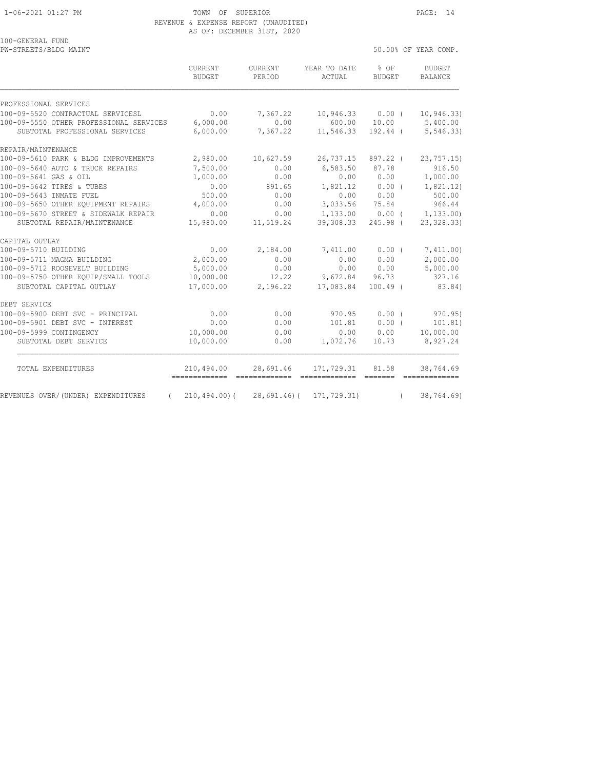TOWN OF SUPERIOR
REVENUE & EXPENSE REPORT (UNAUDITED)
AS OF: DECEMBER 31ST, 2020

100-GENERAL FUND
PW-STREETS/BLDG MAINT

50.00% OF YEAR COMP.

| | CURRENT BUDGET | CURRENT PERIOD | YEAR TO DATE ACTUAL | % OF BUDGET | BUDGET BALANCE |
|---|---|---|---|---|---|
| PROFESSIONAL SERVICES | | | | | |
| 100-09-5520 CONTRACTUAL SERVICESL | 0.00 | 7,367.22 | 10,946.33 | 0.00 ( | 10,946.33) |
| 100-09-5550 OTHER PROFESSIONAL SERVICES | 6,000.00 | 0.00 | 600.00 | 10.00 | 5,400.00 |
| SUBTOTAL PROFESSIONAL SERVICES | 6,000.00 | 7,367.22 | 11,546.33 | 192.44 ( | 5,546.33) |
| REPAIR/MAINTENANCE | | | | | |
| 100-09-5610 PARK & BLDG IMPROVEMENTS | 2,980.00 | 10,627.59 | 26,737.15 | 897.22 ( | 23,757.15) |
| 100-09-5640 AUTO & TRUCK REPAIRS | 7,500.00 | 0.00 | 6,583.50 | 87.78 | 916.50 |
| 100-09-5641 GAS & OIL | 1,000.00 | 0.00 | 0.00 | 0.00 | 1,000.00 |
| 100-09-5642 TIRES & TUBES | 0.00 | 891.65 | 1,821.12 | 0.00 ( | 1,821.12) |
| 100-09-5643 INMATE FUEL | 500.00 | 0.00 | 0.00 | 0.00 | 500.00 |
| 100-09-5650 OTHER EQUIPMENT REPAIRS | 4,000.00 | 0.00 | 3,033.56 | 75.84 | 966.44 |
| 100-09-5670 STREET & SIDEWALK REPAIR | 0.00 | 0.00 | 1,133.00 | 0.00 ( | 1,133.00) |
| SUBTOTAL REPAIR/MAINTENANCE | 15,980.00 | 11,519.24 | 39,308.33 | 245.98 ( | 23,328.33) |
| CAPITAL OUTLAY | | | | | |
| 100-09-5710 BUILDING | 0.00 | 2,184.00 | 7,411.00 | 0.00 ( | 7,411.00) |
| 100-09-5711 MAGMA BUILDING | 2,000.00 | 0.00 | 0.00 | 0.00 | 2,000.00 |
| 100-09-5712 ROOSEVELT BUILDING | 5,000.00 | 0.00 | 0.00 | 0.00 | 5,000.00 |
| 100-09-5750 OTHER EQUIP/SMALL TOOLS | 10,000.00 | 12.22 | 9,672.84 | 96.73 | 327.16 |
| SUBTOTAL CAPITAL OUTLAY | 17,000.00 | 2,196.22 | 17,083.84 | 100.49 ( | 83.84) |
| DEBT SERVICE | | | | | |
| 100-09-5900 DEBT SVC - PRINCIPAL | 0.00 | 0.00 | 970.95 | 0.00 ( | 970.95) |
| 100-09-5901 DEBT SVC - INTEREST | 0.00 | 0.00 | 101.81 | 0.00 ( | 101.81) |
| 100-09-5999 CONTINGENCY | 10,000.00 | 0.00 | 0.00 | 0.00 | 10,000.00 |
| SUBTOTAL DEBT SERVICE | 10,000.00 | 0.00 | 1,072.76 | 10.73 | 8,927.24 |
| TOTAL EXPENDITURES | 210,494.00 | 28,691.46 | 171,729.31 | 81.58 | 38,764.69 |
| REVENUES OVER/(UNDER) EXPENDITURES | ( 210,494.00)( | 28,691.46)( | 171,729.31) | ( | 38,764.69) |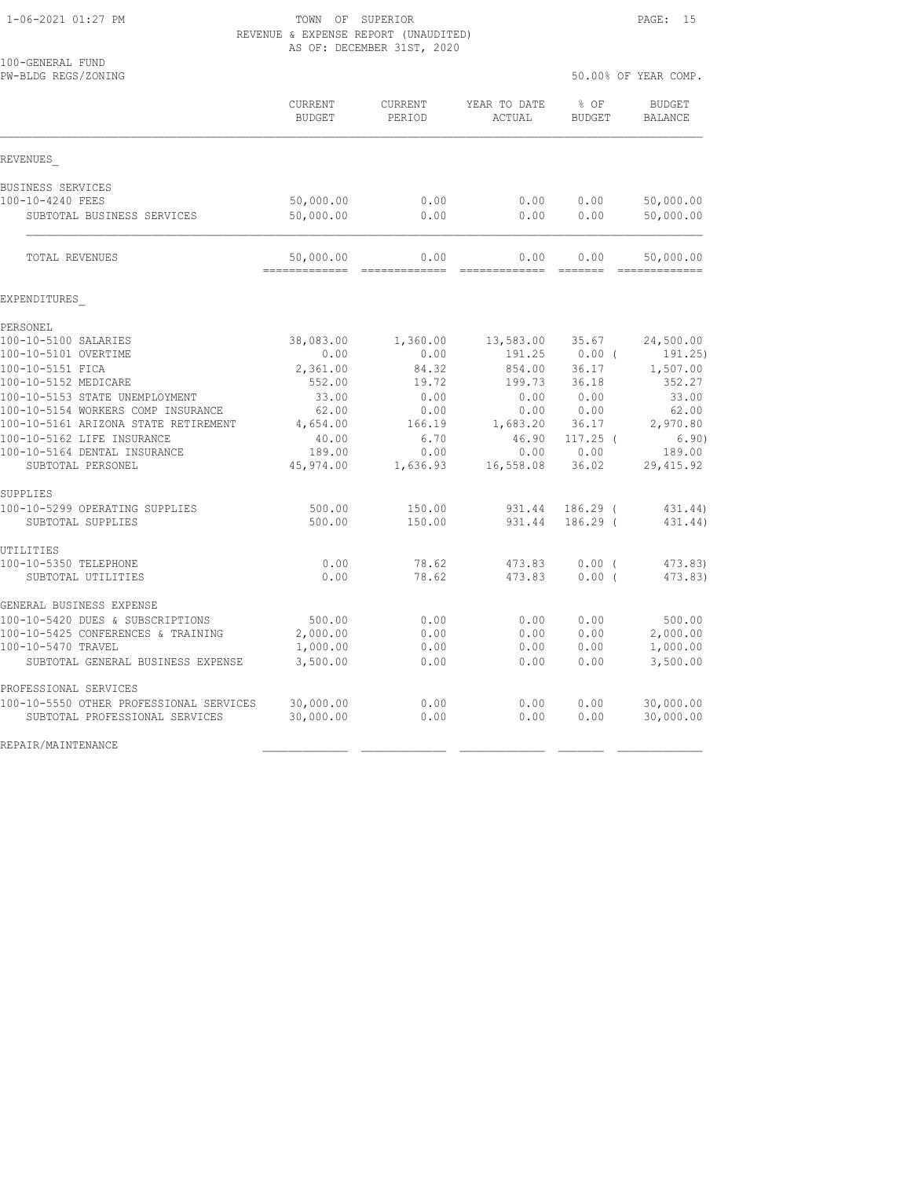TOWN OF SUPERIOR
REVENUE & EXPENSE REPORT (UNAUDITED)
AS OF: DECEMBER 31ST, 2020

100-GENERAL FUND
PW-BLDG REGS/ZONING

50.00% OF YEAR COMP.

| | CURRENT BUDGET | CURRENT PERIOD | YEAR TO DATE ACTUAL | % OF BUDGET | BUDGET BALANCE |
|---|---|---|---|---|---|
| REVENUES | | | | | |
| BUSINESS SERVICES | | | | | |
| 100-10-4240 FEES | 50,000.00 | 0.00 | 0.00 | 0.00 | 50,000.00 |
| SUBTOTAL BUSINESS SERVICES | 50,000.00 | 0.00 | 0.00 | 0.00 | 50,000.00 |
| TOTAL REVENUES | 50,000.00 | 0.00 | 0.00 | 0.00 | 50,000.00 |
| EXPENDITURES | | | | | |
| PERSONEL | | | | | |
| 100-10-5100 SALARIES | 38,083.00 | 1,360.00 | 13,583.00 | 35.67 | 24,500.00 |
| 100-10-5101 OVERTIME | 0.00 | 0.00 | 191.25 | 0.00 ( | 191.25) |
| 100-10-5151 FICA | 2,361.00 | 84.32 | 854.00 | 36.17 | 1,507.00 |
| 100-10-5152 MEDICARE | 552.00 | 19.72 | 199.73 | 36.18 | 352.27 |
| 100-10-5153 STATE UNEMPLOYMENT | 33.00 | 0.00 | 0.00 | 0.00 | 33.00 |
| 100-10-5154 WORKERS COMP INSURANCE | 62.00 | 0.00 | 0.00 | 0.00 | 62.00 |
| 100-10-5161 ARIZONA STATE RETIREMENT | 4,654.00 | 166.19 | 1,683.20 | 36.17 | 2,970.80 |
| 100-10-5162 LIFE INSURANCE | 40.00 | 6.70 | 46.90 | 117.25 ( | 6.90) |
| 100-10-5164 DENTAL INSURANCE | 189.00 | 0.00 | 0.00 | 0.00 | 189.00 |
| SUBTOTAL PERSONEL | 45,974.00 | 1,636.93 | 16,558.08 | 36.02 | 29,415.92 |
| SUPPLIES | | | | | |
| 100-10-5299 OPERATING SUPPLIES | 500.00 | 150.00 | 931.44 | 186.29 ( | 431.44) |
| SUBTOTAL SUPPLIES | 500.00 | 150.00 | 931.44 | 186.29 ( | 431.44) |
| UTILITIES | | | | | |
| 100-10-5350 TELEPHONE | 0.00 | 78.62 | 473.83 | 0.00 ( | 473.83) |
| SUBTOTAL UTILITIES | 0.00 | 78.62 | 473.83 | 0.00 ( | 473.83) |
| GENERAL BUSINESS EXPENSE | | | | | |
| 100-10-5420 DUES & SUBSCRIPTIONS | 500.00 | 0.00 | 0.00 | 0.00 | 500.00 |
| 100-10-5425 CONFERENCES & TRAINING | 2,000.00 | 0.00 | 0.00 | 0.00 | 2,000.00 |
| 100-10-5470 TRAVEL | 1,000.00 | 0.00 | 0.00 | 0.00 | 1,000.00 |
| SUBTOTAL GENERAL BUSINESS EXPENSE | 3,500.00 | 0.00 | 0.00 | 0.00 | 3,500.00 |
| PROFESSIONAL SERVICES | | | | | |
| 100-10-5550 OTHER PROFESSIONAL SERVICES | 30,000.00 | 0.00 | 0.00 | 0.00 | 30,000.00 |
| SUBTOTAL PROFESSIONAL SERVICES | 30,000.00 | 0.00 | 0.00 | 0.00 | 30,000.00 |
| REPAIR/MAINTENANCE | | | | | |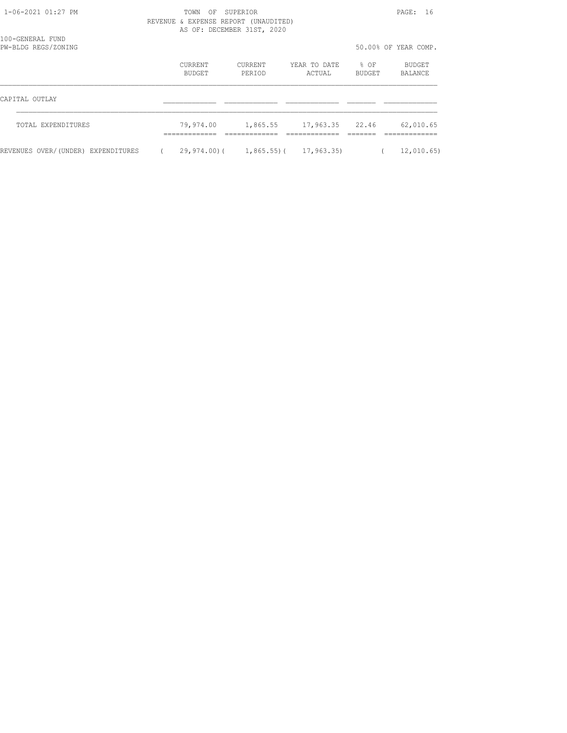TOWN OF SUPERIOR
REVENUE & EXPENSE REPORT (UNAUDITED)
AS OF: DECEMBER 31ST, 2020

100-GENERAL FUND
PW-BLDG REGS/ZONING

50.00% OF YEAR COMP.

| | CURRENT BUDGET | CURRENT PERIOD | YEAR TO DATE ACTUAL | % OF BUDGET | BUDGET BALANCE |
|---|---|---|---|---|---|
| CAPITAL OUTLAY | | | | | |
| TOTAL EXPENDITURES | 79,974.00 | 1,865.55 | 17,963.35 | 22.46 | 62,010.65 |
| REVENUES OVER/(UNDER) EXPENDITURES | ( 29,974.00) | ( 1,865.55) | ( 17,963.35) | | ( 12,010.65) |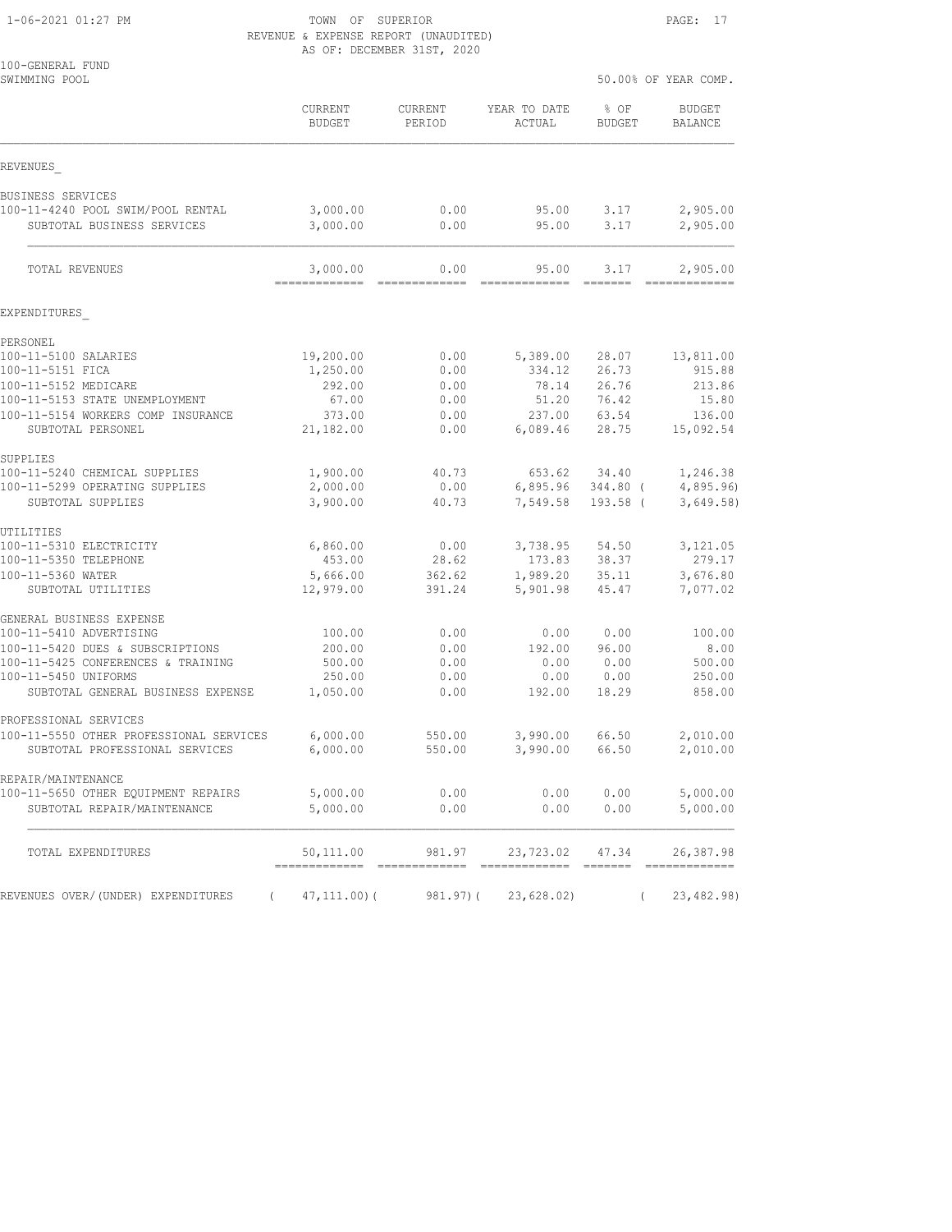TOWN OF SUPERIOR

REVENUE & EXPENSE REPORT (UNAUDITED)

AS OF: DECEMBER 31ST, 2020

100-GENERAL FUND

SWIMMING POOL

50.00% OF YEAR COMP.

| | CURRENT BUDGET | CURRENT PERIOD | YEAR TO DATE ACTUAL | % OF BUDGET | BUDGET BALANCE |
|---|---|---|---|---|---|
| **REVENUES** | | | | | |
| BUSINESS SERVICES | | | | | |
| 100-11-4240 POOL SWIM/POOL RENTAL | 3,000.00 | 0.00 | 95.00 | 3.17 | 2,905.00 |
| SUBTOTAL BUSINESS SERVICES | 3,000.00 | 0.00 | 95.00 | 3.17 | 2,905.00 |
| TOTAL REVENUES | 3,000.00 | 0.00 | 95.00 | 3.17 | 2,905.00 |
| **EXPENDITURES** | | | | | |
| PERSONEL | | | | | |
| 100-11-5100 SALARIES | 19,200.00 | 0.00 | 5,389.00 | 28.07 | 13,811.00 |
| 100-11-5151 FICA | 1,250.00 | 0.00 | 334.12 | 26.73 | 915.88 |
| 100-11-5152 MEDICARE | 292.00 | 0.00 | 78.14 | 26.76 | 213.86 |
| 100-11-5153 STATE UNEMPLOYMENT | 67.00 | 0.00 | 51.20 | 76.42 | 15.80 |
| 100-11-5154 WORKERS COMP INSURANCE | 373.00 | 0.00 | 237.00 | 63.54 | 136.00 |
| SUBTOTAL PERSONEL | 21,182.00 | 0.00 | 6,089.46 | 28.75 | 15,092.54 |
| SUPPLIES | | | | | |
| 100-11-5240 CHEMICAL SUPPLIES | 1,900.00 | 40.73 | 653.62 | 34.40 | 1,246.38 |
| 100-11-5299 OPERATING SUPPLIES | 2,000.00 | 0.00 | 6,895.96 | 344.80 | ( 4,895.96) |
| SUBTOTAL SUPPLIES | 3,900.00 | 40.73 | 7,549.58 | 193.58 | ( 3,649.58) |
| UTILITIES | | | | | |
| 100-11-5310 ELECTRICITY | 6,860.00 | 0.00 | 3,738.95 | 54.50 | 3,121.05 |
| 100-11-5350 TELEPHONE | 453.00 | 28.62 | 173.83 | 38.37 | 279.17 |
| 100-11-5360 WATER | 5,666.00 | 362.62 | 1,989.20 | 35.11 | 3,676.80 |
| SUBTOTAL UTILITIES | 12,979.00 | 391.24 | 5,901.98 | 45.47 | 7,077.02 |
| GENERAL BUSINESS EXPENSE | | | | | |
| 100-11-5410 ADVERTISING | 100.00 | 0.00 | 0.00 | 0.00 | 100.00 |
| 100-11-5420 DUES & SUBSCRIPTIONS | 200.00 | 0.00 | 192.00 | 96.00 | 8.00 |
| 100-11-5425 CONFERENCES & TRAINING | 500.00 | 0.00 | 0.00 | 0.00 | 500.00 |
| 100-11-5450 UNIFORMS | 250.00 | 0.00 | 0.00 | 0.00 | 250.00 |
| SUBTOTAL GENERAL BUSINESS EXPENSE | 1,050.00 | 0.00 | 192.00 | 18.29 | 858.00 |
| PROFESSIONAL SERVICES | | | | | |
| 100-11-5550 OTHER PROFESSIONAL SERVICES | 6,000.00 | 550.00 | 3,990.00 | 66.50 | 2,010.00 |
| SUBTOTAL PROFESSIONAL SERVICES | 6,000.00 | 550.00 | 3,990.00 | 66.50 | 2,010.00 |
| REPAIR/MAINTENANCE | | | | | |
| 100-11-5650 OTHER EQUIPMENT REPAIRS | 5,000.00 | 0.00 | 0.00 | 0.00 | 5,000.00 |
| SUBTOTAL REPAIR/MAINTENANCE | 5,000.00 | 0.00 | 0.00 | 0.00 | 5,000.00 |
| TOTAL EXPENDITURES | 50,111.00 | 981.97 | 23,723.02 | 47.34 | 26,387.98 |
| REVENUES OVER/(UNDER) EXPENDITURES | ( 47,111.00) | ( 981.97) | ( 23,628.02) | | ( 23,482.98) |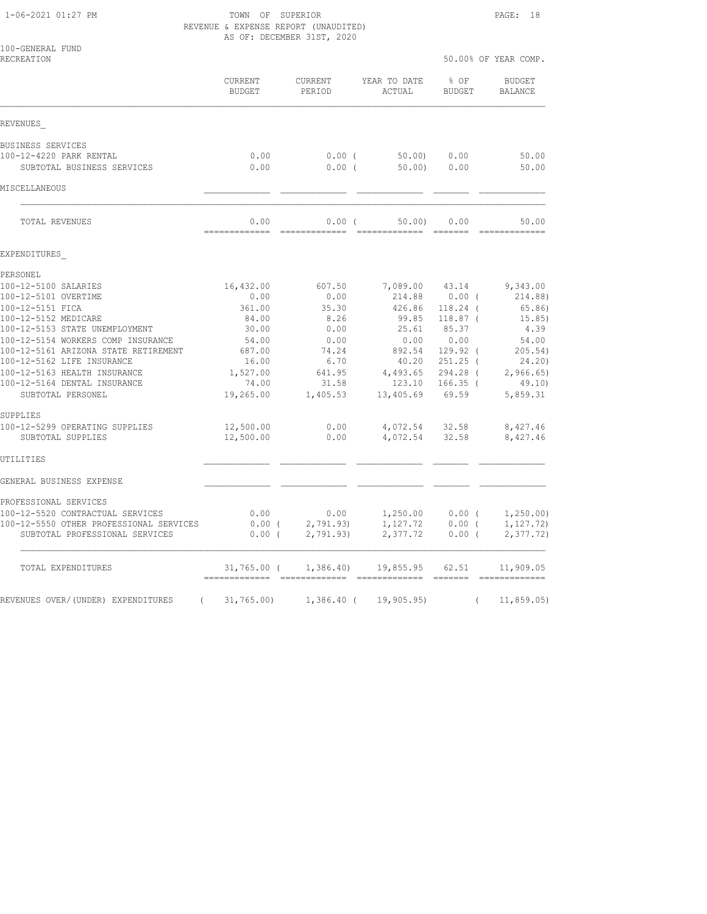TOWN OF SUPERIOR
REVENUE & EXPENSE REPORT (UNAUDITED)
AS OF: DECEMBER 31ST, 2020

100-GENERAL FUND
RECREATION

50.00% OF YEAR COMP.

| | CURRENT BUDGET | CURRENT PERIOD | YEAR TO DATE ACTUAL | % OF BUDGET | BUDGET BALANCE |
|---|---|---|---|---|---|
| REVENUES_ | | | | | |
| BUSINESS SERVICES | | | | | |
| 100-12-4220 PARK RENTAL | 0.00 | 0.00 | ( 50.00) | 0.00 | 50.00 |
| SUBTOTAL BUSINESS SERVICES | 0.00 | 0.00 | ( 50.00) | 0.00 | 50.00 |
| MISCELLANEOUS | | | | | |
| TOTAL REVENUES | 0.00 | 0.00 | ( 50.00) | 0.00 | 50.00 |
| EXPENDITURES_ | | | | | |
| PERSONEL | | | | | |
| 100-12-5100 SALARIES | 16,432.00 | 607.50 | 7,089.00 | 43.14 | 9,343.00 |
| 100-12-5101 OVERTIME | 0.00 | 0.00 | 214.88 | 0.00 | ( 214.88) |
| 100-12-5151 FICA | 361.00 | 35.30 | 426.86 | 118.24 | ( 65.86) |
| 100-12-5152 MEDICARE | 84.00 | 8.26 | 99.85 | 118.87 | ( 15.85) |
| 100-12-5153 STATE UNEMPLOYMENT | 30.00 | 0.00 | 25.61 | 85.37 | 4.39 |
| 100-12-5154 WORKERS COMP INSURANCE | 54.00 | 0.00 | 0.00 | 0.00 | 54.00 |
| 100-12-5161 ARIZONA STATE RETIREMENT | 687.00 | 74.24 | 892.54 | 129.92 | ( 205.54) |
| 100-12-5162 LIFE INSURANCE | 16.00 | 6.70 | 40.20 | 251.25 | ( 24.20) |
| 100-12-5163 HEALTH INSURANCE | 1,527.00 | 641.95 | 4,493.65 | 294.28 | ( 2,966.65) |
| 100-12-5164 DENTAL INSURANCE | 74.00 | 31.58 | 123.10 | 166.35 | ( 49.10) |
| SUBTOTAL PERSONEL | 19,265.00 | 1,405.53 | 13,405.69 | 69.59 | 5,859.31 |
| SUPPLIES | | | | | |
| 100-12-5299 OPERATING SUPPLIES | 12,500.00 | 0.00 | 4,072.54 | 32.58 | 8,427.46 |
| SUBTOTAL SUPPLIES | 12,500.00 | 0.00 | 4,072.54 | 32.58 | 8,427.46 |
| UTILITIES | | | | | |
| GENERAL BUSINESS EXPENSE | | | | | |
| PROFESSIONAL SERVICES | | | | | |
| 100-12-5520 CONTRACTUAL SERVICES | 0.00 | 0.00 | 1,250.00 | 0.00 | ( 1,250.00) |
| 100-12-5550 OTHER PROFESSIONAL SERVICES | 0.00 | ( 2,791.93) | 1,127.72 | 0.00 | ( 1,127.72) |
| SUBTOTAL PROFESSIONAL SERVICES | 0.00 | ( 2,791.93) | 2,377.72 | 0.00 | ( 2,377.72) |
| TOTAL EXPENDITURES | 31,765.00 | ( 1,386.40) | 19,855.95 | 62.51 | 11,909.05 |
| REVENUES OVER/(UNDER) EXPENDITURES | ( 31,765.00) | 1,386.40 | ( 19,905.95) | | ( 11,859.05) |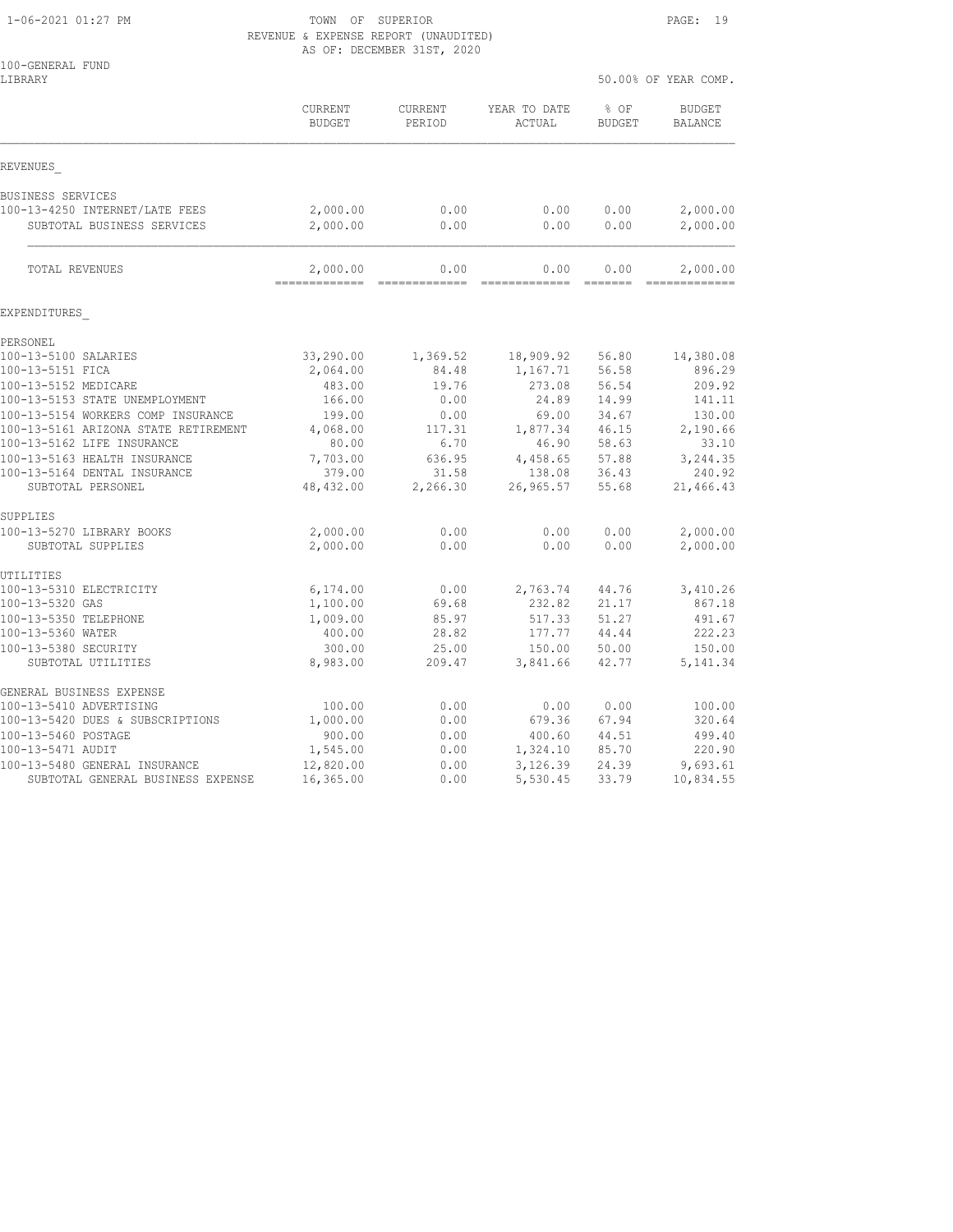TOWN OF SUPERIOR
REVENUE & EXPENSE REPORT (UNAUDITED)
AS OF: DECEMBER 31ST, 2020

100-GENERAL FUND
LIBRARY

50.00% OF YEAR COMP.

| | CURRENT BUDGET | CURRENT PERIOD | YEAR TO DATE ACTUAL | % OF BUDGET | BUDGET BALANCE |
|---|---|---|---|---|---|
| **REVENUES** | | | | | |
| BUSINESS SERVICES | | | | | |
| 100-13-4250 INTERNET/LATE FEES | 2,000.00 | 0.00 | 0.00 | 0.00 | 2,000.00 |
| SUBTOTAL BUSINESS SERVICES | 2,000.00 | 0.00 | 0.00 | 0.00 | 2,000.00 |
| TOTAL REVENUES | 2,000.00 | 0.00 | 0.00 | 0.00 | 2,000.00 |
| **EXPENDITURES** | | | | | |
| PERSONEL | | | | | |
| 100-13-5100 SALARIES | 33,290.00 | 1,369.52 | 18,909.92 | 56.80 | 14,380.08 |
| 100-13-5151 FICA | 2,064.00 | 84.48 | 1,167.71 | 56.58 | 896.29 |
| 100-13-5152 MEDICARE | 483.00 | 19.76 | 273.08 | 56.54 | 209.92 |
| 100-13-5153 STATE UNEMPLOYMENT | 166.00 | 0.00 | 24.89 | 14.99 | 141.11 |
| 100-13-5154 WORKERS COMP INSURANCE | 199.00 | 0.00 | 69.00 | 34.67 | 130.00 |
| 100-13-5161 ARIZONA STATE RETIREMENT | 4,068.00 | 117.31 | 1,877.34 | 46.15 | 2,190.66 |
| 100-13-5162 LIFE INSURANCE | 80.00 | 6.70 | 46.90 | 58.63 | 33.10 |
| 100-13-5163 HEALTH INSURANCE | 7,703.00 | 636.95 | 4,458.65 | 57.88 | 3,244.35 |
| 100-13-5164 DENTAL INSURANCE | 379.00 | 31.58 | 138.08 | 36.43 | 240.92 |
| SUBTOTAL PERSONEL | 48,432.00 | 2,266.30 | 26,965.57 | 55.68 | 21,466.43 |
| SUPPLIES | | | | | |
| 100-13-5270 LIBRARY BOOKS | 2,000.00 | 0.00 | 0.00 | 0.00 | 2,000.00 |
| SUBTOTAL SUPPLIES | 2,000.00 | 0.00 | 0.00 | 0.00 | 2,000.00 |
| UTILITIES | | | | | |
| 100-13-5310 ELECTRICITY | 6,174.00 | 0.00 | 2,763.74 | 44.76 | 3,410.26 |
| 100-13-5320 GAS | 1,100.00 | 69.68 | 232.82 | 21.17 | 867.18 |
| 100-13-5350 TELEPHONE | 1,009.00 | 85.97 | 517.33 | 51.27 | 491.67 |
| 100-13-5360 WATER | 400.00 | 28.82 | 177.77 | 44.44 | 222.23 |
| 100-13-5380 SECURITY | 300.00 | 25.00 | 150.00 | 50.00 | 150.00 |
| SUBTOTAL UTILITIES | 8,983.00 | 209.47 | 3,841.66 | 42.77 | 5,141.34 |
| GENERAL BUSINESS EXPENSE | | | | | |
| 100-13-5410 ADVERTISING | 100.00 | 0.00 | 0.00 | 0.00 | 100.00 |
| 100-13-5420 DUES & SUBSCRIPTIONS | 1,000.00 | 0.00 | 679.36 | 67.94 | 320.64 |
| 100-13-5460 POSTAGE | 900.00 | 0.00 | 400.60 | 44.51 | 499.40 |
| 100-13-5471 AUDIT | 1,545.00 | 0.00 | 1,324.10 | 85.70 | 220.90 |
| 100-13-5480 GENERAL INSURANCE | 12,820.00 | 0.00 | 3,126.39 | 24.39 | 9,693.61 |
| SUBTOTAL GENERAL BUSINESS EXPENSE | 16,365.00 | 0.00 | 5,530.45 | 33.79 | 10,834.55 |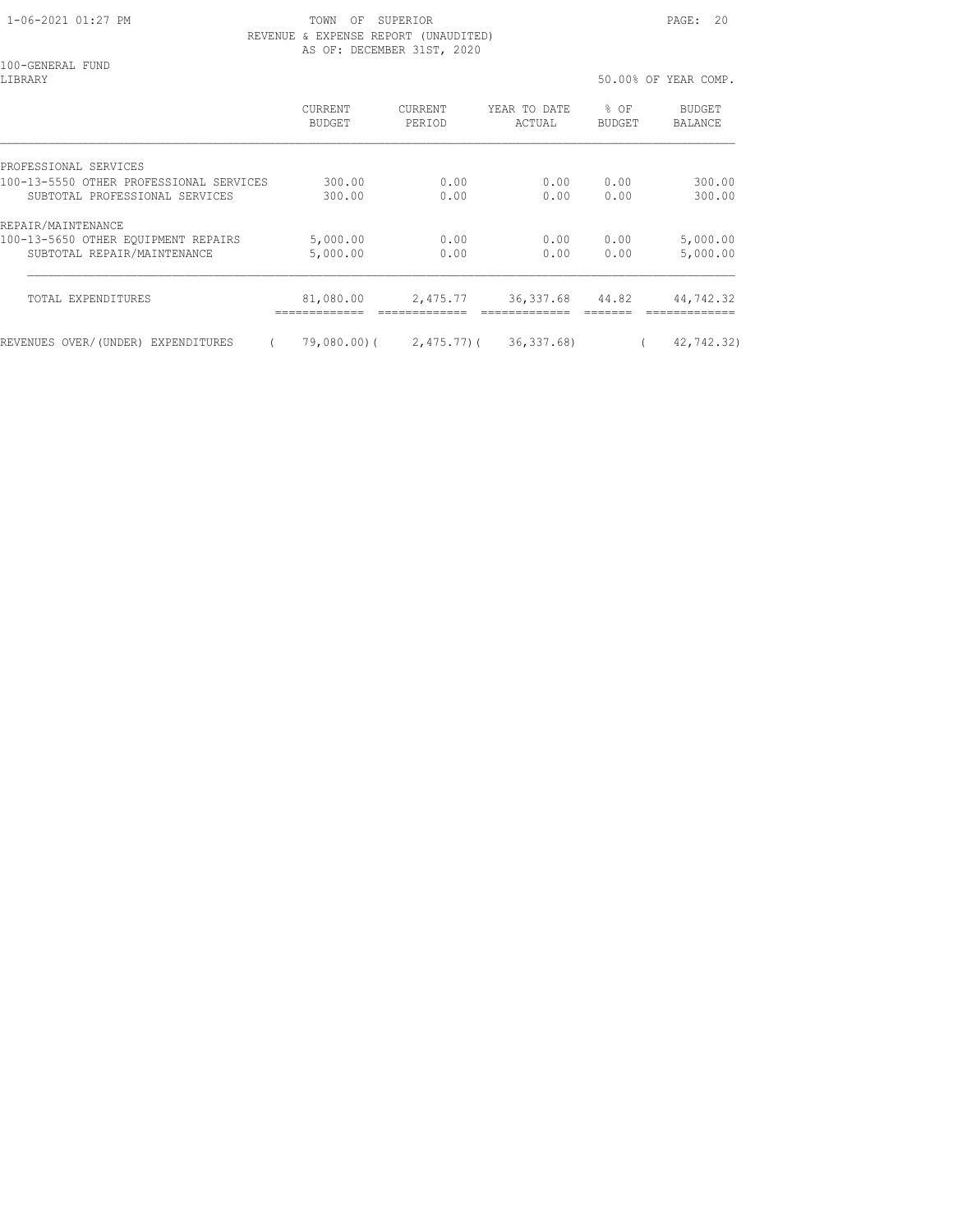TOWN OF SUPERIOR
REVENUE & EXPENSE REPORT (UNAUDITED)
AS OF: DECEMBER 31ST, 2020

100-GENERAL FUND
LIBRARY

50.00% OF YEAR COMP.

| | CURRENT BUDGET | CURRENT PERIOD | YEAR TO DATE ACTUAL | % OF BUDGET | BUDGET BALANCE |
|---|---|---|---|---|---|
| PROFESSIONAL SERVICES | | | | | |
| 100-13-5550 OTHER PROFESSIONAL SERVICES | 300.00 | 0.00 | 0.00 | 0.00 | 300.00 |
| SUBTOTAL PROFESSIONAL SERVICES | 300.00 | 0.00 | 0.00 | 0.00 | 300.00 |
| REPAIR/MAINTENANCE | | | | | |
| 100-13-5650 OTHER EQUIPMENT REPAIRS | 5,000.00 | 0.00 | 0.00 | 0.00 | 5,000.00 |
| SUBTOTAL REPAIR/MAINTENANCE | 5,000.00 | 0.00 | 0.00 | 0.00 | 5,000.00 |
| TOTAL EXPENDITURES | 81,080.00 | 2,475.77 | 36,337.68 | 44.82 | 44,742.32 |
| REVENUES OVER/(UNDER) EXPENDITURES | ( 79,080.00) | ( 2,475.77) | ( 36,337.68) | | ( 42,742.32) |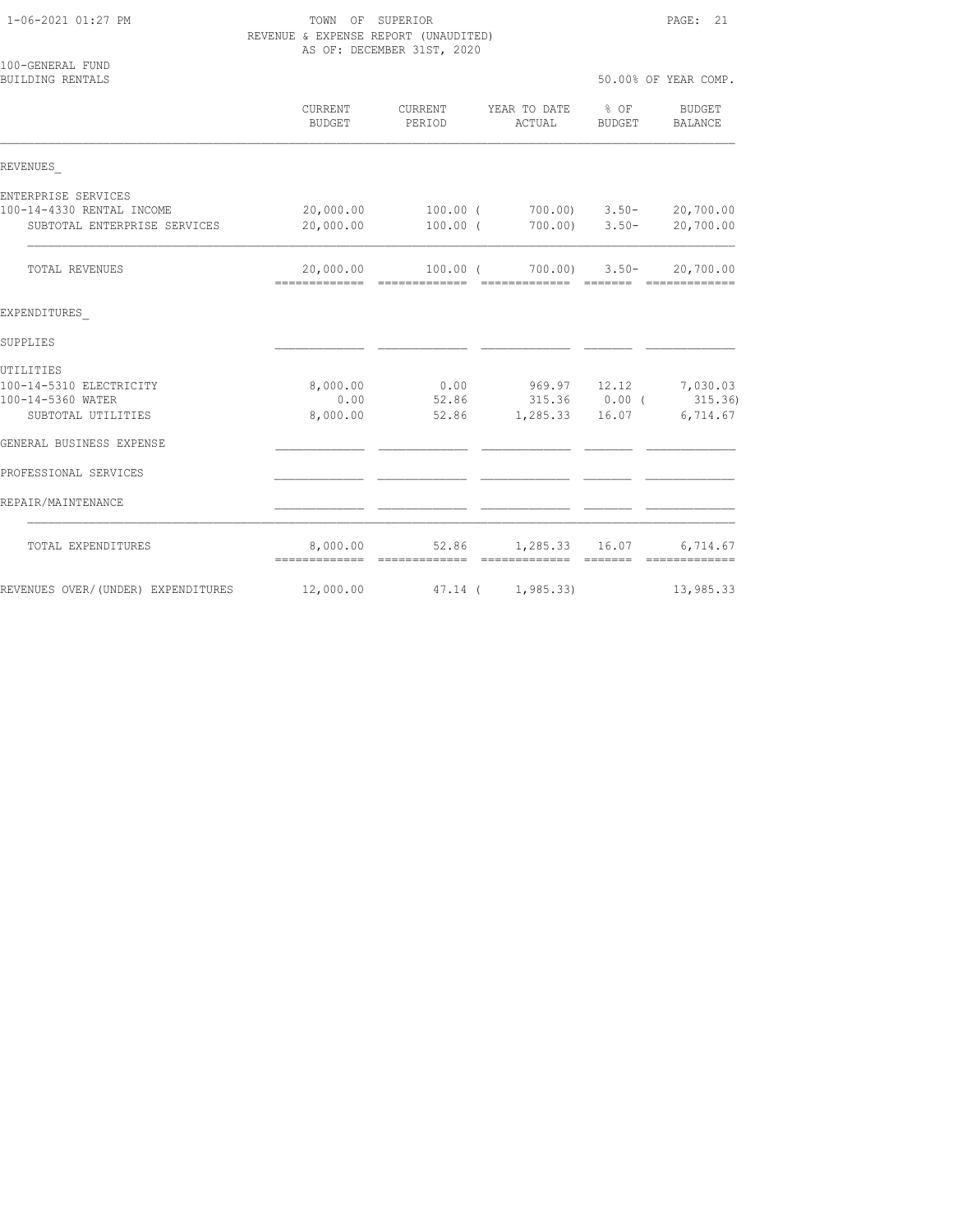TOWN OF SUPERIOR
REVENUE & EXPENSE REPORT (UNAUDITED)
AS OF: DECEMBER 31ST, 2020

100-GENERAL FUND
BUILDING RENTALS

50.00% OF YEAR COMP.

| | CURRENT BUDGET | CURRENT PERIOD | YEAR TO DATE ACTUAL | % OF BUDGET | BUDGET BALANCE |
|---|---|---|---|---|---|
| **REVENUES** | | | | | |
| ENTERPRISE SERVICES | | | | | |
| 100-14-4330 RENTAL INCOME | 20,000.00 | 100.00 | ( 700.00) | 3.50- | 20,700.00 |
| SUBTOTAL ENTERPRISE SERVICES | 20,000.00 | 100.00 | ( 700.00) | 3.50- | 20,700.00 |
| TOTAL REVENUES | 20,000.00 | 100.00 | ( 700.00) | 3.50- | 20,700.00 |
| **EXPENDITURES** | | | | | |
| SUPPLIES | | | | | |
| UTILITIES | | | | | |
| 100-14-5310 ELECTRICITY | 8,000.00 | 0.00 | 969.97 | 12.12 | 7,030.03 |
| 100-14-5360 WATER | 0.00 | 52.86 | 315.36 | 0.00 | ( 315.36) |
| SUBTOTAL UTILITIES | 8,000.00 | 52.86 | 1,285.33 | 16.07 | 6,714.67 |
| GENERAL BUSINESS EXPENSE | | | | | |
| PROFESSIONAL SERVICES | | | | | |
| REPAIR/MAINTENANCE | | | | | |
| TOTAL EXPENDITURES | 8,000.00 | 52.86 | 1,285.33 | 16.07 | 6,714.67 |
| REVENUES OVER/(UNDER) EXPENDITURES | 12,000.00 | 47.14 | ( 1,985.33) | | 13,985.33 |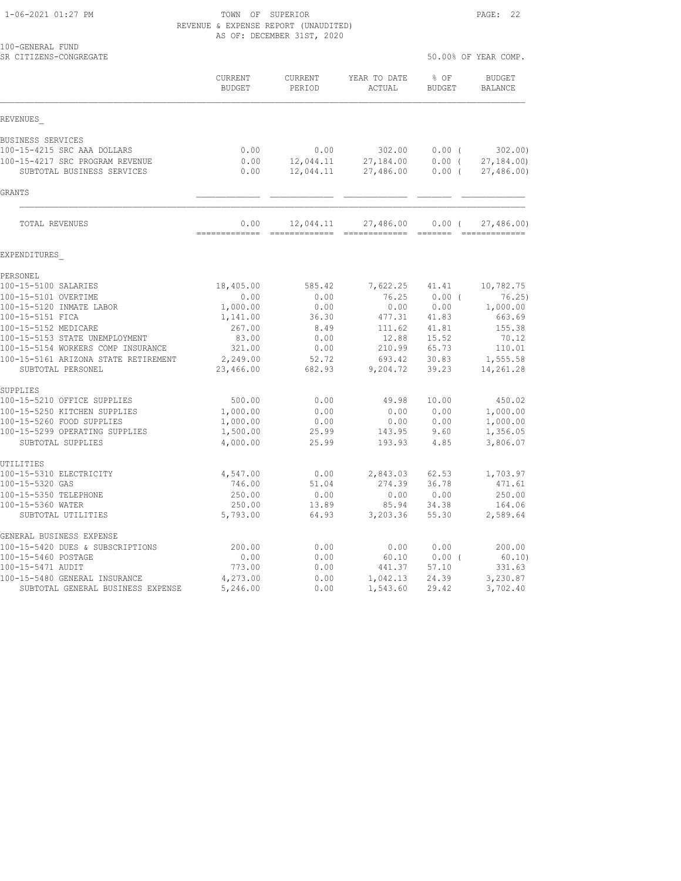TOWN OF SUPERIOR
REVENUE & EXPENSE REPORT (UNAUDITED)
AS OF: DECEMBER 31ST, 2020

100-GENERAL FUND
SR CITIZENS-CONGREGATE

50.00% OF YEAR COMP.

| | CURRENT BUDGET | CURRENT PERIOD | YEAR TO DATE ACTUAL | % OF BUDGET | BUDGET BALANCE |
|---|---|---|---|---|---|
| **REVENUES** | | | | | |
| BUSINESS SERVICES | | | | | |
| 100-15-4215 SRC AAA DOLLARS | 0.00 | 0.00 | 302.00 | 0.00 ( | 302.00) |
| 100-15-4217 SRC PROGRAM REVENUE | 0.00 | 12,044.11 | 27,184.00 | 0.00 ( | 27,184.00) |
| SUBTOTAL BUSINESS SERVICES | 0.00 | 12,044.11 | 27,486.00 | 0.00 ( | 27,486.00) |
| GRANTS | | | | | |
| TOTAL REVENUES | 0.00 | 12,044.11 | 27,486.00 | 0.00 ( | 27,486.00) |
| **EXPENDITURES** | | | | | |
| PERSONEL | | | | | |
| 100-15-5100 SALARIES | 18,405.00 | 585.42 | 7,622.25 | 41.41 | 10,782.75 |
| 100-15-5101 OVERTIME | 0.00 | 0.00 | 76.25 | 0.00 ( | 76.25) |
| 100-15-5120 INMATE LABOR | 1,000.00 | 0.00 | 0.00 | 0.00 | 1,000.00 |
| 100-15-5151 FICA | 1,141.00 | 36.30 | 477.31 | 41.83 | 663.69 |
| 100-15-5152 MEDICARE | 267.00 | 8.49 | 111.62 | 41.81 | 155.38 |
| 100-15-5153 STATE UNEMPLOYMENT | 83.00 | 0.00 | 12.88 | 15.52 | 70.12 |
| 100-15-5154 WORKERS COMP INSURANCE | 321.00 | 0.00 | 210.99 | 65.73 | 110.01 |
| 100-15-5161 ARIZONA STATE RETIREMENT | 2,249.00 | 52.72 | 693.42 | 30.83 | 1,555.58 |
| SUBTOTAL PERSONEL | 23,466.00 | 682.93 | 9,204.72 | 39.23 | 14,261.28 |
| SUPPLIES | | | | | |
| 100-15-5210 OFFICE SUPPLIES | 500.00 | 0.00 | 49.98 | 10.00 | 450.02 |
| 100-15-5250 KITCHEN SUPPLIES | 1,000.00 | 0.00 | 0.00 | 0.00 | 1,000.00 |
| 100-15-5260 FOOD SUPPLIES | 1,000.00 | 0.00 | 0.00 | 0.00 | 1,000.00 |
| 100-15-5299 OPERATING SUPPLIES | 1,500.00 | 25.99 | 143.95 | 9.60 | 1,356.05 |
| SUBTOTAL SUPPLIES | 4,000.00 | 25.99 | 193.93 | 4.85 | 3,806.07 |
| UTILITIES | | | | | |
| 100-15-5310 ELECTRICITY | 4,547.00 | 0.00 | 2,843.03 | 62.53 | 1,703.97 |
| 100-15-5320 GAS | 746.00 | 51.04 | 274.39 | 36.78 | 471.61 |
| 100-15-5350 TELEPHONE | 250.00 | 0.00 | 0.00 | 0.00 | 250.00 |
| 100-15-5360 WATER | 250.00 | 13.89 | 85.94 | 34.38 | 164.06 |
| SUBTOTAL UTILITIES | 5,793.00 | 64.93 | 3,203.36 | 55.30 | 2,589.64 |
| GENERAL BUSINESS EXPENSE | | | | | |
| 100-15-5420 DUES & SUBSCRIPTIONS | 200.00 | 0.00 | 0.00 | 0.00 | 200.00 |
| 100-15-5460 POSTAGE | 0.00 | 0.00 | 60.10 | 0.00 ( | 60.10) |
| 100-15-5471 AUDIT | 773.00 | 0.00 | 441.37 | 57.10 | 331.63 |
| 100-15-5480 GENERAL INSURANCE | 4,273.00 | 0.00 | 1,042.13 | 24.39 | 3,230.87 |
| SUBTOTAL GENERAL BUSINESS EXPENSE | 5,246.00 | 0.00 | 1,543.60 | 29.42 | 3,702.40 |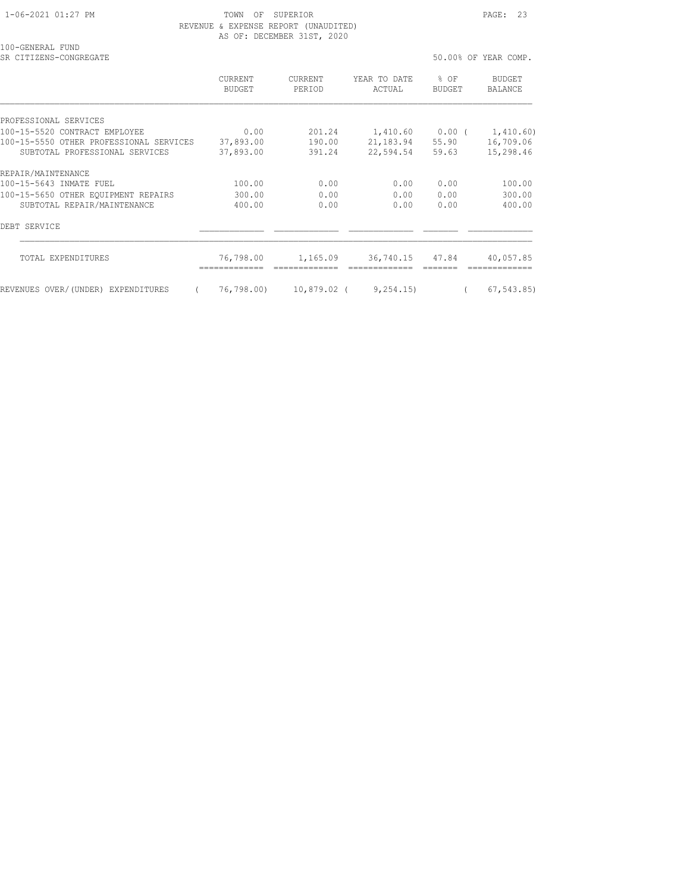TOWN OF SUPERIOR
REVENUE & EXPENSE REPORT (UNAUDITED)
AS OF: DECEMBER 31ST, 2020

100-GENERAL FUND
SR CITIZENS-CONGREGATE

50.00% OF YEAR COMP.

| | CURRENT BUDGET | CURRENT PERIOD | YEAR TO DATE ACTUAL | % OF BUDGET | BUDGET BALANCE |
|---|---|---|---|---|---|
| PROFESSIONAL SERVICES | | | | | |
| 100-15-5520 CONTRACT EMPLOYEE | 0.00 | 201.24 | 1,410.60 | 0.00 | ( 1,410.60) |
| 100-15-5550 OTHER PROFESSIONAL SERVICES | 37,893.00 | 190.00 | 21,183.94 | 55.90 | 16,709.06 |
| SUBTOTAL PROFESSIONAL SERVICES | 37,893.00 | 391.24 | 22,594.54 | 59.63 | 15,298.46 |
| REPAIR/MAINTENANCE | | | | | |
| 100-15-5643 INMATE FUEL | 100.00 | 0.00 | 0.00 | 0.00 | 100.00 |
| 100-15-5650 OTHER EQUIPMENT REPAIRS | 300.00 | 0.00 | 0.00 | 0.00 | 300.00 |
| SUBTOTAL REPAIR/MAINTENANCE | 400.00 | 0.00 | 0.00 | 0.00 | 400.00 |
| DEBT SERVICE | | | | | |
| TOTAL EXPENDITURES | 76,798.00 | 1,165.09 | 36,740.15 | 47.84 | 40,057.85 |
| REVENUES OVER/(UNDER) EXPENDITURES | ( 76,798.00) | 10,879.02 | ( 9,254.15) | | ( 67,543.85) |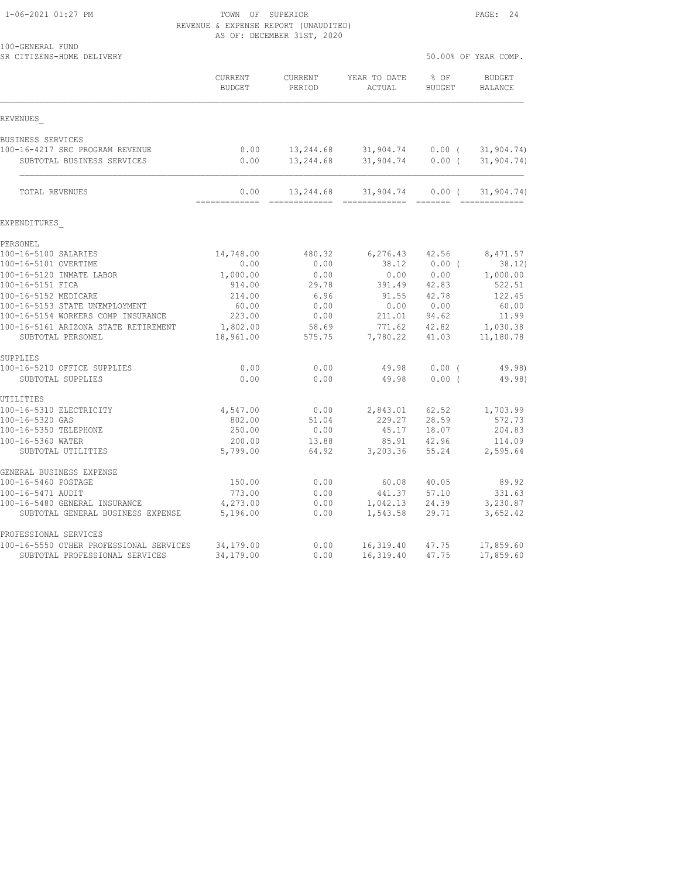TOWN OF SUPERIOR
REVENUE & EXPENSE REPORT (UNAUDITED)
AS OF: DECEMBER 31ST, 2020

100-GENERAL FUND
SR CITIZENS-HOME DELIVERY

50.00% OF YEAR COMP.

| | CURRENT BUDGET | CURRENT PERIOD | YEAR TO DATE ACTUAL | % OF BUDGET | BUDGET BALANCE |
|---|---|---|---|---|---|
| REVENUES | | | | | |
| BUSINESS SERVICES | | | | | |
| 100-16-4217 SRC PROGRAM REVENUE | 0.00 | 13,244.68 | 31,904.74 | 0.00 ( | 31,904.74) |
| SUBTOTAL BUSINESS SERVICES | 0.00 | 13,244.68 | 31,904.74 | 0.00 ( | 31,904.74) |
| TOTAL REVENUES | 0.00 | 13,244.68 | 31,904.74 | 0.00 ( | 31,904.74) |
| EXPENDITURES | | | | | |
| PERSONEL | | | | | |
| 100-16-5100 SALARIES | 14,748.00 | 480.32 | 6,276.43 | 42.56 | 8,471.57 |
| 100-16-5101 OVERTIME | 0.00 | 0.00 | 38.12 | 0.00 ( | 38.12) |
| 100-16-5120 INMATE LABOR | 1,000.00 | 0.00 | 0.00 | 0.00 | 1,000.00 |
| 100-16-5151 FICA | 914.00 | 29.78 | 391.49 | 42.83 | 522.51 |
| 100-16-5152 MEDICARE | 214.00 | 6.96 | 91.55 | 42.78 | 122.45 |
| 100-16-5153 STATE UNEMPLOYMENT | 60.00 | 0.00 | 0.00 | 0.00 | 60.00 |
| 100-16-5154 WORKERS COMP INSURANCE | 223.00 | 0.00 | 211.01 | 94.62 | 11.99 |
| 100-16-5161 ARIZONA STATE RETIREMENT | 1,802.00 | 58.69 | 771.62 | 42.82 | 1,030.38 |
| SUBTOTAL PERSONEL | 18,961.00 | 575.75 | 7,780.22 | 41.03 | 11,180.78 |
| SUPPLIES | | | | | |
| 100-16-5210 OFFICE SUPPLIES | 0.00 | 0.00 | 49.98 | 0.00 ( | 49.98) |
| SUBTOTAL SUPPLIES | 0.00 | 0.00 | 49.98 | 0.00 ( | 49.98) |
| UTILITIES | | | | | |
| 100-16-5310 ELECTRICITY | 4,547.00 | 0.00 | 2,843.01 | 62.52 | 1,703.99 |
| 100-16-5320 GAS | 802.00 | 51.04 | 229.27 | 28.59 | 572.73 |
| 100-16-5350 TELEPHONE | 250.00 | 0.00 | 45.17 | 18.07 | 204.83 |
| 100-16-5360 WATER | 200.00 | 13.88 | 85.91 | 42.96 | 114.09 |
| SUBTOTAL UTILITIES | 5,799.00 | 64.92 | 3,203.36 | 55.24 | 2,595.64 |
| GENERAL BUSINESS EXPENSE | | | | | |
| 100-16-5460 POSTAGE | 150.00 | 0.00 | 60.08 | 40.05 | 89.92 |
| 100-16-5471 AUDIT | 773.00 | 0.00 | 441.37 | 57.10 | 331.63 |
| 100-16-5480 GENERAL INSURANCE | 4,273.00 | 0.00 | 1,042.13 | 24.39 | 3,230.87 |
| SUBTOTAL GENERAL BUSINESS EXPENSE | 5,196.00 | 0.00 | 1,543.58 | 29.71 | 3,652.42 |
| PROFESSIONAL SERVICES | | | | | |
| 100-16-5550 OTHER PROFESSIONAL SERVICES | 34,179.00 | 0.00 | 16,319.40 | 47.75 | 17,859.60 |
| SUBTOTAL PROFESSIONAL SERVICES | 34,179.00 | 0.00 | 16,319.40 | 47.75 | 17,859.60 |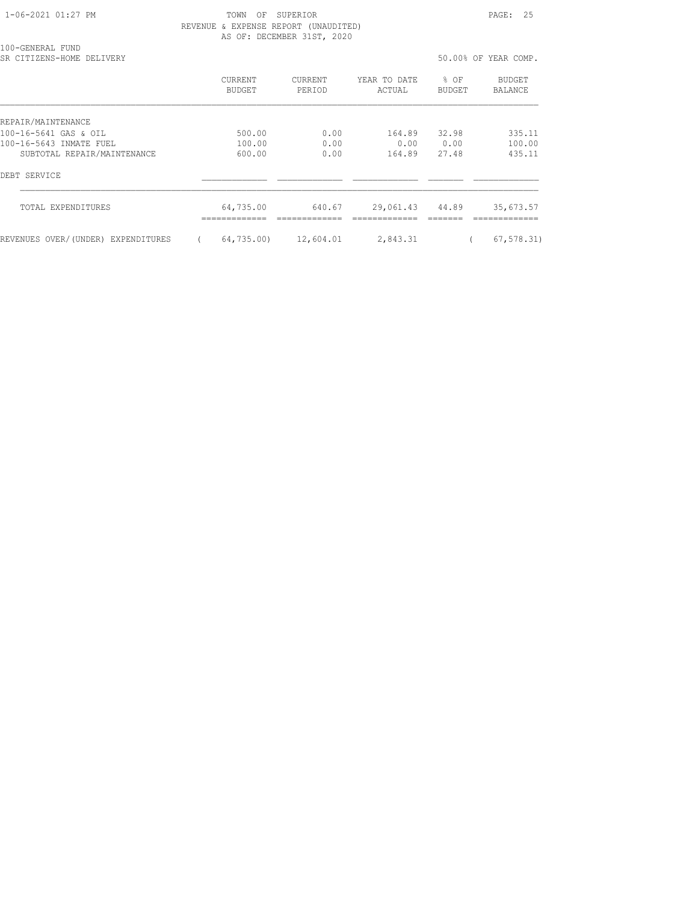TOWN OF SUPERIOR
REVENUE & EXPENSE REPORT (UNAUDITED)
AS OF: DECEMBER 31ST, 2020

100-GENERAL FUND
SR CITIZENS-HOME DELIVERY

50.00% OF YEAR COMP.

| | CURRENT BUDGET | CURRENT PERIOD | YEAR TO DATE ACTUAL | % OF BUDGET | BUDGET BALANCE |
|---|---|---|---|---|---|
| REPAIR/MAINTENANCE | | | | | |
| 100-16-5641 GAS & OIL | 500.00 | 0.00 | 164.89 | 32.98 | 335.11 |
| 100-16-5643 INMATE FUEL | 100.00 | 0.00 | 0.00 | 0.00 | 100.00 |
| SUBTOTAL REPAIR/MAINTENANCE | 600.00 | 0.00 | 164.89 | 27.48 | 435.11 |
| DEBT SERVICE | | | | | |
| TOTAL EXPENDITURES | 64,735.00 | 640.67 | 29,061.43 | 44.89 | 35,673.57 |
| REVENUES OVER/(UNDER) EXPENDITURES | ( 64,735.00) | 12,604.01 | 2,843.31 | | ( 67,578.31) |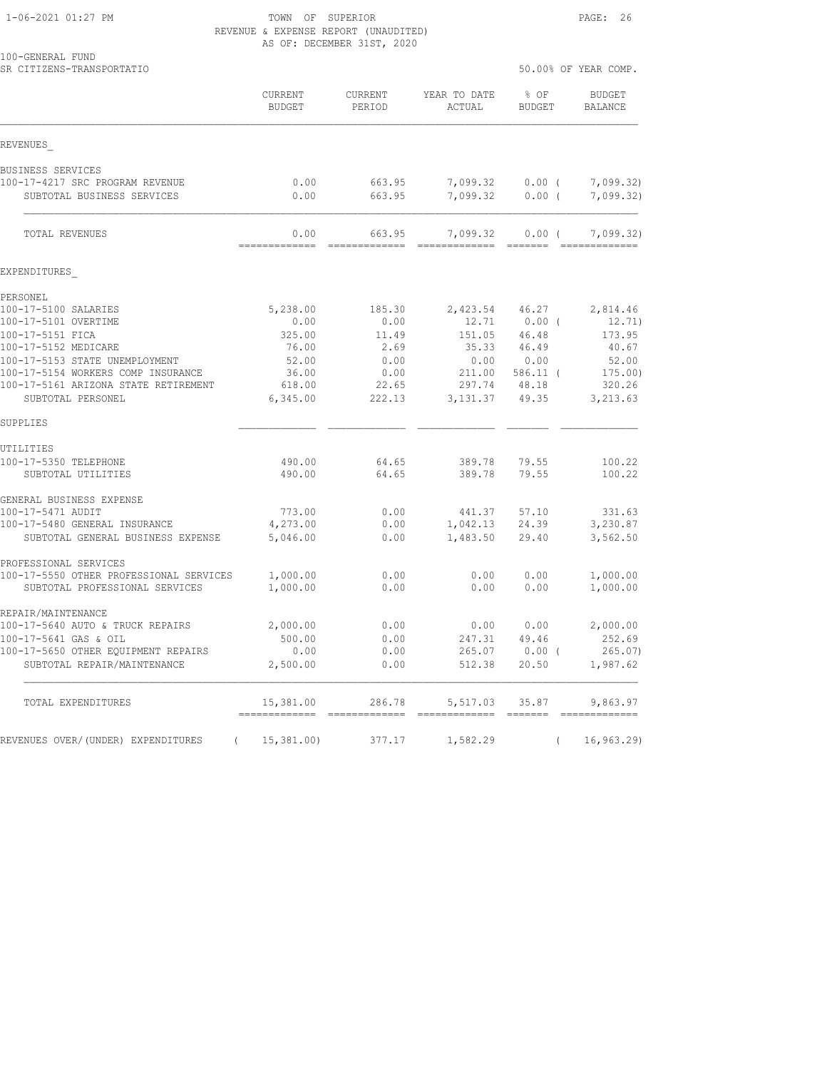1-06-2021 01:27 PM TOWN OF SUPERIOR
REVENUE & EXPENSE REPORT (UNAUDITED)
AS OF: DECEMBER 31ST, 2020

100-GENERAL FUND
SR CITIZENS-TRANSPORTATIO 50.00% OF YEAR COMP.

| | CURRENT BUDGET | CURRENT PERIOD | YEAR TO DATE ACTUAL | % OF BUDGET | BUDGET BALANCE |
|---|---|---|---|---|---|
| REVENUES_ | | | | | |
| BUSINESS SERVICES | | | | | |
| 100-17-4217 SRC PROGRAM REVENUE | 0.00 | 663.95 | 7,099.32 | 0.00 ( | 7,099.32) |
| SUBTOTAL BUSINESS SERVICES | 0.00 | 663.95 | 7,099.32 | 0.00 ( | 7,099.32) |
| TOTAL REVENUES | 0.00 | 663.95 | 7,099.32 | 0.00 ( | 7,099.32) |
| EXPENDITURES_ | | | | | |
| PERSONEL | | | | | |
| 100-17-5100 SALARIES | 5,238.00 | 185.30 | 2,423.54 | 46.27 | 2,814.46 |
| 100-17-5101 OVERTIME | 0.00 | 0.00 | 12.71 | 0.00 ( | 12.71) |
| 100-17-5151 FICA | 325.00 | 11.49 | 151.05 | 46.48 | 173.95 |
| 100-17-5152 MEDICARE | 76.00 | 2.69 | 35.33 | 46.49 | 40.67 |
| 100-17-5153 STATE UNEMPLOYMENT | 52.00 | 0.00 | 0.00 | 0.00 | 52.00 |
| 100-17-5154 WORKERS COMP INSURANCE | 36.00 | 0.00 | 211.00 | 586.11 ( | 175.00) |
| 100-17-5161 ARIZONA STATE RETIREMENT | 618.00 | 22.65 | 297.74 | 48.18 | 320.26 |
| SUBTOTAL PERSONEL | 6,345.00 | 222.13 | 3,131.37 | 49.35 | 3,213.63 |
| SUPPLIES | | | | | |
| UTILITIES | | | | | |
| 100-17-5350 TELEPHONE | 490.00 | 64.65 | 389.78 | 79.55 | 100.22 |
| SUBTOTAL UTILITIES | 490.00 | 64.65 | 389.78 | 79.55 | 100.22 |
| GENERAL BUSINESS EXPENSE | | | | | |
| 100-17-5471 AUDIT | 773.00 | 0.00 | 441.37 | 57.10 | 331.63 |
| 100-17-5480 GENERAL INSURANCE | 4,273.00 | 0.00 | 1,042.13 | 24.39 | 3,230.87 |
| SUBTOTAL GENERAL BUSINESS EXPENSE | 5,046.00 | 0.00 | 1,483.50 | 29.40 | 3,562.50 |
| PROFESSIONAL SERVICES | | | | | |
| 100-17-5550 OTHER PROFESSIONAL SERVICES | 1,000.00 | 0.00 | 0.00 | 0.00 | 1,000.00 |
| SUBTOTAL PROFESSIONAL SERVICES | 1,000.00 | 0.00 | 0.00 | 0.00 | 1,000.00 |
| REPAIR/MAINTENANCE | | | | | |
| 100-17-5640 AUTO & TRUCK REPAIRS | 2,000.00 | 0.00 | 0.00 | 0.00 | 2,000.00 |
| 100-17-5641 GAS & OIL | 500.00 | 0.00 | 247.31 | 49.46 | 252.69 |
| 100-17-5650 OTHER EQUIPMENT REPAIRS | 0.00 | 0.00 | 265.07 | 0.00 ( | 265.07) |
| SUBTOTAL REPAIR/MAINTENANCE | 2,500.00 | 0.00 | 512.38 | 20.50 | 1,987.62 |
| TOTAL EXPENDITURES | 15,381.00 | 286.78 | 5,517.03 | 35.87 | 9,863.97 |
| REVENUES OVER/(UNDER) EXPENDITURES | ( 15,381.00) | 377.17 | 1,582.29 | ( | 16,963.29) |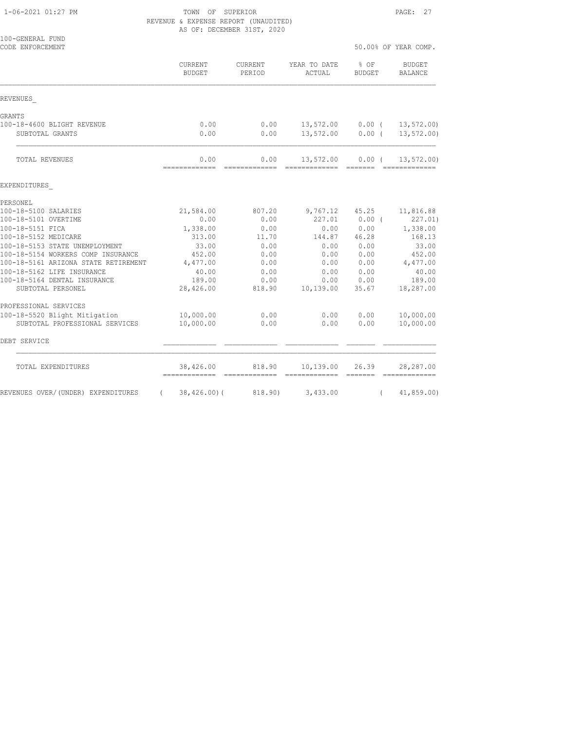TOWN OF SUPERIOR
REVENUE & EXPENSE REPORT (UNAUDITED)
AS OF: DECEMBER 31ST, 2020

100-GENERAL FUND
CODE ENFORCEMENT

50.00% OF YEAR COMP.

| | CURRENT BUDGET | CURRENT PERIOD | YEAR TO DATE ACTUAL | % OF BUDGET | BUDGET BALANCE |
|---|---|---|---|---|---|
| REVENUES_ | | | | | |
| GRANTS | | | | | |
| 100-18-4600 BLIGHT REVENUE | 0.00 | 0.00 | 13,572.00 | 0.00 | ( 13,572.00) |
| SUBTOTAL GRANTS | 0.00 | 0.00 | 13,572.00 | 0.00 | ( 13,572.00) |
| TOTAL REVENUES | 0.00 | 0.00 | 13,572.00 | 0.00 | ( 13,572.00) |
| EXPENDITURES_ | | | | | |
| PERSONEL | | | | | |
| 100-18-5100 SALARIES | 21,584.00 | 807.20 | 9,767.12 | 45.25 | 11,816.88 |
| 100-18-5101 OVERTIME | 0.00 | 0.00 | 227.01 | 0.00 | ( 227.01) |
| 100-18-5151 FICA | 1,338.00 | 0.00 | 0.00 | 0.00 | 1,338.00 |
| 100-18-5152 MEDICARE | 313.00 | 11.70 | 144.87 | 46.28 | 168.13 |
| 100-18-5153 STATE UNEMPLOYMENT | 33.00 | 0.00 | 0.00 | 0.00 | 33.00 |
| 100-18-5154 WORKERS COMP INSURANCE | 452.00 | 0.00 | 0.00 | 0.00 | 452.00 |
| 100-18-5161 ARIZONA STATE RETIREMENT | 4,477.00 | 0.00 | 0.00 | 0.00 | 4,477.00 |
| 100-18-5162 LIFE INSURANCE | 40.00 | 0.00 | 0.00 | 0.00 | 40.00 |
| 100-18-5164 DENTAL INSURANCE | 189.00 | 0.00 | 0.00 | 0.00 | 189.00 |
| SUBTOTAL PERSONEL | 28,426.00 | 818.90 | 10,139.00 | 35.67 | 18,287.00 |
| PROFESSIONAL SERVICES | | | | | |
| 100-18-5520 Blight Mitigation | 10,000.00 | 0.00 | 0.00 | 0.00 | 10,000.00 |
| SUBTOTAL PROFESSIONAL SERVICES | 10,000.00 | 0.00 | 0.00 | 0.00 | 10,000.00 |
| DEBT SERVICE | | | | | |
| TOTAL EXPENDITURES | 38,426.00 | 818.90 | 10,139.00 | 26.39 | 28,287.00 |
| REVENUES OVER/(UNDER) EXPENDITURES | ( 38,426.00) | ( 818.90) | 3,433.00 | | ( 41,859.00) |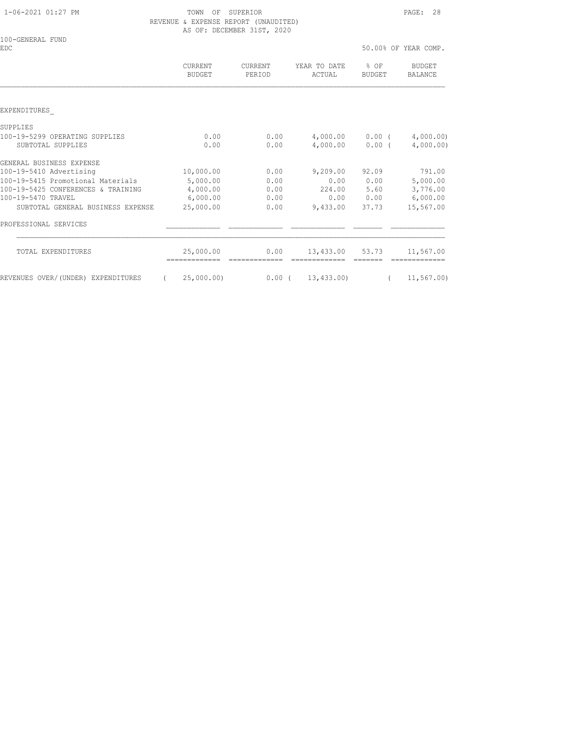TOWN OF SUPERIOR
REVENUE & EXPENSE REPORT (UNAUDITED)
AS OF: DECEMBER 31ST, 2020

100-GENERAL FUND
EDC

50.00% OF YEAR COMP.

| | CURRENT BUDGET | CURRENT PERIOD | YEAR TO DATE ACTUAL | % OF BUDGET | BUDGET BALANCE |
|---|---|---|---|---|---|
| EXPENDITURES_ | | | | | |
| SUPPLIES | | | | | |
| 100-19-5299 OPERATING SUPPLIES | 0.00 | 0.00 | 4,000.00 | 0.00 | ( 4,000.00) |
| SUBTOTAL SUPPLIES | 0.00 | 0.00 | 4,000.00 | 0.00 | ( 4,000.00) |
| GENERAL BUSINESS EXPENSE | | | | | |
| 100-19-5410 Advertising | 10,000.00 | 0.00 | 9,209.00 | 92.09 | 791.00 |
| 100-19-5415 Promotional Materials | 5,000.00 | 0.00 | 0.00 | 0.00 | 5,000.00 |
| 100-19-5425 CONFERENCES & TRAINING | 4,000.00 | 0.00 | 224.00 | 5.60 | 3,776.00 |
| 100-19-5470 TRAVEL | 6,000.00 | 0.00 | 0.00 | 0.00 | 6,000.00 |
| SUBTOTAL GENERAL BUSINESS EXPENSE | 25,000.00 | 0.00 | 9,433.00 | 37.73 | 15,567.00 |
| PROFESSIONAL SERVICES | | | | | |
| TOTAL EXPENDITURES | 25,000.00 | 0.00 | 13,433.00 | 53.73 | 11,567.00 |
| REVENUES OVER/(UNDER) EXPENDITURES | ( 25,000.00) | 0.00 | ( 13,433.00) | | ( 11,567.00) |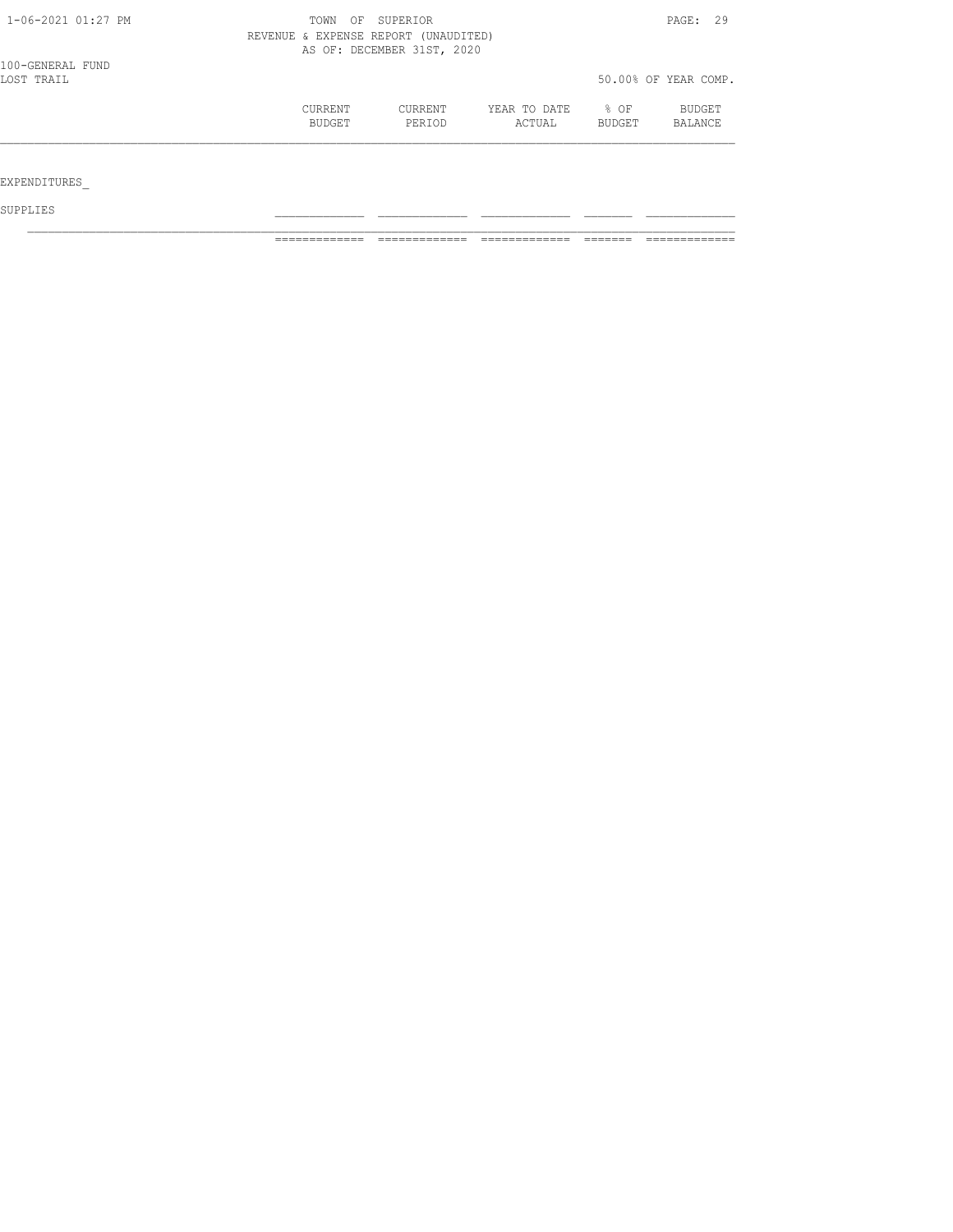TOWN OF SUPERIOR
REVENUE & EXPENSE REPORT (UNAUDITED)
AS OF: DECEMBER 31ST, 2020

100-GENERAL FUND
LOST TRAIL

50.00% OF YEAR COMP.

| | CURRENT BUDGET | CURRENT PERIOD | YEAR TO DATE ACTUAL | % OF BUDGET | BUDGET BALANCE |
|---|---|---|---|---|---|
| EXPENDITURES_ | | | | | |
| SUPPLIES | | | | | |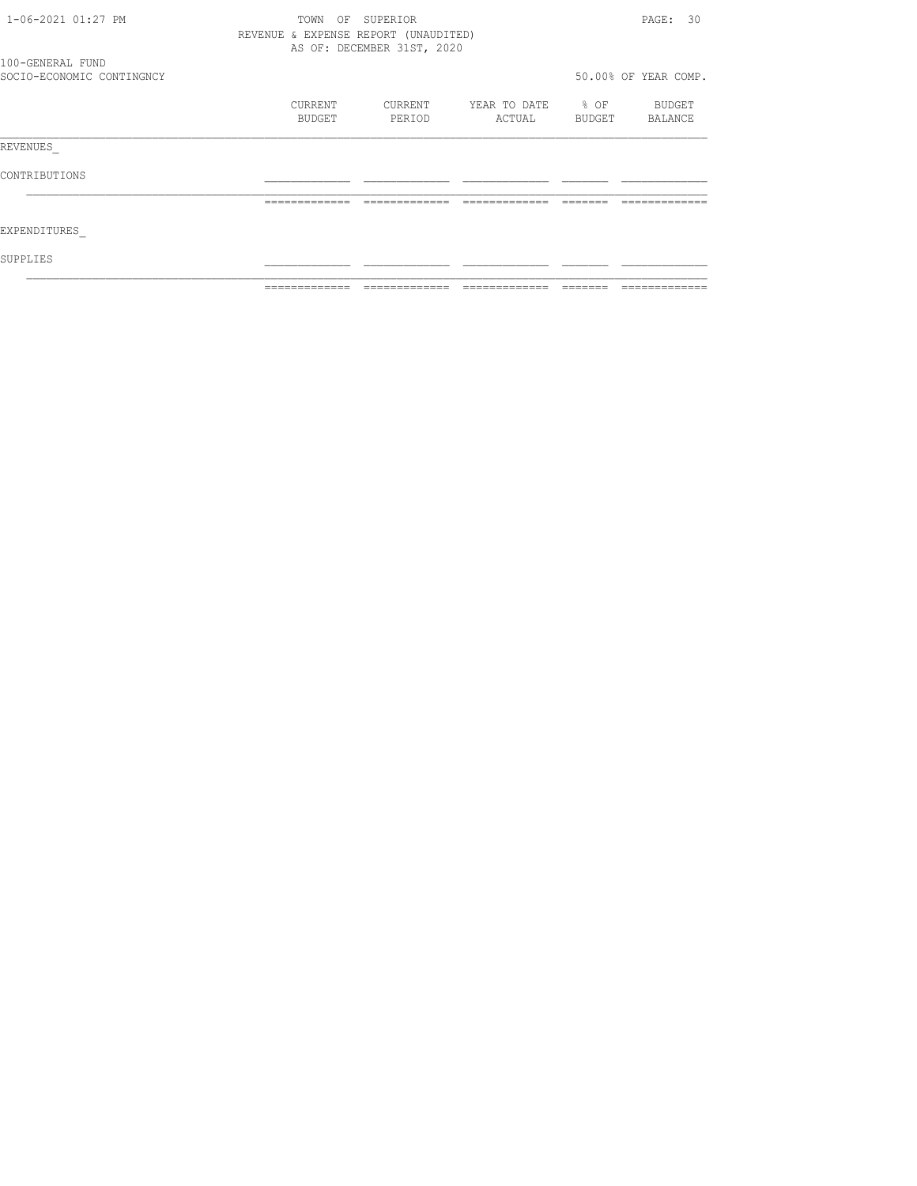TOWN OF SUPERIOR
REVENUE & EXPENSE REPORT (UNAUDITED)
AS OF: DECEMBER 31ST, 2020

100-GENERAL FUND
SOCIO-ECONOMIC CONTINGNCY

50.00% OF YEAR COMP.

| | CURRENT BUDGET | CURRENT PERIOD | YEAR TO DATE ACTUAL | % OF BUDGET | BUDGET BALANCE |
|---|---|---|---|---|---|
| REVENUES_ | | | | | |
| CONTRIBUTIONS | | | | | |
| EXPENDITURES_ | | | | | |
| SUPPLIES | | | | | |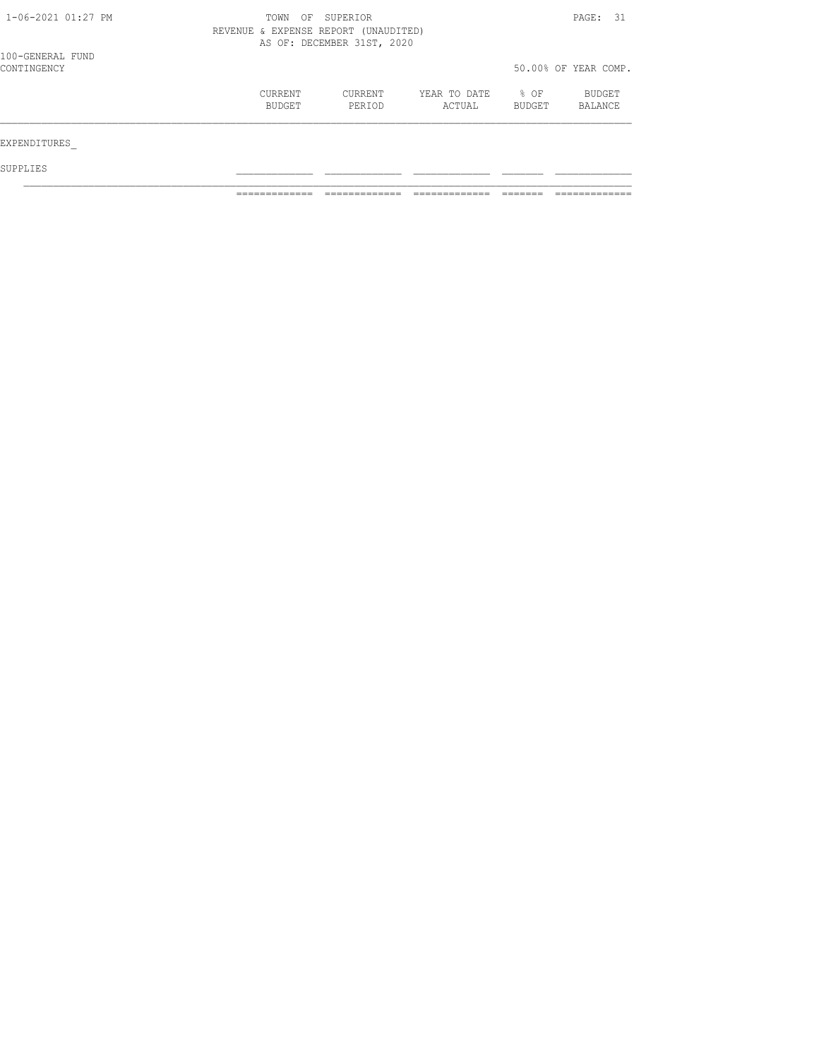TOWN OF SUPERIOR
REVENUE & EXPENSE REPORT (UNAUDITED)
AS OF: DECEMBER 31ST, 2020

100-GENERAL FUND
CONTINGENCY

50.00% OF YEAR COMP.

| | CURRENT BUDGET | CURRENT PERIOD | YEAR TO DATE ACTUAL | % OF BUDGET | BUDGET BALANCE |
|---|---|---|---|---|---|
| EXPENDITURES_ | | | | | |
| SUPPLIES | | | | | |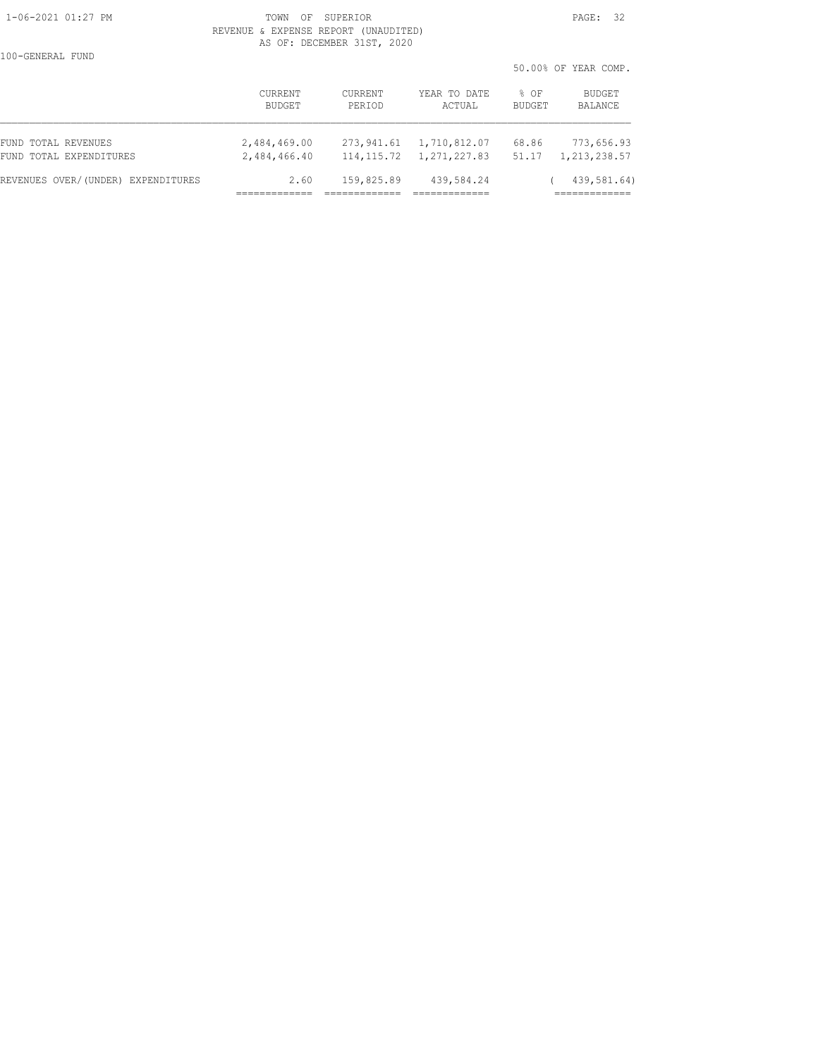TOWN OF SUPERIOR

REVENUE & EXPENSE REPORT (UNAUDITED)

AS OF: DECEMBER 31ST, 2020

100-GENERAL FUND

50.00% OF YEAR COMP.

|  | CURRENT BUDGET | CURRENT PERIOD | YEAR TO DATE ACTUAL | % OF BUDGET | BUDGET BALANCE |
|---|---|---|---|---|---|
| FUND TOTAL REVENUES | 2,484,469.00 | 273,941.61 | 1,710,812.07 | 68.86 | 773,656.93 |
| FUND TOTAL EXPENDITURES | 2,484,466.40 | 114,115.72 | 1,271,227.83 | 51.17 | 1,213,238.57 |
| REVENUES OVER/(UNDER) EXPENDITURES | 2.60 | 159,825.89 | 439,584.24 |  | ( 439,581.64) |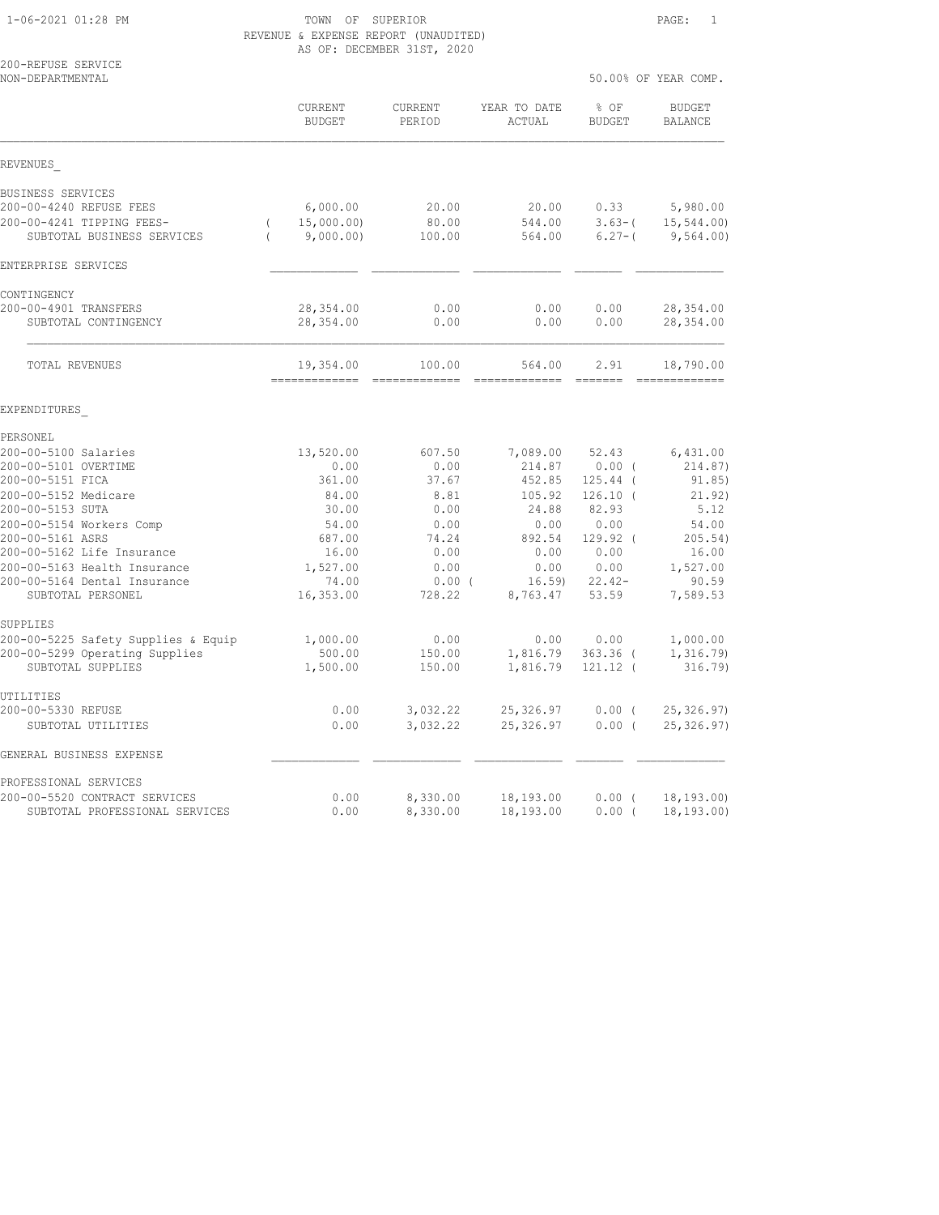1-06-2021 01:28 PM

TOWN OF SUPERIOR
REVENUE & EXPENSE REPORT (UNAUDITED)
AS OF: DECEMBER 31ST, 2020

200-REFUSE SERVICE
NON-DEPARTMENTAL

50.00% OF YEAR COMP.

| | CURRENT BUDGET | CURRENT PERIOD | YEAR TO DATE ACTUAL | % OF BUDGET | BUDGET BALANCE |
|---|---|---|---|---|---|
| REVENUES_ | | | | | |
| BUSINESS SERVICES | | | | | |
| 200-00-4240 REFUSE FEES | 6,000.00 | 20.00 | 20.00 | 0.33 | 5,980.00 |
| 200-00-4241 TIPPING FEES- | ( 15,000.00) | 80.00 | 544.00 | 3.63-( | 15,544.00) |
| SUBTOTAL BUSINESS SERVICES | ( 9,000.00) | 100.00 | 564.00 | 6.27-( | 9,564.00) |
| ENTERPRISE SERVICES | | | | | |
| CONTINGENCY | | | | | |
| 200-00-4901 TRANSFERS | 28,354.00 | 0.00 | 0.00 | 0.00 | 28,354.00 |
| SUBTOTAL CONTINGENCY | 28,354.00 | 0.00 | 0.00 | 0.00 | 28,354.00 |
| TOTAL REVENUES | 19,354.00 | 100.00 | 564.00 | 2.91 | 18,790.00 |
| EXPENDITURES_ | | | | | |
| PERSONEL | | | | | |
| 200-00-5100 Salaries | 13,520.00 | 607.50 | 7,089.00 | 52.43 | 6,431.00 |
| 200-00-5101 OVERTIME | 0.00 | 0.00 | 214.87 | 0.00 ( | 214.87) |
| 200-00-5151 FICA | 361.00 | 37.67 | 452.85 | 125.44 ( | 91.85) |
| 200-00-5152 Medicare | 84.00 | 8.81 | 105.92 | 126.10 ( | 21.92) |
| 200-00-5153 SUTA | 30.00 | 0.00 | 24.88 | 82.93 | 5.12 |
| 200-00-5154 Workers Comp | 54.00 | 0.00 | 0.00 | 0.00 | 54.00 |
| 200-00-5161 ASRS | 687.00 | 74.24 | 892.54 | 129.92 ( | 205.54) |
| 200-00-5162 Life Insurance | 16.00 | 0.00 | 0.00 | 0.00 | 16.00 |
| 200-00-5163 Health Insurance | 1,527.00 | 0.00 | 0.00 | 0.00 | 1,527.00 |
| 200-00-5164 Dental Insurance | 74.00 | 0.00 ( | 16.59) | 22.42- | 90.59 |
| SUBTOTAL PERSONEL | 16,353.00 | 728.22 | 8,763.47 | 53.59 | 7,589.53 |
| SUPPLIES | | | | | |
| 200-00-5225 Safety Supplies & Equip | 1,000.00 | 0.00 | 0.00 | 0.00 | 1,000.00 |
| 200-00-5299 Operating Supplies | 500.00 | 150.00 | 1,816.79 | 363.36 ( | 1,316.79) |
| SUBTOTAL SUPPLIES | 1,500.00 | 150.00 | 1,816.79 | 121.12 ( | 316.79) |
| UTILITIES | | | | | |
| 200-00-5330 REFUSE | 0.00 | 3,032.22 | 25,326.97 | 0.00 ( | 25,326.97) |
| SUBTOTAL UTILITIES | 0.00 | 3,032.22 | 25,326.97 | 0.00 ( | 25,326.97) |
| GENERAL BUSINESS EXPENSE | | | | | |
| PROFESSIONAL SERVICES | | | | | |
| 200-00-5520 CONTRACT SERVICES | 0.00 | 8,330.00 | 18,193.00 | 0.00 ( | 18,193.00) |
| SUBTOTAL PROFESSIONAL SERVICES | 0.00 | 8,330.00 | 18,193.00 | 0.00 ( | 18,193.00) |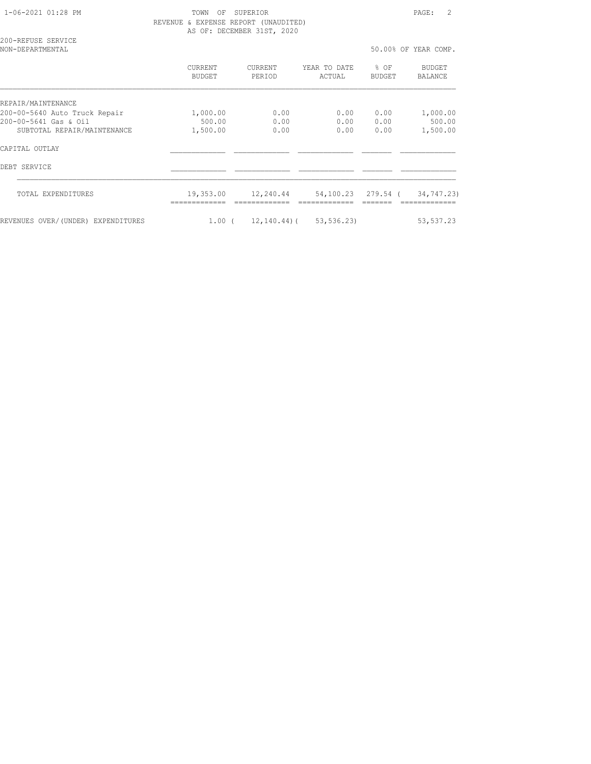TOWN OF SUPERIOR
REVENUE & EXPENSE REPORT (UNAUDITED)
AS OF: DECEMBER 31ST, 2020

200-REFUSE SERVICE
NON-DEPARTMENTAL

50.00% OF YEAR COMP.

| | CURRENT BUDGET | CURRENT PERIOD | YEAR TO DATE ACTUAL | % OF BUDGET | BUDGET BALANCE |
|---|---|---|---|---|---|
| REPAIR/MAINTENANCE | | | | | |
| 200-00-5640 Auto Truck Repair | 1,000.00 | 0.00 | 0.00 | 0.00 | 1,000.00 |
| 200-00-5641 Gas & Oil | 500.00 | 0.00 | 0.00 | 0.00 | 500.00 |
| SUBTOTAL REPAIR/MAINTENANCE | 1,500.00 | 0.00 | 0.00 | 0.00 | 1,500.00 |
| CAPITAL OUTLAY | | | | | |
| DEBT SERVICE | | | | | |
| TOTAL EXPENDITURES | 19,353.00 | 12,240.44 | 54,100.23 | 279.54 | ( 34,747.23) |
| REVENUES OVER/(UNDER) EXPENDITURES | 1.00 | ( 12,140.44) | ( 53,536.23) | | 53,537.23 |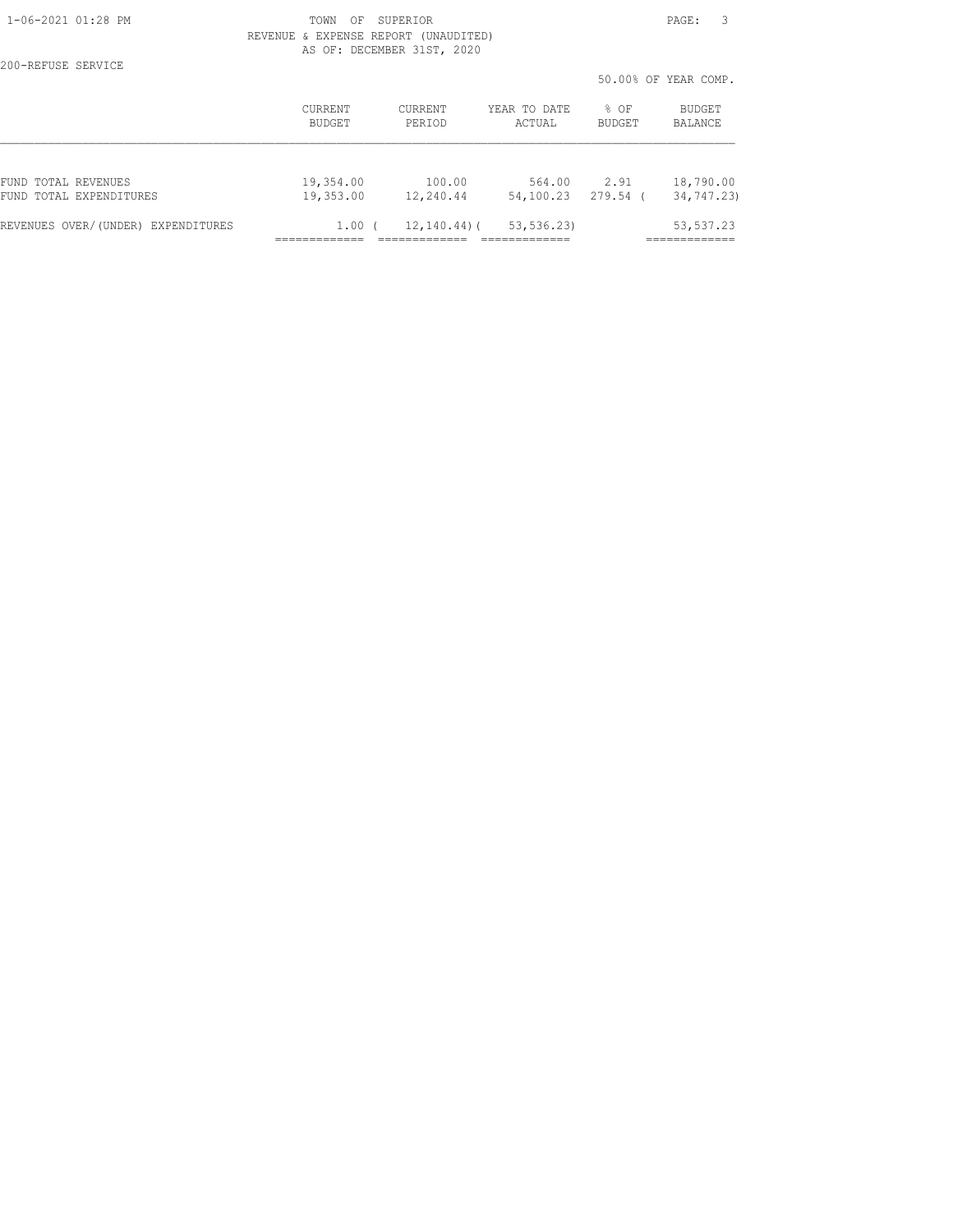TOWN OF SUPERIOR
REVENUE & EXPENSE REPORT (UNAUDITED)
AS OF: DECEMBER 31ST, 2020

200-REFUSE SERVICE

50.00% OF YEAR COMP.

| | CURRENT BUDGET | CURRENT PERIOD | YEAR TO DATE ACTUAL | % OF BUDGET | BUDGET BALANCE |
|---|---|---|---|---|---|
| FUND TOTAL REVENUES | 19,354.00 | 100.00 | 564.00 | 2.91 | 18,790.00 |
| FUND TOTAL EXPENDITURES | 19,353.00 | 12,240.44 | 54,100.23 | 279.54 | ( 34,747.23) |
| REVENUES OVER/(UNDER) EXPENDITURES | 1.00 | ( 12,140.44) | ( 53,536.23) | | 53,537.23 |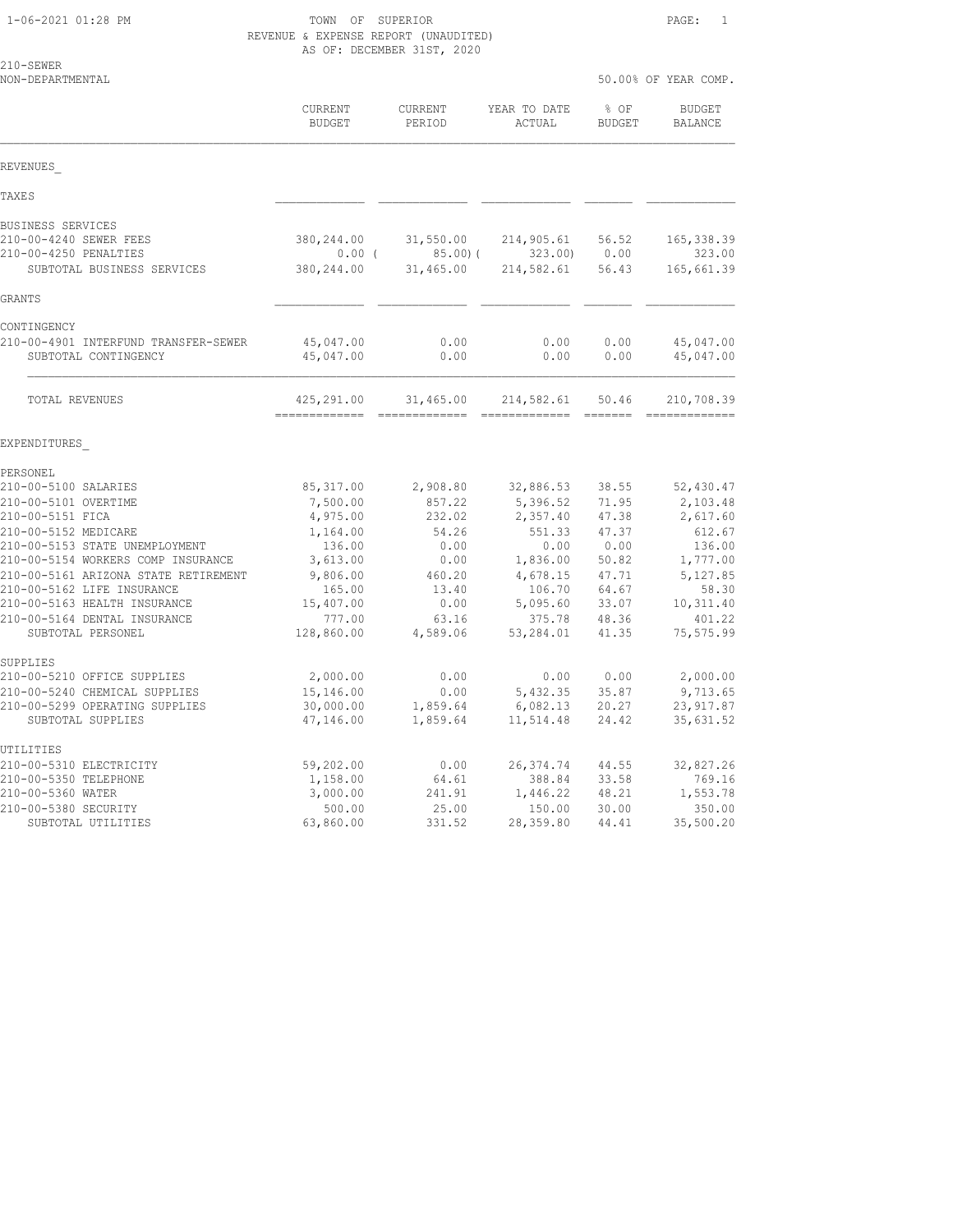1-06-2021 01:28 PM

TOWN OF SUPERIOR

REVENUE & EXPENSE REPORT (UNAUDITED)

AS OF: DECEMBER 31ST, 2020

210-SEWER

NON-DEPARTMENTAL

50.00% OF YEAR COMP.

| | CURRENT BUDGET | CURRENT PERIOD | YEAR TO DATE ACTUAL | % OF BUDGET | BUDGET BALANCE |
|---|---|---|---|---|---|
| **REVENUES** | | | | | |
| TAXES | | | | | |
| BUSINESS SERVICES | | | | | |
| 210-00-4240 SEWER FEES | 380,244.00 | 31,550.00 | 214,905.61 | 56.52 | 165,338.39 |
| 210-00-4250 PENALTIES | 0.00 | ( 85.00) | ( 323.00) | 0.00 | 323.00 |
| SUBTOTAL BUSINESS SERVICES | 380,244.00 | 31,465.00 | 214,582.61 | 56.43 | 165,661.39 |
| GRANTS | | | | | |
| CONTINGENCY | | | | | |
| 210-00-4901 INTERFUND TRANSFER-SEWER | 45,047.00 | 0.00 | 0.00 | 0.00 | 45,047.00 |
| SUBTOTAL CONTINGENCY | 45,047.00 | 0.00 | 0.00 | 0.00 | 45,047.00 |
| TOTAL REVENUES | 425,291.00 | 31,465.00 | 214,582.61 | 50.46 | 210,708.39 |
| **EXPENDITURES** | | | | | |
| PERSONEL | | | | | |
| 210-00-5100 SALARIES | 85,317.00 | 2,908.80 | 32,886.53 | 38.55 | 52,430.47 |
| 210-00-5101 OVERTIME | 7,500.00 | 857.22 | 5,396.52 | 71.95 | 2,103.48 |
| 210-00-5151 FICA | 4,975.00 | 232.02 | 2,357.40 | 47.38 | 2,617.60 |
| 210-00-5152 MEDICARE | 1,164.00 | 54.26 | 551.33 | 47.37 | 612.67 |
| 210-00-5153 STATE UNEMPLOYMENT | 136.00 | 0.00 | 0.00 | 0.00 | 136.00 |
| 210-00-5154 WORKERS COMP INSURANCE | 3,613.00 | 0.00 | 1,836.00 | 50.82 | 1,777.00 |
| 210-00-5161 ARIZONA STATE RETIREMENT | 9,806.00 | 460.20 | 4,678.15 | 47.71 | 5,127.85 |
| 210-00-5162 LIFE INSURANCE | 165.00 | 13.40 | 106.70 | 64.67 | 58.30 |
| 210-00-5163 HEALTH INSURANCE | 15,407.00 | 0.00 | 5,095.60 | 33.07 | 10,311.40 |
| 210-00-5164 DENTAL INSURANCE | 777.00 | 63.16 | 375.78 | 48.36 | 401.22 |
| SUBTOTAL PERSONEL | 128,860.00 | 4,589.06 | 53,284.01 | 41.35 | 75,575.99 |
| SUPPLIES | | | | | |
| 210-00-5210 OFFICE SUPPLIES | 2,000.00 | 0.00 | 0.00 | 0.00 | 2,000.00 |
| 210-00-5240 CHEMICAL SUPPLIES | 15,146.00 | 0.00 | 5,432.35 | 35.87 | 9,713.65 |
| 210-00-5299 OPERATING SUPPLIES | 30,000.00 | 1,859.64 | 6,082.13 | 20.27 | 23,917.87 |
| SUBTOTAL SUPPLIES | 47,146.00 | 1,859.64 | 11,514.48 | 24.42 | 35,631.52 |
| UTILITIES | | | | | |
| 210-00-5310 ELECTRICITY | 59,202.00 | 0.00 | 26,374.74 | 44.55 | 32,827.26 |
| 210-00-5350 TELEPHONE | 1,158.00 | 64.61 | 388.84 | 33.58 | 769.16 |
| 210-00-5360 WATER | 3,000.00 | 241.91 | 1,446.22 | 48.21 | 1,553.78 |
| 210-00-5380 SECURITY | 500.00 | 25.00 | 150.00 | 30.00 | 350.00 |
| SUBTOTAL UTILITIES | 63,860.00 | 331.52 | 28,359.80 | 44.41 | 35,500.20 |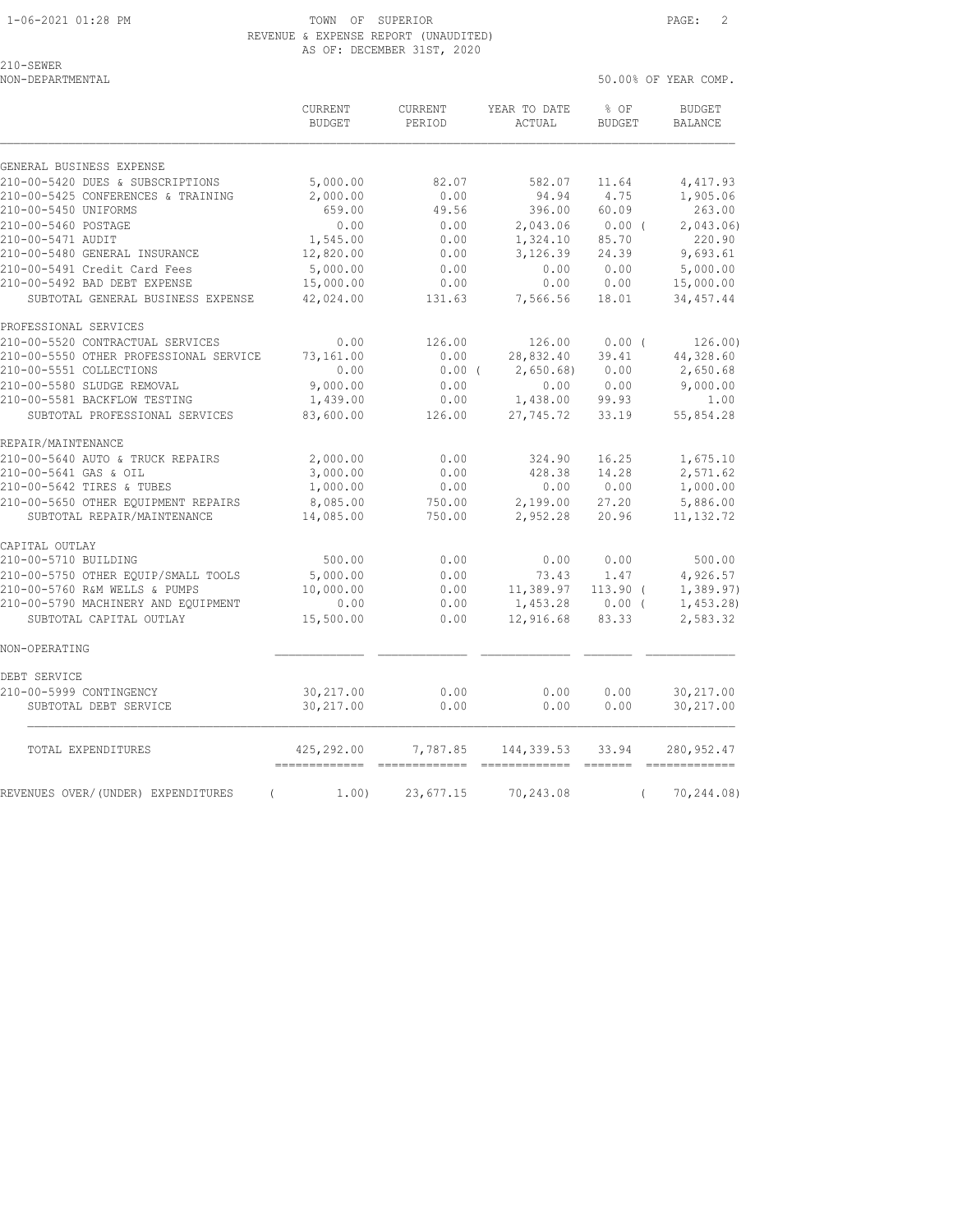TOWN OF SUPERIOR
REVENUE & EXPENSE REPORT (UNAUDITED)
AS OF: DECEMBER 31ST, 2020

210-SEWER
NON-DEPARTMENTAL

50.00% OF YEAR COMP.

| | CURRENT BUDGET | CURRENT PERIOD | YEAR TO DATE ACTUAL | % OF BUDGET | BUDGET BALANCE |
|---|---|---|---|---|---|
| **GENERAL BUSINESS EXPENSE** | | | | | |
| 210-00-5420 DUES & SUBSCRIPTIONS | 5,000.00 | 82.07 | 582.07 | 11.64 | 4,417.93 |
| 210-00-5425 CONFERENCES & TRAINING | 2,000.00 | 0.00 | 94.94 | 4.75 | 1,905.06 |
| 210-00-5450 UNIFORMS | 659.00 | 49.56 | 396.00 | 60.09 | 263.00 |
| 210-00-5460 POSTAGE | 0.00 | 0.00 | 2,043.06 | 0.00 | ( 2,043.06) |
| 210-00-5471 AUDIT | 1,545.00 | 0.00 | 1,324.10 | 85.70 | 220.90 |
| 210-00-5480 GENERAL INSURANCE | 12,820.00 | 0.00 | 3,126.39 | 24.39 | 9,693.61 |
| 210-00-5491 Credit Card Fees | 5,000.00 | 0.00 | 0.00 | 0.00 | 5,000.00 |
| 210-00-5492 BAD DEBT EXPENSE | 15,000.00 | 0.00 | 0.00 | 0.00 | 15,000.00 |
| SUBTOTAL GENERAL BUSINESS EXPENSE | 42,024.00 | 131.63 | 7,566.56 | 18.01 | 34,457.44 |
| **PROFESSIONAL SERVICES** | | | | | |
| 210-00-5520 CONTRACTUAL SERVICES | 0.00 | 126.00 | 126.00 | 0.00 | ( 126.00) |
| 210-00-5550 OTHER PROFESSIONAL SERVICE | 73,161.00 | 0.00 | 28,832.40 | 39.41 | 44,328.60 |
| 210-00-5551 COLLECTIONS | 0.00 | 0.00 | ( 2,650.68) | 0.00 | 2,650.68 |
| 210-00-5580 SLUDGE REMOVAL | 9,000.00 | 0.00 | 0.00 | 0.00 | 9,000.00 |
| 210-00-5581 BACKFLOW TESTING | 1,439.00 | 0.00 | 1,438.00 | 99.93 | 1.00 |
| SUBTOTAL PROFESSIONAL SERVICES | 83,600.00 | 126.00 | 27,745.72 | 33.19 | 55,854.28 |
| **REPAIR/MAINTENANCE** | | | | | |
| 210-00-5640 AUTO & TRUCK REPAIRS | 2,000.00 | 0.00 | 324.90 | 16.25 | 1,675.10 |
| 210-00-5641 GAS & OIL | 3,000.00 | 0.00 | 428.38 | 14.28 | 2,571.62 |
| 210-00-5642 TIRES & TUBES | 1,000.00 | 0.00 | 0.00 | 0.00 | 1,000.00 |
| 210-00-5650 OTHER EQUIPMENT REPAIRS | 8,085.00 | 750.00 | 2,199.00 | 27.20 | 5,886.00 |
| SUBTOTAL REPAIR/MAINTENANCE | 14,085.00 | 750.00 | 2,952.28 | 20.96 | 11,132.72 |
| **CAPITAL OUTLAY** | | | | | |
| 210-00-5710 BUILDING | 500.00 | 0.00 | 0.00 | 0.00 | 500.00 |
| 210-00-5750 OTHER EQUIP/SMALL TOOLS | 5,000.00 | 0.00 | 73.43 | 1.47 | 4,926.57 |
| 210-00-5760 R&M WELLS & PUMPS | 10,000.00 | 0.00 | 11,389.97 | 113.90 | ( 1,389.97) |
| 210-00-5790 MACHINERY AND EQUIPMENT | 0.00 | 0.00 | 1,453.28 | 0.00 | ( 1,453.28) |
| SUBTOTAL CAPITAL OUTLAY | 15,500.00 | 0.00 | 12,916.68 | 83.33 | 2,583.32 |
| **NON-OPERATING** | | | | | |
| **DEBT SERVICE** | | | | | |
| 210-00-5999 CONTINGENCY | 30,217.00 | 0.00 | 0.00 | 0.00 | 30,217.00 |
| SUBTOTAL DEBT SERVICE | 30,217.00 | 0.00 | 0.00 | 0.00 | 30,217.00 |
| TOTAL EXPENDITURES | 425,292.00 | 7,787.85 | 144,339.53 | 33.94 | 280,952.47 |
| REVENUES OVER/(UNDER) EXPENDITURES | ( 1.00) | 23,677.15 | 70,243.08 | | ( 70,244.08) |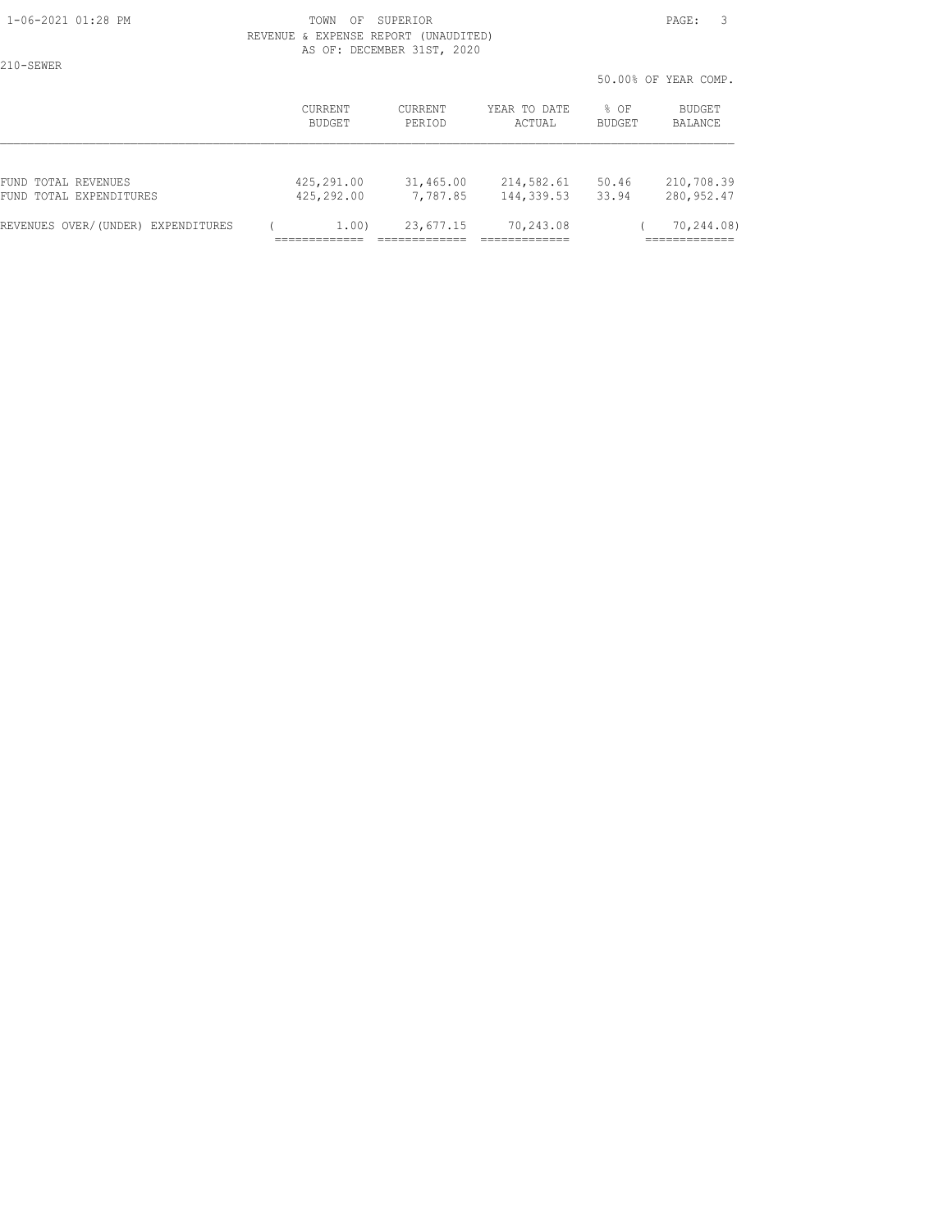TOWN OF SUPERIOR
REVENUE & EXPENSE REPORT (UNAUDITED)
AS OF: DECEMBER 31ST, 2020

210-SEWER

50.00% OF YEAR COMP.

| | CURRENT BUDGET | CURRENT PERIOD | YEAR TO DATE ACTUAL | % OF BUDGET | BUDGET BALANCE |
|---|---|---|---|---|---|
| FUND TOTAL REVENUES | 425,291.00 | 31,465.00 | 214,582.61 | 50.46 | 210,708.39 |
| FUND TOTAL EXPENDITURES | 425,292.00 | 7,787.85 | 144,339.53 | 33.94 | 280,952.47 |
| REVENUES OVER/(UNDER) EXPENDITURES | ( 1.00) | 23,677.15 | 70,243.08 | | ( 70,244.08) |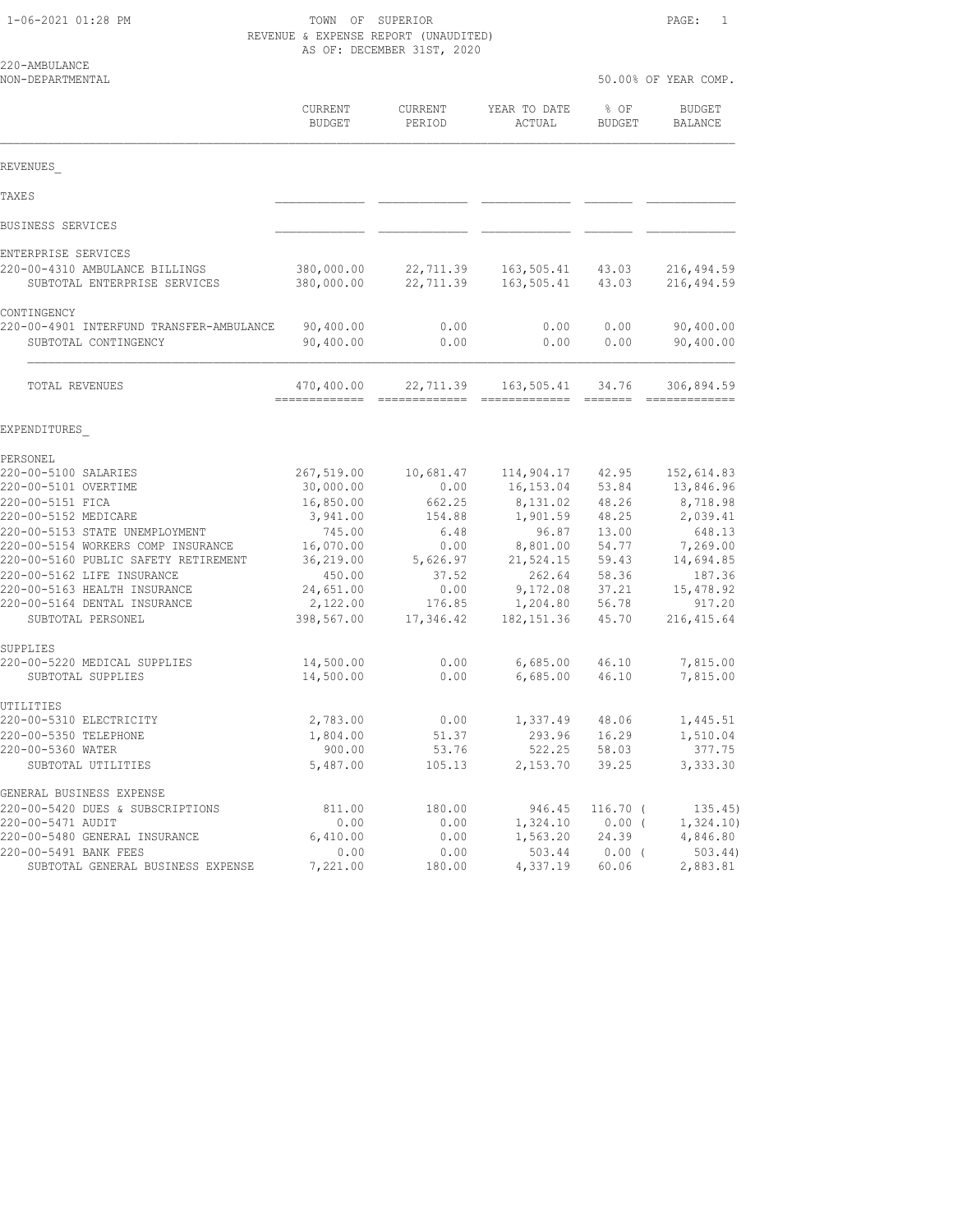TOWN OF SUPERIOR
REVENUE & EXPENSE REPORT (UNAUDITED)
AS OF: DECEMBER 31ST, 2020

220-AMBULANCE
NON-DEPARTMENTAL

50.00% OF YEAR COMP.

| | CURRENT BUDGET | CURRENT PERIOD | YEAR TO DATE ACTUAL | % OF BUDGET | BUDGET BALANCE |
|---|---|---|---|---|---|
| **REVENUES** | | | | | |
| TAXES | | | | | |
| BUSINESS SERVICES | | | | | |
| ENTERPRISE SERVICES | | | | | |
| 220-00-4310 AMBULANCE BILLINGS | 380,000.00 | 22,711.39 | 163,505.41 | 43.03 | 216,494.59 |
| SUBTOTAL ENTERPRISE SERVICES | 380,000.00 | 22,711.39 | 163,505.41 | 43.03 | 216,494.59 |
| CONTINGENCY | | | | | |
| 220-00-4901 INTERFUND TRANSFER-AMBULANCE | 90,400.00 | 0.00 | 0.00 | 0.00 | 90,400.00 |
| SUBTOTAL CONTINGENCY | 90,400.00 | 0.00 | 0.00 | 0.00 | 90,400.00 |
| TOTAL REVENUES | 470,400.00 | 22,711.39 | 163,505.41 | 34.76 | 306,894.59 |
| **EXPENDITURES** | | | | | |
| PERSONEL | | | | | |
| 220-00-5100 SALARIES | 267,519.00 | 10,681.47 | 114,904.17 | 42.95 | 152,614.83 |
| 220-00-5101 OVERTIME | 30,000.00 | 0.00 | 16,153.04 | 53.84 | 13,846.96 |
| 220-00-5151 FICA | 16,850.00 | 662.25 | 8,131.02 | 48.26 | 8,718.98 |
| 220-00-5152 MEDICARE | 3,941.00 | 154.88 | 1,901.59 | 48.25 | 2,039.41 |
| 220-00-5153 STATE UNEMPLOYMENT | 745.00 | 6.48 | 96.87 | 13.00 | 648.13 |
| 220-00-5154 WORKERS COMP INSURANCE | 16,070.00 | 0.00 | 8,801.00 | 54.77 | 7,269.00 |
| 220-00-5160 PUBLIC SAFETY RETIREMENT | 36,219.00 | 5,626.97 | 21,524.15 | 59.43 | 14,694.85 |
| 220-00-5162 LIFE INSURANCE | 450.00 | 37.52 | 262.64 | 58.36 | 187.36 |
| 220-00-5163 HEALTH INSURANCE | 24,651.00 | 0.00 | 9,172.08 | 37.21 | 15,478.92 |
| 220-00-5164 DENTAL INSURANCE | 2,122.00 | 176.85 | 1,204.80 | 56.78 | 917.20 |
| SUBTOTAL PERSONEL | 398,567.00 | 17,346.42 | 182,151.36 | 45.70 | 216,415.64 |
| SUPPLIES | | | | | |
| 220-00-5220 MEDICAL SUPPLIES | 14,500.00 | 0.00 | 6,685.00 | 46.10 | 7,815.00 |
| SUBTOTAL SUPPLIES | 14,500.00 | 0.00 | 6,685.00 | 46.10 | 7,815.00 |
| UTILITIES | | | | | |
| 220-00-5310 ELECTRICITY | 2,783.00 | 0.00 | 1,337.49 | 48.06 | 1,445.51 |
| 220-00-5350 TELEPHONE | 1,804.00 | 51.37 | 293.96 | 16.29 | 1,510.04 |
| 220-00-5360 WATER | 900.00 | 53.76 | 522.25 | 58.03 | 377.75 |
| SUBTOTAL UTILITIES | 5,487.00 | 105.13 | 2,153.70 | 39.25 | 3,333.30 |
| GENERAL BUSINESS EXPENSE | | | | | |
| 220-00-5420 DUES & SUBSCRIPTIONS | 811.00 | 180.00 | 946.45 | 116.70 | ( 135.45) |
| 220-00-5471 AUDIT | 0.00 | 0.00 | 1,324.10 | 0.00 | ( 1,324.10) |
| 220-00-5480 GENERAL INSURANCE | 6,410.00 | 0.00 | 1,563.20 | 24.39 | 4,846.80 |
| 220-00-5491 BANK FEES | 0.00 | 0.00 | 503.44 | 0.00 | ( 503.44) |
| SUBTOTAL GENERAL BUSINESS EXPENSE | 7,221.00 | 180.00 | 4,337.19 | 60.06 | 2,883.81 |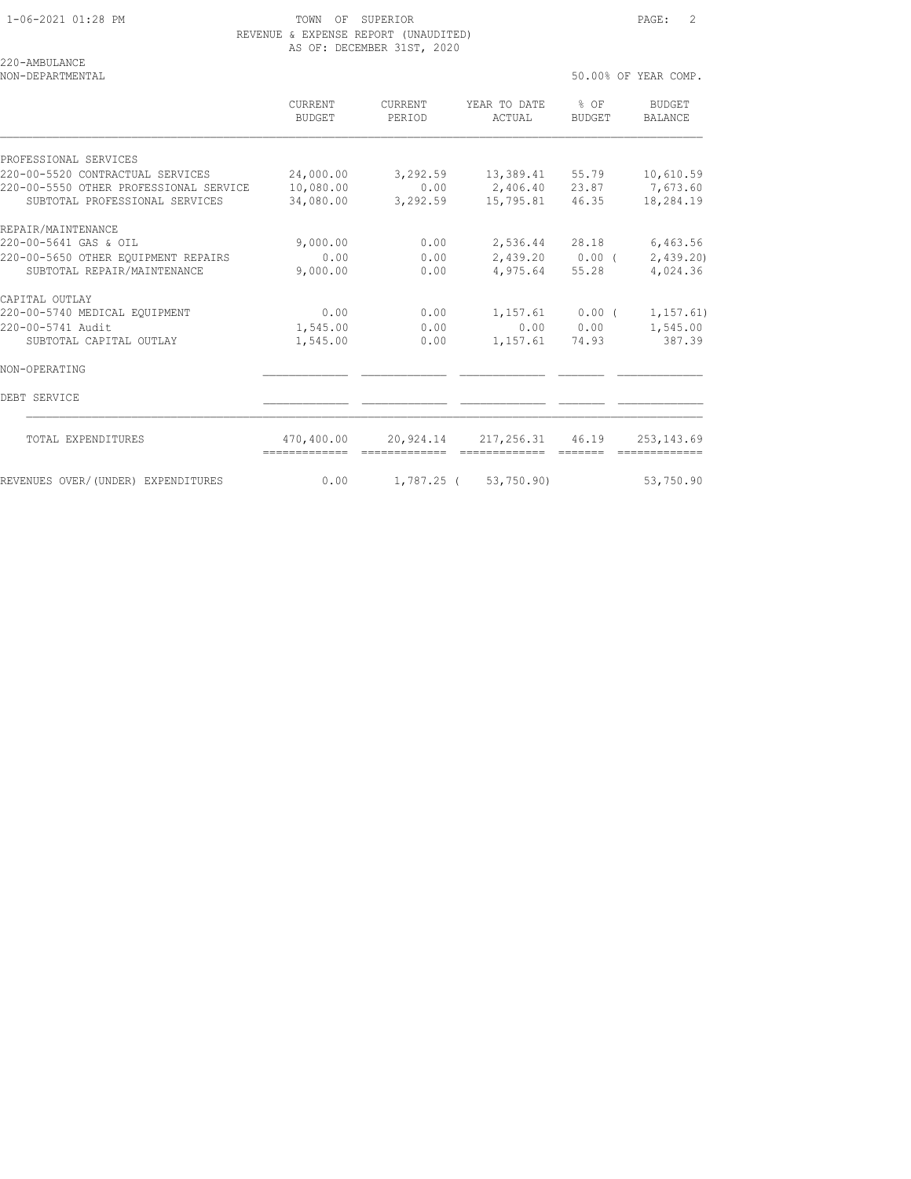TOWN OF SUPERIOR
REVENUE & EXPENSE REPORT (UNAUDITED)
AS OF: DECEMBER 31ST, 2020

220-AMBULANCE
NON-DEPARTMENTAL

50.00% OF YEAR COMP.

| | CURRENT BUDGET | CURRENT PERIOD | YEAR TO DATE ACTUAL | % OF BUDGET | BUDGET BALANCE |
|---|---|---|---|---|---|
| PROFESSIONAL SERVICES | | | | | |
| 220-00-5520 CONTRACTUAL SERVICES | 24,000.00 | 3,292.59 | 13,389.41 | 55.79 | 10,610.59 |
| 220-00-5550 OTHER PROFESSIONAL SERVICE | 10,080.00 | 0.00 | 2,406.40 | 23.87 | 7,673.60 |
| SUBTOTAL PROFESSIONAL SERVICES | 34,080.00 | 3,292.59 | 15,795.81 | 46.35 | 18,284.19 |
| REPAIR/MAINTENANCE | | | | | |
| 220-00-5641 GAS & OIL | 9,000.00 | 0.00 | 2,536.44 | 28.18 | 6,463.56 |
| 220-00-5650 OTHER EQUIPMENT REPAIRS | 0.00 | 0.00 | 2,439.20 | 0.00 | ( 2,439.20) |
| SUBTOTAL REPAIR/MAINTENANCE | 9,000.00 | 0.00 | 4,975.64 | 55.28 | 4,024.36 |
| CAPITAL OUTLAY | | | | | |
| 220-00-5740 MEDICAL EQUIPMENT | 0.00 | 0.00 | 1,157.61 | 0.00 | ( 1,157.61) |
| 220-00-5741 Audit | 1,545.00 | 0.00 | 0.00 | 0.00 | 1,545.00 |
| SUBTOTAL CAPITAL OUTLAY | 1,545.00 | 0.00 | 1,157.61 | 74.93 | 387.39 |
| NON-OPERATING | | | | | |
| DEBT SERVICE | | | | | |
| TOTAL EXPENDITURES | 470,400.00 | 20,924.14 | 217,256.31 | 46.19 | 253,143.69 |
| REVENUES OVER/(UNDER) EXPENDITURES | 0.00 | 1,787.25 | ( 53,750.90) | | 53,750.90 |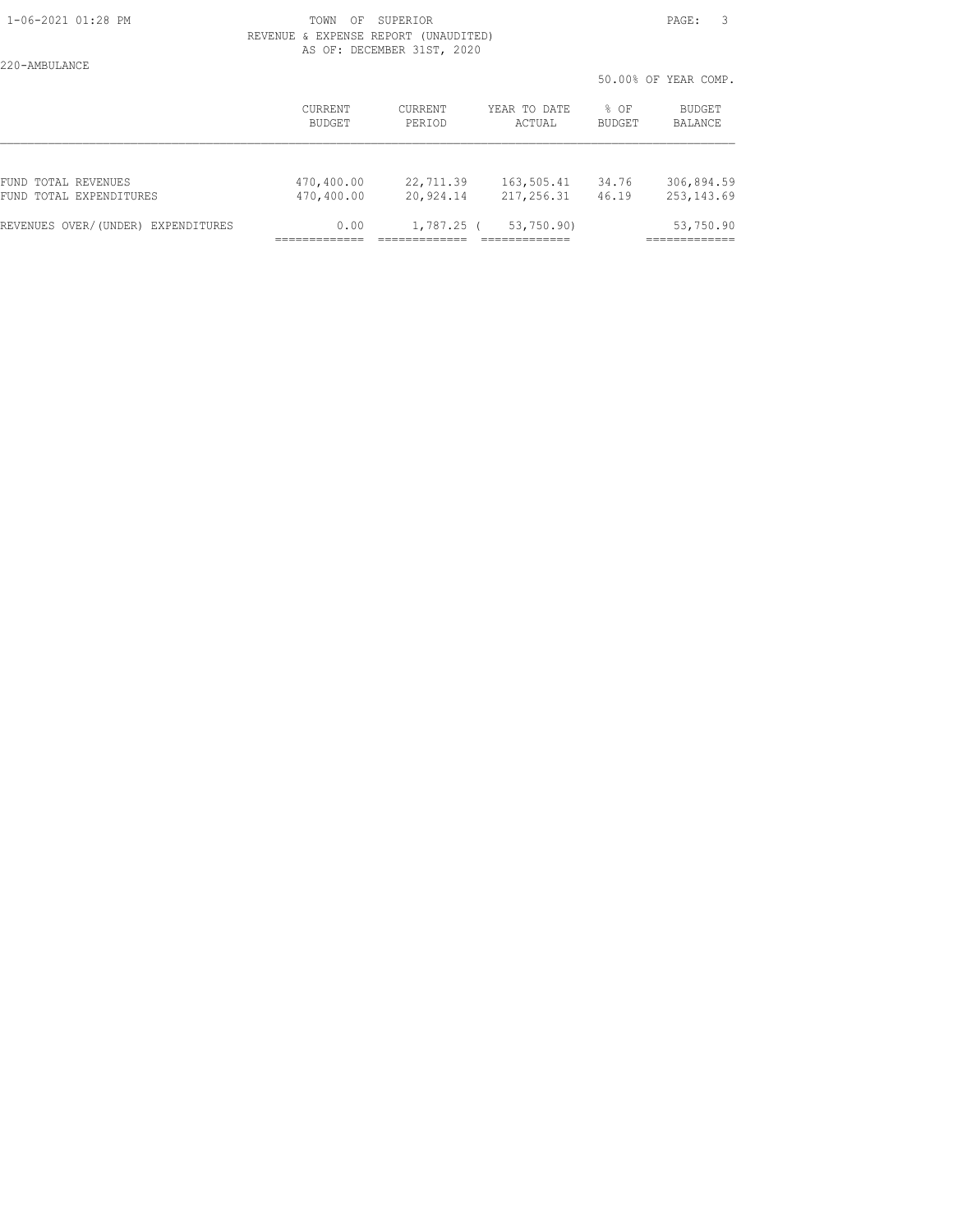TOWN OF SUPERIOR
REVENUE & EXPENSE REPORT (UNAUDITED)
AS OF: DECEMBER 31ST, 2020

220-AMBULANCE

50.00% OF YEAR COMP.

| | CURRENT BUDGET | CURRENT PERIOD | YEAR TO DATE ACTUAL | % OF BUDGET | BUDGET BALANCE |
|---|---|---|---|---|---|
| FUND TOTAL REVENUES | 470,400.00 | 22,711.39 | 163,505.41 | 34.76 | 306,894.59 |
| FUND TOTAL EXPENDITURES | 470,400.00 | 20,924.14 | 217,256.31 | 46.19 | 253,143.69 |
| REVENUES OVER/(UNDER) EXPENDITURES | 0.00 | 1,787.25 | ( 53,750.90) | | 53,750.90 |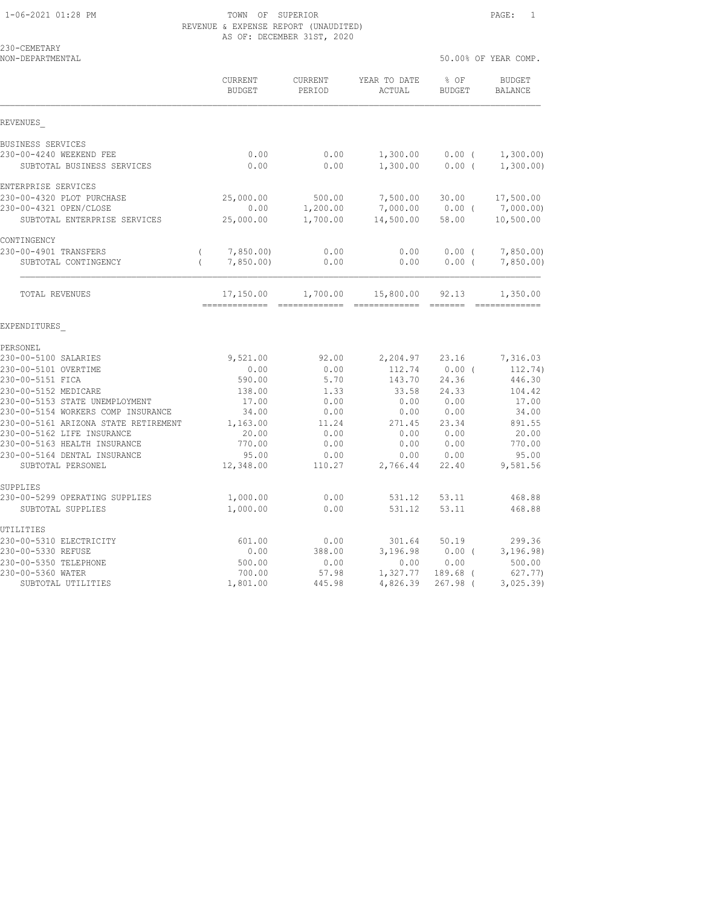TOWN OF SUPERIOR
REVENUE & EXPENSE REPORT (UNAUDITED)
AS OF: DECEMBER 31ST, 2020

230-CEMETARY
NON-DEPARTMENTAL

50.00% OF YEAR COMP.

| | CURRENT BUDGET | CURRENT PERIOD | YEAR TO DATE ACTUAL | % OF BUDGET | BUDGET BALANCE |
|---|---|---|---|---|---|
| **REVENUES** | | | | | |
| BUSINESS SERVICES | | | | | |
| 230-00-4240 WEEKEND FEE | 0.00 | 0.00 | 1,300.00 | 0.00 | ( 1,300.00) |
| SUBTOTAL BUSINESS SERVICES | 0.00 | 0.00 | 1,300.00 | 0.00 | ( 1,300.00) |
| ENTERPRISE SERVICES | | | | | |
| 230-00-4320 PLOT PURCHASE | 25,000.00 | 500.00 | 7,500.00 | 30.00 | 17,500.00 |
| 230-00-4321 OPEN/CLOSE | 0.00 | 1,200.00 | 7,000.00 | 0.00 | ( 7,000.00) |
| SUBTOTAL ENTERPRISE SERVICES | 25,000.00 | 1,700.00 | 14,500.00 | 58.00 | 10,500.00 |
| CONTINGENCY | | | | | |
| 230-00-4901 TRANSFERS | ( 7,850.00) | 0.00 | 0.00 | 0.00 | ( 7,850.00) |
| SUBTOTAL CONTINGENCY | ( 7,850.00) | 0.00 | 0.00 | 0.00 | ( 7,850.00) |
| TOTAL REVENUES | 17,150.00 | 1,700.00 | 15,800.00 | 92.13 | 1,350.00 |
| **EXPENDITURES** | | | | | |
| PERSONEL | | | | | |
| 230-00-5100 SALARIES | 9,521.00 | 92.00 | 2,204.97 | 23.16 | 7,316.03 |
| 230-00-5101 OVERTIME | 0.00 | 0.00 | 112.74 | 0.00 | ( 112.74) |
| 230-00-5151 FICA | 590.00 | 5.70 | 143.70 | 24.36 | 446.30 |
| 230-00-5152 MEDICARE | 138.00 | 1.33 | 33.58 | 24.33 | 104.42 |
| 230-00-5153 STATE UNEMPLOYMENT | 17.00 | 0.00 | 0.00 | 0.00 | 17.00 |
| 230-00-5154 WORKERS COMP INSURANCE | 34.00 | 0.00 | 0.00 | 0.00 | 34.00 |
| 230-00-5161 ARIZONA STATE RETIREMENT | 1,163.00 | 11.24 | 271.45 | 23.34 | 891.55 |
| 230-00-5162 LIFE INSURANCE | 20.00 | 0.00 | 0.00 | 0.00 | 20.00 |
| 230-00-5163 HEALTH INSURANCE | 770.00 | 0.00 | 0.00 | 0.00 | 770.00 |
| 230-00-5164 DENTAL INSURANCE | 95.00 | 0.00 | 0.00 | 0.00 | 95.00 |
| SUBTOTAL PERSONEL | 12,348.00 | 110.27 | 2,766.44 | 22.40 | 9,581.56 |
| SUPPLIES | | | | | |
| 230-00-5299 OPERATING SUPPLIES | 1,000.00 | 0.00 | 531.12 | 53.11 | 468.88 |
| SUBTOTAL SUPPLIES | 1,000.00 | 0.00 | 531.12 | 53.11 | 468.88 |
| UTILITIES | | | | | |
| 230-00-5310 ELECTRICITY | 601.00 | 0.00 | 301.64 | 50.19 | 299.36 |
| 230-00-5330 REFUSE | 0.00 | 388.00 | 3,196.98 | 0.00 | ( 3,196.98) |
| 230-00-5350 TELEPHONE | 500.00 | 0.00 | 0.00 | 0.00 | 500.00 |
| 230-00-5360 WATER | 700.00 | 57.98 | 1,327.77 | 189.68 | ( 627.77) |
| SUBTOTAL UTILITIES | 1,801.00 | 445.98 | 4,826.39 | 267.98 | ( 3,025.39) |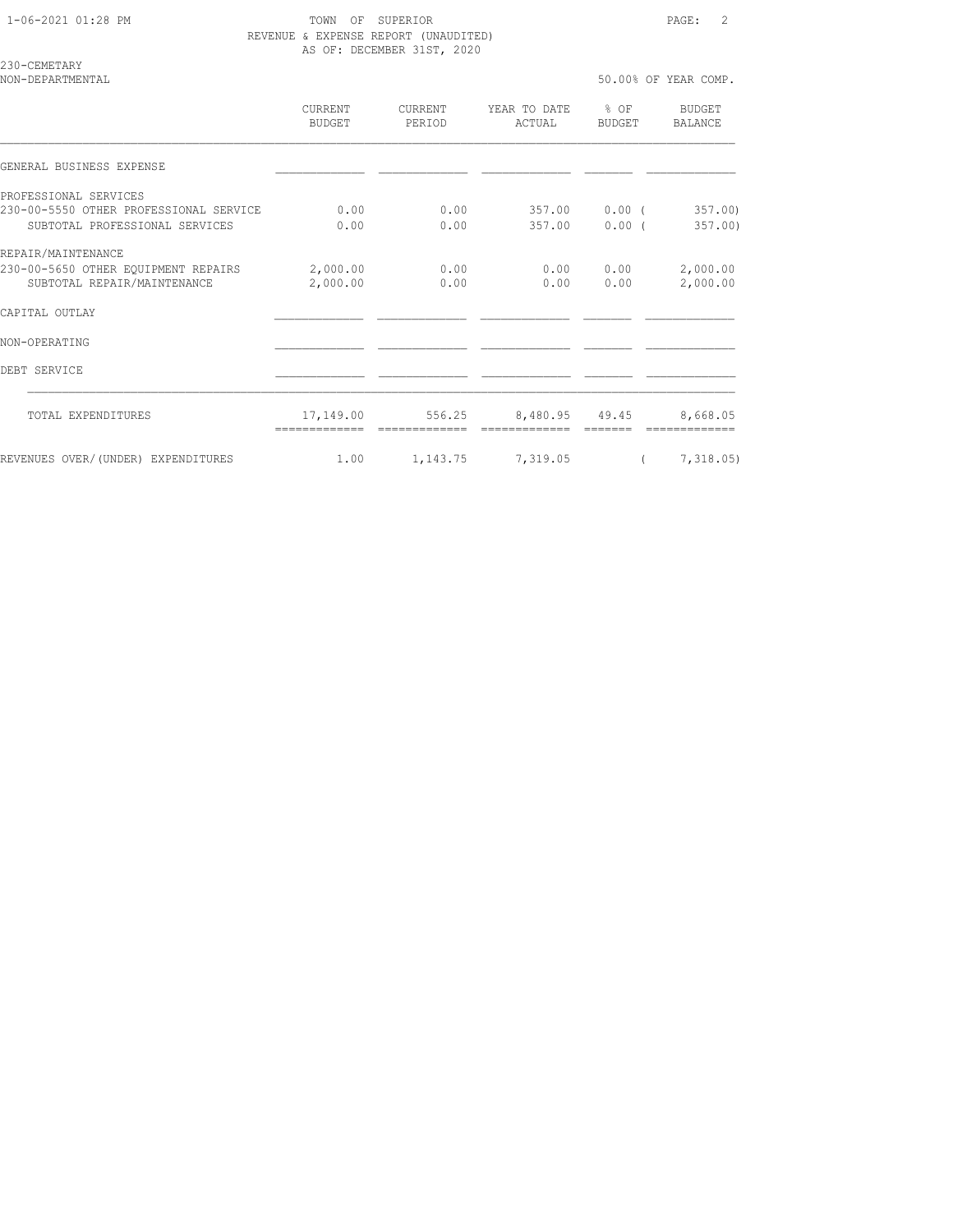TOWN OF SUPERIOR
REVENUE & EXPENSE REPORT (UNAUDITED)
AS OF: DECEMBER 31ST, 2020

230-CEMETARY
NON-DEPARTMENTAL

50.00% OF YEAR COMP.

| | CURRENT BUDGET | CURRENT PERIOD | YEAR TO DATE ACTUAL | % OF BUDGET | BUDGET BALANCE |
|---|---|---|---|---|---|
| GENERAL BUSINESS EXPENSE | | | | | |
| PROFESSIONAL SERVICES | | | | | |
| 230-00-5550 OTHER PROFESSIONAL SERVICE | 0.00 | 0.00 | 357.00 | 0.00 | ( 357.00) |
| SUBTOTAL PROFESSIONAL SERVICES | 0.00 | 0.00 | 357.00 | 0.00 | ( 357.00) |
| REPAIR/MAINTENANCE | | | | | |
| 230-00-5650 OTHER EQUIPMENT REPAIRS | 2,000.00 | 0.00 | 0.00 | 0.00 | 2,000.00 |
| SUBTOTAL REPAIR/MAINTENANCE | 2,000.00 | 0.00 | 0.00 | 0.00 | 2,000.00 |
| CAPITAL OUTLAY | | | | | |
| NON-OPERATING | | | | | |
| DEBT SERVICE | | | | | |
| TOTAL EXPENDITURES | 17,149.00 | 556.25 | 8,480.95 | 49.45 | 8,668.05 |
| REVENUES OVER/(UNDER) EXPENDITURES | 1.00 | 1,143.75 | 7,319.05 | | ( 7,318.05) |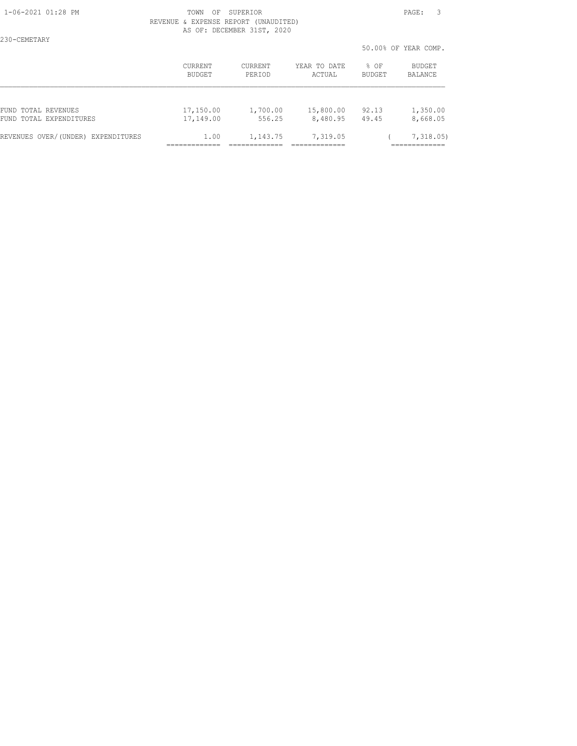TOWN OF SUPERIOR
REVENUE & EXPENSE REPORT (UNAUDITED)
AS OF: DECEMBER 31ST, 2020

230-CEMETARY

50.00% OF YEAR COMP.

| | CURRENT BUDGET | CURRENT PERIOD | YEAR TO DATE ACTUAL | % OF BUDGET | BUDGET BALANCE |
|---|---|---|---|---|---|
| FUND TOTAL REVENUES | 17,150.00 | 1,700.00 | 15,800.00 | 92.13 | 1,350.00 |
| FUND TOTAL EXPENDITURES | 17,149.00 | 556.25 | 8,480.95 | 49.45 | 8,668.05 |
| REVENUES OVER/(UNDER) EXPENDITURES | 1.00 | 1,143.75 | 7,319.05 | | ( 7,318.05) |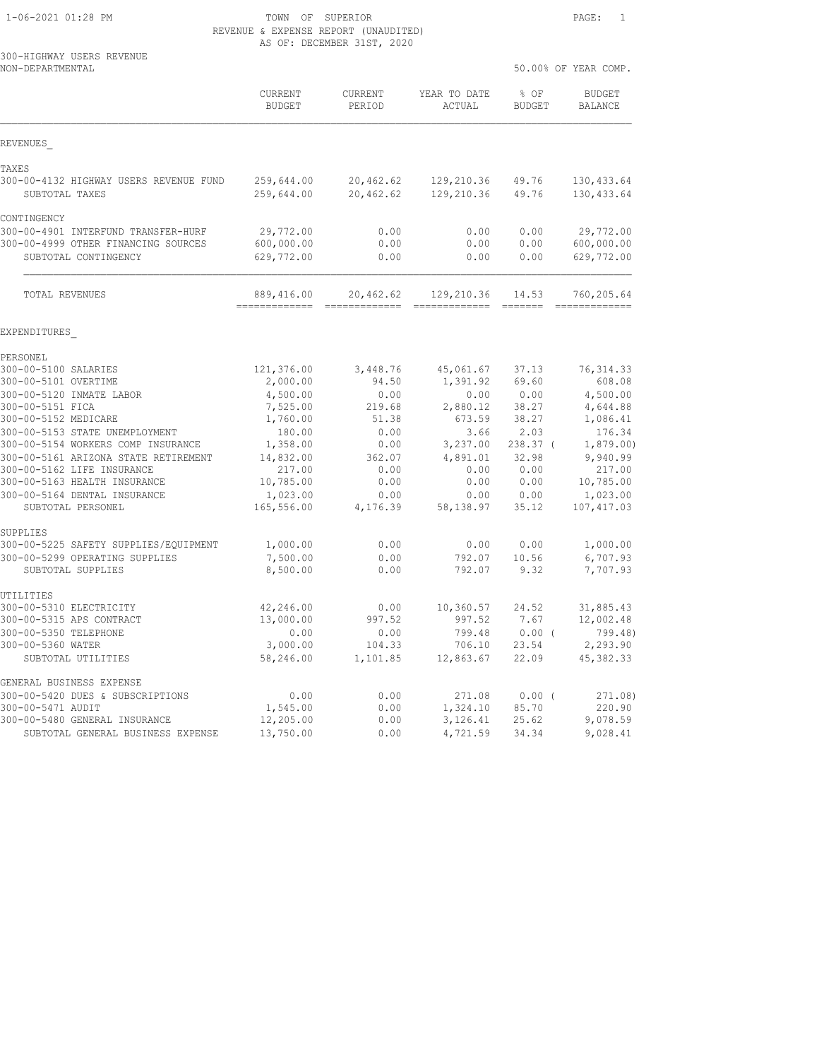TOWN OF SUPERIOR
REVENUE & EXPENSE REPORT (UNAUDITED)
AS OF: DECEMBER 31ST, 2020

300-HIGHWAY USERS REVENUE
NON-DEPARTMENTAL

50.00% OF YEAR COMP.

| | CURRENT BUDGET | CURRENT PERIOD | YEAR TO DATE ACTUAL | % OF BUDGET | BUDGET BALANCE |
|---|---|---|---|---|---|
| **REVENUES** | | | | | |
| TAXES | | | | | |
| 300-00-4132 HIGHWAY USERS REVENUE FUND | 259,644.00 | 20,462.62 | 129,210.36 | 49.76 | 130,433.64 |
| SUBTOTAL TAXES | 259,644.00 | 20,462.62 | 129,210.36 | 49.76 | 130,433.64 |
| CONTINGENCY | | | | | |
| 300-00-4901 INTERFUND TRANSFER-HURF | 29,772.00 | 0.00 | 0.00 | 0.00 | 29,772.00 |
| 300-00-4999 OTHER FINANCING SOURCES | 600,000.00 | 0.00 | 0.00 | 0.00 | 600,000.00 |
| SUBTOTAL CONTINGENCY | 629,772.00 | 0.00 | 0.00 | 0.00 | 629,772.00 |
| TOTAL REVENUES | 889,416.00 | 20,462.62 | 129,210.36 | 14.53 | 760,205.64 |
| **EXPENDITURES** | | | | | |
| PERSONEL | | | | | |
| 300-00-5100 SALARIES | 121,376.00 | 3,448.76 | 45,061.67 | 37.13 | 76,314.33 |
| 300-00-5101 OVERTIME | 2,000.00 | 94.50 | 1,391.92 | 69.60 | 608.08 |
| 300-00-5120 INMATE LABOR | 4,500.00 | 0.00 | 0.00 | 0.00 | 4,500.00 |
| 300-00-5151 FICA | 7,525.00 | 219.68 | 2,880.12 | 38.27 | 4,644.88 |
| 300-00-5152 MEDICARE | 1,760.00 | 51.38 | 673.59 | 38.27 | 1,086.41 |
| 300-00-5153 STATE UNEMPLOYMENT | 180.00 | 0.00 | 3.66 | 2.03 | 176.34 |
| 300-00-5154 WORKERS COMP INSURANCE | 1,358.00 | 0.00 | 3,237.00 | 238.37 | ( 1,879.00) |
| 300-00-5161 ARIZONA STATE RETIREMENT | 14,832.00 | 362.07 | 4,891.01 | 32.98 | 9,940.99 |
| 300-00-5162 LIFE INSURANCE | 217.00 | 0.00 | 0.00 | 0.00 | 217.00 |
| 300-00-5163 HEALTH INSURANCE | 10,785.00 | 0.00 | 0.00 | 0.00 | 10,785.00 |
| 300-00-5164 DENTAL INSURANCE | 1,023.00 | 0.00 | 0.00 | 0.00 | 1,023.00 |
| SUBTOTAL PERSONEL | 165,556.00 | 4,176.39 | 58,138.97 | 35.12 | 107,417.03 |
| SUPPLIES | | | | | |
| 300-00-5225 SAFETY SUPPLIES/EQUIPMENT | 1,000.00 | 0.00 | 0.00 | 0.00 | 1,000.00 |
| 300-00-5299 OPERATING SUPPLIES | 7,500.00 | 0.00 | 792.07 | 10.56 | 6,707.93 |
| SUBTOTAL SUPPLIES | 8,500.00 | 0.00 | 792.07 | 9.32 | 7,707.93 |
| UTILITIES | | | | | |
| 300-00-5310 ELECTRICITY | 42,246.00 | 0.00 | 10,360.57 | 24.52 | 31,885.43 |
| 300-00-5315 APS CONTRACT | 13,000.00 | 997.52 | 997.52 | 7.67 | 12,002.48 |
| 300-00-5350 TELEPHONE | 0.00 | 0.00 | 799.48 | 0.00 | ( 799.48) |
| 300-00-5360 WATER | 3,000.00 | 104.33 | 706.10 | 23.54 | 2,293.90 |
| SUBTOTAL UTILITIES | 58,246.00 | 1,101.85 | 12,863.67 | 22.09 | 45,382.33 |
| GENERAL BUSINESS EXPENSE | | | | | |
| 300-00-5420 DUES & SUBSCRIPTIONS | 0.00 | 0.00 | 271.08 | 0.00 | ( 271.08) |
| 300-00-5471 AUDIT | 1,545.00 | 0.00 | 1,324.10 | 85.70 | 220.90 |
| 300-00-5480 GENERAL INSURANCE | 12,205.00 | 0.00 | 3,126.41 | 25.62 | 9,078.59 |
| SUBTOTAL GENERAL BUSINESS EXPENSE | 13,750.00 | 0.00 | 4,721.59 | 34.34 | 9,028.41 |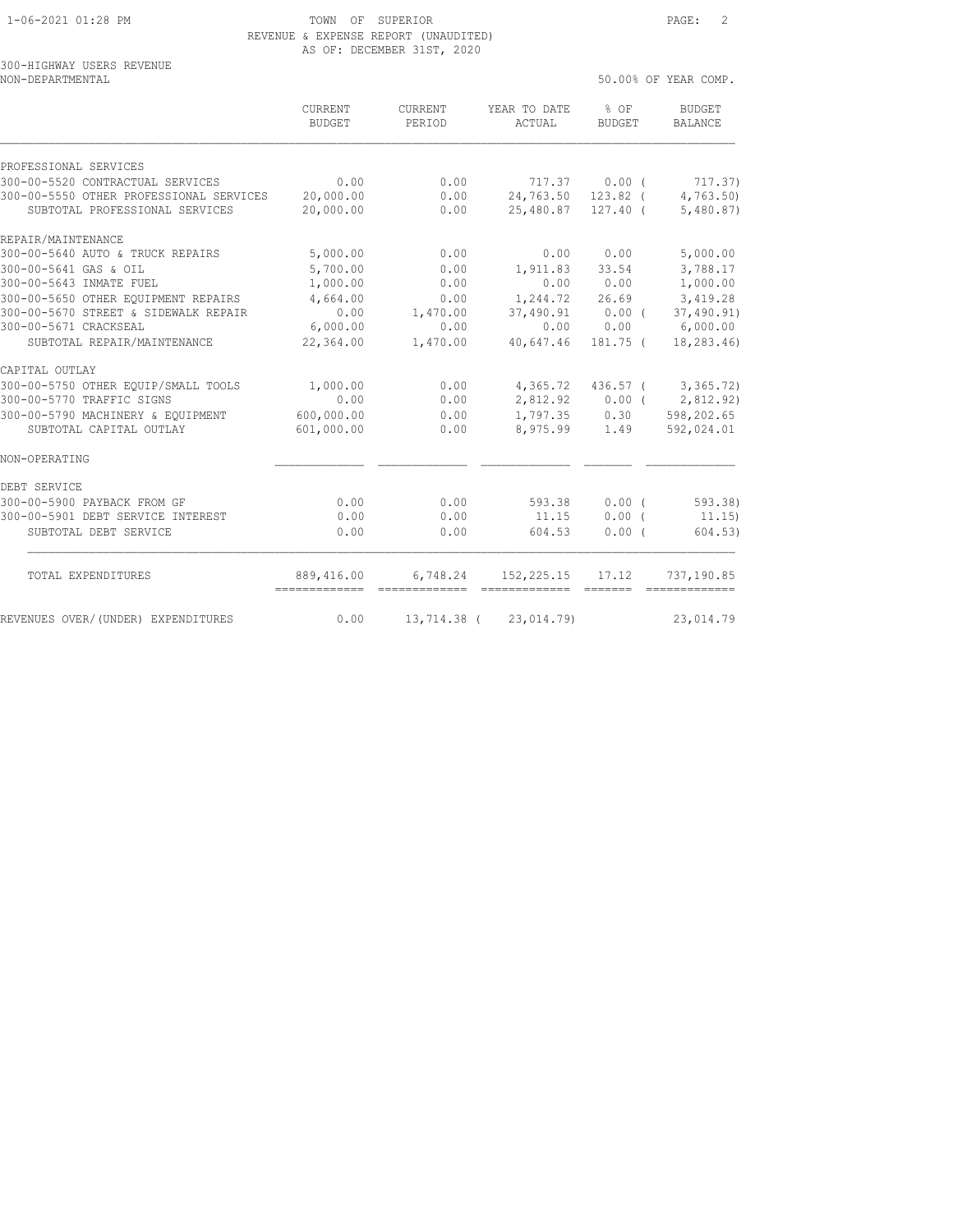TOWN OF SUPERIOR
REVENUE & EXPENSE REPORT (UNAUDITED)
AS OF: DECEMBER 31ST, 2020

300-HIGHWAY USERS REVENUE
NON-DEPARTMENTAL

50.00% OF YEAR COMP.

| | CURRENT BUDGET | CURRENT PERIOD | YEAR TO DATE ACTUAL | % OF BUDGET | BUDGET BALANCE |
|---|---|---|---|---|---|
| PROFESSIONAL SERVICES | | | | | |
| 300-00-5520 CONTRACTUAL SERVICES | 0.00 | 0.00 | 717.37 | 0.00 | ( 717.37) |
| 300-00-5550 OTHER PROFESSIONAL SERVICES | 20,000.00 | 0.00 | 24,763.50 | 123.82 | ( 4,763.50) |
| SUBTOTAL PROFESSIONAL SERVICES | 20,000.00 | 0.00 | 25,480.87 | 127.40 | ( 5,480.87) |
| REPAIR/MAINTENANCE | | | | | |
| 300-00-5640 AUTO & TRUCK REPAIRS | 5,000.00 | 0.00 | 0.00 | 0.00 | 5,000.00 |
| 300-00-5641 GAS & OIL | 5,700.00 | 0.00 | 1,911.83 | 33.54 | 3,788.17 |
| 300-00-5643 INMATE FUEL | 1,000.00 | 0.00 | 0.00 | 0.00 | 1,000.00 |
| 300-00-5650 OTHER EQUIPMENT REPAIRS | 4,664.00 | 0.00 | 1,244.72 | 26.69 | 3,419.28 |
| 300-00-5670 STREET & SIDEWALK REPAIR | 0.00 | 1,470.00 | 37,490.91 | 0.00 | ( 37,490.91) |
| 300-00-5671 CRACKSEAL | 6,000.00 | 0.00 | 0.00 | 0.00 | 6,000.00 |
| SUBTOTAL REPAIR/MAINTENANCE | 22,364.00 | 1,470.00 | 40,647.46 | 181.75 | ( 18,283.46) |
| CAPITAL OUTLAY | | | | | |
| 300-00-5750 OTHER EQUIP/SMALL TOOLS | 1,000.00 | 0.00 | 4,365.72 | 436.57 | ( 3,365.72) |
| 300-00-5770 TRAFFIC SIGNS | 0.00 | 0.00 | 2,812.92 | 0.00 | ( 2,812.92) |
| 300-00-5790 MACHINERY & EQUIPMENT | 600,000.00 | 0.00 | 1,797.35 | 0.30 | 598,202.65 |
| SUBTOTAL CAPITAL OUTLAY | 601,000.00 | 0.00 | 8,975.99 | 1.49 | 592,024.01 |
| NON-OPERATING | | | | | |
| DEBT SERVICE | | | | | |
| 300-00-5900 PAYBACK FROM GF | 0.00 | 0.00 | 593.38 | 0.00 | ( 593.38) |
| 300-00-5901 DEBT SERVICE INTEREST | 0.00 | 0.00 | 11.15 | 0.00 | ( 11.15) |
| SUBTOTAL DEBT SERVICE | 0.00 | 0.00 | 604.53 | 0.00 | ( 604.53) |
| TOTAL EXPENDITURES | 889,416.00 | 6,748.24 | 152,225.15 | 17.12 | 737,190.85 |
| REVENUES OVER/(UNDER) EXPENDITURES | 0.00 | 13,714.38 | ( 23,014.79) | | 23,014.79 |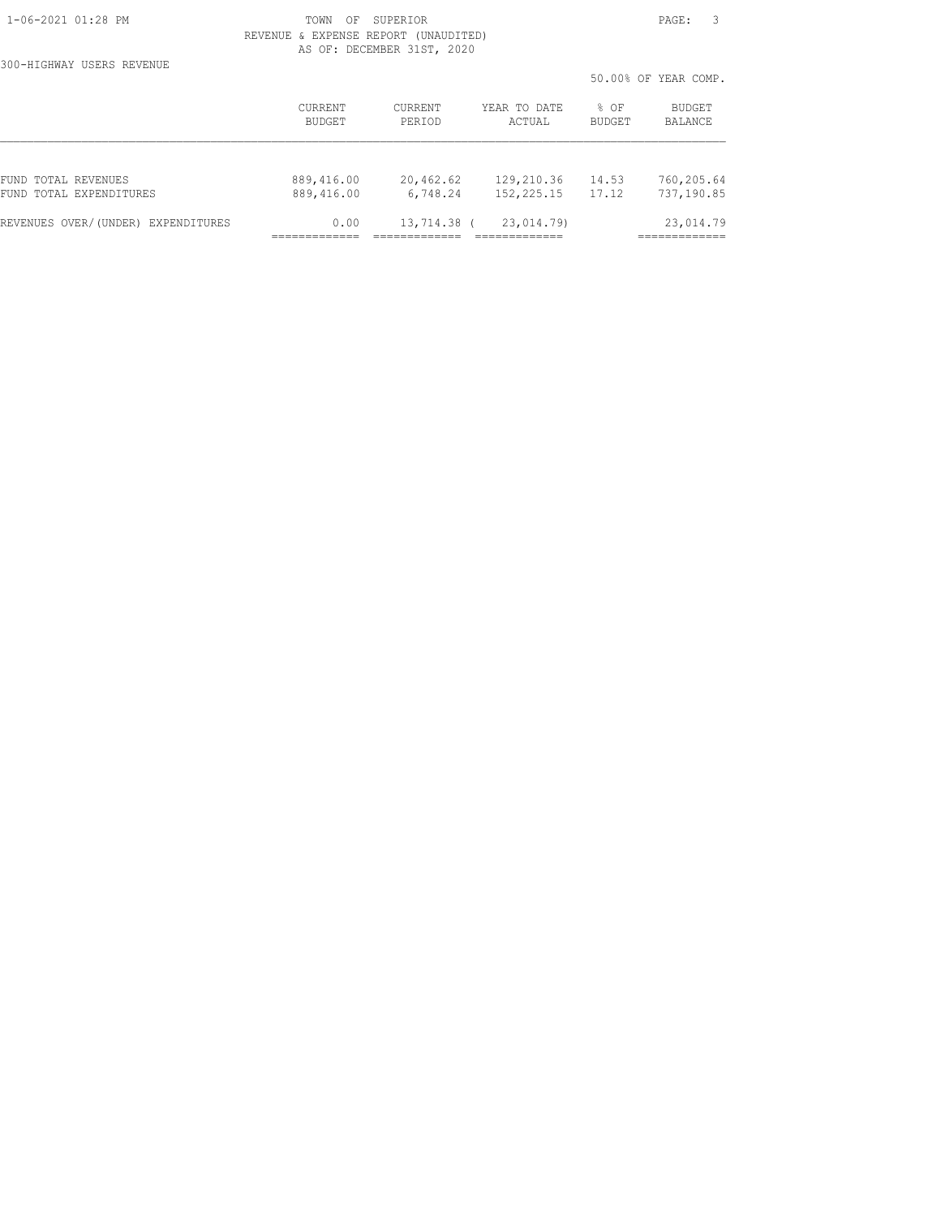REVENUE & EXPENSE REPORT (UNAUDITED)
AS OF: DECEMBER 31ST, 2020

300-HIGHWAY USERS REVENUE

50.00% OF YEAR COMP.

| | CURRENT BUDGET | CURRENT PERIOD | YEAR TO DATE ACTUAL | % OF BUDGET | BUDGET BALANCE |
|---|---|---|---|---|---|
| FUND TOTAL REVENUES | 889,416.00 | 20,462.62 | 129,210.36 | 14.53 | 760,205.64 |
| FUND TOTAL EXPENDITURES | 889,416.00 | 6,748.24 | 152,225.15 | 17.12 | 737,190.85 |
| REVENUES OVER/(UNDER) EXPENDITURES | 0.00 | 13,714.38 | ( 23,014.79) | | 23,014.79 |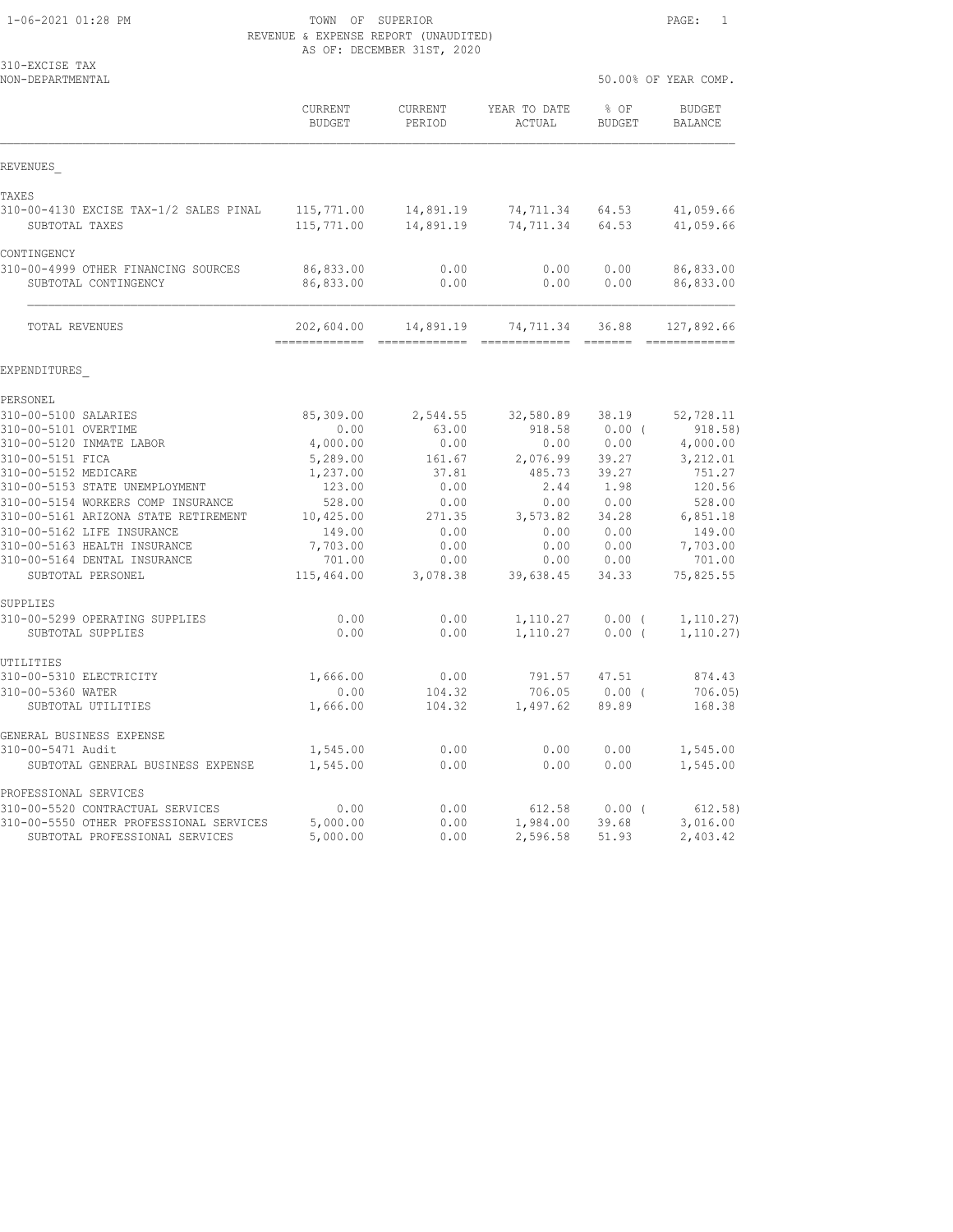TOWN OF SUPERIOR
REVENUE & EXPENSE REPORT (UNAUDITED)
AS OF: DECEMBER 31ST, 2020

310-EXCISE TAX
NON-DEPARTMENTAL

50.00% OF YEAR COMP.

| | CURRENT BUDGET | CURRENT PERIOD | YEAR TO DATE ACTUAL | % OF BUDGET | BUDGET BALANCE |
|---|---|---|---|---|---|
| **REVENUES** | | | | | |
| TAXES | | | | | |
| 310-00-4130 EXCISE TAX-1/2 SALES PINAL | 115,771.00 | 14,891.19 | 74,711.34 | 64.53 | 41,059.66 |
| SUBTOTAL TAXES | 115,771.00 | 14,891.19 | 74,711.34 | 64.53 | 41,059.66 |
| CONTINGENCY | | | | | |
| 310-00-4999 OTHER FINANCING SOURCES | 86,833.00 | 0.00 | 0.00 | 0.00 | 86,833.00 |
| SUBTOTAL CONTINGENCY | 86,833.00 | 0.00 | 0.00 | 0.00 | 86,833.00 |
| TOTAL REVENUES | 202,604.00 | 14,891.19 | 74,711.34 | 36.88 | 127,892.66 |
| **EXPENDITURES** | | | | | |
| PERSONEL | | | | | |
| 310-00-5100 SALARIES | 85,309.00 | 2,544.55 | 32,580.89 | 38.19 | 52,728.11 |
| 310-00-5101 OVERTIME | 0.00 | 63.00 | 918.58 | 0.00 | ( 918.58) |
| 310-00-5120 INMATE LABOR | 4,000.00 | 0.00 | 0.00 | 0.00 | 4,000.00 |
| 310-00-5151 FICA | 5,289.00 | 161.67 | 2,076.99 | 39.27 | 3,212.01 |
| 310-00-5152 MEDICARE | 1,237.00 | 37.81 | 485.73 | 39.27 | 751.27 |
| 310-00-5153 STATE UNEMPLOYMENT | 123.00 | 0.00 | 2.44 | 1.98 | 120.56 |
| 310-00-5154 WORKERS COMP INSURANCE | 528.00 | 0.00 | 0.00 | 0.00 | 528.00 |
| 310-00-5161 ARIZONA STATE RETIREMENT | 10,425.00 | 271.35 | 3,573.82 | 34.28 | 6,851.18 |
| 310-00-5162 LIFE INSURANCE | 149.00 | 0.00 | 0.00 | 0.00 | 149.00 |
| 310-00-5163 HEALTH INSURANCE | 7,703.00 | 0.00 | 0.00 | 0.00 | 7,703.00 |
| 310-00-5164 DENTAL INSURANCE | 701.00 | 0.00 | 0.00 | 0.00 | 701.00 |
| SUBTOTAL PERSONEL | 115,464.00 | 3,078.38 | 39,638.45 | 34.33 | 75,825.55 |
| SUPPLIES | | | | | |
| 310-00-5299 OPERATING SUPPLIES | 0.00 | 0.00 | 1,110.27 | 0.00 | ( 1,110.27) |
| SUBTOTAL SUPPLIES | 0.00 | 0.00 | 1,110.27 | 0.00 | ( 1,110.27) |
| UTILITIES | | | | | |
| 310-00-5310 ELECTRICITY | 1,666.00 | 0.00 | 791.57 | 47.51 | 874.43 |
| 310-00-5360 WATER | 0.00 | 104.32 | 706.05 | 0.00 | ( 706.05) |
| SUBTOTAL UTILITIES | 1,666.00 | 104.32 | 1,497.62 | 89.89 | 168.38 |
| GENERAL BUSINESS EXPENSE | | | | | |
| 310-00-5471 Audit | 1,545.00 | 0.00 | 0.00 | 0.00 | 1,545.00 |
| SUBTOTAL GENERAL BUSINESS EXPENSE | 1,545.00 | 0.00 | 0.00 | 0.00 | 1,545.00 |
| PROFESSIONAL SERVICES | | | | | |
| 310-00-5520 CONTRACTUAL SERVICES | 0.00 | 0.00 | 612.58 | 0.00 | ( 612.58) |
| 310-00-5550 OTHER PROFESSIONAL SERVICES | 5,000.00 | 0.00 | 1,984.00 | 39.68 | 3,016.00 |
| SUBTOTAL PROFESSIONAL SERVICES | 5,000.00 | 0.00 | 2,596.58 | 51.93 | 2,403.42 |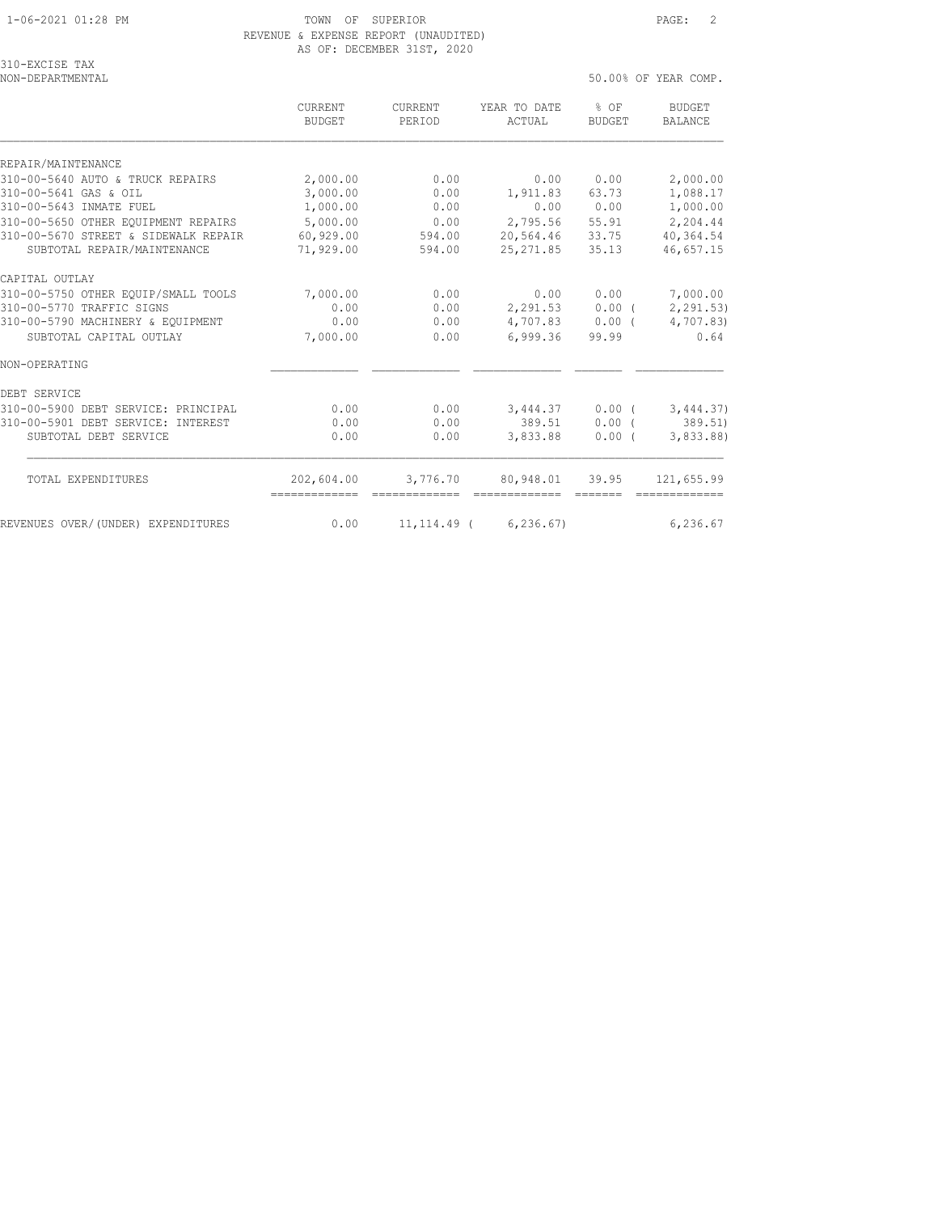1-06-2021 01:28 PM TOWN OF SUPERIOR

REVENUE & EXPENSE REPORT (UNAUDITED)

AS OF: DECEMBER 31ST, 2020

310-EXCISE TAX
NON-DEPARTMENTAL

50.00% OF YEAR COMP.

| | CURRENT BUDGET | CURRENT PERIOD | YEAR TO DATE ACTUAL | % OF BUDGET | BUDGET BALANCE |
|---|---|---|---|---|---|
| REPAIR/MAINTENANCE | | | | | |
| 310-00-5640 AUTO & TRUCK REPAIRS | 2,000.00 | 0.00 | 0.00 | 0.00 | 2,000.00 |
| 310-00-5641 GAS & OIL | 3,000.00 | 0.00 | 1,911.83 | 63.73 | 1,088.17 |
| 310-00-5643 INMATE FUEL | 1,000.00 | 0.00 | 0.00 | 0.00 | 1,000.00 |
| 310-00-5650 OTHER EQUIPMENT REPAIRS | 5,000.00 | 0.00 | 2,795.56 | 55.91 | 2,204.44 |
| 310-00-5670 STREET & SIDEWALK REPAIR | 60,929.00 | 594.00 | 20,564.46 | 33.75 | 40,364.54 |
| SUBTOTAL REPAIR/MAINTENANCE | 71,929.00 | 594.00 | 25,271.85 | 35.13 | 46,657.15 |
| CAPITAL OUTLAY | | | | | |
| 310-00-5750 OTHER EQUIP/SMALL TOOLS | 7,000.00 | 0.00 | 0.00 | 0.00 | 7,000.00 |
| 310-00-5770 TRAFFIC SIGNS | 0.00 | 0.00 | 2,291.53 | 0.00 | ( 2,291.53) |
| 310-00-5790 MACHINERY & EQUIPMENT | 0.00 | 0.00 | 4,707.83 | 0.00 | ( 4,707.83) |
| SUBTOTAL CAPITAL OUTLAY | 7,000.00 | 0.00 | 6,999.36 | 99.99 | 0.64 |
| NON-OPERATING | | | | | |
| DEBT SERVICE | | | | | |
| 310-00-5900 DEBT SERVICE: PRINCIPAL | 0.00 | 0.00 | 3,444.37 | 0.00 | ( 3,444.37) |
| 310-00-5901 DEBT SERVICE: INTEREST | 0.00 | 0.00 | 389.51 | 0.00 | ( 389.51) |
| SUBTOTAL DEBT SERVICE | 0.00 | 0.00 | 3,833.88 | 0.00 | ( 3,833.88) |
| TOTAL EXPENDITURES | 202,604.00 | 3,776.70 | 80,948.01 | 39.95 | 121,655.99 |
| REVENUES OVER/(UNDER) EXPENDITURES | 0.00 | 11,114.49 | ( 6,236.67) | | 6,236.67 |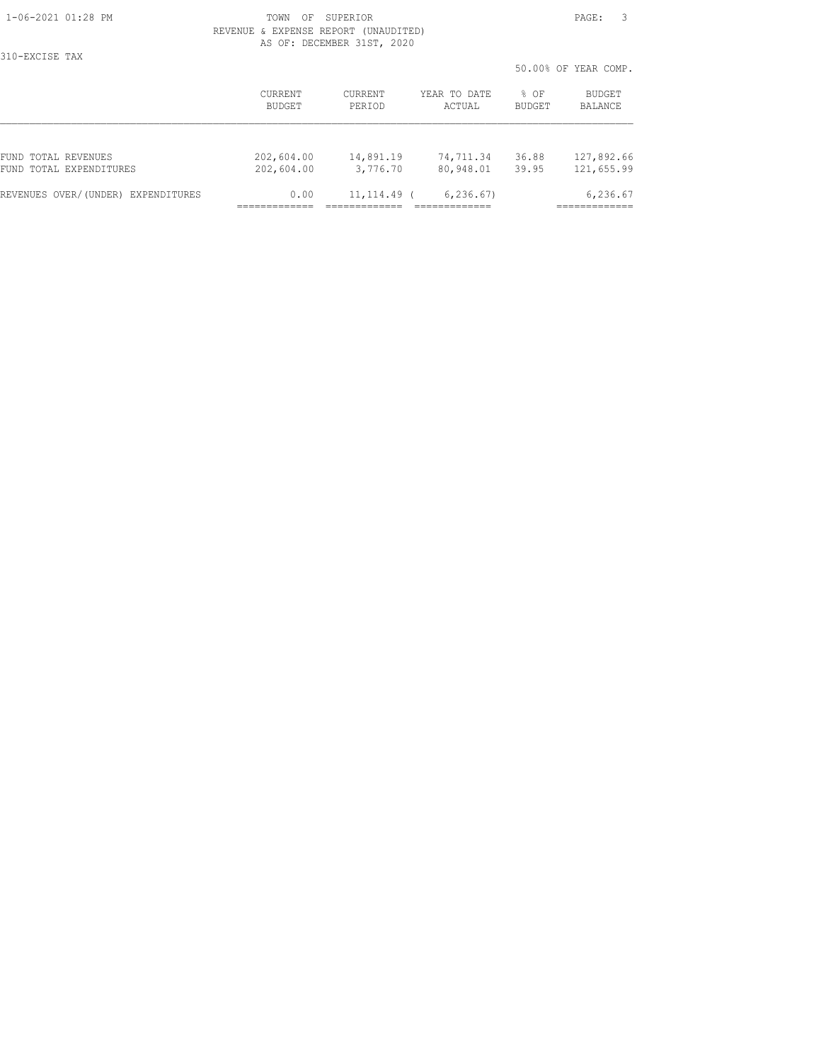TOWN OF SUPERIOR
REVENUE & EXPENSE REPORT (UNAUDITED)
AS OF: DECEMBER 31ST, 2020

310-EXCISE TAX

50.00% OF YEAR COMP.

| | CURRENT BUDGET | CURRENT PERIOD | YEAR TO DATE ACTUAL | % OF BUDGET | BUDGET BALANCE |
|---|---|---|---|---|---|
| FUND TOTAL REVENUES | 202,604.00 | 14,891.19 | 74,711.34 | 36.88 | 127,892.66 |
| FUND TOTAL EXPENDITURES | 202,604.00 | 3,776.70 | 80,948.01 | 39.95 | 121,655.99 |
| REVENUES OVER/(UNDER) EXPENDITURES | 0.00 | 11,114.49 | ( 6,236.67) | | 6,236.67 |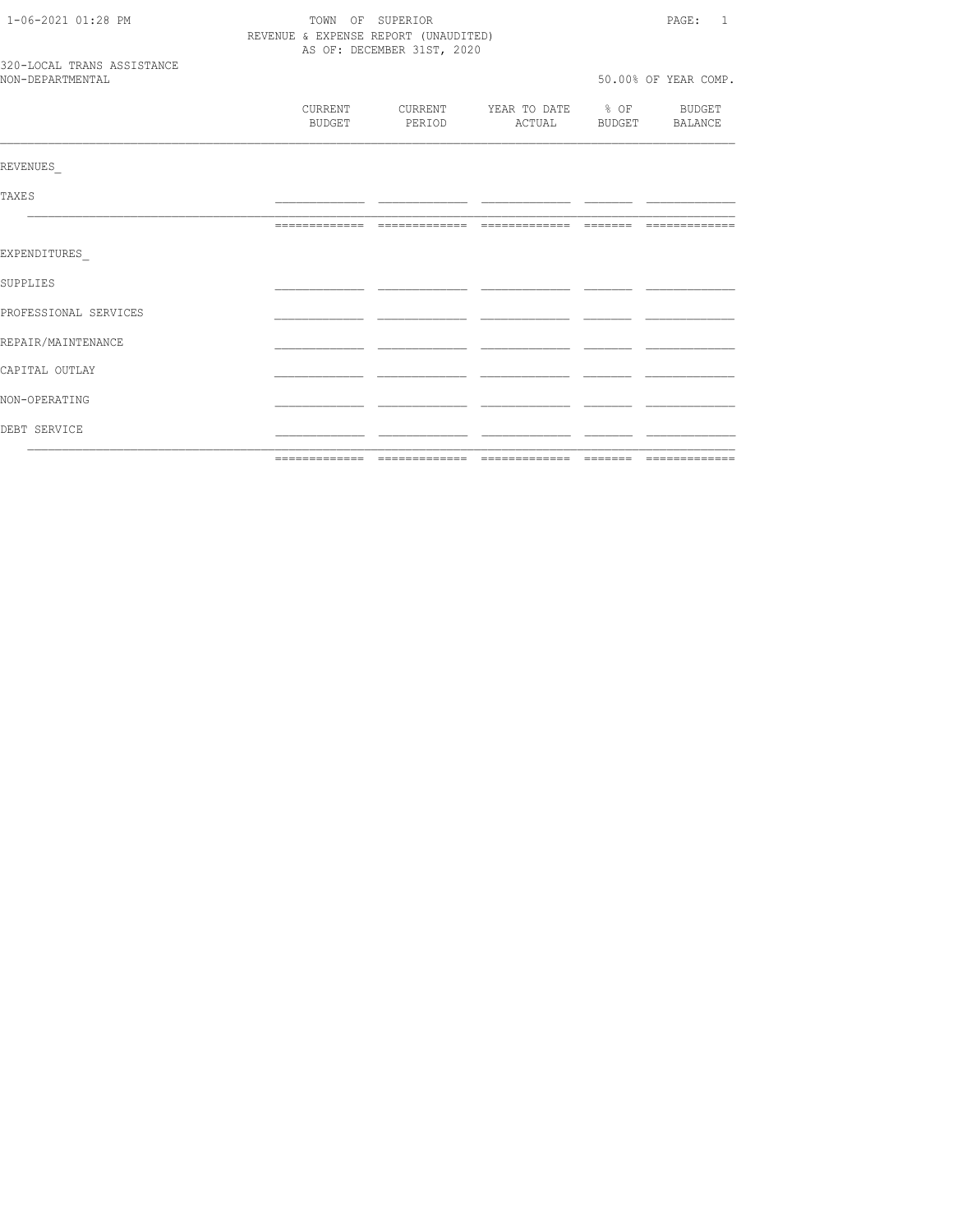TOWN OF SUPERIOR

REVENUE & EXPENSE REPORT (UNAUDITED)

AS OF: DECEMBER 31ST, 2020

320-LOCAL TRANS ASSISTANCE

NON-DEPARTMENTAL

50.00% OF YEAR COMP.

| | CURRENT BUDGET | CURRENT PERIOD | YEAR TO DATE ACTUAL | % OF BUDGET | BUDGET BALANCE |
|---|---|---|---|---|---|
| REVENUES_ | | | | | |
| TAXES | | | | | |
| EXPENDITURES_ | | | | | |
| SUPPLIES | | | | | |
| PROFESSIONAL SERVICES | | | | | |
| REPAIR/MAINTENANCE | | | | | |
| CAPITAL OUTLAY | | | | | |
| NON-OPERATING | | | | | |
| DEBT SERVICE | | | | | |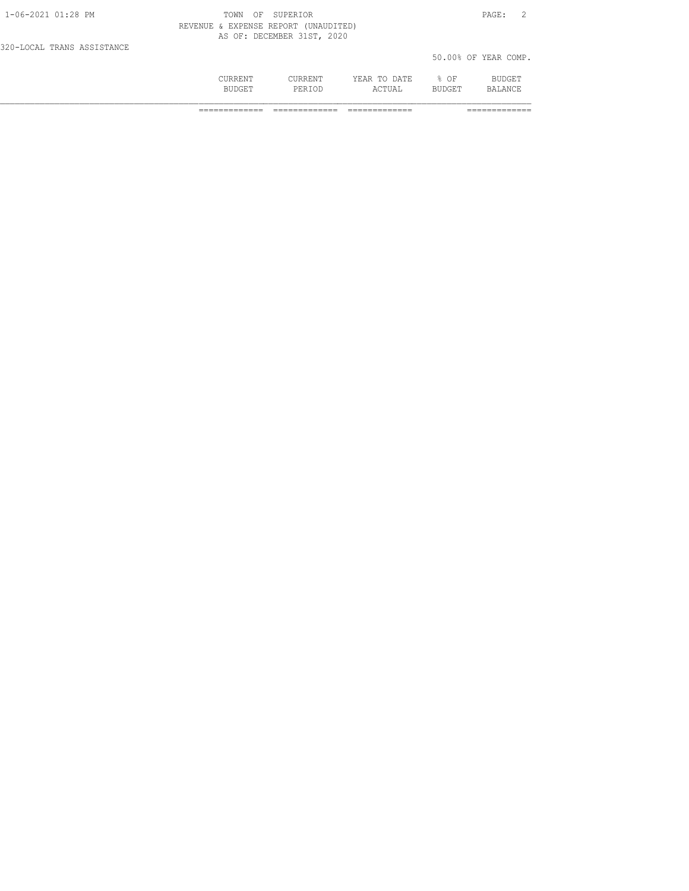TOWN OF SUPERIOR

REVENUE & EXPENSE REPORT (UNAUDITED)

AS OF: DECEMBER 31ST, 2020

320-LOCAL TRANS ASSISTANCE

50.00% OF YEAR COMP.

| | CURRENT BUDGET | CURRENT PERIOD | YEAR TO DATE ACTUAL | % OF BUDGET | BUDGET BALANCE |
|---|---|---|---|---|---|
| | ============= | ============= | ============= | | ============= |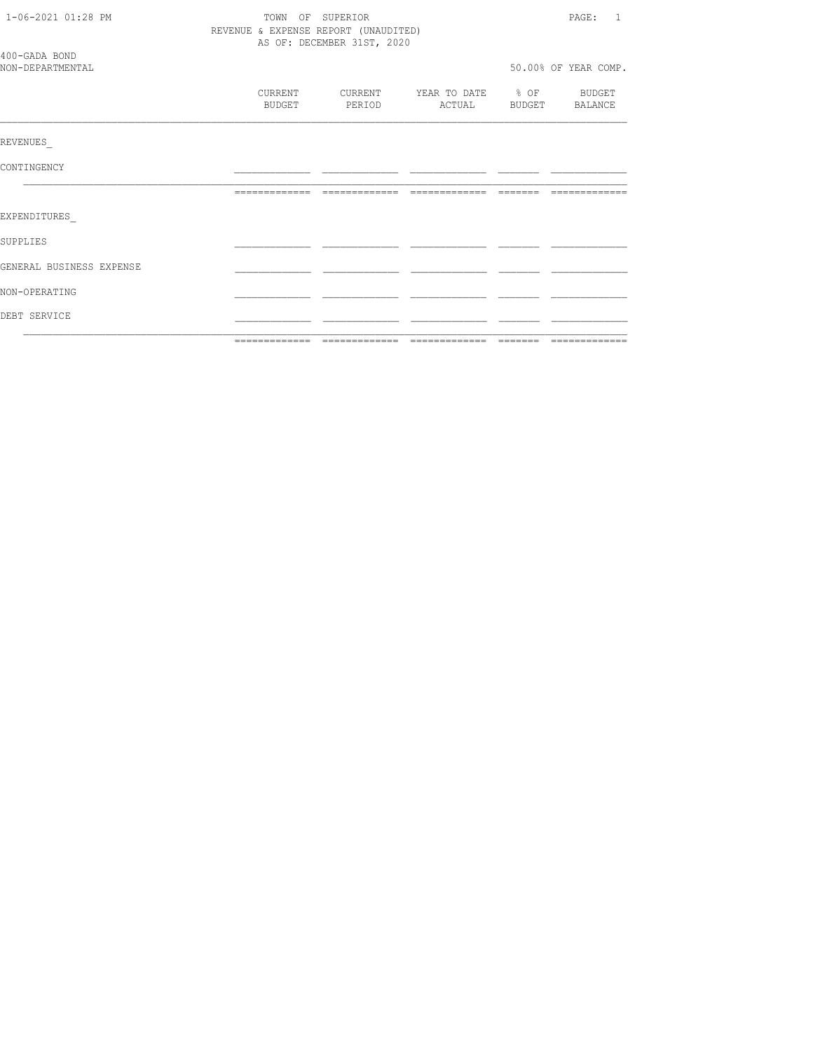TOWN OF SUPERIOR
REVENUE & EXPENSE REPORT (UNAUDITED)
AS OF: DECEMBER 31ST, 2020

400-GADA BOND
NON-DEPARTMENTAL

50.00% OF YEAR COMP.

| | CURRENT BUDGET | CURRENT PERIOD | YEAR TO DATE ACTUAL | % OF BUDGET | BUDGET BALANCE |
|---|---|---|---|---|---|
| REVENUES_ | | | | | |
| CONTINGENCY | | | | | |
| EXPENDITURES_ | | | | | |
| SUPPLIES | | | | | |
| GENERAL BUSINESS EXPENSE | | | | | |
| NON-OPERATING | | | | | |
| DEBT SERVICE | | | | | |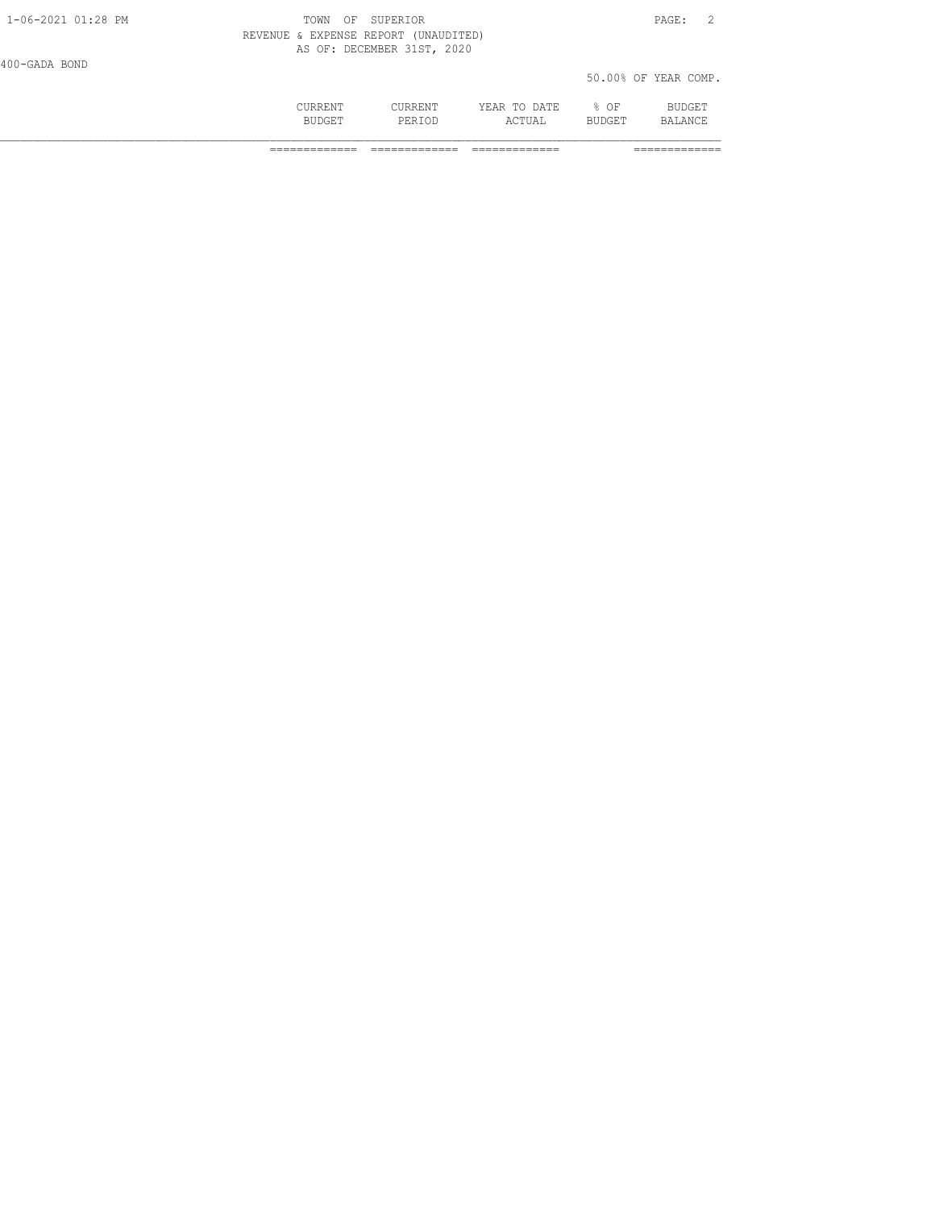TOWN OF SUPERIOR
REVENUE & EXPENSE REPORT (UNAUDITED)
AS OF: DECEMBER 31ST, 2020

400-GADA BOND

50.00% OF YEAR COMP.

| | CURRENT BUDGET | CURRENT PERIOD | YEAR TO DATE ACTUAL | % OF BUDGET | BUDGET BALANCE |
|---|---|---|---|---|---|
| | ============= | ============= | ============= | | ============= |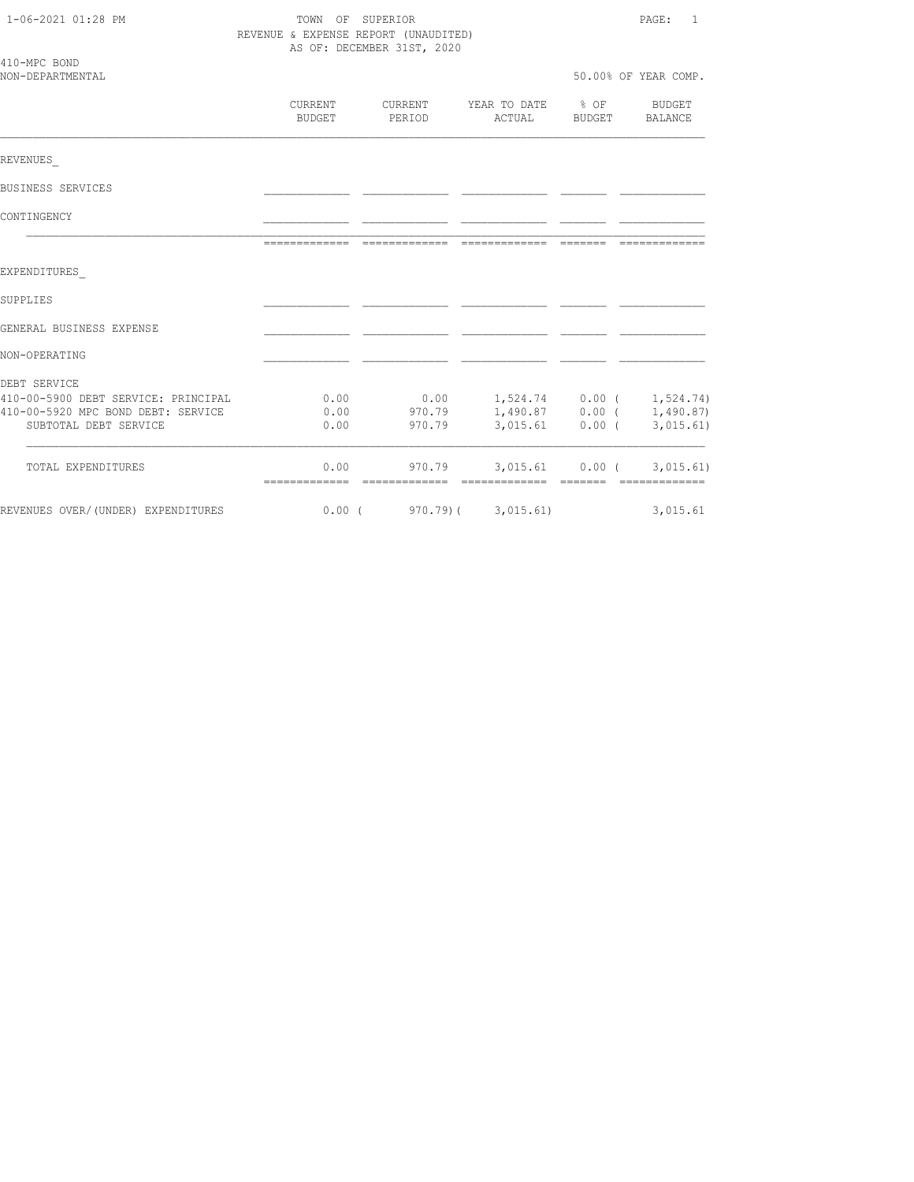TOWN OF SUPERIOR
REVENUE & EXPENSE REPORT (UNAUDITED)
AS OF: DECEMBER 31ST, 2020

410-MPC BOND
NON-DEPARTMENTAL

50.00% OF YEAR COMP.

| | CURRENT BUDGET | CURRENT PERIOD | YEAR TO DATE ACTUAL | % OF BUDGET | BUDGET BALANCE |
|---|---|---|---|---|---|
| **REVENUES** | | | | | |
| BUSINESS SERVICES | | | | | |
| CONTINGENCY | | | | | |
| **EXPENDITURES** | | | | | |
| SUPPLIES | | | | | |
| GENERAL BUSINESS EXPENSE | | | | | |
| NON-OPERATING | | | | | |
| DEBT SERVICE | | | | | |
| 410-00-5900 DEBT SERVICE: PRINCIPAL | 0.00 | 0.00 | 1,524.74 | 0.00 | ( 1,524.74) |
| 410-00-5920 MPC BOND DEBT: SERVICE | 0.00 | 970.79 | 1,490.87 | 0.00 | ( 1,490.87) |
| SUBTOTAL DEBT SERVICE | 0.00 | 970.79 | 3,015.61 | 0.00 | ( 3,015.61) |
| TOTAL EXPENDITURES | 0.00 | 970.79 | 3,015.61 | 0.00 | ( 3,015.61) |
| REVENUES OVER/(UNDER) EXPENDITURES | 0.00 | ( 970.79) | ( 3,015.61) | | 3,015.61 |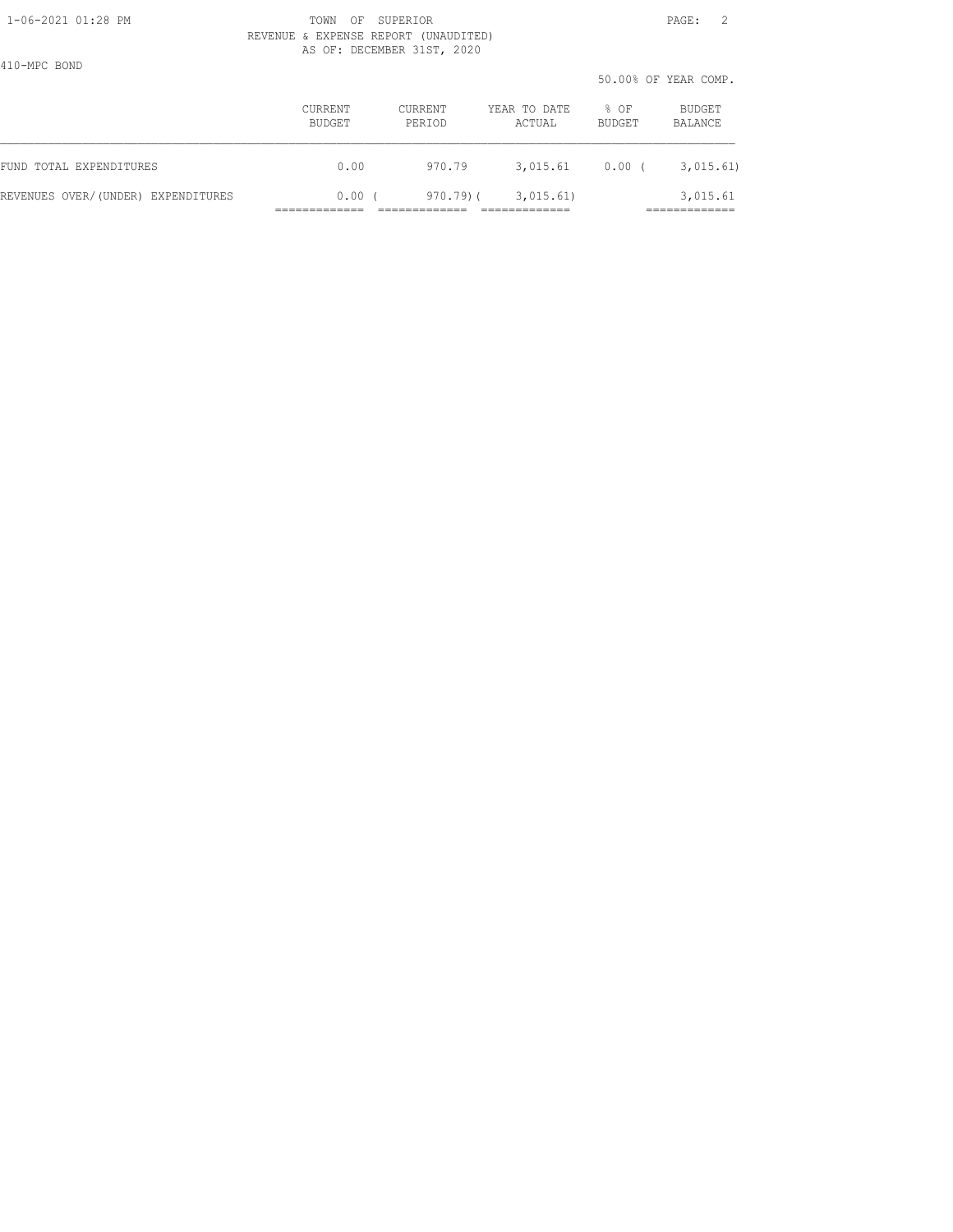TOWN OF SUPERIOR
REVENUE & EXPENSE REPORT (UNAUDITED)
AS OF: DECEMBER 31ST, 2020

410-MPC BOND

50.00% OF YEAR COMP.

| | CURRENT BUDGET | CURRENT PERIOD | YEAR TO DATE ACTUAL | % OF BUDGET | BUDGET BALANCE |
|---|---|---|---|---|---|
| FUND TOTAL EXPENDITURES | 0.00 | 970.79 | 3,015.61 | 0.00 | ( 3,015.61) |
| REVENUES OVER/(UNDER) EXPENDITURES | 0.00 | ( 970.79) | ( 3,015.61) | | 3,015.61 |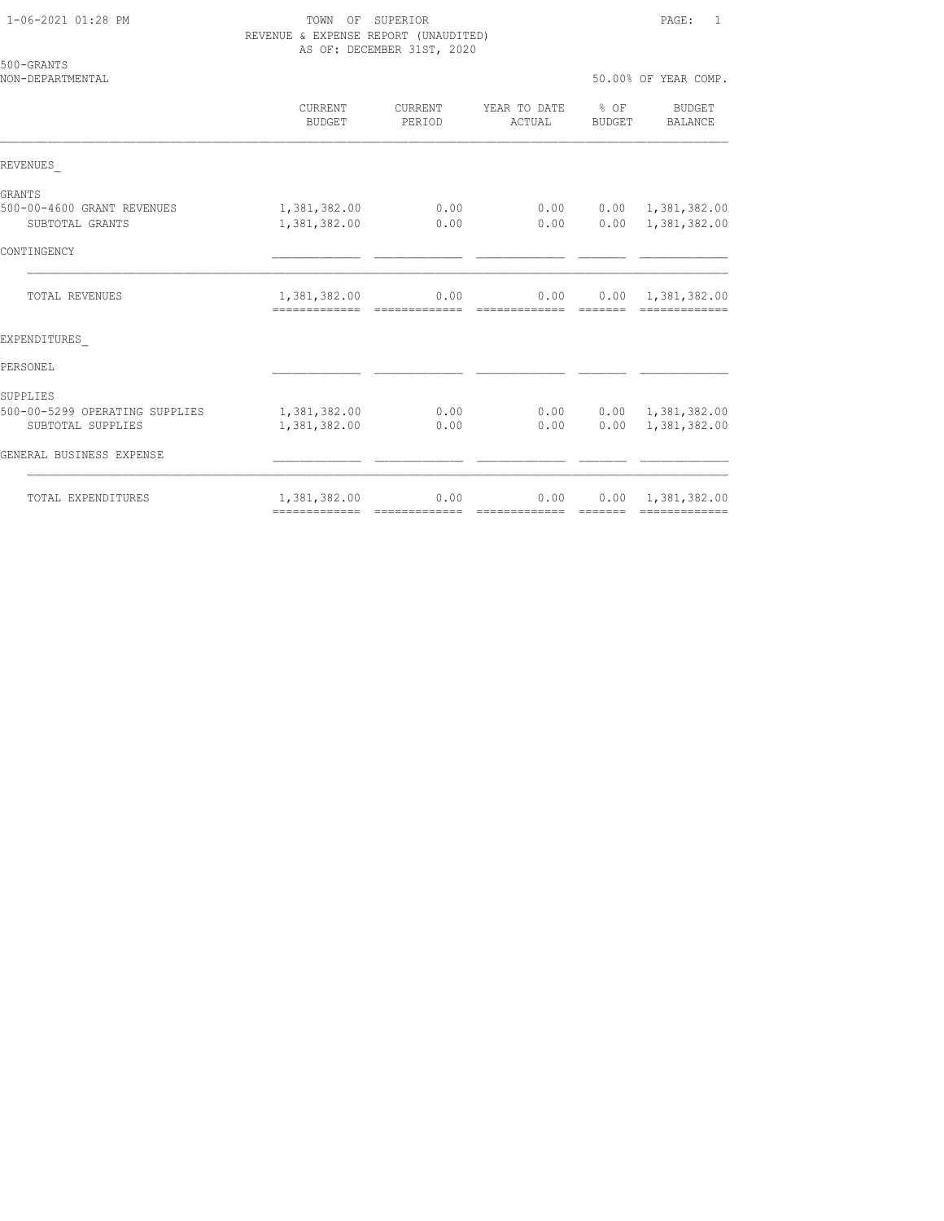TOWN OF SUPERIOR
REVENUE & EXPENSE REPORT (UNAUDITED)
AS OF: DECEMBER 31ST, 2020

500-GRANTS
NON-DEPARTMENTAL

50.00% OF YEAR COMP.

| | CURRENT BUDGET | CURRENT PERIOD | YEAR TO DATE ACTUAL | % OF BUDGET | BUDGET BALANCE |
|---|---|---|---|---|---|
| REVENUES_ | | | | | |
| GRANTS | | | | | |
| 500-00-4600 GRANT REVENUES | 1,381,382.00 | 0.00 | 0.00 | 0.00 | 1,381,382.00 |
| SUBTOTAL GRANTS | 1,381,382.00 | 0.00 | 0.00 | 0.00 | 1,381,382.00 |
| CONTINGENCY | | | | | |
| TOTAL REVENUES | 1,381,382.00 | 0.00 | 0.00 | 0.00 | 1,381,382.00 |
| EXPENDITURES_ | | | | | |
| PERSONEL | | | | | |
| SUPPLIES | | | | | |
| 500-00-5299 OPERATING SUPPLIES | 1,381,382.00 | 0.00 | 0.00 | 0.00 | 1,381,382.00 |
| SUBTOTAL SUPPLIES | 1,381,382.00 | 0.00 | 0.00 | 0.00 | 1,381,382.00 |
| GENERAL BUSINESS EXPENSE | | | | | |
| TOTAL EXPENDITURES | 1,381,382.00 | 0.00 | 0.00 | 0.00 | 1,381,382.00 |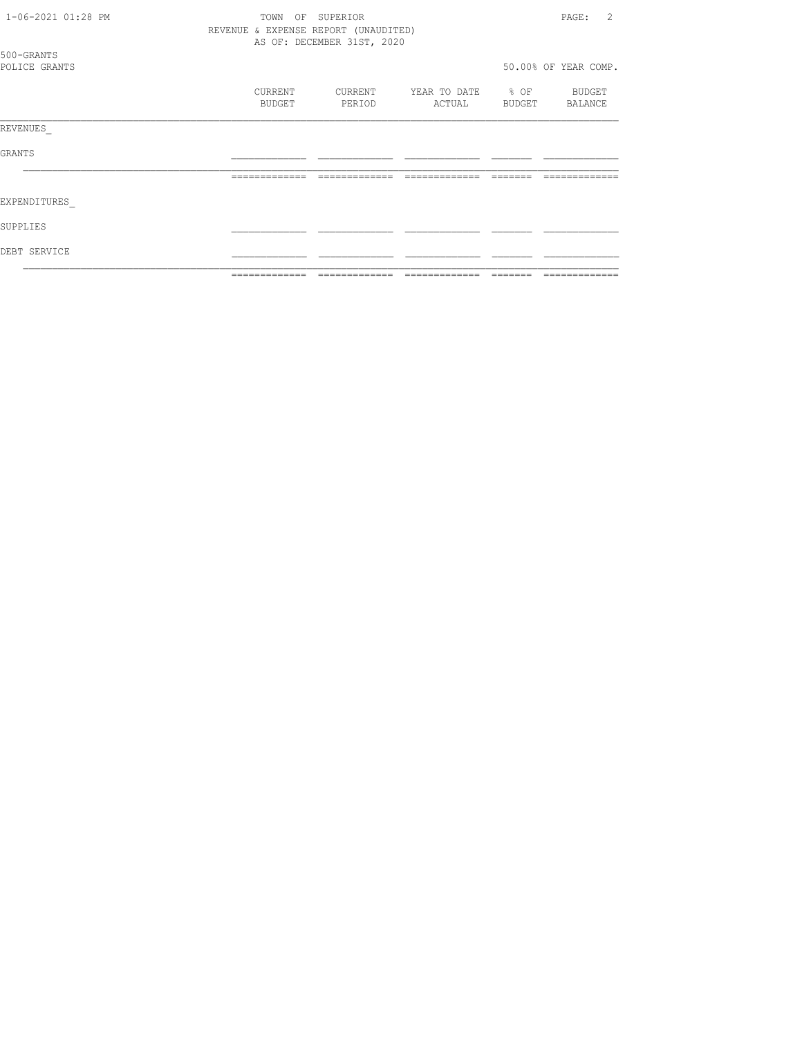TOWN OF SUPERIOR
REVENUE & EXPENSE REPORT (UNAUDITED)
AS OF: DECEMBER 31ST, 2020

500-GRANTS
POLICE GRANTS

50.00% OF YEAR COMP.

| | CURRENT BUDGET | CURRENT PERIOD | YEAR TO DATE ACTUAL | % OF BUDGET | BUDGET BALANCE |
|---|---|---|---|---|---|
| **REVENUES** | | | | | |
| GRANTS | | | | | |
| | | | | | |
| **EXPENDITURES** | | | | | |
| SUPPLIES | | | | | |
| DEBT SERVICE | | | | | |
| | | | | | |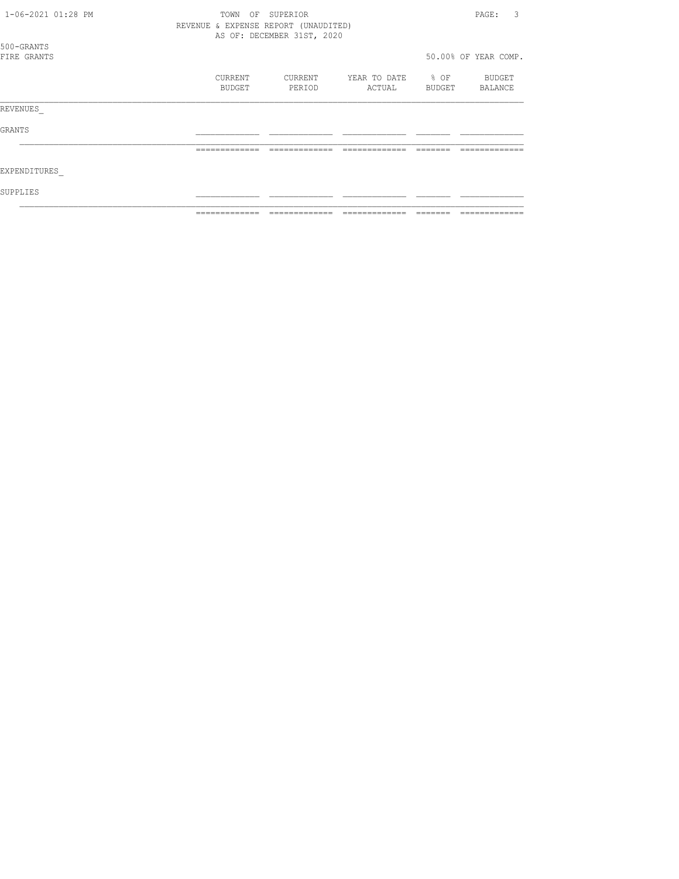1-06-2021 01:28 PM

TOWN OF SUPERIOR

REVENUE & EXPENSE REPORT (UNAUDITED)

AS OF: DECEMBER 31ST, 2020

500-GRANTS

FIRE GRANTS

50.00% OF YEAR COMP.

| | CURRENT BUDGET | CURRENT PERIOD | YEAR TO DATE ACTUAL | % OF BUDGET | BUDGET BALANCE |
|---|---|---|---|---|---|
| REVENUES_ | | | | | |
| GRANTS | | | | | |
| EXPENDITURES_ | | | | | |
| SUPPLIES | | | | | |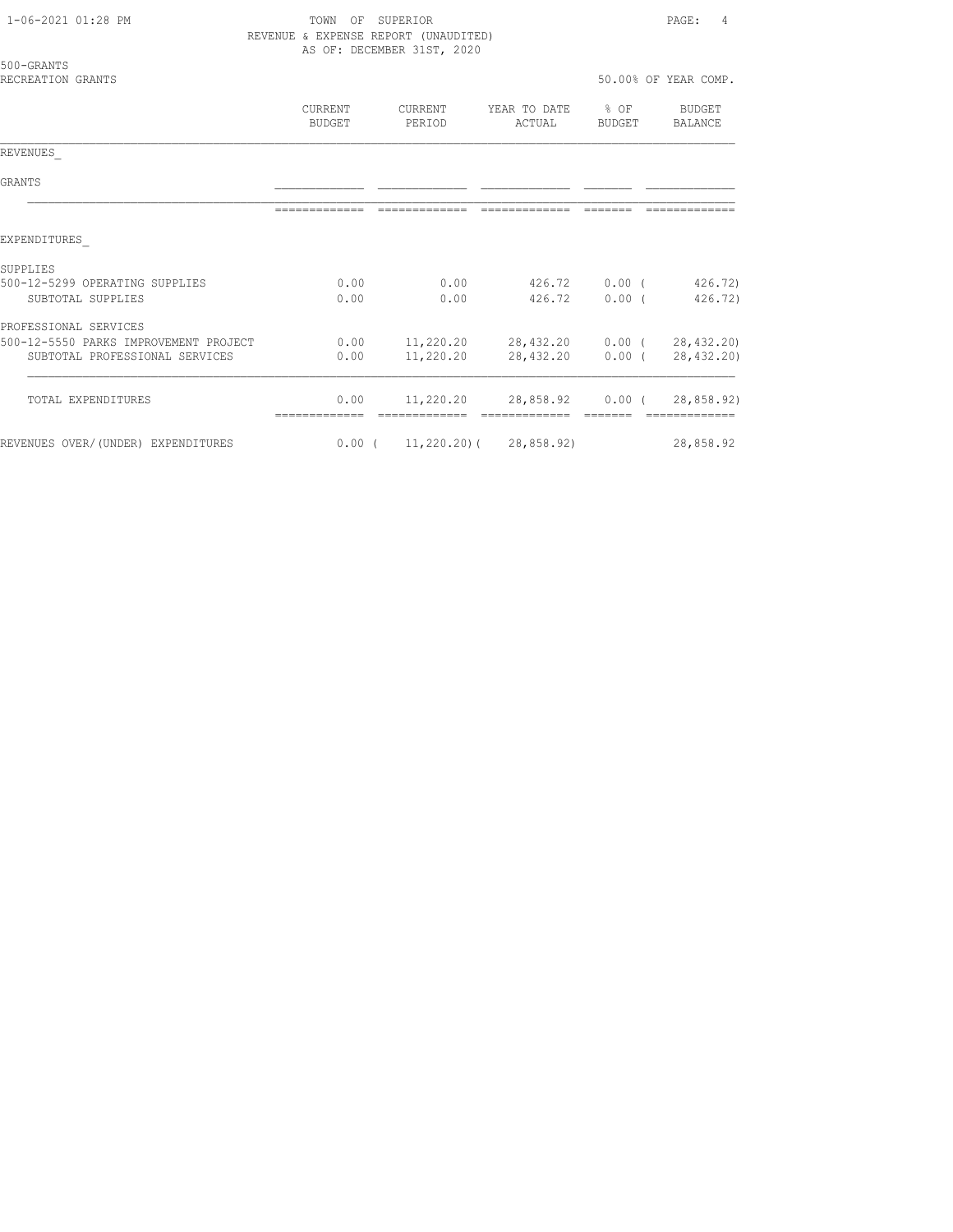TOWN OF SUPERIOR
REVENUE & EXPENSE REPORT (UNAUDITED)
AS OF: DECEMBER 31ST, 2020

500-GRANTS
RECREATION GRANTS

50.00% OF YEAR COMP.

| | CURRENT BUDGET | CURRENT PERIOD | YEAR TO DATE ACTUAL | % OF BUDGET | BUDGET BALANCE |
|---|---|---|---|---|---|
| REVENUES_ | | | | | |
| GRANTS | | | | | |
| EXPENDITURES_ | | | | | |
| SUPPLIES | | | | | |
| 500-12-5299 OPERATING SUPPLIES | 0.00 | 0.00 | 426.72 | 0.00 | ( 426.72) |
| SUBTOTAL SUPPLIES | 0.00 | 0.00 | 426.72 | 0.00 | ( 426.72) |
| PROFESSIONAL SERVICES | | | | | |
| 500-12-5550 PARKS IMPROVEMENT PROJECT | 0.00 | 11,220.20 | 28,432.20 | 0.00 | ( 28,432.20) |
| SUBTOTAL PROFESSIONAL SERVICES | 0.00 | 11,220.20 | 28,432.20 | 0.00 | ( 28,432.20) |
| TOTAL EXPENDITURES | 0.00 | 11,220.20 | 28,858.92 | 0.00 | ( 28,858.92) |
| REVENUES OVER/(UNDER) EXPENDITURES | 0.00 | ( 11,220.20) | ( 28,858.92) | | 28,858.92 |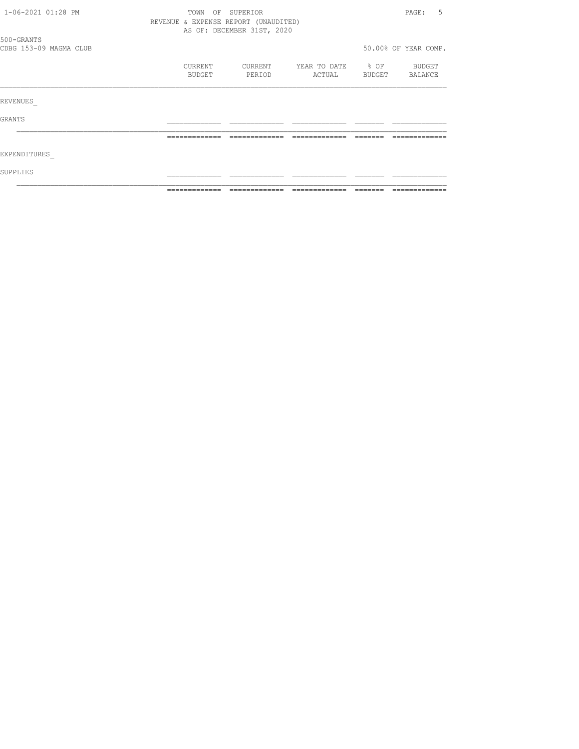TOWN OF SUPERIOR
REVENUE & EXPENSE REPORT (UNAUDITED)
AS OF: DECEMBER 31ST, 2020

500-GRANTS
CDBG 153-09 MAGMA CLUB

50.00% OF YEAR COMP.

| | CURRENT BUDGET | CURRENT PERIOD | YEAR TO DATE ACTUAL | % OF BUDGET | BUDGET BALANCE |
|---|---|---|---|---|---|
| REVENUES_ | | | | | |
| GRANTS | | | | | |
| EXPENDITURES_ | | | | | |
| SUPPLIES | | | | | |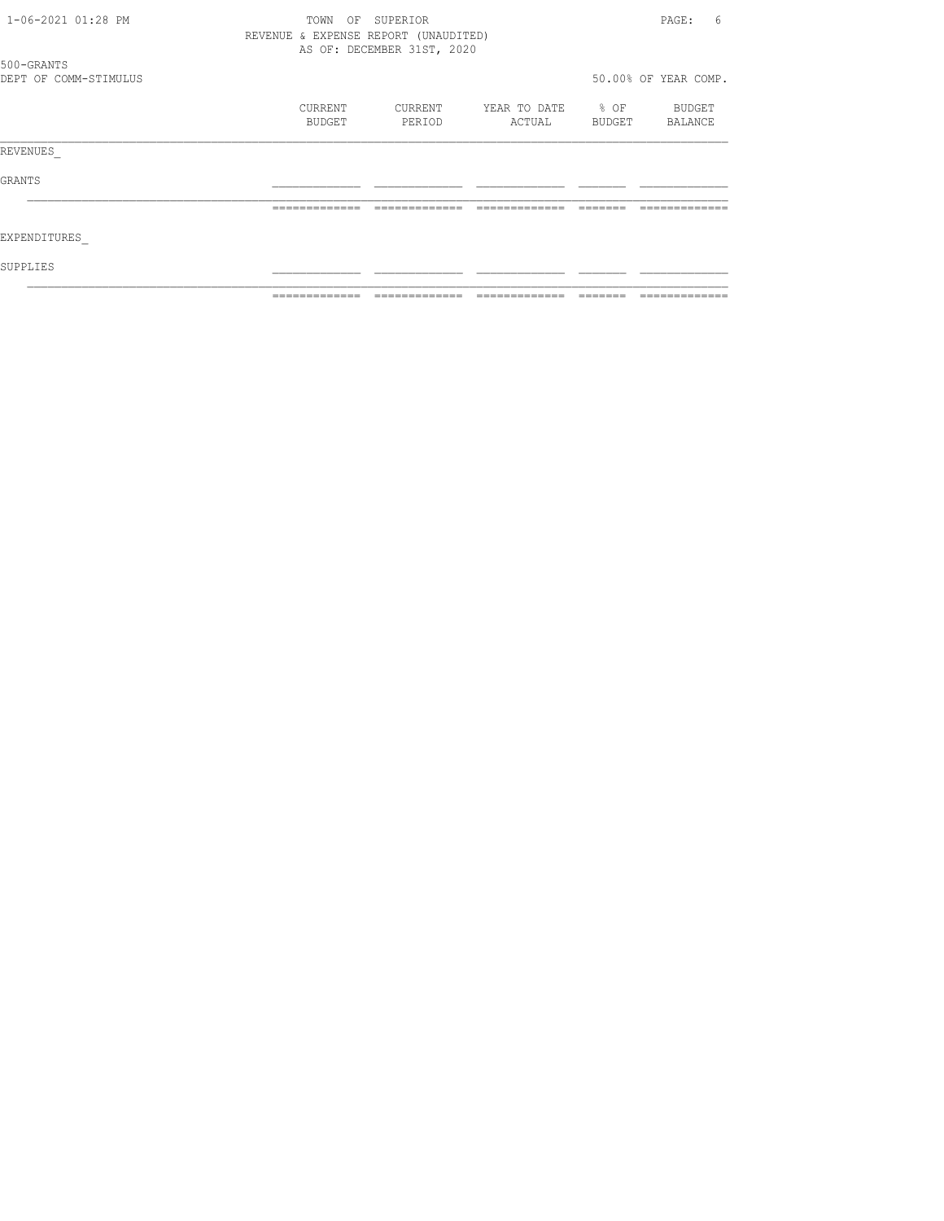TOWN OF SUPERIOR

REVENUE & EXPENSE REPORT (UNAUDITED)

AS OF: DECEMBER 31ST, 2020

500-GRANTS

DEPT OF COMM-STIMULUS

50.00% OF YEAR COMP.

| | CURRENT BUDGET | CURRENT PERIOD | YEAR TO DATE ACTUAL | % OF BUDGET | BUDGET BALANCE |
|---|---|---|---|---|---|
| REVENUES_ | | | | | |
| GRANTS | | | | | |
| EXPENDITURES_ | | | | | |
| SUPPLIES | | | | | |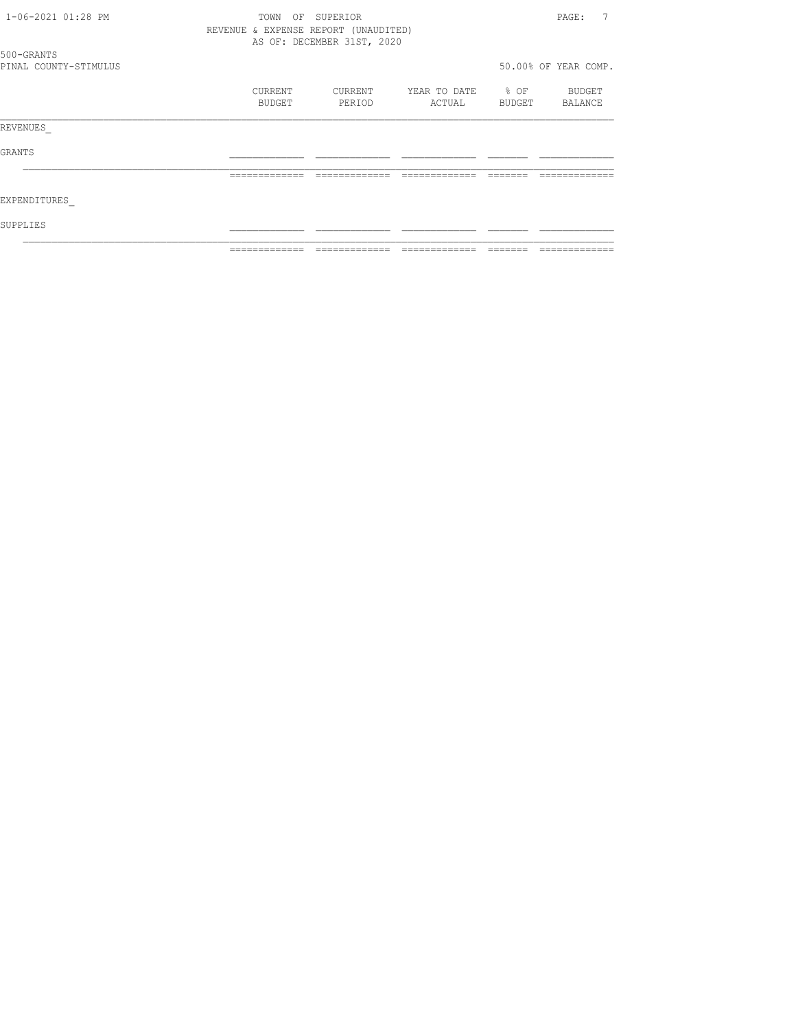TOWN OF SUPERIOR

REVENUE & EXPENSE REPORT (UNAUDITED)

AS OF: DECEMBER 31ST, 2020

500-GRANTS

PINAL COUNTY-STIMULUS

50.00% OF YEAR COMP.

| | CURRENT BUDGET | CURRENT PERIOD | YEAR TO DATE ACTUAL | % OF BUDGET | BUDGET BALANCE |
|---|---|---|---|---|---|
| REVENUES_ | | | | | |
| GRANTS | | | | | |
| EXPENDITURES_ | | | | | |
| SUPPLIES | | | | | |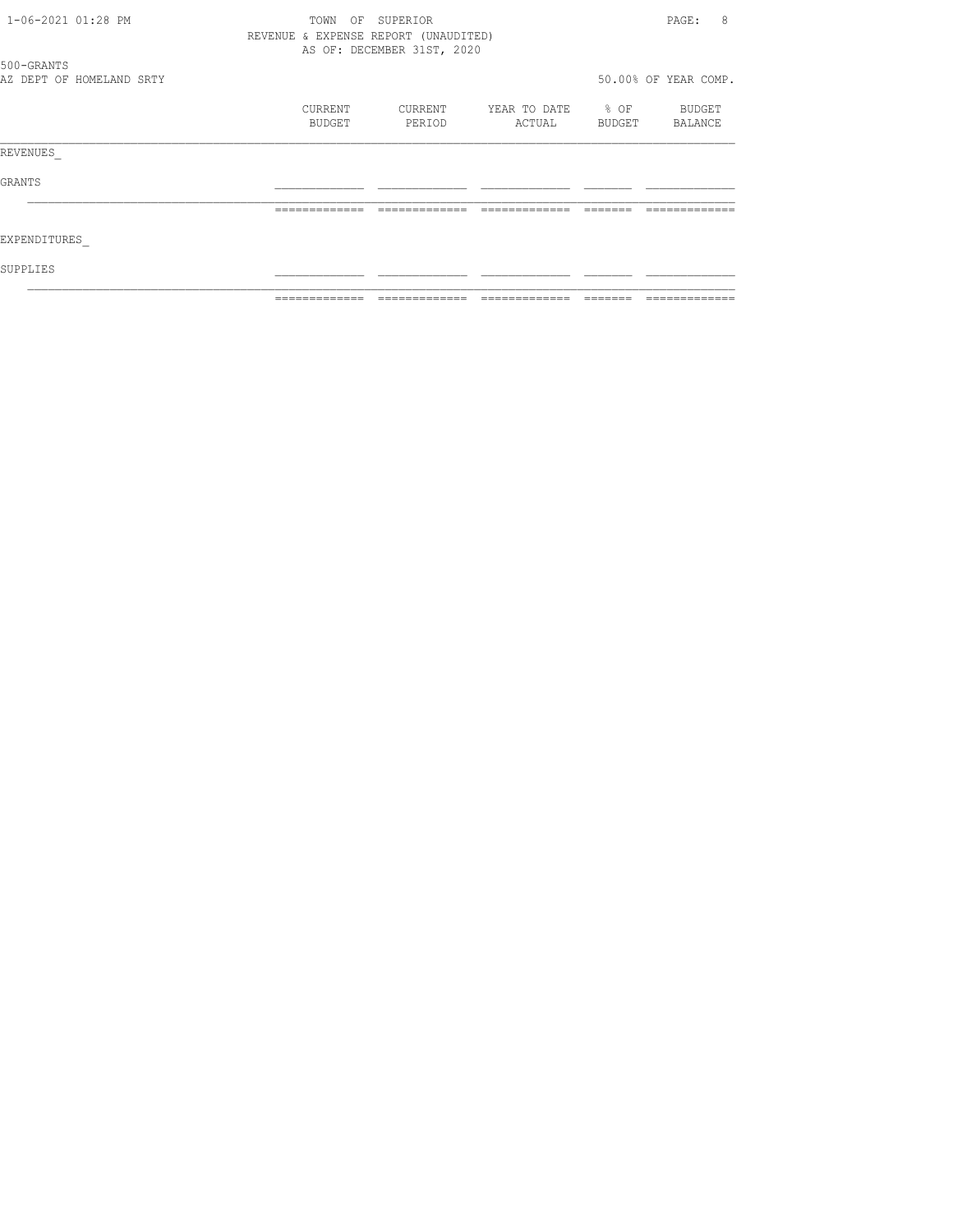TOWN OF SUPERIOR
REVENUE & EXPENSE REPORT (UNAUDITED)
AS OF: DECEMBER 31ST, 2020

500-GRANTS
AZ DEPT OF HOMELAND SRTY

50.00% OF YEAR COMP.

| | CURRENT BUDGET | CURRENT PERIOD | YEAR TO DATE ACTUAL | % OF BUDGET | BUDGET BALANCE |
|---|---|---|---|---|---|
| REVENUES_ | | | | | |
| GRANTS | | | | | |
| | | | | | |
| EXPENDITURES_ | | | | | |
| SUPPLIES | | | | | |
| | | | | | |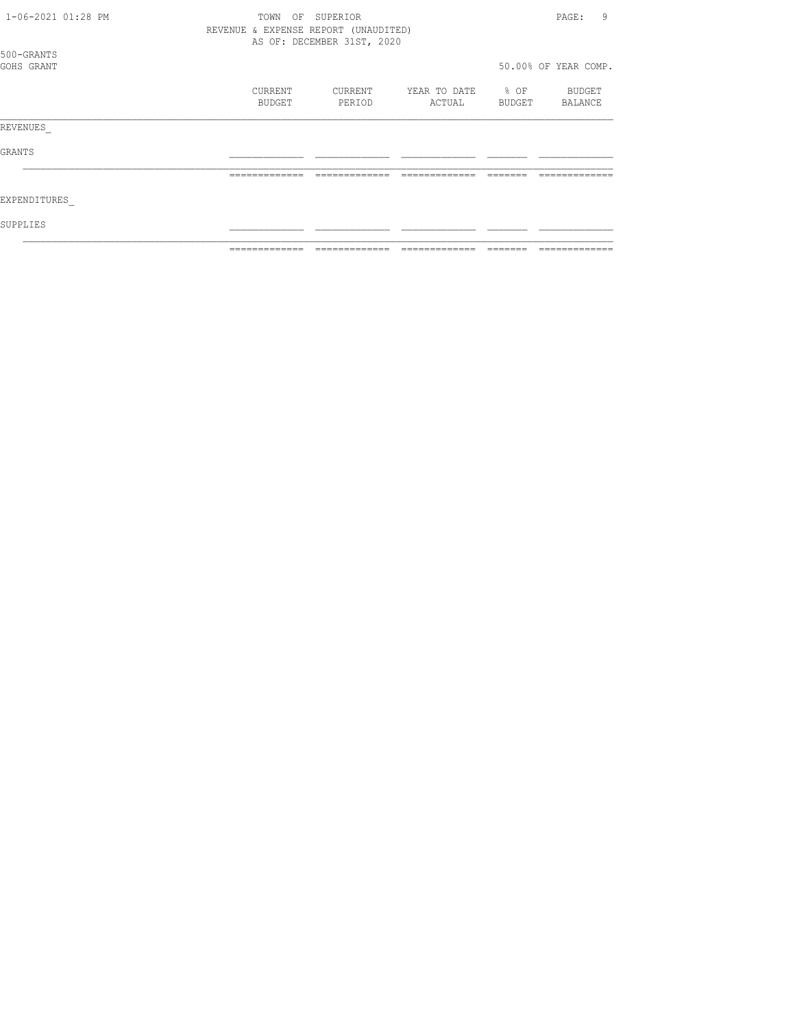TOWN OF SUPERIOR
REVENUE & EXPENSE REPORT (UNAUDITED)
AS OF: DECEMBER 31ST, 2020

500-GRANTS
GOHS GRANT

50.00% OF YEAR COMP.

| | CURRENT BUDGET | CURRENT PERIOD | YEAR TO DATE ACTUAL | % OF BUDGET | BUDGET BALANCE |
|---|---|---|---|---|---|
| REVENUES_ | | | | | |
| GRANTS | | | | | |
| | | | | | |
| EXPENDITURES_ | | | | | |
| SUPPLIES | | | | | |
| | | | | | |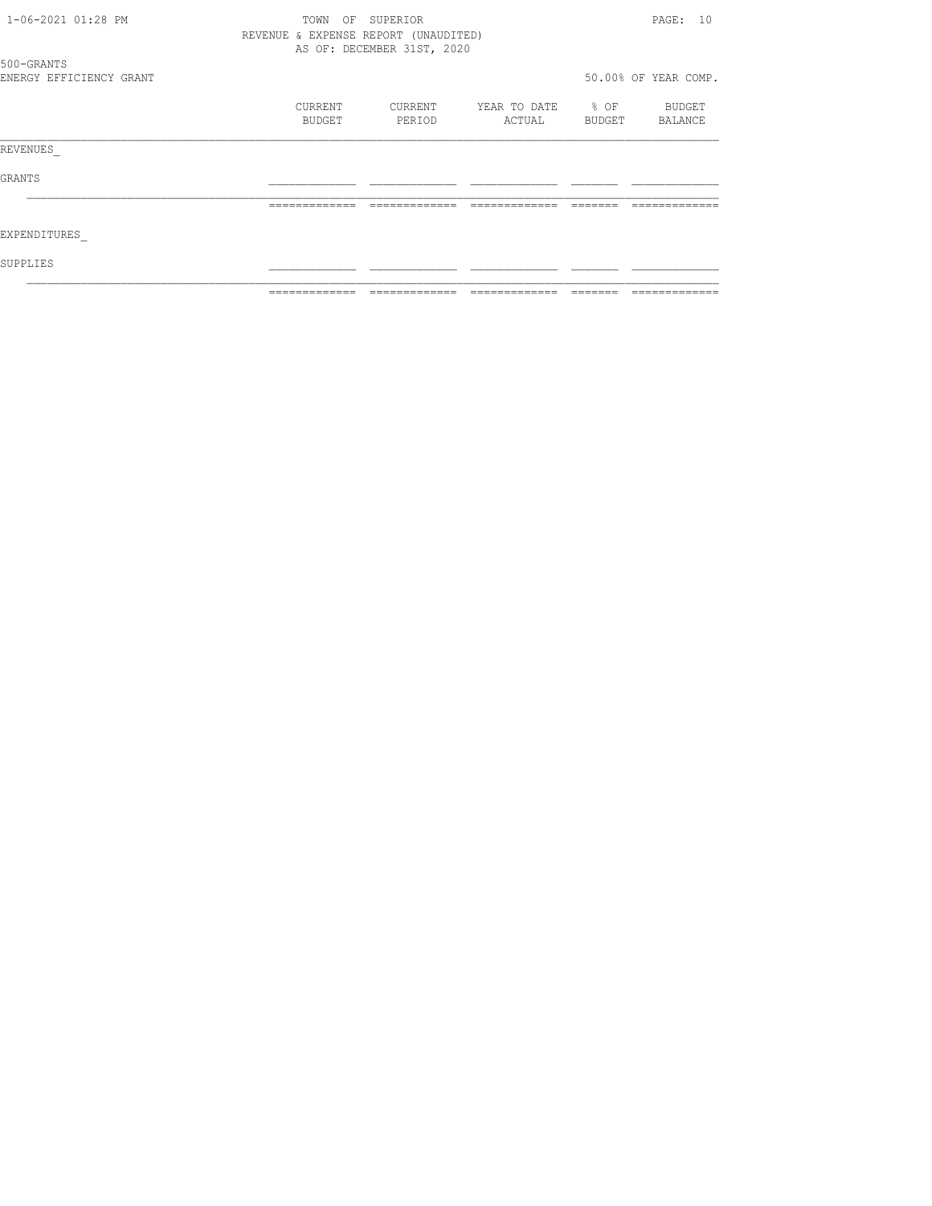TOWN OF SUPERIOR
REVENUE & EXPENSE REPORT (UNAUDITED)
AS OF: DECEMBER 31ST, 2020

500-GRANTS
ENERGY EFFICIENCY GRANT

50.00% OF YEAR COMP.

| | CURRENT BUDGET | CURRENT PERIOD | YEAR TO DATE ACTUAL | % OF BUDGET | BUDGET BALANCE |
|---|---|---|---|---|---|
| REVENUES_ | | | | | |
| GRANTS | | | | | |
| EXPENDITURES_ | | | | | |
| SUPPLIES | | | | | |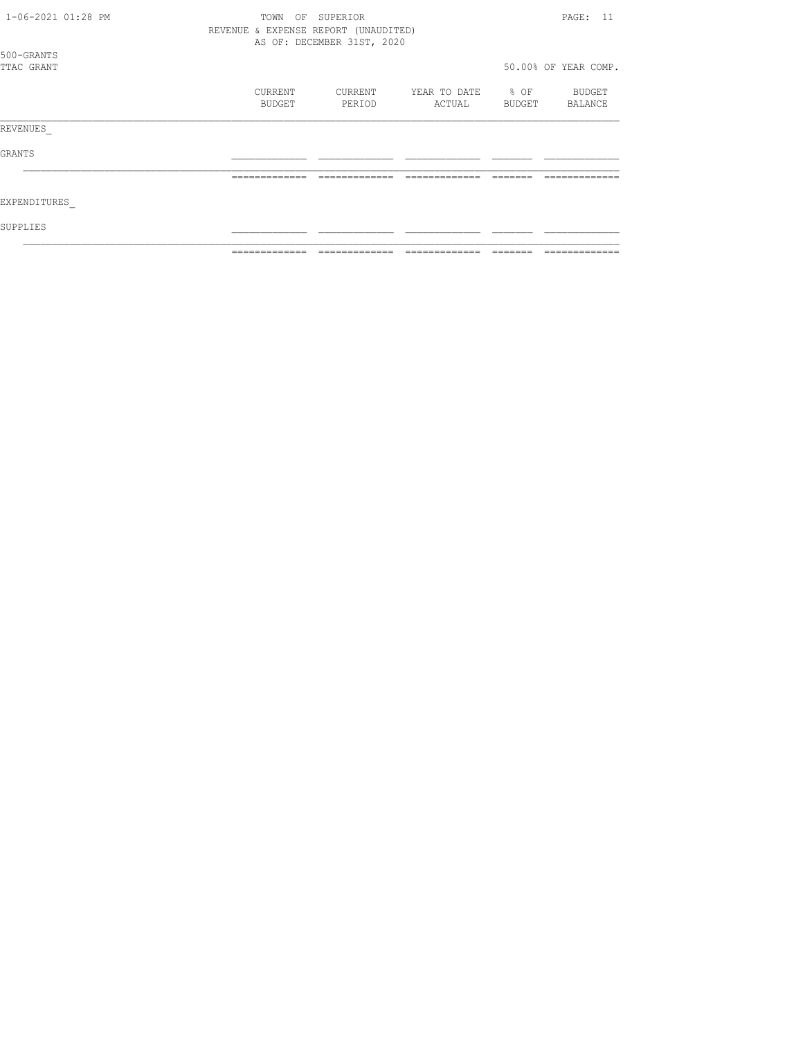500-GRANTS

TTAC GRANT

50.00% OF YEAR COMP.

|  | CURRENT BUDGET | CURRENT PERIOD | YEAR TO DATE ACTUAL | % OF BUDGET | BUDGET BALANCE |
|---|---|---|---|---|---|
| REVENUES_ |  |  |  |  |  |
| GRANTS |  |  |  |  |  |
|  |  |  |  |  |  |
| EXPENDITURES_ |  |  |  |  |  |
| SUPPLIES |  |  |  |  |  |
|  |  |  |  |  |  |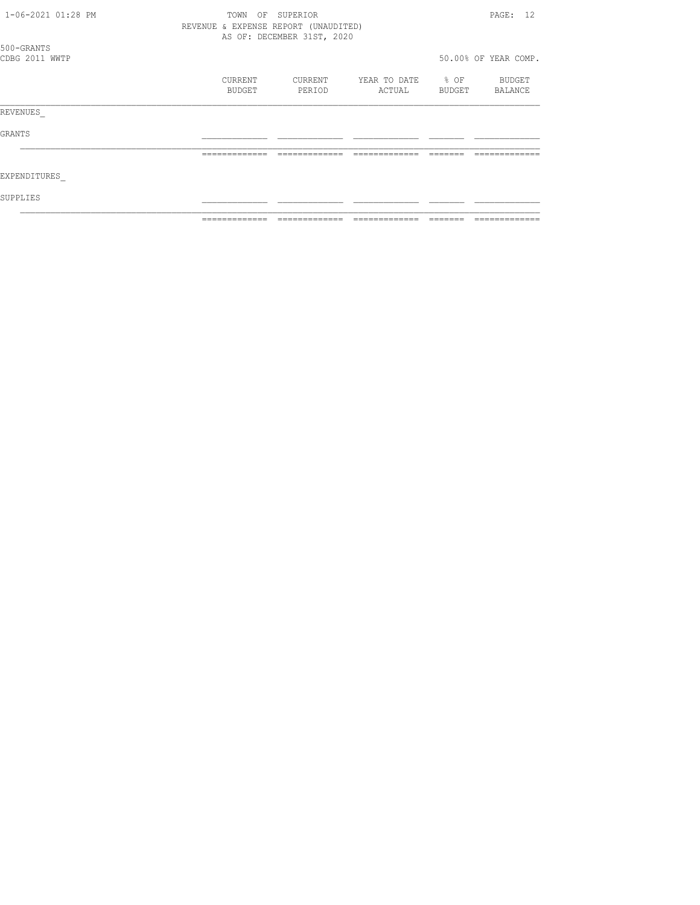TOWN OF SUPERIOR
REVENUE & EXPENSE REPORT (UNAUDITED)
AS OF: DECEMBER 31ST, 2020

500-GRANTS
CDBG 2011 WWTP

50.00% OF YEAR COMP.

| | CURRENT BUDGET | CURRENT PERIOD | YEAR TO DATE ACTUAL | % OF BUDGET | BUDGET BALANCE |
|---|---|---|---|---|---|
| REVENUES_ | | | | | |
| GRANTS | | | | | |
| | | | | | |
| EXPENDITURES_ | | | | | |
| SUPPLIES | | | | | |
| | | | | | |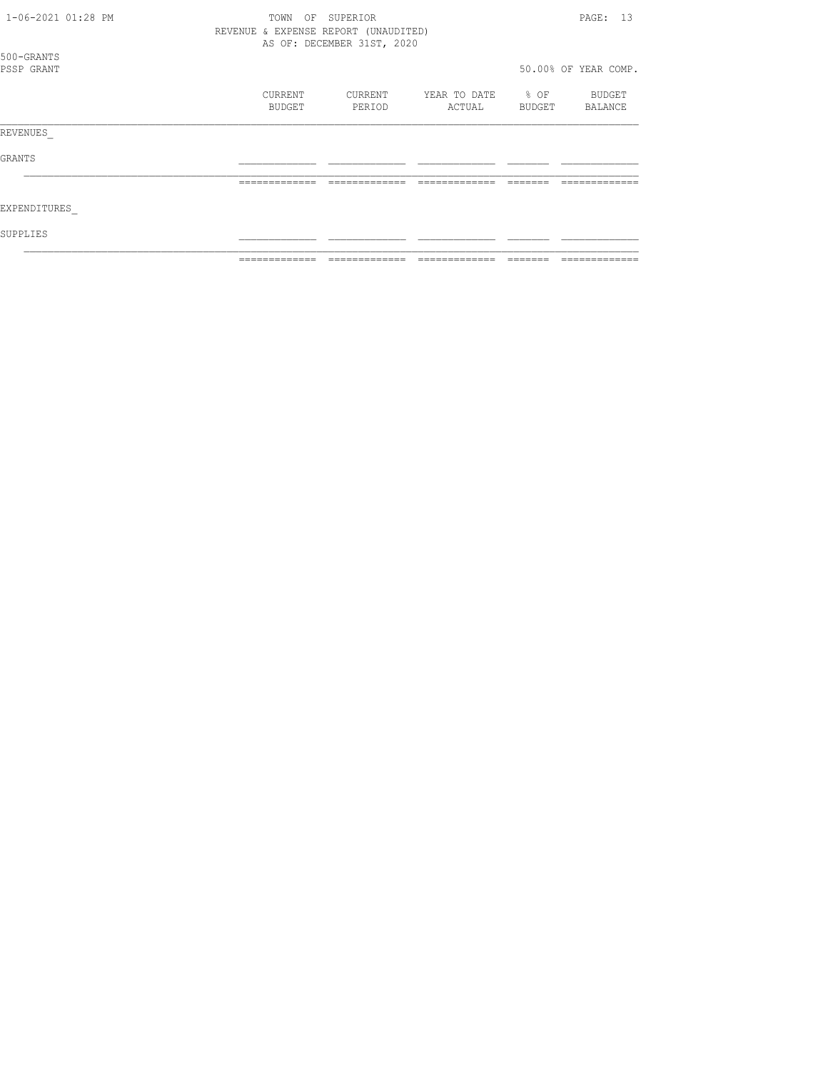TOWN OF SUPERIOR
REVENUE & EXPENSE REPORT (UNAUDITED)
AS OF: DECEMBER 31ST, 2020

500-GRANTS
PSSP GRANT

50.00% OF YEAR COMP.

| | CURRENT BUDGET | CURRENT PERIOD | YEAR TO DATE ACTUAL | % OF BUDGET | BUDGET BALANCE |
|---|---|---|---|---|---|
| REVENUES_ | | | | | |
| GRANTS | | | | | |
| | | | | | |
| EXPENDITURES_ | | | | | |
| SUPPLIES | | | | | |
| | | | | | |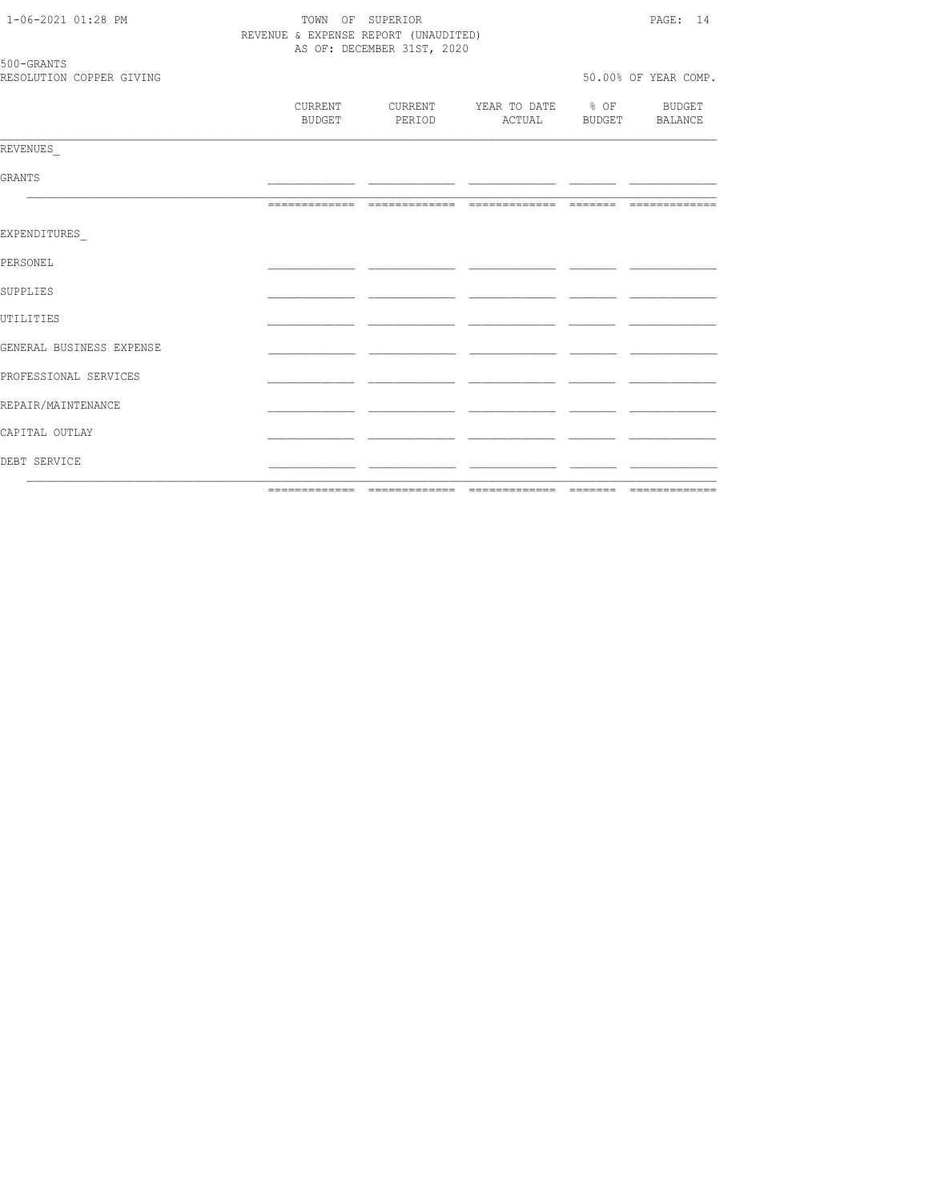TOWN OF SUPERIOR
REVENUE & EXPENSE REPORT (UNAUDITED)
AS OF: DECEMBER 31ST, 2020

500-GRANTS
RESOLUTION COPPER GIVING

50.00% OF YEAR COMP.

| | CURRENT BUDGET | CURRENT PERIOD | YEAR TO DATE ACTUAL | % OF BUDGET | BUDGET BALANCE |
|---|---|---|---|---|---|
| REVENUES_ | | | | | |
| GRANTS | | | | | |
| | | | | | |
| EXPENDITURES_ | | | | | |
| PERSONEL | | | | | |
| SUPPLIES | | | | | |
| UTILITIES | | | | | |
| GENERAL BUSINESS EXPENSE | | | | | |
| PROFESSIONAL SERVICES | | | | | |
| REPAIR/MAINTENANCE | | | | | |
| CAPITAL OUTLAY | | | | | |
| DEBT SERVICE | | | | | |
| | | | | | |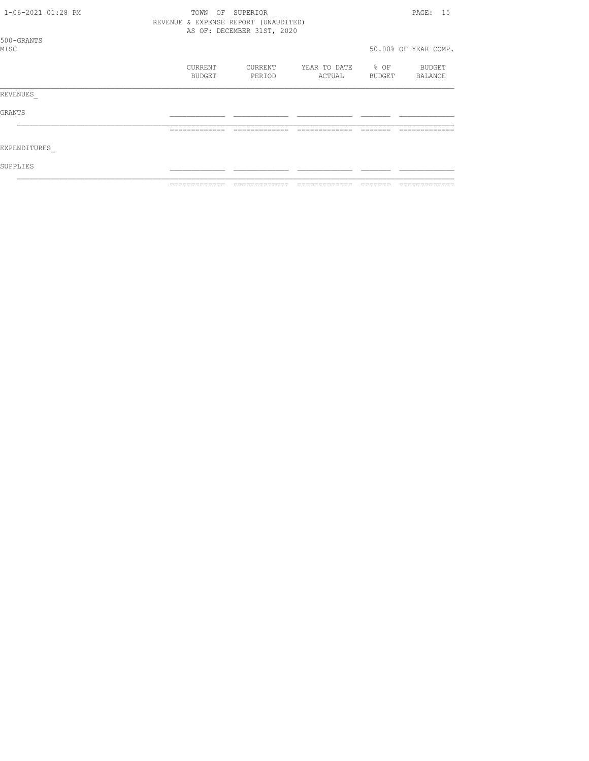TOWN OF SUPERIOR
REVENUE & EXPENSE REPORT (UNAUDITED)
AS OF: DECEMBER 31ST, 2020

500-GRANTS
MISC

50.00% OF YEAR COMP.

| | CURRENT BUDGET | CURRENT PERIOD | YEAR TO DATE ACTUAL | % OF BUDGET | BUDGET BALANCE |
|---|---|---|---|---|---|
| REVENUES_ | | | | | |
| GRANTS | | | | | |
| | | | | | |
| EXPENDITURES_ | | | | | |
| SUPPLIES | | | | | |
| | | | | | |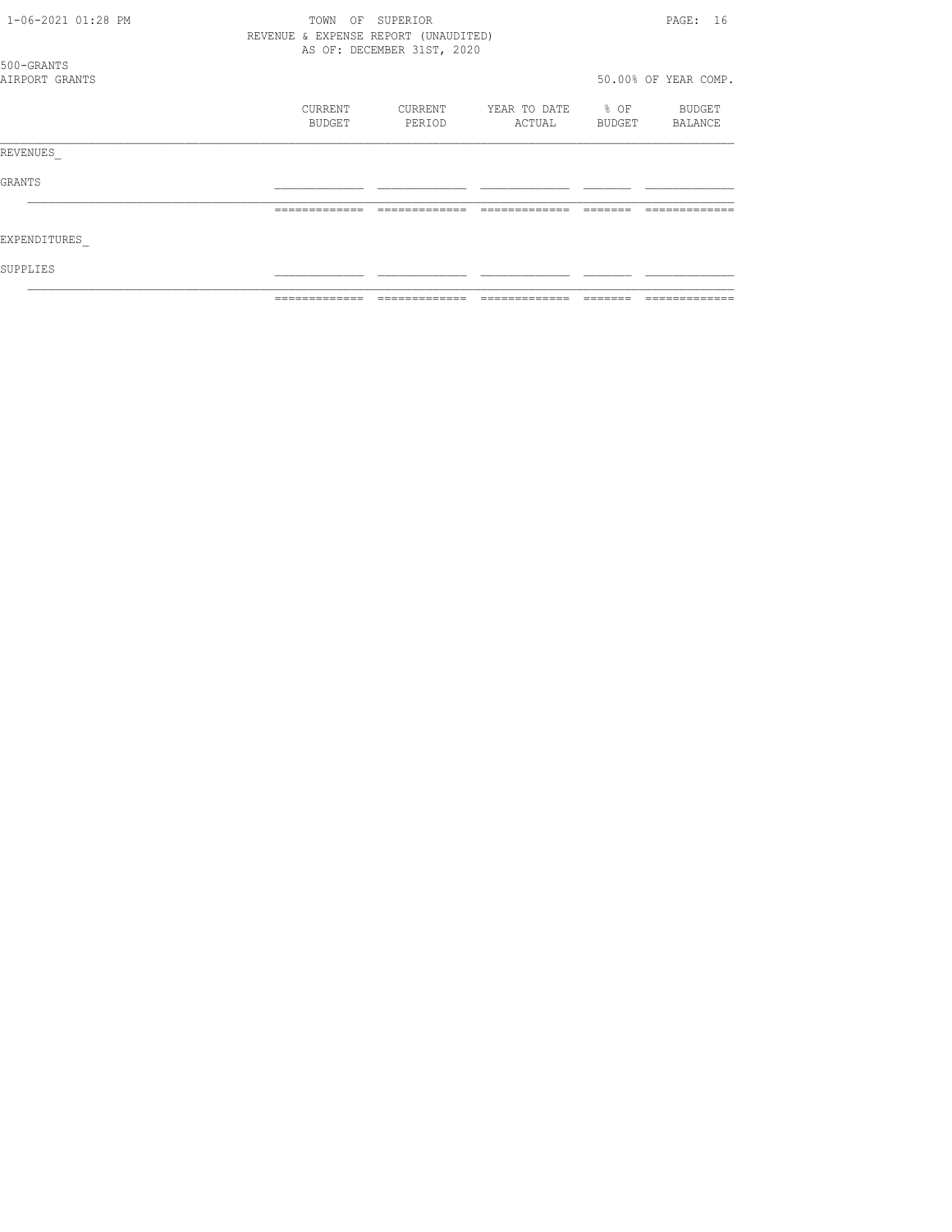TOWN OF SUPERIOR

REVENUE & EXPENSE REPORT (UNAUDITED)

AS OF: DECEMBER 31ST, 2020

500-GRANTS

AIRPORT GRANTS

50.00% OF YEAR COMP.

| | CURRENT BUDGET | CURRENT PERIOD | YEAR TO DATE ACTUAL | % OF BUDGET | BUDGET BALANCE |
|---|---|---|---|---|---|
| REVENUES_ | | | | | |
| GRANTS | | | | | |
| | | | | | |
| EXPENDITURES_ | | | | | |
| SUPPLIES | | | | | |
| | | | | | |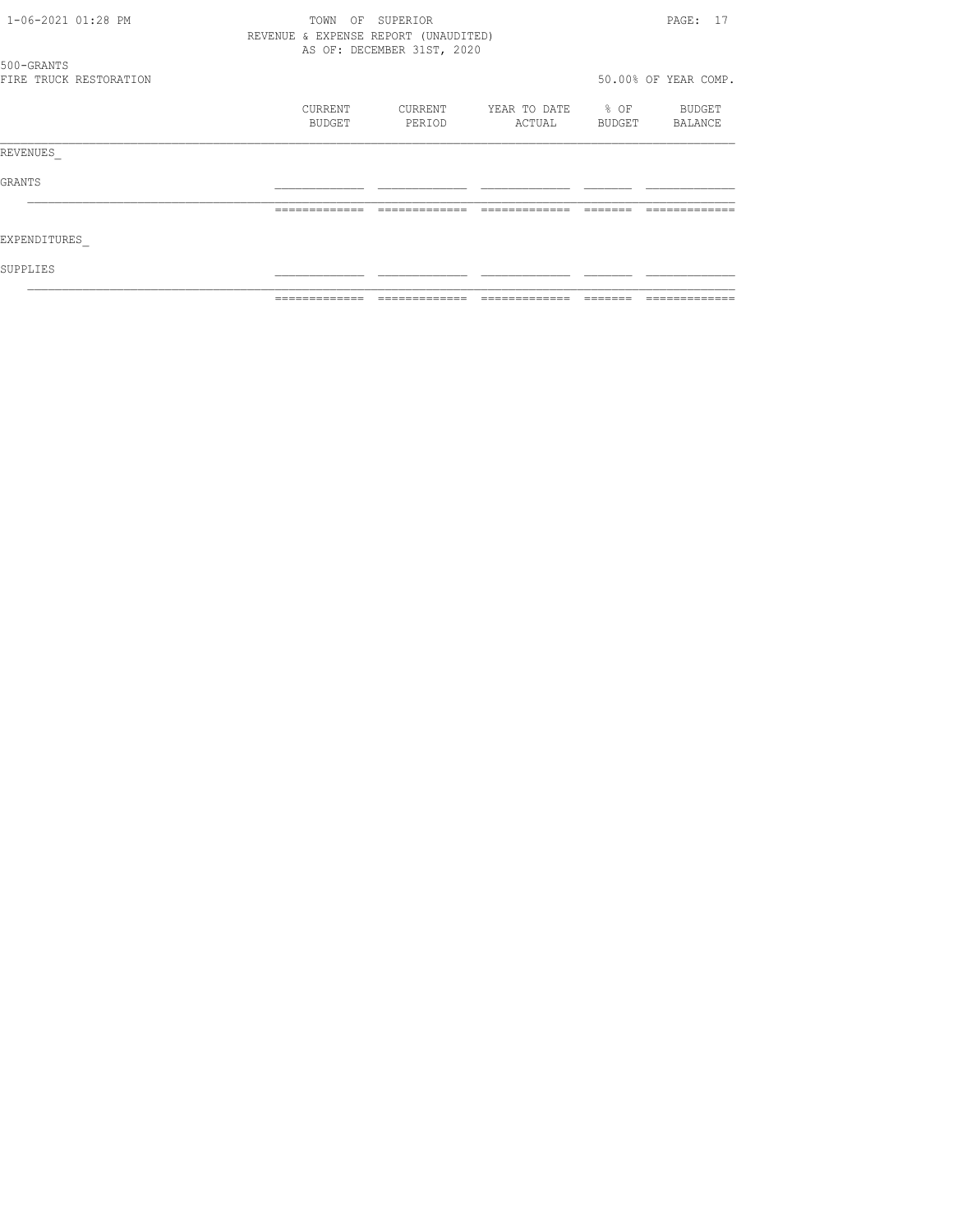TOWN OF SUPERIOR
REVENUE & EXPENSE REPORT (UNAUDITED)
AS OF: DECEMBER 31ST, 2020

500-GRANTS
FIRE TRUCK RESTORATION

50.00% OF YEAR COMP.

| | CURRENT BUDGET | CURRENT PERIOD | YEAR TO DATE ACTUAL | % OF BUDGET | BUDGET BALANCE |
|---|---|---|---|---|---|
| REVENUES_ | | | | | |
| GRANTS | | | | | |
| | | | | | |
| EXPENDITURES_ | | | | | |
| SUPPLIES | | | | | |
| | | | | | |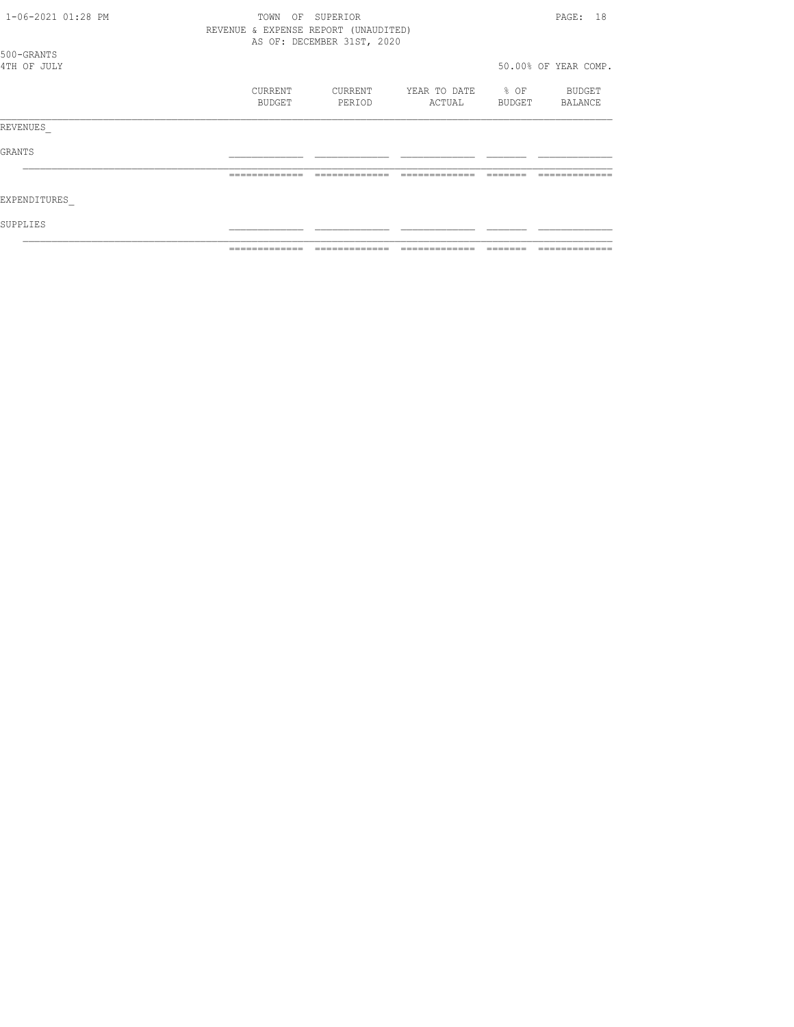TOWN OF SUPERIOR
REVENUE & EXPENSE REPORT (UNAUDITED)
AS OF: DECEMBER 31ST, 2020

500-GRANTS
4TH OF JULY

50.00% OF YEAR COMP.

| | CURRENT BUDGET | CURRENT PERIOD | YEAR TO DATE ACTUAL | % OF BUDGET | BUDGET BALANCE |
|---|---|---|---|---|---|
| REVENUES | | | | | |
| GRANTS | | | | | |
| | | | | | |
| EXPENDITURES | | | | | |
| SUPPLIES | | | | | |
| | | | | | |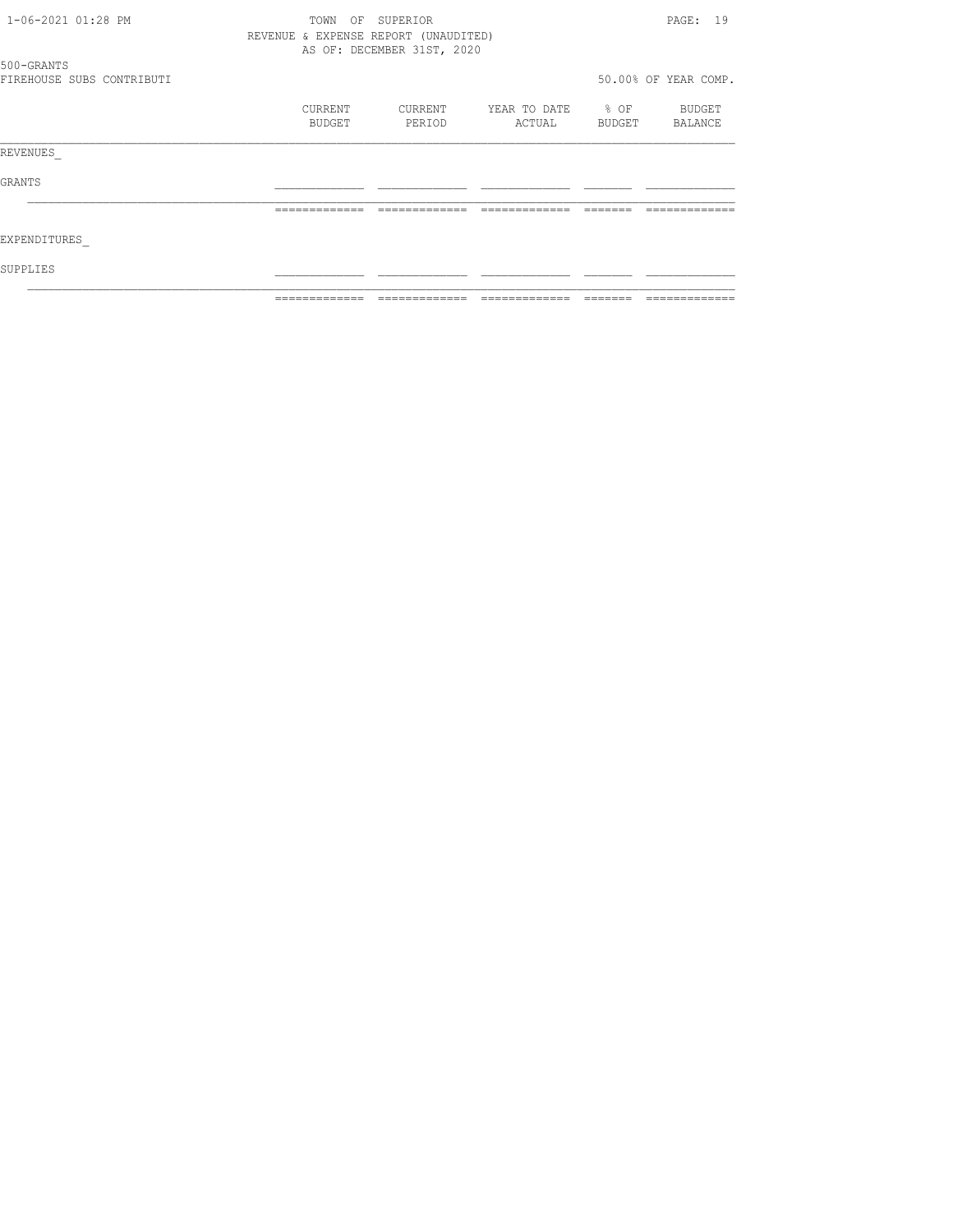TOWN OF SUPERIOR
REVENUE & EXPENSE REPORT (UNAUDITED)
AS OF: DECEMBER 31ST, 2020

500-GRANTS
FIREHOUSE SUBS CONTRIBUTI

50.00% OF YEAR COMP.

| | CURRENT BUDGET | CURRENT PERIOD | YEAR TO DATE ACTUAL | % OF BUDGET | BUDGET BALANCE |
|---|---|---|---|---|---|
| REVENUES | | | | | |
| GRANTS | | | | | |
| | | | | | |
| EXPENDITURES | | | | | |
| SUPPLIES | | | | | |
| | | | | | |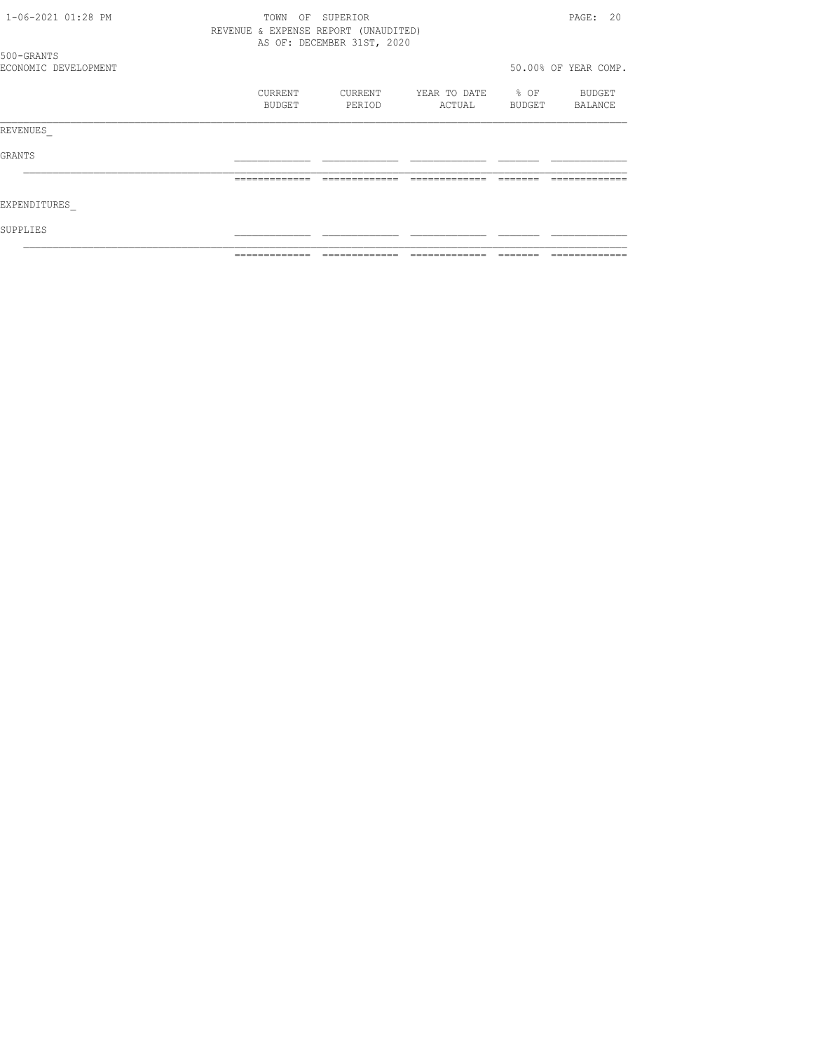1-06-2021 01:28 PM

TOWN OF SUPERIOR
REVENUE & EXPENSE REPORT (UNAUDITED)
AS OF: DECEMBER 31ST, 2020

500-GRANTS
ECONOMIC DEVELOPMENT

50.00% OF YEAR COMP.

| | CURRENT BUDGET | CURRENT PERIOD | YEAR TO DATE ACTUAL | % OF BUDGET | BUDGET BALANCE |
|---|---|---|---|---|---|
| REVENUES_ | | | | | |
| GRANTS | | | | | |
| | | | | | |
| EXPENDITURES_ | | | | | |
| SUPPLIES | | | | | |
| | | | | | |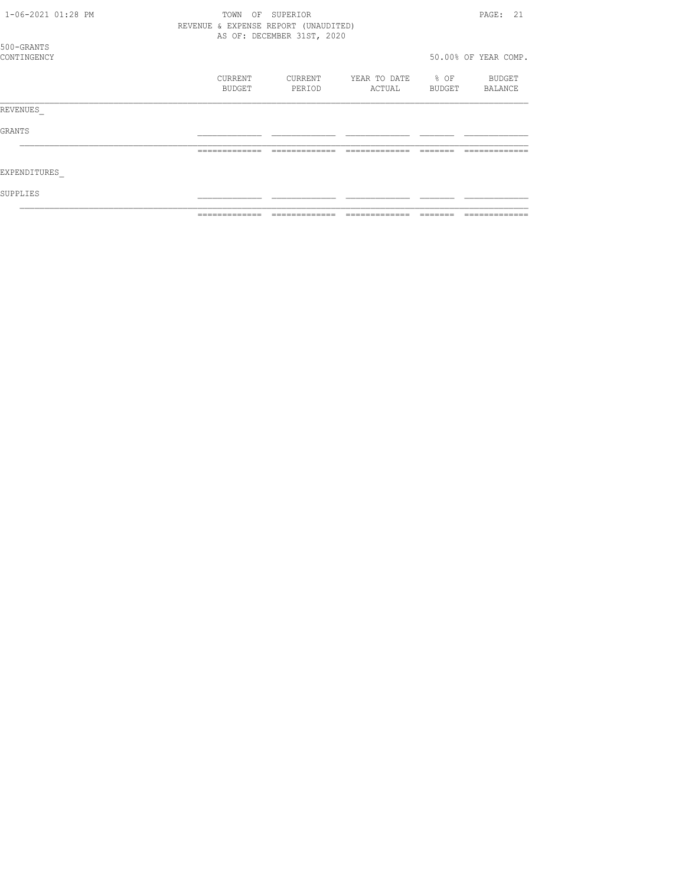TOWN OF SUPERIOR

REVENUE & EXPENSE REPORT (UNAUDITED)

AS OF: DECEMBER 31ST, 2020

500-GRANTS

CONTINGENCY

50.00% OF YEAR COMP.

| | CURRENT BUDGET | CURRENT PERIOD | YEAR TO DATE ACTUAL | % OF BUDGET | BUDGET BALANCE |
|---|---|---|---|---|---|
| REVENUES_ | | | | | |
| GRANTS | | | | | |
| EXPENDITURES_ | | | | | |
| SUPPLIES | | | | | |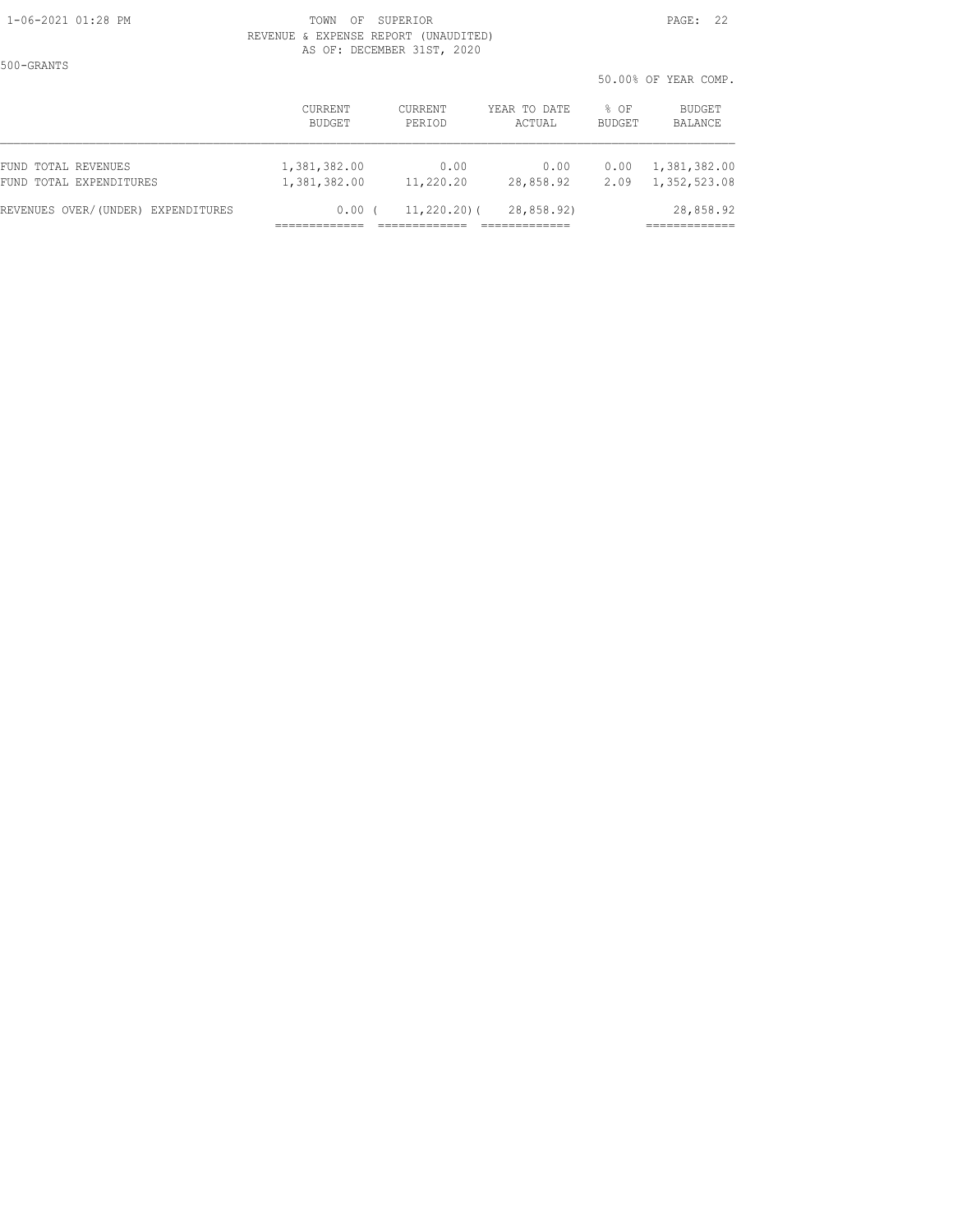TOWN OF SUPERIOR
REVENUE & EXPENSE REPORT (UNAUDITED)
AS OF: DECEMBER 31ST, 2020

500-GRANTS

50.00% OF YEAR COMP.

| | CURRENT BUDGET | CURRENT PERIOD | YEAR TO DATE ACTUAL | % OF BUDGET | BUDGET BALANCE |
|---|---|---|---|---|---|
| FUND TOTAL REVENUES | 1,381,382.00 | 0.00 | 0.00 | 0.00 | 1,381,382.00 |
| FUND TOTAL EXPENDITURES | 1,381,382.00 | 11,220.20 | 28,858.92 | 2.09 | 1,352,523.08 |
| REVENUES OVER/(UNDER) EXPENDITURES | 0.00 | ( 11,220.20) | ( 28,858.92) | | 28,858.92 |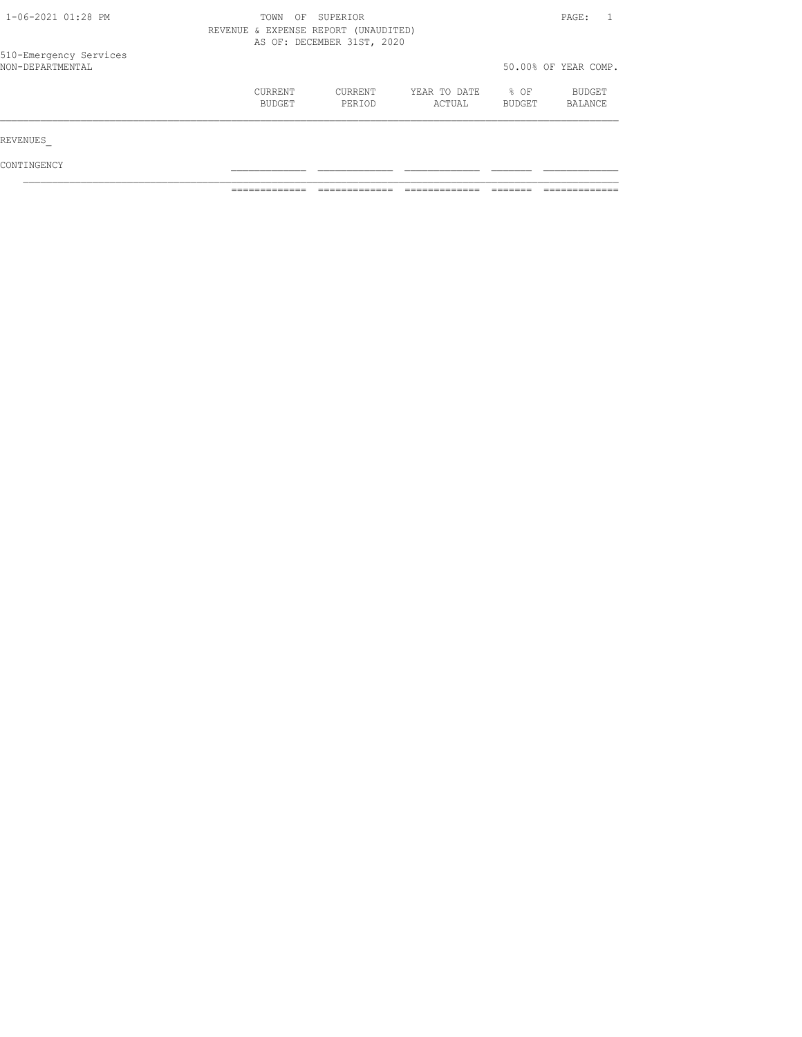TOWN OF SUPERIOR

REVENUE & EXPENSE REPORT (UNAUDITED)

AS OF: DECEMBER 31ST, 2020

510-Emergency Services

NON-DEPARTMENTAL

50.00% OF YEAR COMP.

| | CURRENT BUDGET | CURRENT PERIOD | YEAR TO DATE ACTUAL | % OF BUDGET | BUDGET BALANCE |
|---|---|---|---|---|---|
| REVENUES_ | | | | | |
| CONTINGENCY | | | | | |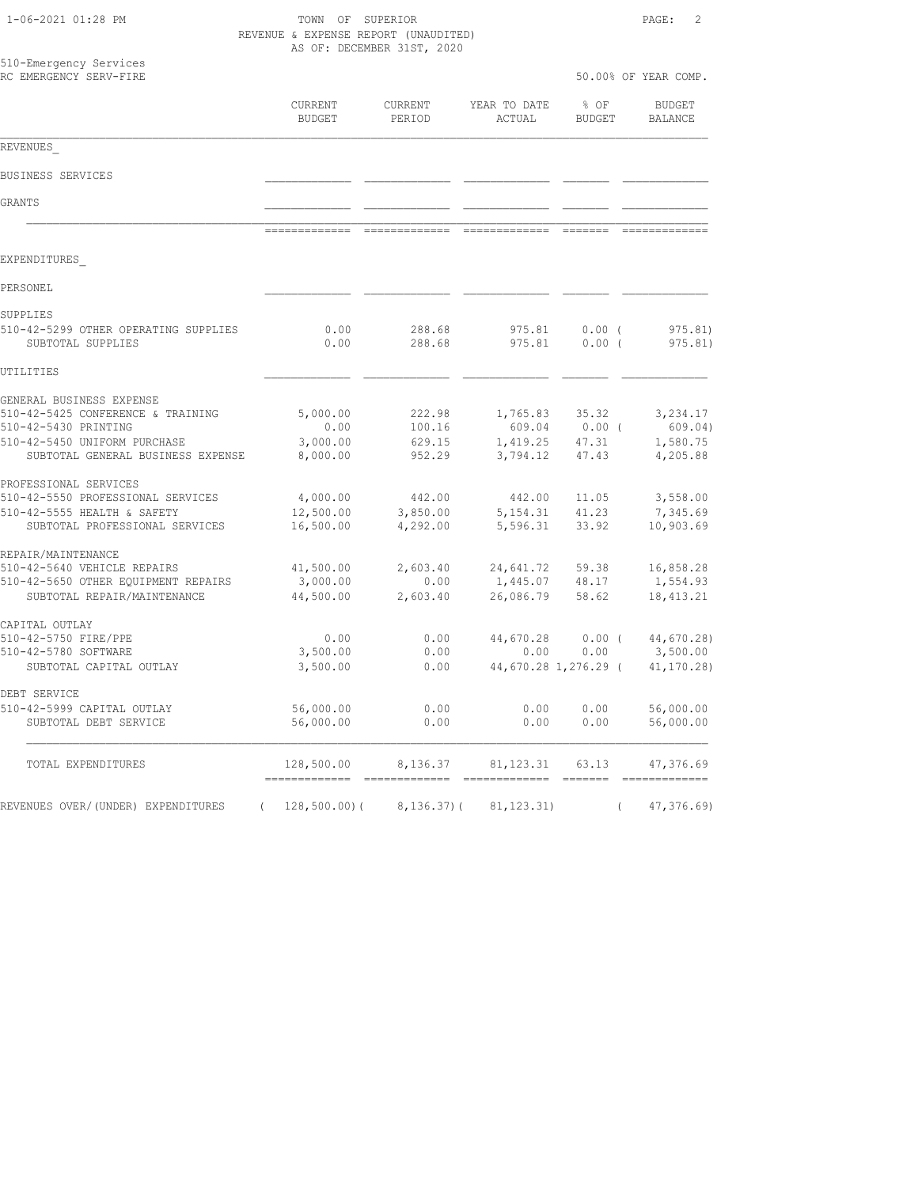TOWN OF SUPERIOR
REVENUE & EXPENSE REPORT (UNAUDITED)
AS OF: DECEMBER 31ST, 2020

510-Emergency Services
RC EMERGENCY SERV-FIRE

50.00% OF YEAR COMP.

| | CURRENT BUDGET | CURRENT PERIOD | YEAR TO DATE ACTUAL | % OF BUDGET | BUDGET BALANCE |
|---|---|---|---|---|---|
| REVENUES_ | | | | | |
| BUSINESS SERVICES | | | | | |
| GRANTS | | | | | |
| EXPENDITURES_ | | | | | |
| PERSONEL | | | | | |
| SUPPLIES | | | | | |
| 510-42-5299 OTHER OPERATING SUPPLIES | 0.00 | 288.68 | 975.81 | 0.00 | ( 975.81) |
| SUBTOTAL SUPPLIES | 0.00 | 288.68 | 975.81 | 0.00 | ( 975.81) |
| UTILITIES | | | | | |
| GENERAL BUSINESS EXPENSE | | | | | |
| 510-42-5425 CONFERENCE & TRAINING | 5,000.00 | 222.98 | 1,765.83 | 35.32 | 3,234.17 |
| 510-42-5430 PRINTING | 0.00 | 100.16 | 609.04 | 0.00 | ( 609.04) |
| 510-42-5450 UNIFORM PURCHASE | 3,000.00 | 629.15 | 1,419.25 | 47.31 | 1,580.75 |
| SUBTOTAL GENERAL BUSINESS EXPENSE | 8,000.00 | 952.29 | 3,794.12 | 47.43 | 4,205.88 |
| PROFESSIONAL SERVICES | | | | | |
| 510-42-5550 PROFESSIONAL SERVICES | 4,000.00 | 442.00 | 442.00 | 11.05 | 3,558.00 |
| 510-42-5555 HEALTH & SAFETY | 12,500.00 | 3,850.00 | 5,154.31 | 41.23 | 7,345.69 |
| SUBTOTAL PROFESSIONAL SERVICES | 16,500.00 | 4,292.00 | 5,596.31 | 33.92 | 10,903.69 |
| REPAIR/MAINTENANCE | | | | | |
| 510-42-5640 VEHICLE REPAIRS | 41,500.00 | 2,603.40 | 24,641.72 | 59.38 | 16,858.28 |
| 510-42-5650 OTHER EQUIPMENT REPAIRS | 3,000.00 | 0.00 | 1,445.07 | 48.17 | 1,554.93 |
| SUBTOTAL REPAIR/MAINTENANCE | 44,500.00 | 2,603.40 | 26,086.79 | 58.62 | 18,413.21 |
| CAPITAL OUTLAY | | | | | |
| 510-42-5750 FIRE/PPE | 0.00 | 0.00 | 44,670.28 | 0.00 | ( 44,670.28) |
| 510-42-5780 SOFTWARE | 3,500.00 | 0.00 | 0.00 | 0.00 | 3,500.00 |
| SUBTOTAL CAPITAL OUTLAY | 3,500.00 | 0.00 | 44,670.28 | 1,276.29 | ( 41,170.28) |
| DEBT SERVICE | | | | | |
| 510-42-5999 CAPITAL OUTLAY | 56,000.00 | 0.00 | 0.00 | 0.00 | 56,000.00 |
| SUBTOTAL DEBT SERVICE | 56,000.00 | 0.00 | 0.00 | 0.00 | 56,000.00 |
| TOTAL EXPENDITURES | 128,500.00 | 8,136.37 | 81,123.31 | 63.13 | 47,376.69 |
| REVENUES OVER/(UNDER) EXPENDITURES | ( 128,500.00) | ( 8,136.37) | ( 81,123.31) | | ( 47,376.69) |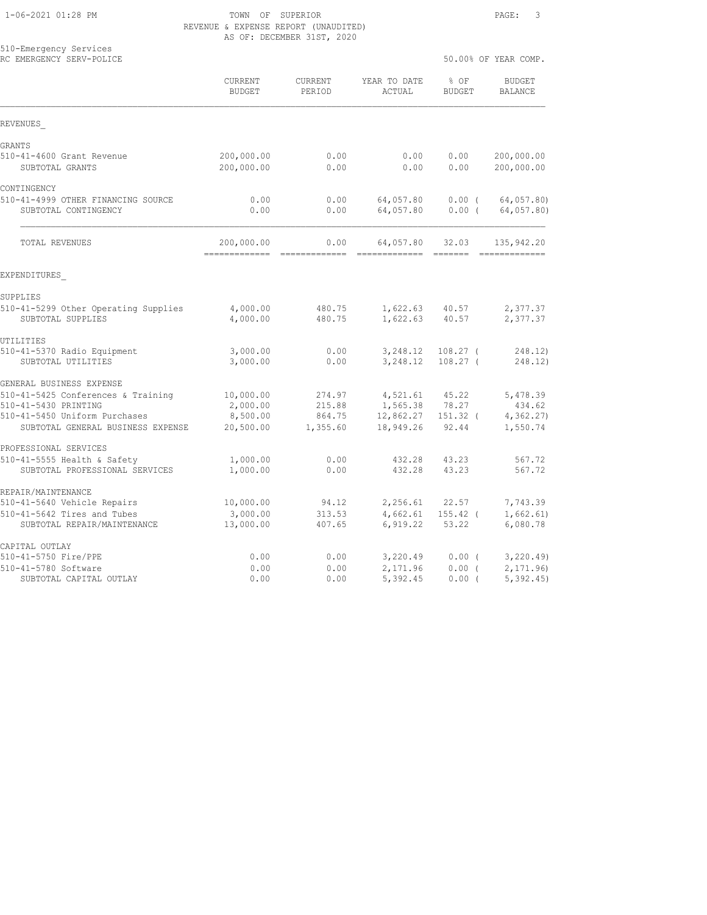TOWN OF SUPERIOR
REVENUE & EXPENSE REPORT (UNAUDITED)
AS OF: DECEMBER 31ST, 2020

510-Emergency Services
RC EMERGENCY SERV-POLICE

50.00% OF YEAR COMP.

| | CURRENT BUDGET | CURRENT PERIOD | YEAR TO DATE ACTUAL | % OF BUDGET | BUDGET BALANCE |
|---|---|---|---|---|---|
| REVENUES | | | | | |
| GRANTS | | | | | |
| 510-41-4600 Grant Revenue | 200,000.00 | 0.00 | 0.00 | 0.00 | 200,000.00 |
| SUBTOTAL GRANTS | 200,000.00 | 0.00 | 0.00 | 0.00 | 200,000.00 |
| CONTINGENCY | | | | | |
| 510-41-4999 OTHER FINANCING SOURCE | 0.00 | 0.00 | 64,057.80 | 0.00 ( | 64,057.80) |
| SUBTOTAL CONTINGENCY | 0.00 | 0.00 | 64,057.80 | 0.00 ( | 64,057.80) |
| TOTAL REVENUES | 200,000.00 | 0.00 | 64,057.80 | 32.03 | 135,942.20 |
| EXPENDITURES | | | | | |
| SUPPLIES | | | | | |
| 510-41-5299 Other Operating Supplies | 4,000.00 | 480.75 | 1,622.63 | 40.57 | 2,377.37 |
| SUBTOTAL SUPPLIES | 4,000.00 | 480.75 | 1,622.63 | 40.57 | 2,377.37 |
| UTILITIES | | | | | |
| 510-41-5370 Radio Equipment | 3,000.00 | 0.00 | 3,248.12 | 108.27 ( | 248.12) |
| SUBTOTAL UTILITIES | 3,000.00 | 0.00 | 3,248.12 | 108.27 ( | 248.12) |
| GENERAL BUSINESS EXPENSE | | | | | |
| 510-41-5425 Conferences & Training | 10,000.00 | 274.97 | 4,521.61 | 45.22 | 5,478.39 |
| 510-41-5430 PRINTING | 2,000.00 | 215.88 | 1,565.38 | 78.27 | 434.62 |
| 510-41-5450 Uniform Purchases | 8,500.00 | 864.75 | 12,862.27 | 151.32 ( | 4,362.27) |
| SUBTOTAL GENERAL BUSINESS EXPENSE | 20,500.00 | 1,355.60 | 18,949.26 | 92.44 | 1,550.74 |
| PROFESSIONAL SERVICES | | | | | |
| 510-41-5555 Health & Safety | 1,000.00 | 0.00 | 432.28 | 43.23 | 567.72 |
| SUBTOTAL PROFESSIONAL SERVICES | 1,000.00 | 0.00 | 432.28 | 43.23 | 567.72 |
| REPAIR/MAINTENANCE | | | | | |
| 510-41-5640 Vehicle Repairs | 10,000.00 | 94.12 | 2,256.61 | 22.57 | 7,743.39 |
| 510-41-5642 Tires and Tubes | 3,000.00 | 313.53 | 4,662.61 | 155.42 ( | 1,662.61) |
| SUBTOTAL REPAIR/MAINTENANCE | 13,000.00 | 407.65 | 6,919.22 | 53.22 | 6,080.78 |
| CAPITAL OUTLAY | | | | | |
| 510-41-5750 Fire/PPE | 0.00 | 0.00 | 3,220.49 | 0.00 ( | 3,220.49) |
| 510-41-5780 Software | 0.00 | 0.00 | 2,171.96 | 0.00 ( | 2,171.96) |
| SUBTOTAL CAPITAL OUTLAY | 0.00 | 0.00 | 5,392.45 | 0.00 ( | 5,392.45) |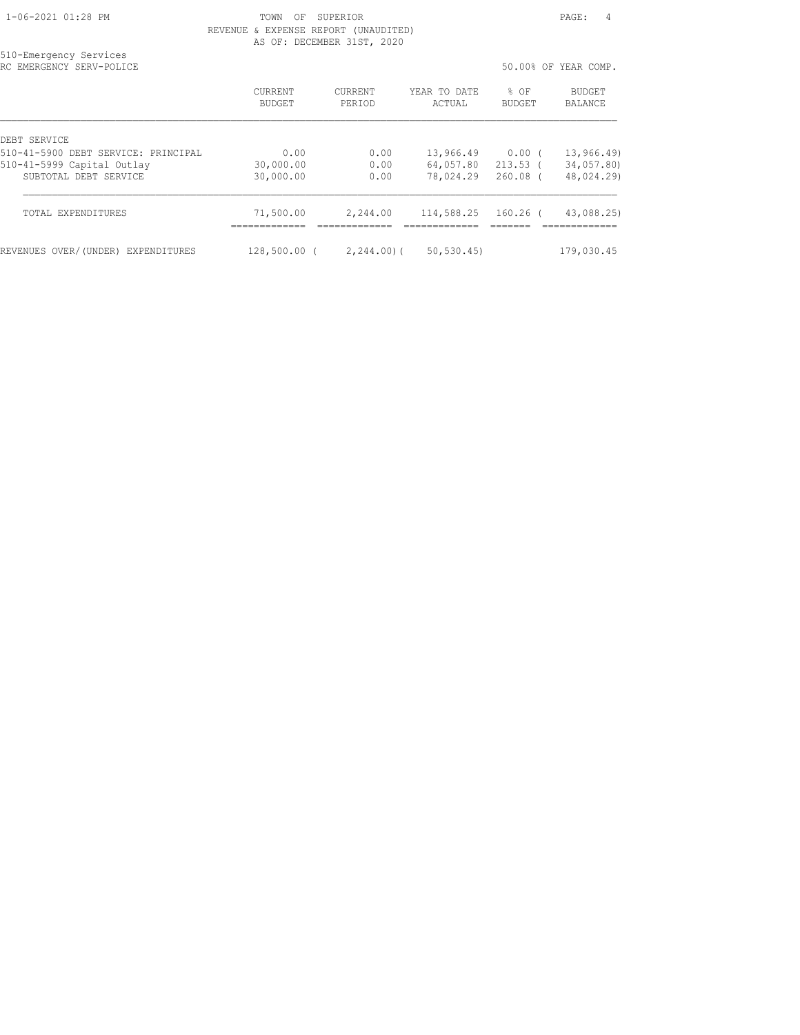TOWN OF SUPERIOR
REVENUE & EXPENSE REPORT (UNAUDITED)
AS OF: DECEMBER 31ST, 2020

510-Emergency Services
RC EMERGENCY SERV-POLICE

50.00% OF YEAR COMP.

| | CURRENT BUDGET | CURRENT PERIOD | YEAR TO DATE ACTUAL | % OF BUDGET | BUDGET BALANCE |
|---|---|---|---|---|---|
| DEBT SERVICE | | | | | |
| 510-41-5900 DEBT SERVICE: PRINCIPAL | 0.00 | 0.00 | 13,966.49 | 0.00 | ( 13,966.49) |
| 510-41-5999 Capital Outlay | 30,000.00 | 0.00 | 64,057.80 | 213.53 | ( 34,057.80) |
| SUBTOTAL DEBT SERVICE | 30,000.00 | 0.00 | 78,024.29 | 260.08 | ( 48,024.29) |
| TOTAL EXPENDITURES | 71,500.00 | 2,244.00 | 114,588.25 | 160.26 | ( 43,088.25) |
| REVENUES OVER/(UNDER) EXPENDITURES | 128,500.00 | ( 2,244.00) | ( 50,530.45) | | 179,030.45 |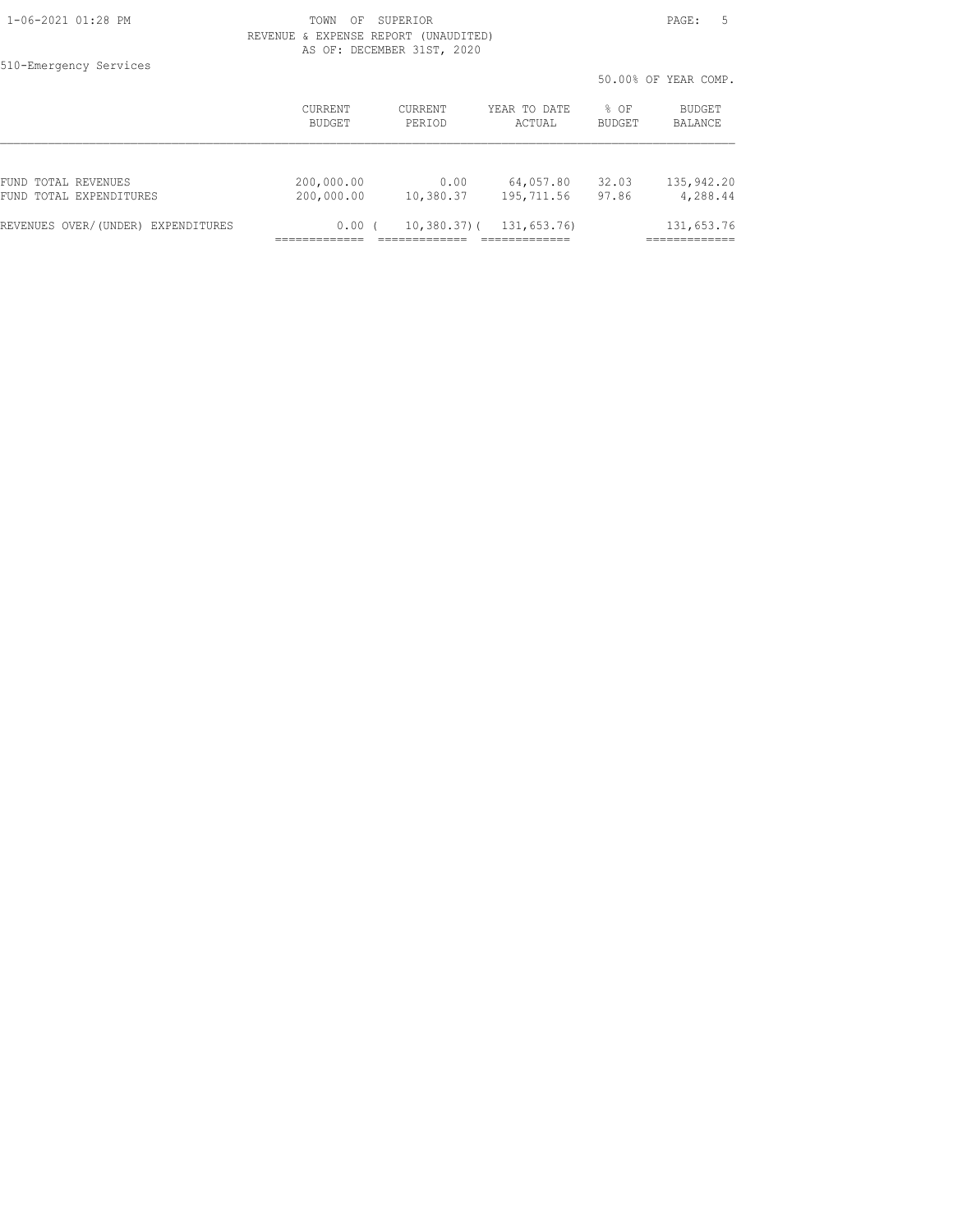TOWN OF SUPERIOR
REVENUE & EXPENSE REPORT (UNAUDITED)
AS OF: DECEMBER 31ST, 2020

510-Emergency Services

50.00% OF YEAR COMP.

| | CURRENT BUDGET | CURRENT PERIOD | YEAR TO DATE ACTUAL | % OF BUDGET | BUDGET BALANCE |
|---|---|---|---|---|---|
| FUND TOTAL REVENUES | 200,000.00 | 0.00 | 64,057.80 | 32.03 | 135,942.20 |
| FUND TOTAL EXPENDITURES | 200,000.00 | 10,380.37 | 195,711.56 | 97.86 | 4,288.44 |
| REVENUES OVER/(UNDER) EXPENDITURES | 0.00 | ( 10,380.37) | ( 131,653.76) | | 131,653.76 |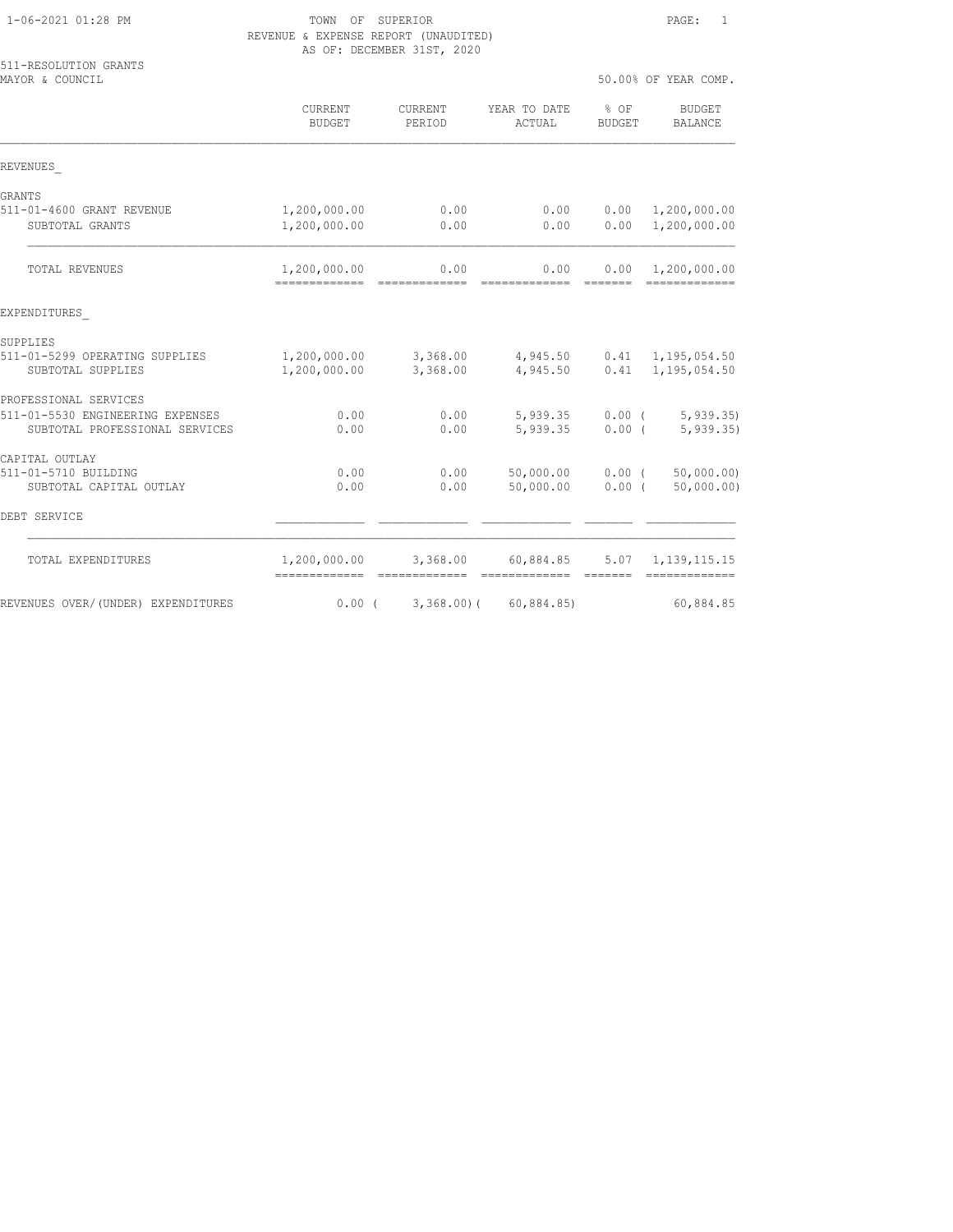TOWN OF SUPERIOR
REVENUE & EXPENSE REPORT (UNAUDITED)
AS OF: DECEMBER 31ST, 2020

511-RESOLUTION GRANTS
MAYOR & COUNCIL

50.00% OF YEAR COMP.

| | CURRENT BUDGET | CURRENT PERIOD | YEAR TO DATE ACTUAL | % OF BUDGET | BUDGET BALANCE |
|---|---|---|---|---|---|
| **REVENUES** | | | | | |
| GRANTS | | | | | |
| 511-01-4600 GRANT REVENUE | 1,200,000.00 | 0.00 | 0.00 | 0.00 | 1,200,000.00 |
| SUBTOTAL GRANTS | 1,200,000.00 | 0.00 | 0.00 | 0.00 | 1,200,000.00 |
| TOTAL REVENUES | 1,200,000.00 | 0.00 | 0.00 | 0.00 | 1,200,000.00 |
| **EXPENDITURES** | | | | | |
| SUPPLIES | | | | | |
| 511-01-5299 OPERATING SUPPLIES | 1,200,000.00 | 3,368.00 | 4,945.50 | 0.41 | 1,195,054.50 |
| SUBTOTAL SUPPLIES | 1,200,000.00 | 3,368.00 | 4,945.50 | 0.41 | 1,195,054.50 |
| PROFESSIONAL SERVICES | | | | | |
| 511-01-5530 ENGINEERING EXPENSES | 0.00 | 0.00 | 5,939.35 | 0.00 | ( 5,939.35) |
| SUBTOTAL PROFESSIONAL SERVICES | 0.00 | 0.00 | 5,939.35 | 0.00 | ( 5,939.35) |
| CAPITAL OUTLAY | | | | | |
| 511-01-5710 BUILDING | 0.00 | 0.00 | 50,000.00 | 0.00 | ( 50,000.00) |
| SUBTOTAL CAPITAL OUTLAY | 0.00 | 0.00 | 50,000.00 | 0.00 | ( 50,000.00) |
| DEBT SERVICE | | | | | |
| TOTAL EXPENDITURES | 1,200,000.00 | 3,368.00 | 60,884.85 | 5.07 | 1,139,115.15 |
| REVENUES OVER/(UNDER) EXPENDITURES | 0.00 | ( 3,368.00) | ( 60,884.85) | | 60,884.85 |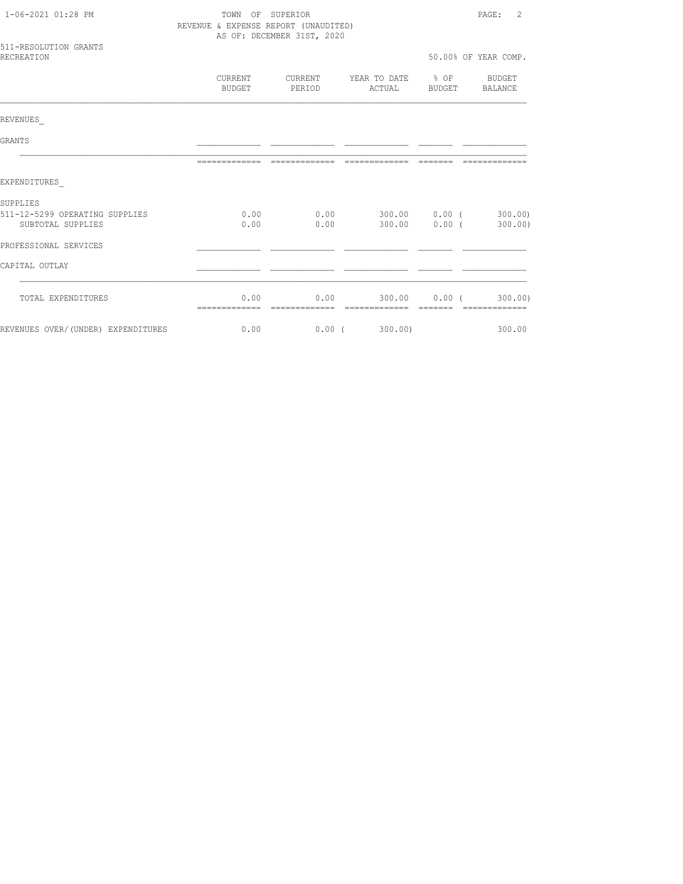1-06-2021 01:28 PM

TOWN OF SUPERIOR

REVENUE & EXPENSE REPORT (UNAUDITED)

AS OF: DECEMBER 31ST, 2020

511-RESOLUTION GRANTS

RECREATION

50.00% OF YEAR COMP.

| | CURRENT BUDGET | CURRENT PERIOD | YEAR TO DATE ACTUAL | % OF BUDGET | BUDGET BALANCE |
|---|---|---|---|---|---|
| REVENUES_ | | | | | |
| GRANTS | | | | | |
| EXPENDITURES_ | | | | | |
| SUPPLIES | | | | | |
| 511-12-5299 OPERATING SUPPLIES | 0.00 | 0.00 | 300.00 | 0.00 | ( 300.00) |
| SUBTOTAL SUPPLIES | 0.00 | 0.00 | 300.00 | 0.00 | ( 300.00) |
| PROFESSIONAL SERVICES | | | | | |
| CAPITAL OUTLAY | | | | | |
| TOTAL EXPENDITURES | 0.00 | 0.00 | 300.00 | 0.00 | ( 300.00) |
| REVENUES OVER/(UNDER) EXPENDITURES | 0.00 | 0.00 | ( 300.00) | | 300.00 |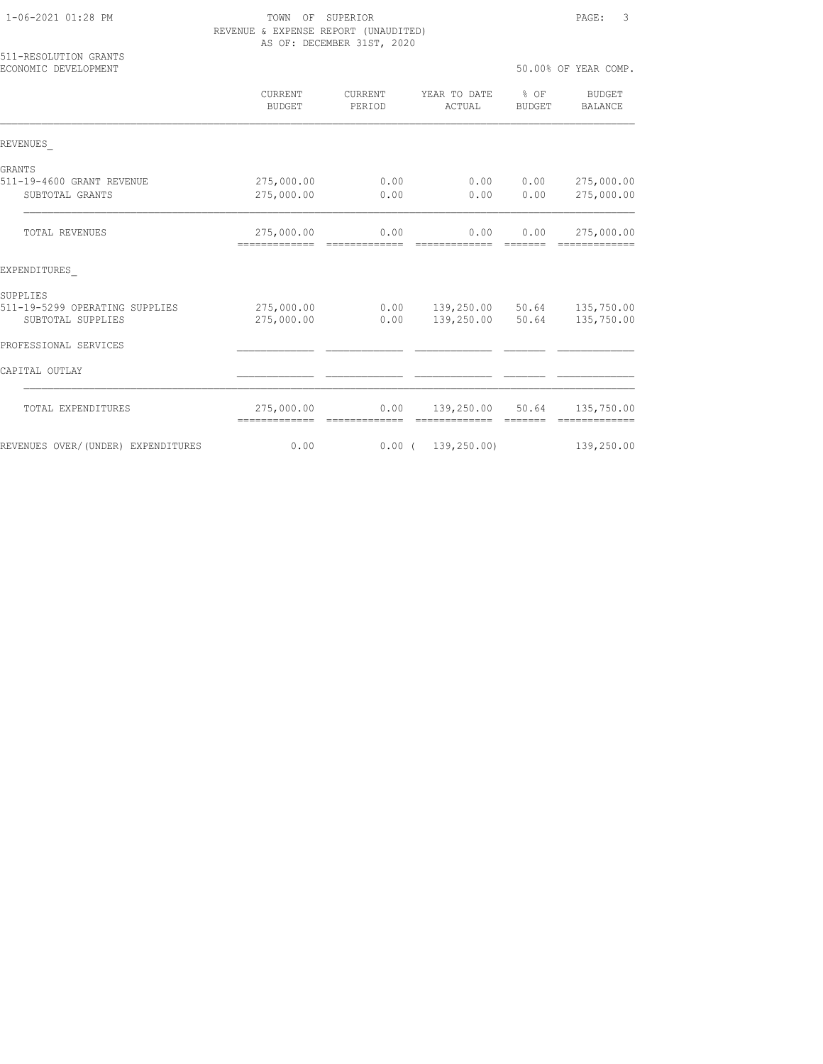TOWN OF SUPERIOR
REVENUE & EXPENSE REPORT (UNAUDITED)
AS OF: DECEMBER 31ST, 2020

511-RESOLUTION GRANTS
ECONOMIC DEVELOPMENT

50.00% OF YEAR COMP.

| | CURRENT BUDGET | CURRENT PERIOD | YEAR TO DATE ACTUAL | % OF BUDGET | BUDGET BALANCE |
|---|---|---|---|---|---|
| REVENUES_ | | | | | |
| GRANTS | | | | | |
| 511-19-4600 GRANT REVENUE | 275,000.00 | 0.00 | 0.00 | 0.00 | 275,000.00 |
| SUBTOTAL GRANTS | 275,000.00 | 0.00 | 0.00 | 0.00 | 275,000.00 |
| TOTAL REVENUES | 275,000.00 | 0.00 | 0.00 | 0.00 | 275,000.00 |
| EXPENDITURES_ | | | | | |
| SUPPLIES | | | | | |
| 511-19-5299 OPERATING SUPPLIES | 275,000.00 | 0.00 | 139,250.00 | 50.64 | 135,750.00 |
| SUBTOTAL SUPPLIES | 275,000.00 | 0.00 | 139,250.00 | 50.64 | 135,750.00 |
| PROFESSIONAL SERVICES | | | | | |
| CAPITAL OUTLAY | | | | | |
| TOTAL EXPENDITURES | 275,000.00 | 0.00 | 139,250.00 | 50.64 | 135,750.00 |
| REVENUES OVER/(UNDER) EXPENDITURES | 0.00 | 0.00 | ( 139,250.00) | | 139,250.00 |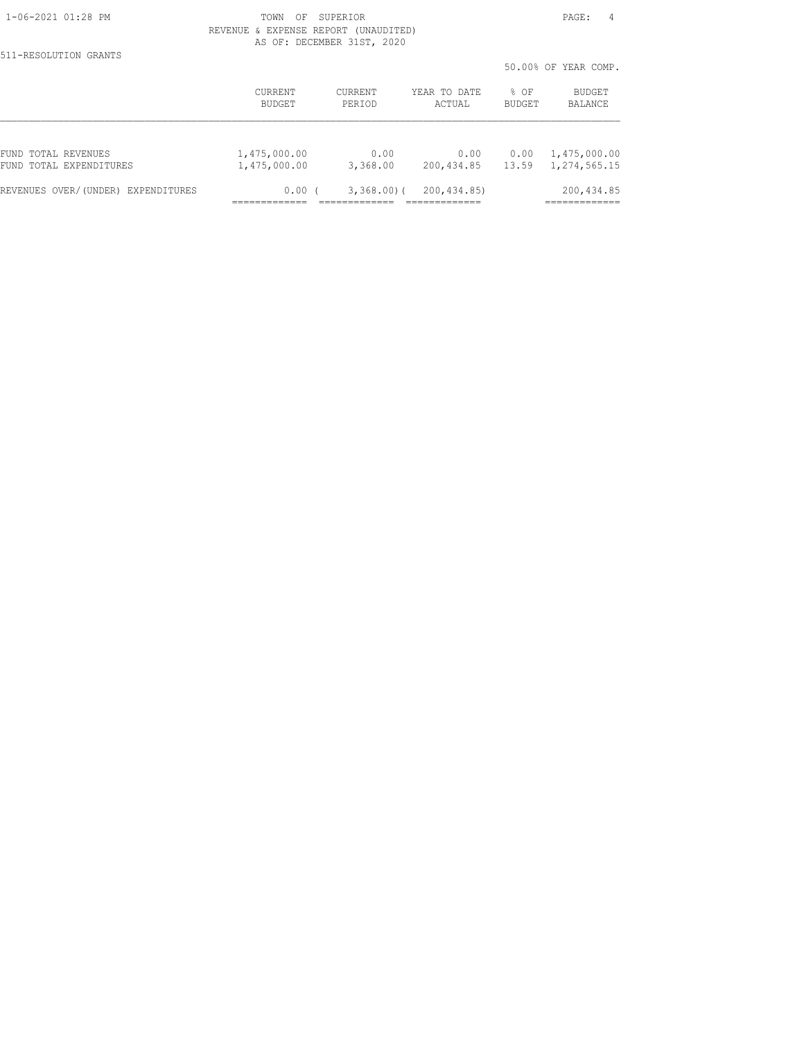TOWN OF SUPERIOR
REVENUE & EXPENSE REPORT (UNAUDITED)
AS OF: DECEMBER 31ST, 2020

511-RESOLUTION GRANTS

50.00% OF YEAR COMP.

| | CURRENT BUDGET | CURRENT PERIOD | YEAR TO DATE ACTUAL | % OF BUDGET | BUDGET BALANCE |
|---|---|---|---|---|---|
| FUND TOTAL REVENUES | 1,475,000.00 | 0.00 | 0.00 | 0.00 | 1,475,000.00 |
| FUND TOTAL EXPENDITURES | 1,475,000.00 | 3,368.00 | 200,434.85 | 13.59 | 1,274,565.15 |
| REVENUES OVER/(UNDER) EXPENDITURES | 0.00 | ( 3,368.00) | ( 200,434.85) | | 200,434.85 |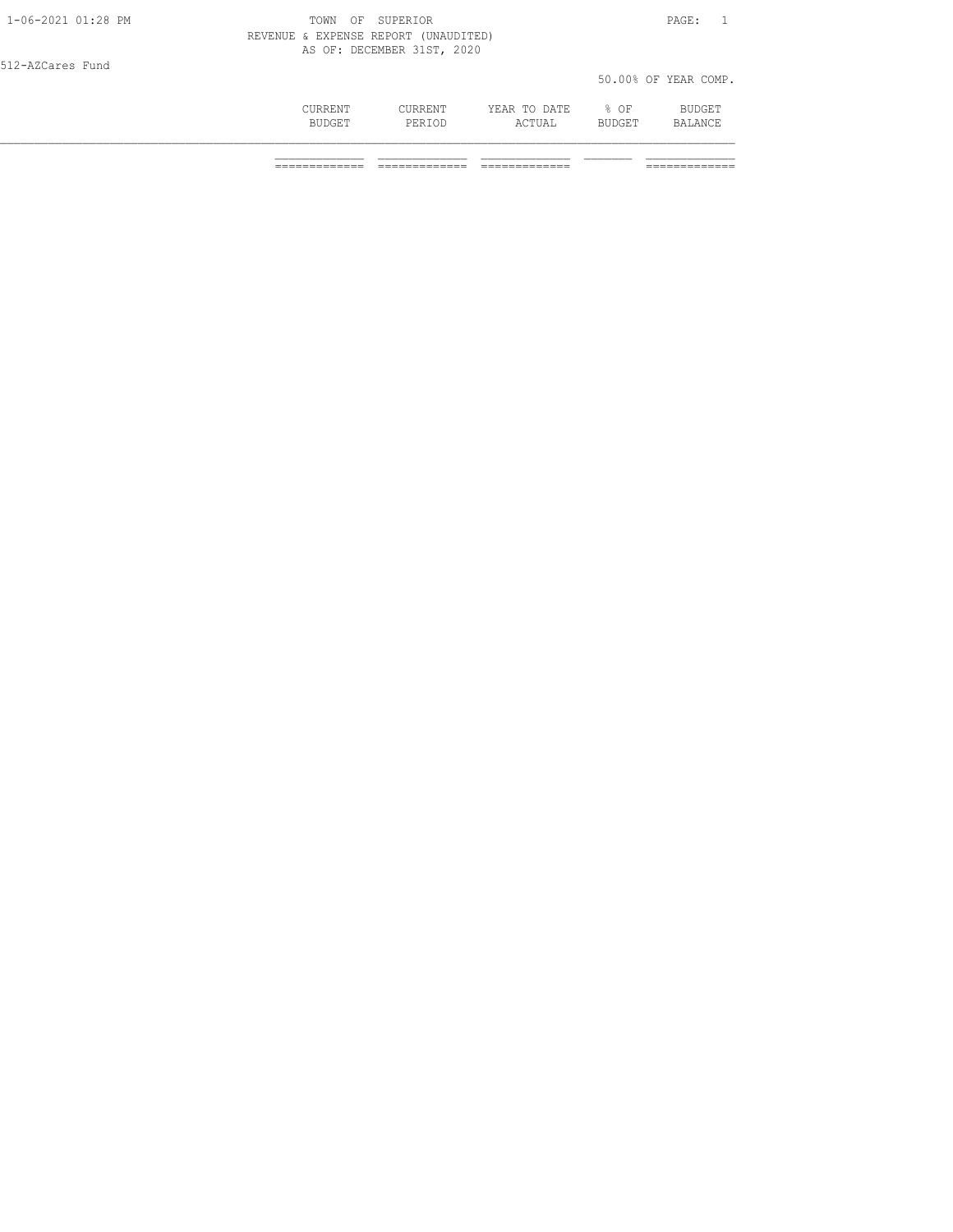1-06-2021 01:28 PM

TOWN OF SUPERIOR

REVENUE & EXPENSE REPORT (UNAUDITED)

AS OF: DECEMBER 31ST, 2020

512-AZCares Fund

50.00% OF YEAR COMP.

| | CURRENT BUDGET | CURRENT PERIOD | YEAR TO DATE ACTUAL | % OF BUDGET | BUDGET BALANCE |
|---|---|---|---|---|---|
| | | | | | |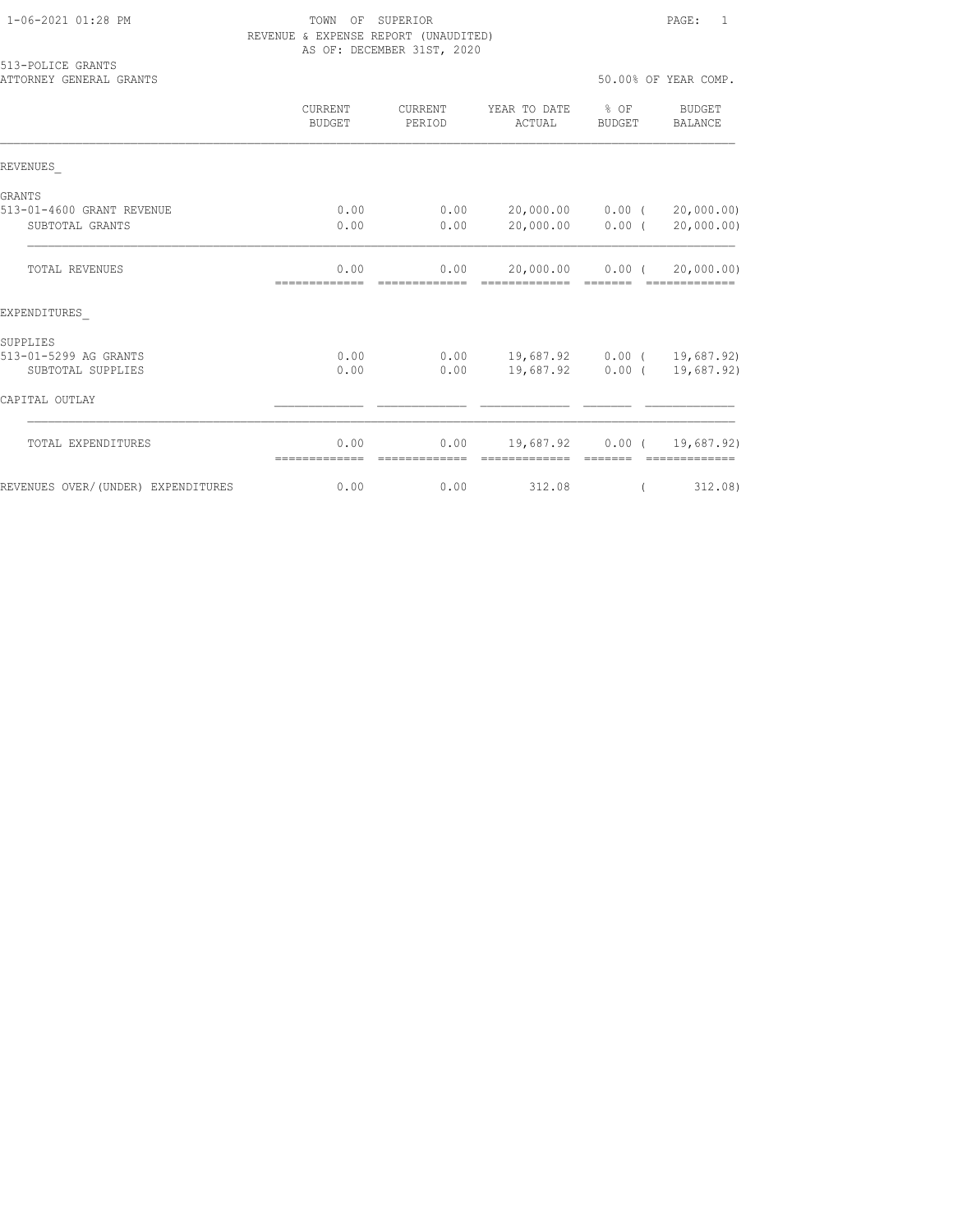TOWN OF SUPERIOR
REVENUE & EXPENSE REPORT (UNAUDITED)
AS OF: DECEMBER 31ST, 2020

513-POLICE GRANTS
ATTORNEY GENERAL GRANTS

50.00% OF YEAR COMP.

| | CURRENT BUDGET | CURRENT PERIOD | YEAR TO DATE ACTUAL | % OF BUDGET | BUDGET BALANCE |
|---|---|---|---|---|---|
| REVENUES_ | | | | | |
| GRANTS | | | | | |
| 513-01-4600 GRANT REVENUE | 0.00 | 0.00 | 20,000.00 | 0.00 | ( 20,000.00) |
| SUBTOTAL GRANTS | 0.00 | 0.00 | 20,000.00 | 0.00 | ( 20,000.00) |
| TOTAL REVENUES | 0.00 | 0.00 | 20,000.00 | 0.00 | ( 20,000.00) |
| EXPENDITURES_ | | | | | |
| SUPPLIES | | | | | |
| 513-01-5299 AG GRANTS | 0.00 | 0.00 | 19,687.92 | 0.00 | ( 19,687.92) |
| SUBTOTAL SUPPLIES | 0.00 | 0.00 | 19,687.92 | 0.00 | ( 19,687.92) |
| CAPITAL OUTLAY | | | | | |
| TOTAL EXPENDITURES | 0.00 | 0.00 | 19,687.92 | 0.00 | ( 19,687.92) |
| REVENUES OVER/(UNDER) EXPENDITURES | 0.00 | 0.00 | 312.08 | | ( 312.08) |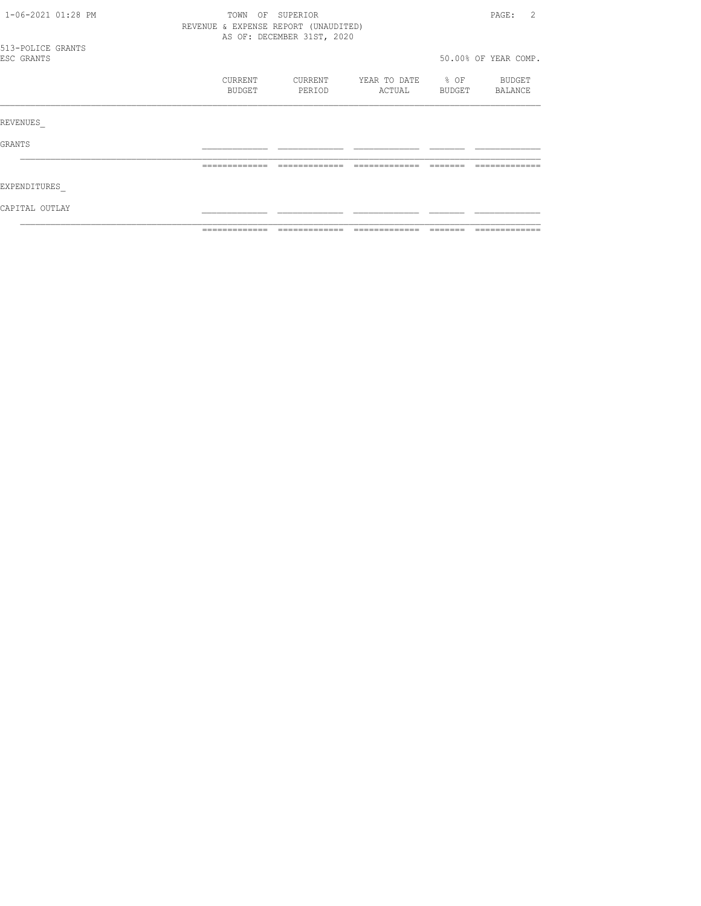TOWN OF SUPERIOR

REVENUE & EXPENSE REPORT (UNAUDITED)

AS OF: DECEMBER 31ST, 2020

513-POLICE GRANTS

ESC GRANTS

50.00% OF YEAR COMP.

| | CURRENT BUDGET | CURRENT PERIOD | YEAR TO DATE ACTUAL | % OF BUDGET | BUDGET BALANCE |
|---|---|---|---|---|---|
| REVENUES_ | | | | | |
| GRANTS | | | | | |
| EXPENDITURES_ | | | | | |
| CAPITAL OUTLAY | | | | | |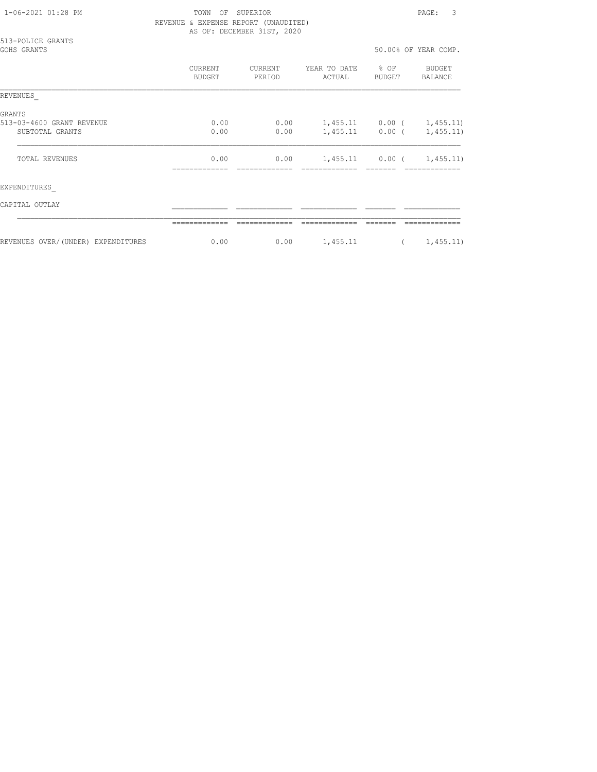TOWN OF SUPERIOR
REVENUE & EXPENSE REPORT (UNAUDITED)
AS OF: DECEMBER 31ST, 2020

513-POLICE GRANTS
GOHS GRANTS

50.00% OF YEAR COMP.

| | CURRENT BUDGET | CURRENT PERIOD | YEAR TO DATE ACTUAL | % OF BUDGET | BUDGET BALANCE |
|---|---|---|---|---|---|
| REVENUES_ | | | | | |
| GRANTS | | | | | |
| 513-03-4600 GRANT REVENUE | 0.00 | 0.00 | 1,455.11 | 0.00 | ( 1,455.11) |
| SUBTOTAL GRANTS | 0.00 | 0.00 | 1,455.11 | 0.00 | ( 1,455.11) |
| TOTAL REVENUES | 0.00 | 0.00 | 1,455.11 | 0.00 | ( 1,455.11) |
| EXPENDITURES_ | | | | | |
| CAPITAL OUTLAY | | | | | |
| REVENUES OVER/(UNDER) EXPENDITURES | 0.00 | 0.00 | 1,455.11 | | ( 1,455.11) |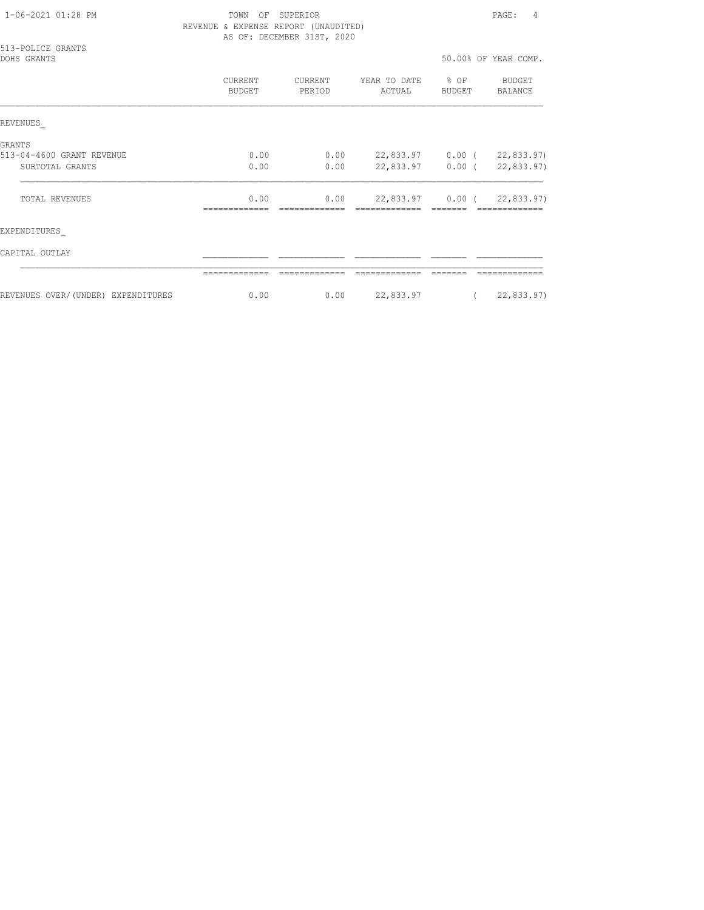TOWN OF SUPERIOR
REVENUE & EXPENSE REPORT (UNAUDITED)
AS OF: DECEMBER 31ST, 2020

513-POLICE GRANTS
DOHS GRANTS

50.00% OF YEAR COMP.

| | CURRENT BUDGET | CURRENT PERIOD | YEAR TO DATE ACTUAL | % OF BUDGET | BUDGET BALANCE |
|---|---|---|---|---|---|
| REVENUES_ | | | | | |
| GRANTS | | | | | |
| 513-04-4600 GRANT REVENUE | 0.00 | 0.00 | 22,833.97 | 0.00 | ( 22,833.97) |
| SUBTOTAL GRANTS | 0.00 | 0.00 | 22,833.97 | 0.00 | ( 22,833.97) |
| TOTAL REVENUES | 0.00 | 0.00 | 22,833.97 | 0.00 | ( 22,833.97) |
| EXPENDITURES_ | | | | | |
| CAPITAL OUTLAY | | | | | |
| REVENUES OVER/(UNDER) EXPENDITURES | 0.00 | 0.00 | 22,833.97 | | ( 22,833.97) |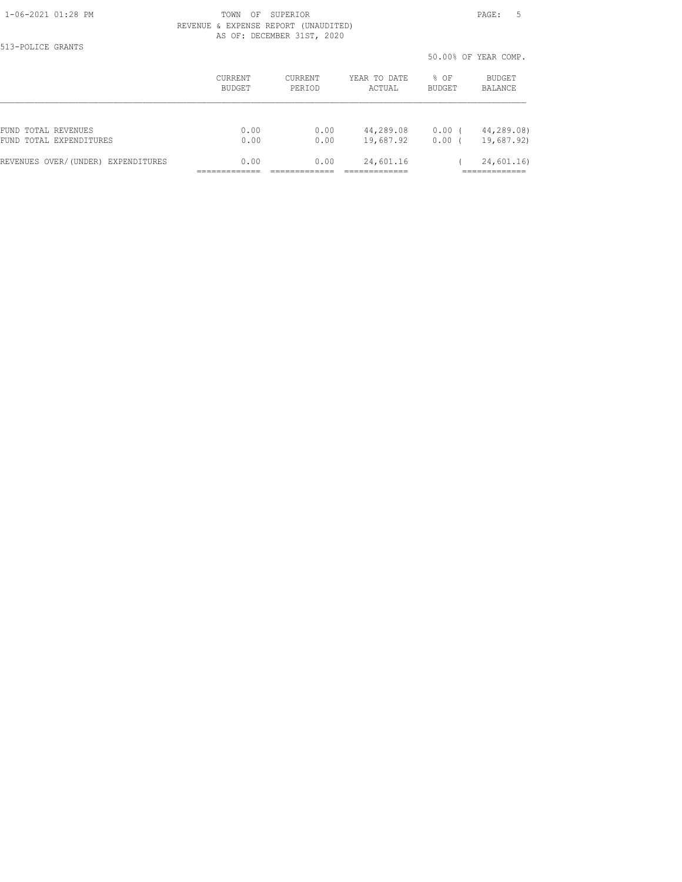REVENUE & EXPENSE REPORT (UNAUDITED)

AS OF: DECEMBER 31ST, 2020

513-POLICE GRANTS

50.00% OF YEAR COMP.

| | CURRENT BUDGET | CURRENT PERIOD | YEAR TO DATE ACTUAL | % OF BUDGET | BUDGET BALANCE |
|---|---|---|---|---|---|
| FUND TOTAL REVENUES | 0.00 | 0.00 | 44,289.08 | 0.00 | ( 44,289.08) |
| FUND TOTAL EXPENDITURES | 0.00 | 0.00 | 19,687.92 | 0.00 | ( 19,687.92) |
| REVENUES OVER/(UNDER) EXPENDITURES | 0.00 | 0.00 | 24,601.16 | | ( 24,601.16) |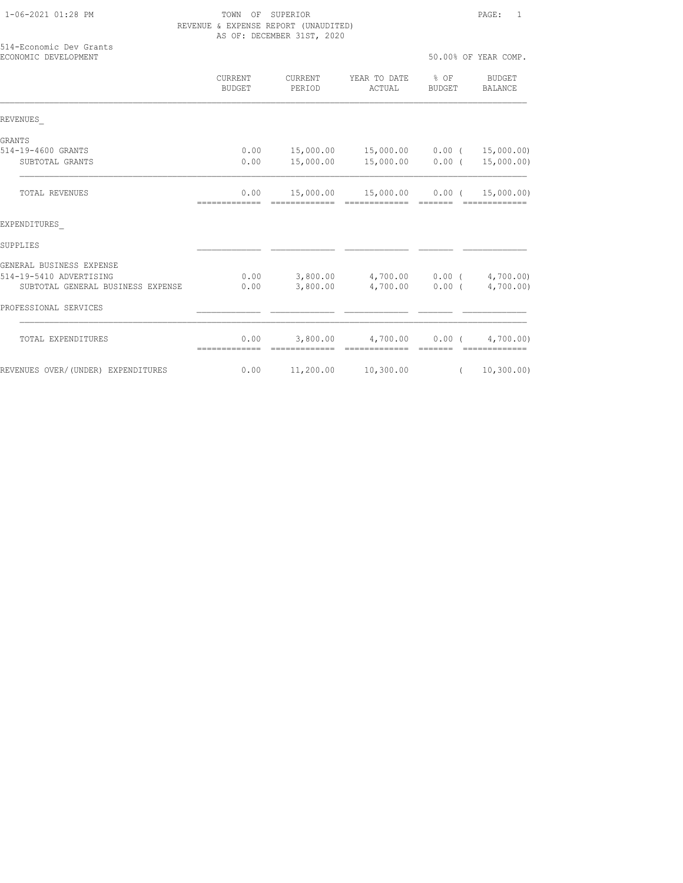TOWN OF SUPERIOR
REVENUE & EXPENSE REPORT (UNAUDITED)
AS OF: DECEMBER 31ST, 2020

514-Economic Dev Grants
ECONOMIC DEVELOPMENT

50.00% OF YEAR COMP.

| | CURRENT BUDGET | CURRENT PERIOD | YEAR TO DATE ACTUAL | % OF BUDGET | BUDGET BALANCE |
|---|---|---|---|---|---|
| REVENUES_ | | | | | |
| GRANTS | | | | | |
| 514-19-4600 GRANTS | 0.00 | 15,000.00 | 15,000.00 | 0.00 | ( 15,000.00) |
| SUBTOTAL GRANTS | 0.00 | 15,000.00 | 15,000.00 | 0.00 | ( 15,000.00) |
| TOTAL REVENUES | 0.00 | 15,000.00 | 15,000.00 | 0.00 | ( 15,000.00) |
| EXPENDITURES_ | | | | | |
| SUPPLIES | | | | | |
| GENERAL BUSINESS EXPENSE | | | | | |
| 514-19-5410 ADVERTISING | 0.00 | 3,800.00 | 4,700.00 | 0.00 | ( 4,700.00) |
| SUBTOTAL GENERAL BUSINESS EXPENSE | 0.00 | 3,800.00 | 4,700.00 | 0.00 | ( 4,700.00) |
| PROFESSIONAL SERVICES | | | | | |
| TOTAL EXPENDITURES | 0.00 | 3,800.00 | 4,700.00 | 0.00 | ( 4,700.00) |
| REVENUES OVER/(UNDER) EXPENDITURES | 0.00 | 11,200.00 | 10,300.00 | | ( 10,300.00) |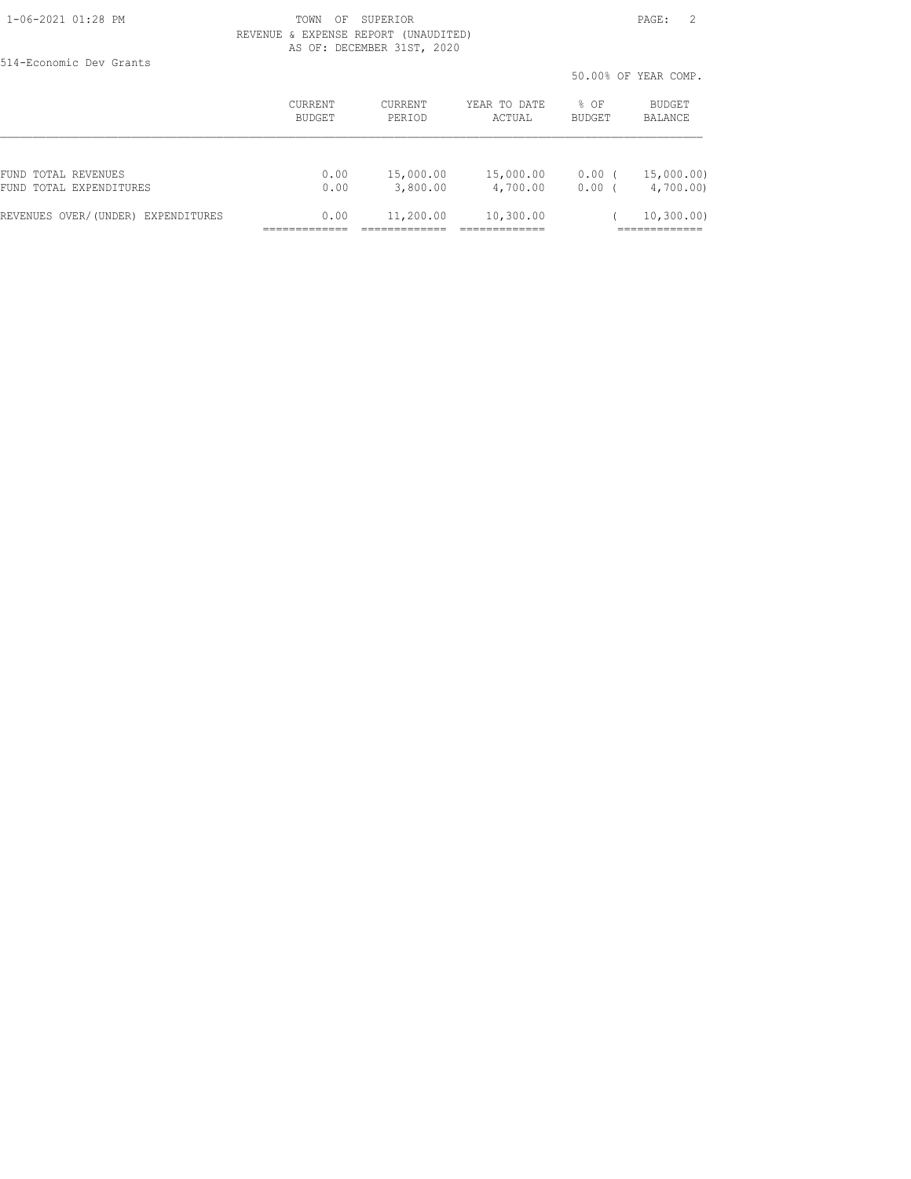TOWN OF SUPERIOR
REVENUE & EXPENSE REPORT (UNAUDITED)
AS OF: DECEMBER 31ST, 2020

514-Economic Dev Grants

50.00% OF YEAR COMP.

| | CURRENT BUDGET | CURRENT PERIOD | YEAR TO DATE ACTUAL | % OF BUDGET | BUDGET BALANCE |
|---|---|---|---|---|---|
| FUND TOTAL REVENUES | 0.00 | 15,000.00 | 15,000.00 | 0.00 | ( 15,000.00) |
| FUND TOTAL EXPENDITURES | 0.00 | 3,800.00 | 4,700.00 | 0.00 | ( 4,700.00) |
| REVENUES OVER/(UNDER) EXPENDITURES | 0.00 | 11,200.00 | 10,300.00 | | ( 10,300.00) |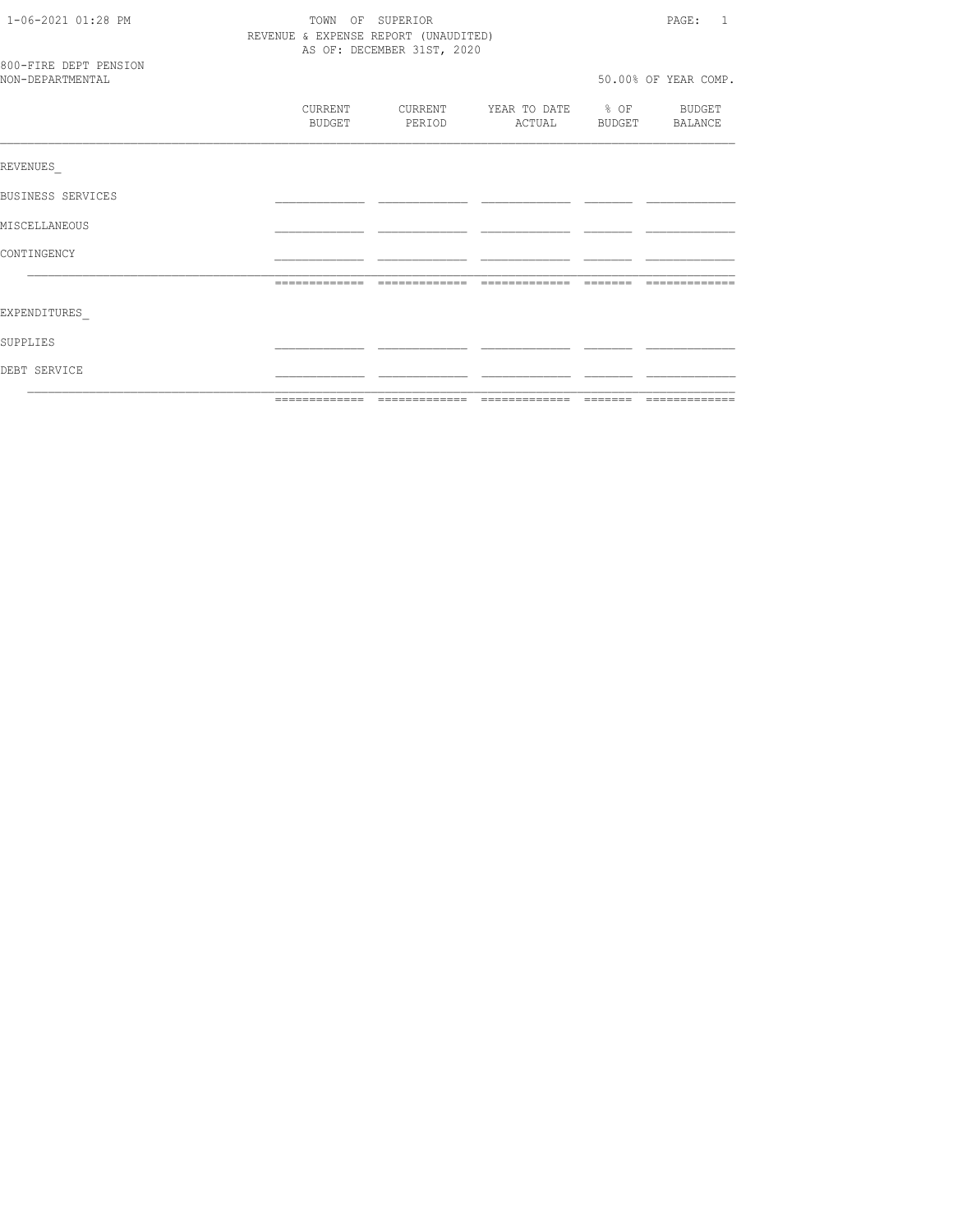TOWN OF SUPERIOR
REVENUE & EXPENSE REPORT (UNAUDITED)
AS OF: DECEMBER 31ST, 2020

1-06-2021 01:28 PM

800-FIRE DEPT PENSION
NON-DEPARTMENTAL

50.00% OF YEAR COMP.

| | CURRENT BUDGET | CURRENT PERIOD | YEAR TO DATE ACTUAL | % OF BUDGET | BUDGET BALANCE |
|---|---|---|---|---|---|
| REVENUES_ | | | | | |
| BUSINESS SERVICES | | | | | |
| MISCELLANEOUS | | | | | |
| CONTINGENCY | | | | | |
| | | | | | |
| EXPENDITURES_ | | | | | |
| SUPPLIES | | | | | |
| DEBT SERVICE | | | | | |
| | | | | | |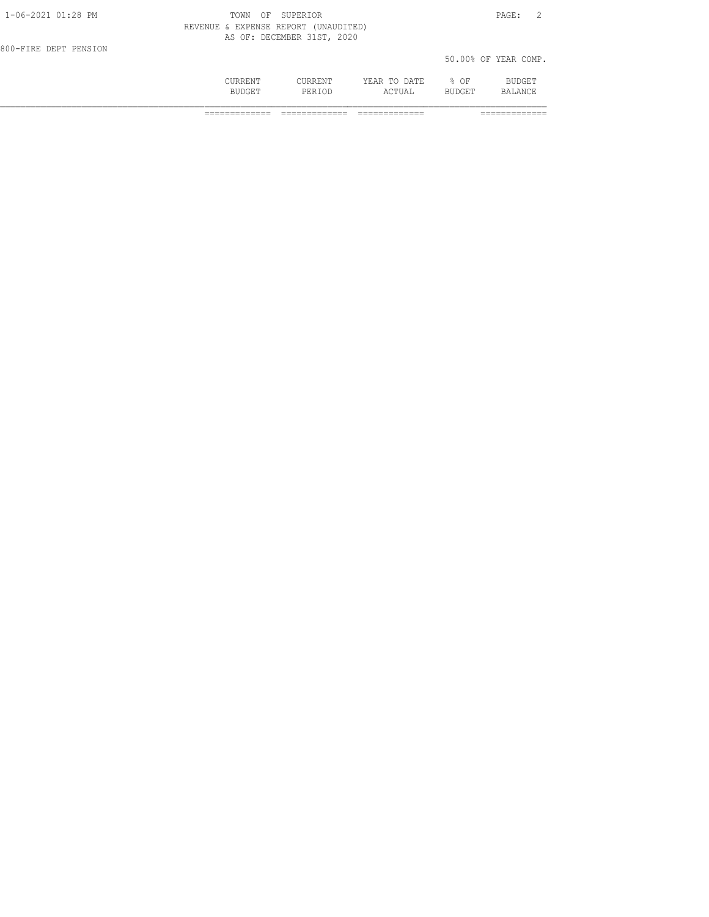TOWN OF SUPERIOR

REVENUE & EXPENSE REPORT (UNAUDITED)

AS OF: DECEMBER 31ST, 2020

800-FIRE DEPT PENSION

50.00% OF YEAR COMP.

| | CURRENT BUDGET | CURRENT PERIOD | YEAR TO DATE ACTUAL | % OF BUDGET | BUDGET BALANCE |
|---|---|---|---|---|---|
| | ============= | ============= | ============= | | ============= |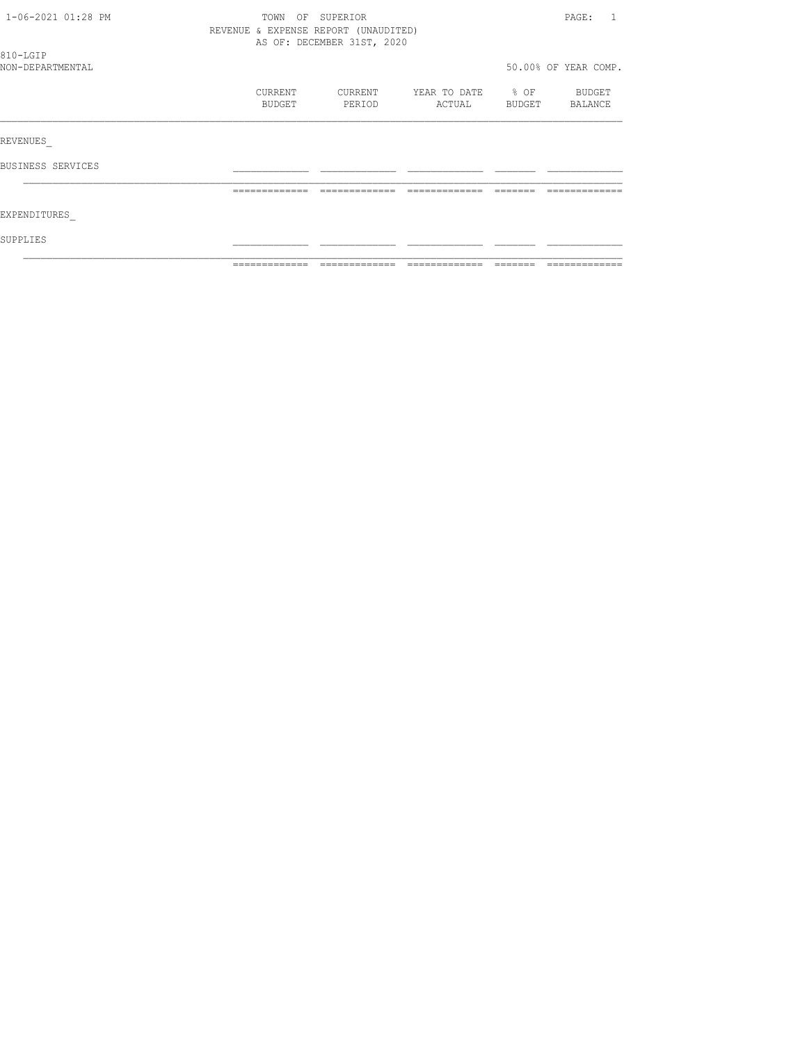TOWN OF SUPERIOR
REVENUE & EXPENSE REPORT (UNAUDITED)
AS OF: DECEMBER 31ST, 2020

810-LGIP
NON-DEPARTMENTAL

50.00% OF YEAR COMP.

| | CURRENT BUDGET | CURRENT PERIOD | YEAR TO DATE ACTUAL | % OF BUDGET | BUDGET BALANCE |
|---|---|---|---|---|---|
| REVENUES_ | | | | | |
| BUSINESS SERVICES | | | | | |
| | | | | | |
| EXPENDITURES_ | | | | | |
| SUPPLIES | | | | | |
| | | | | | |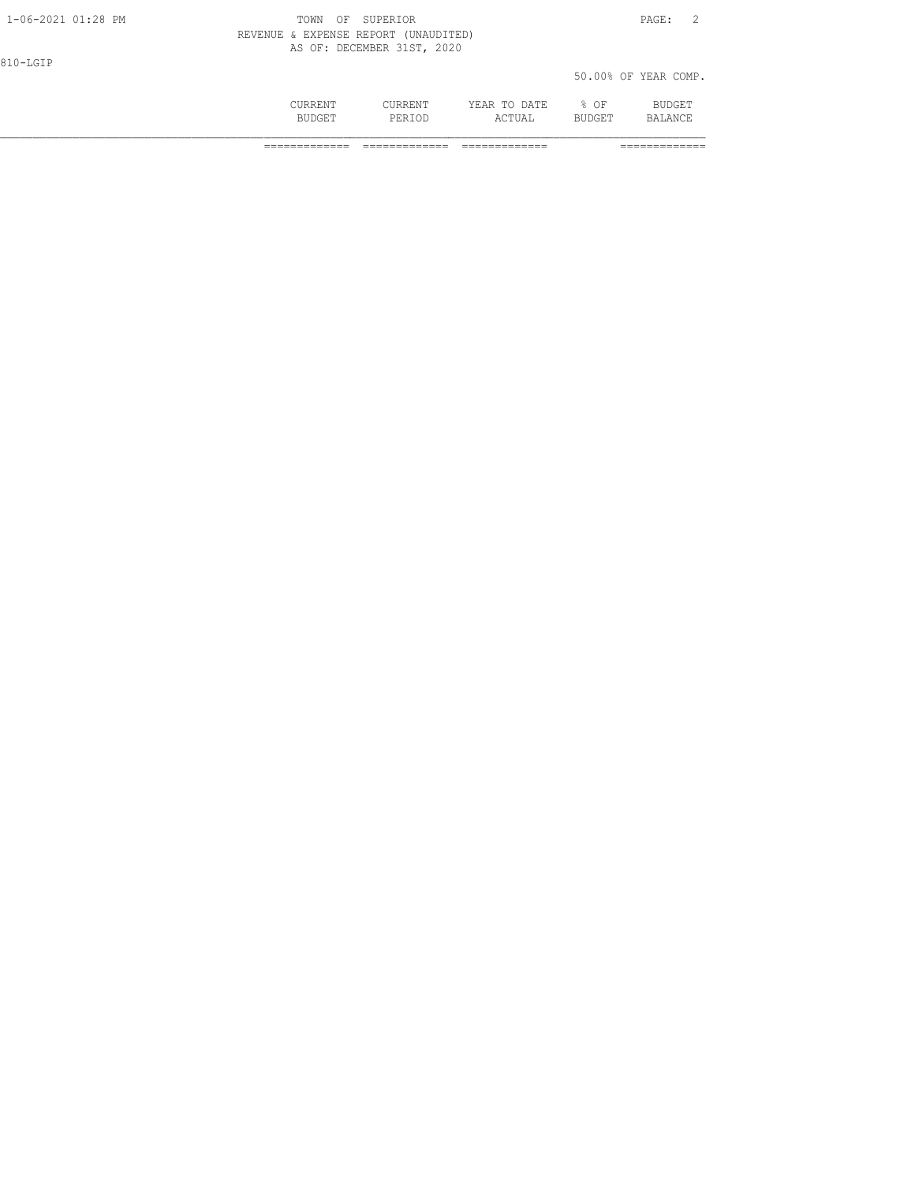TOWN OF SUPERIOR

REVENUE & EXPENSE REPORT (UNAUDITED)

AS OF: DECEMBER 31ST, 2020

810-LGIP

50.00% OF YEAR COMP.

| | CURRENT BUDGET | CURRENT PERIOD | YEAR TO DATE ACTUAL | % OF BUDGET | BUDGET BALANCE |
|---|---|---|---|---|---|
| | ============= | ============= | ============= | | ============= |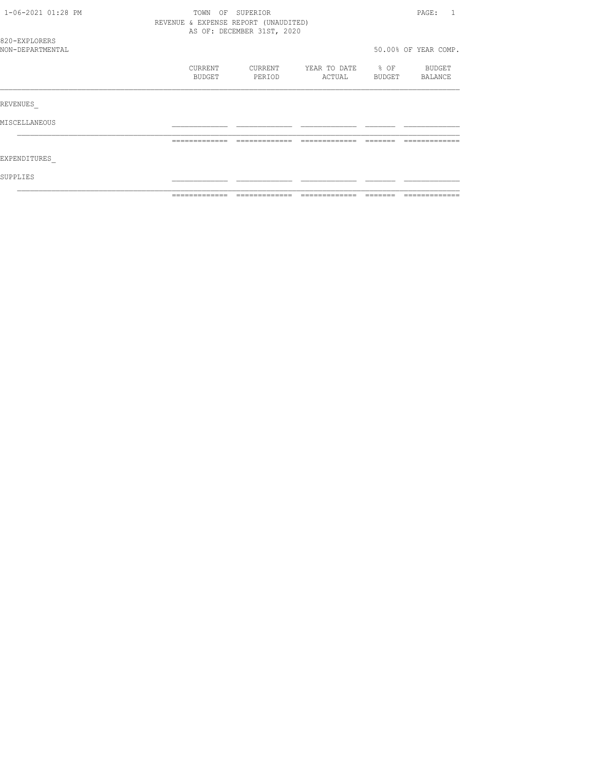TOWN OF SUPERIOR
REVENUE & EXPENSE REPORT (UNAUDITED)
AS OF: DECEMBER 31ST, 2020

820-EXPLORERS
NON-DEPARTMENTAL

50.00% OF YEAR COMP.

| | CURRENT BUDGET | CURRENT PERIOD | YEAR TO DATE ACTUAL | % OF BUDGET | BUDGET BALANCE |
|---|---|---|---|---|---|
| REVENUES_ | | | | | |
| MISCELLANEOUS | | | | | |
| EXPENDITURES_ | | | | | |
| SUPPLIES | | | | | |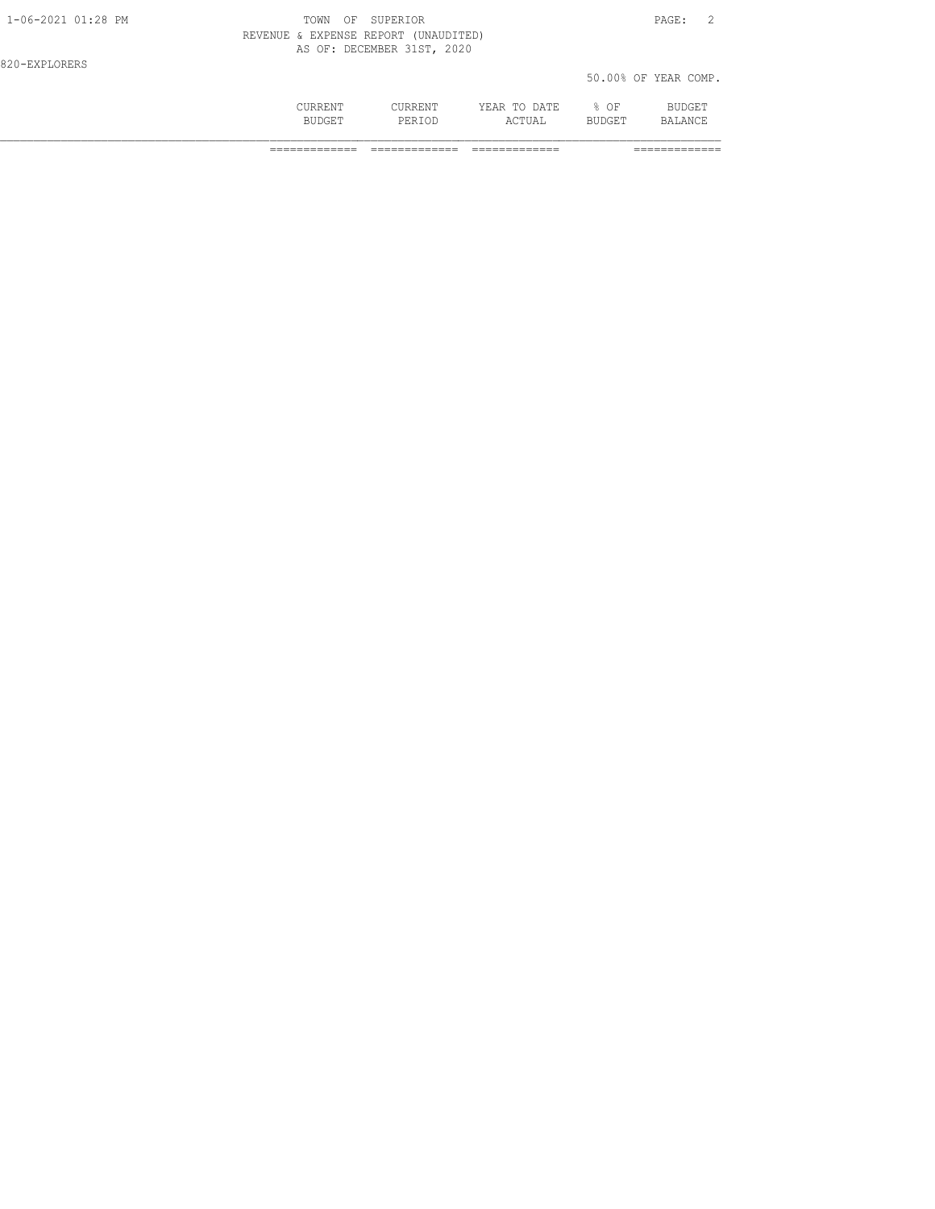TOWN OF SUPERIOR

REVENUE & EXPENSE REPORT (UNAUDITED)

AS OF: DECEMBER 31ST, 2020

820-EXPLORERS

50.00% OF YEAR COMP.

| | CURRENT BUDGET | CURRENT PERIOD | YEAR TO DATE ACTUAL | % OF BUDGET | BUDGET BALANCE |
|---|---|---|---|---|---|
| | ============= | ============= | ============= | | ============= |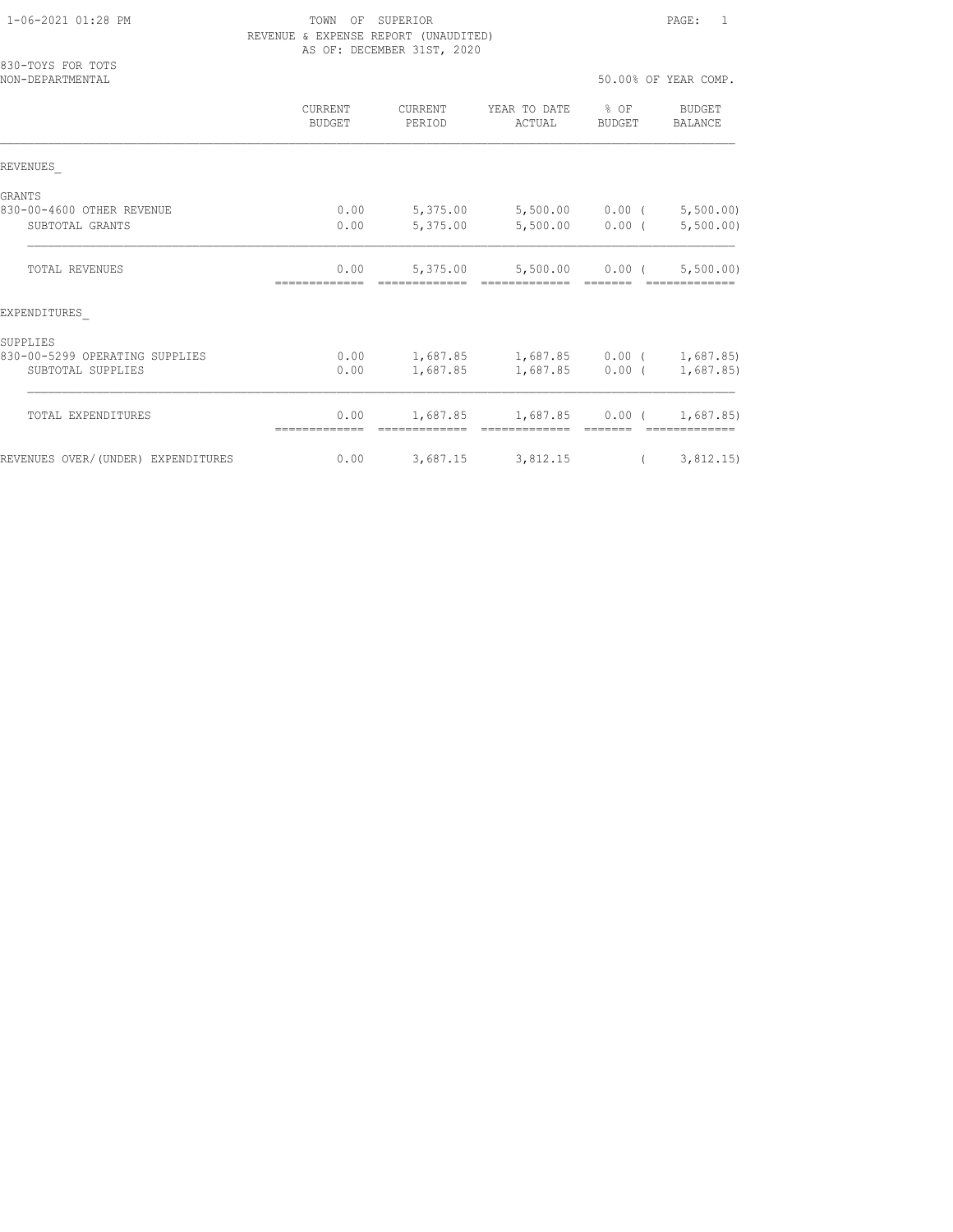TOWN OF SUPERIOR
REVENUE & EXPENSE REPORT (UNAUDITED)
AS OF: DECEMBER 31ST, 2020

830-TOYS FOR TOTS
NON-DEPARTMENTAL

50.00% OF YEAR COMP.

| | CURRENT BUDGET | CURRENT PERIOD | YEAR TO DATE ACTUAL | % OF BUDGET | BUDGET BALANCE |
|---|---|---|---|---|---|
| REVENUES_ | | | | | |
| GRANTS | | | | | |
| 830-00-4600 OTHER REVENUE | 0.00 | 5,375.00 | 5,500.00 | 0.00 | ( 5,500.00) |
| SUBTOTAL GRANTS | 0.00 | 5,375.00 | 5,500.00 | 0.00 | ( 5,500.00) |
| TOTAL REVENUES | 0.00 | 5,375.00 | 5,500.00 | 0.00 | ( 5,500.00) |
| EXPENDITURES_ | | | | | |
| SUPPLIES | | | | | |
| 830-00-5299 OPERATING SUPPLIES | 0.00 | 1,687.85 | 1,687.85 | 0.00 | ( 1,687.85) |
| SUBTOTAL SUPPLIES | 0.00 | 1,687.85 | 1,687.85 | 0.00 | ( 1,687.85) |
| TOTAL EXPENDITURES | 0.00 | 1,687.85 | 1,687.85 | 0.00 | ( 1,687.85) |
| REVENUES OVER/(UNDER) EXPENDITURES | 0.00 | 3,687.15 | 3,812.15 | | ( 3,812.15) |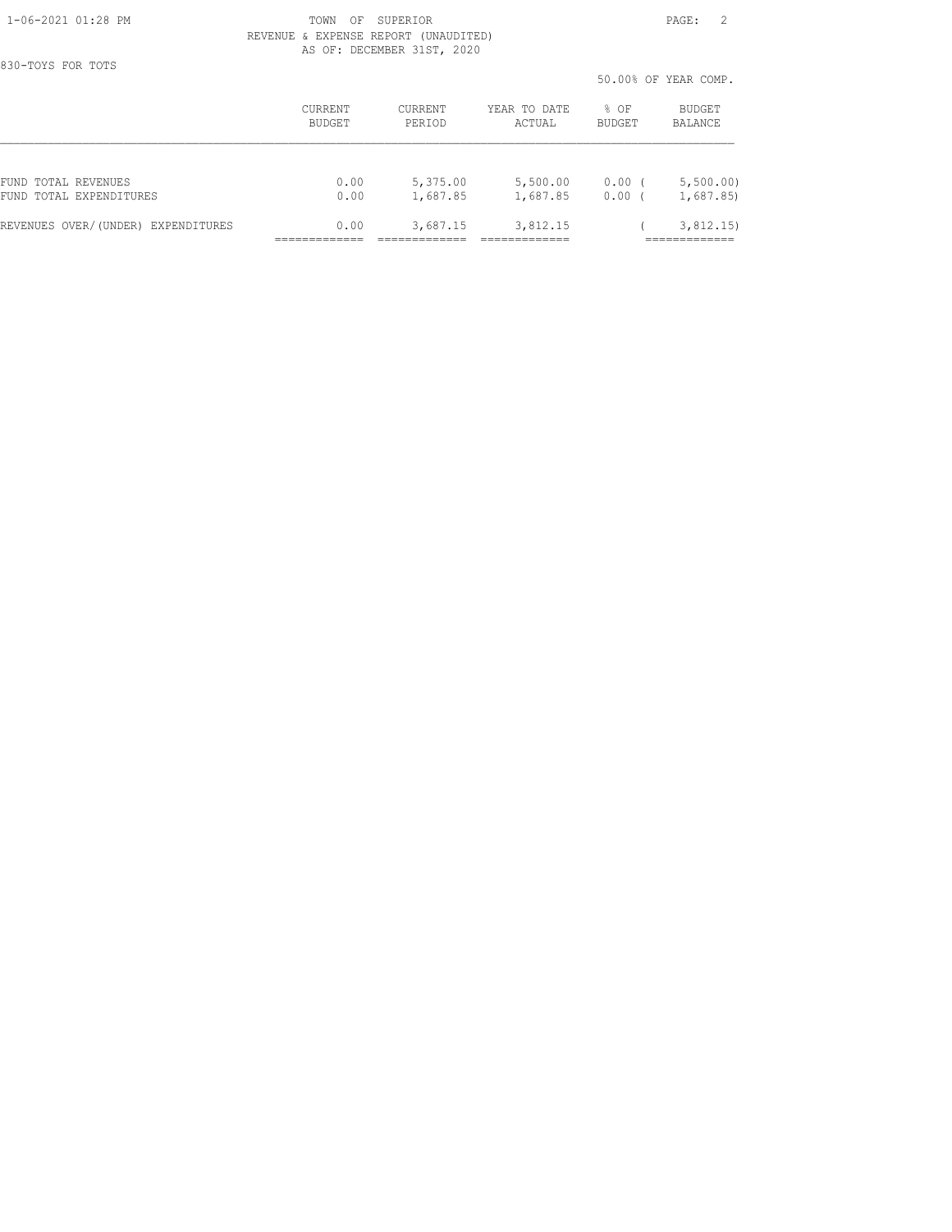TOWN OF SUPERIOR
REVENUE & EXPENSE REPORT (UNAUDITED)
AS OF: DECEMBER 31ST, 2020

830-TOYS FOR TOTS

50.00% OF YEAR COMP.

| | CURRENT BUDGET | CURRENT PERIOD | YEAR TO DATE ACTUAL | % OF BUDGET | BUDGET BALANCE |
|---|---|---|---|---|---|
| FUND TOTAL REVENUES | 0.00 | 5,375.00 | 5,500.00 | 0.00 | ( 5,500.00) |
| FUND TOTAL EXPENDITURES | 0.00 | 1,687.85 | 1,687.85 | 0.00 | ( 1,687.85) |
| REVENUES OVER/(UNDER) EXPENDITURES | 0.00 | 3,687.15 | 3,812.15 | | ( 3,812.15) |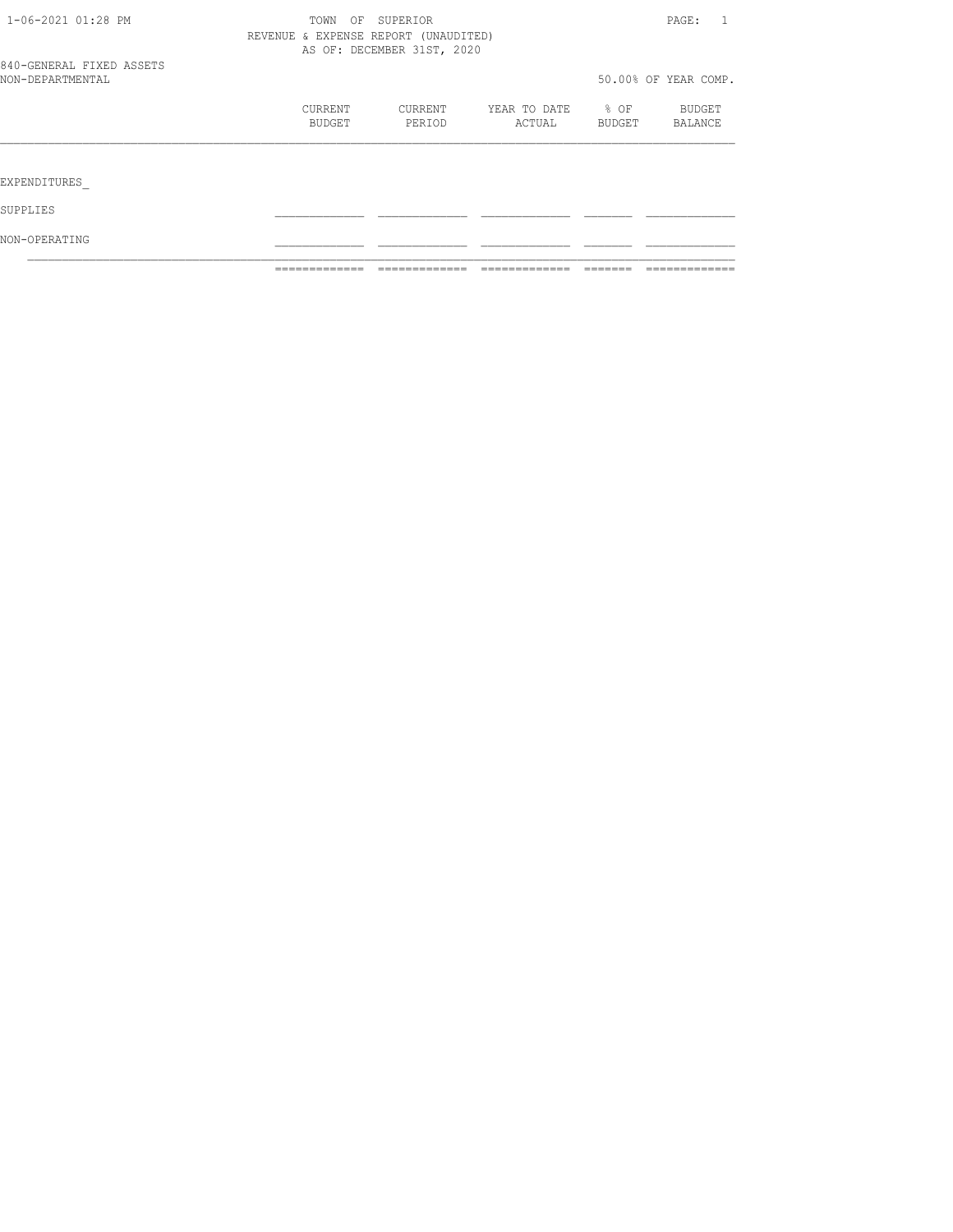TOWN OF SUPERIOR
REVENUE & EXPENSE REPORT (UNAUDITED)
AS OF: DECEMBER 31ST, 2020

1-06-2021 01:28 PM

840-GENERAL FIXED ASSETS
NON-DEPARTMENTAL

50.00% OF YEAR COMP.

| | CURRENT BUDGET | CURRENT PERIOD | YEAR TO DATE ACTUAL | % OF BUDGET | BUDGET BALANCE |
|---|---|---|---|---|---|
| EXPENDITURES_ | | | | | |
| SUPPLIES | | | | | |
| NON-OPERATING | | | | | |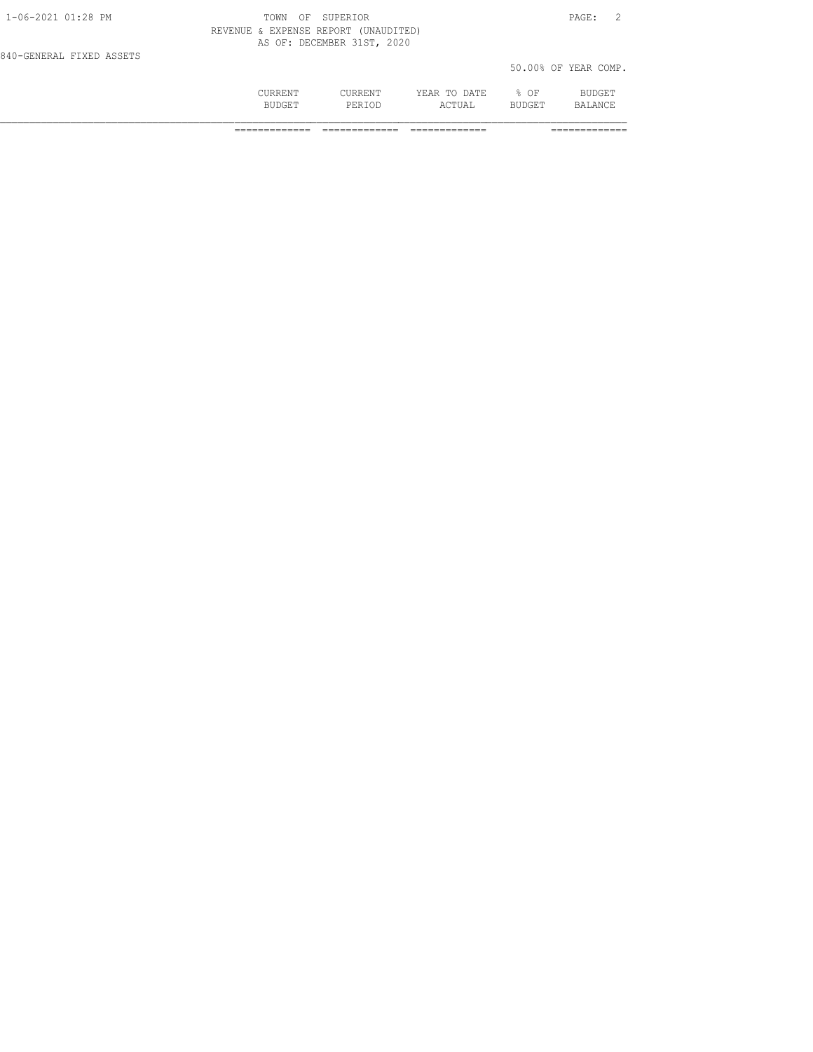TOWN OF SUPERIOR

REVENUE & EXPENSE REPORT (UNAUDITED)

AS OF: DECEMBER 31ST, 2020

840-GENERAL FIXED ASSETS

50.00% OF YEAR COMP.

| | CURRENT BUDGET | CURRENT PERIOD | YEAR TO DATE ACTUAL | % OF BUDGET | BUDGET BALANCE |
|---|---|---|---|---|---|
| | ============= | ============= | ============= | | ============= |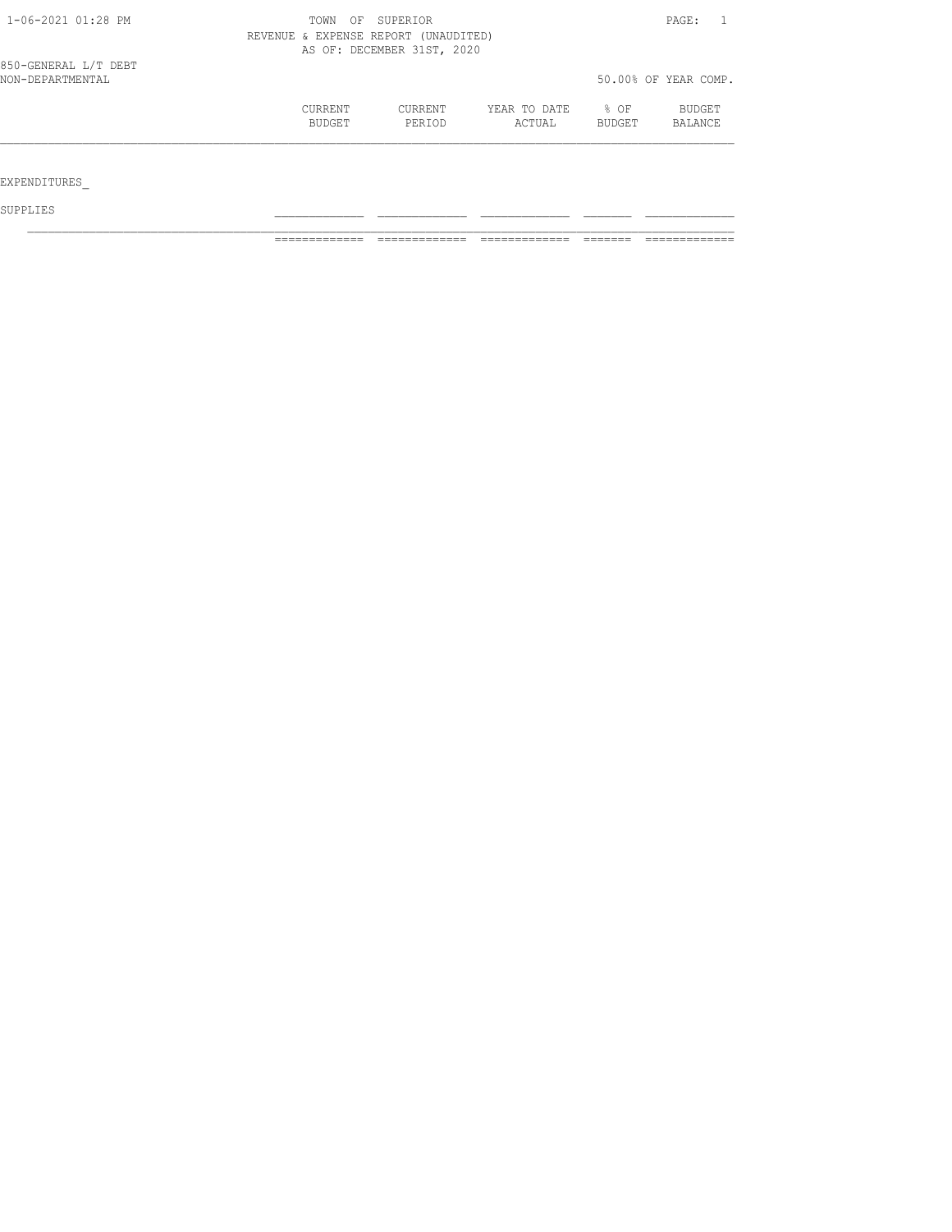TOWN OF SUPERIOR
REVENUE & EXPENSE REPORT (UNAUDITED)
AS OF: DECEMBER 31ST, 2020

1-06-2021 01:28 PM

850-GENERAL L/T DEBT
NON-DEPARTMENTAL

50.00% OF YEAR COMP.

| | CURRENT BUDGET | CURRENT PERIOD | YEAR TO DATE ACTUAL | % OF BUDGET | BUDGET BALANCE |
|---|---|---|---|---|---|
| EXPENDITURES_ | | | | | |
| SUPPLIES | | | | | |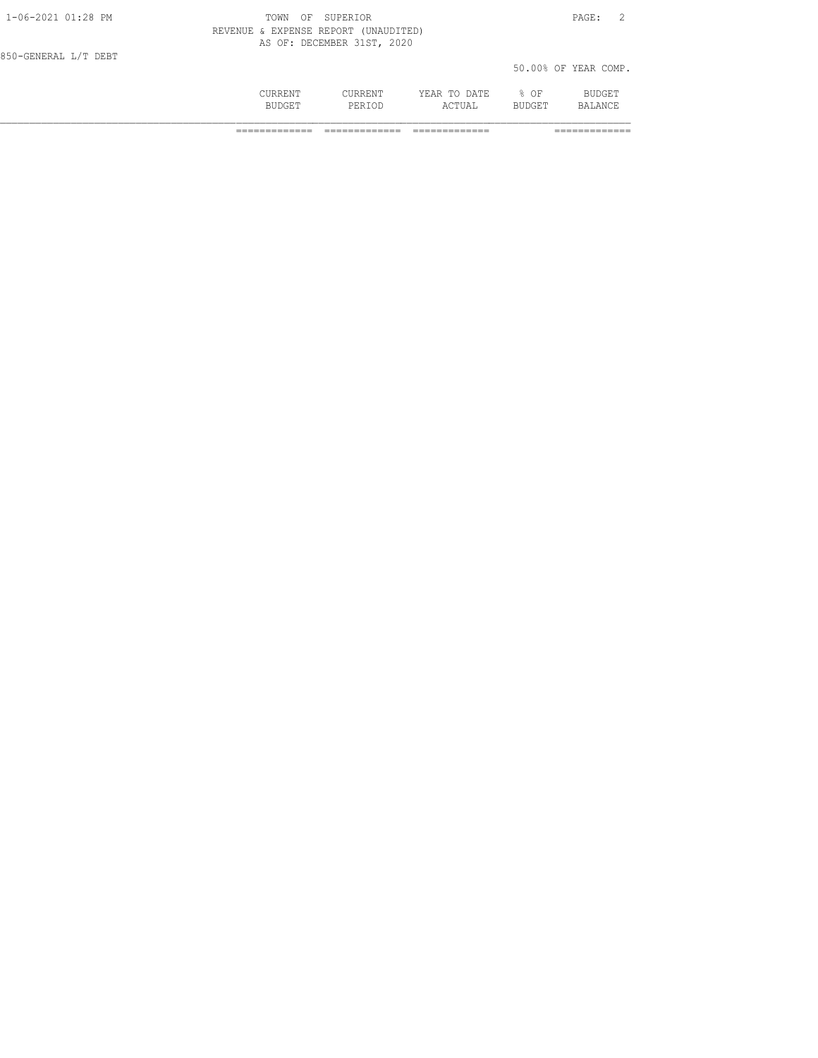TOWN OF SUPERIOR

REVENUE & EXPENSE REPORT (UNAUDITED)

AS OF: DECEMBER 31ST, 2020

850-GENERAL L/T DEBT

50.00% OF YEAR COMP.

| | CURRENT BUDGET | CURRENT PERIOD | YEAR TO DATE ACTUAL | % OF BUDGET | BUDGET BALANCE |
|---|---|---|---|---|---|
| | ============= | ============= | ============= | | ============= |